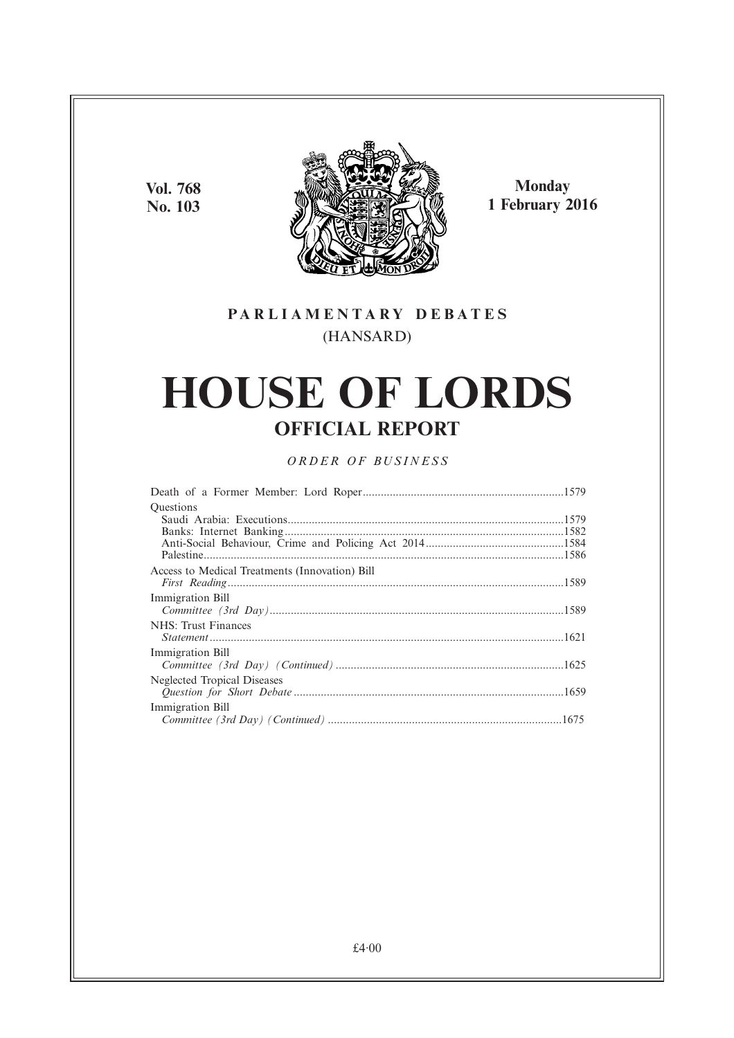**Vol. 768**
**No. 103**

**Monday**
**1 February 2016**

**PARLIAMENTARY DEBATES**
(HANSARD)

# HOUSE OF LORDS

## OFFICIAL REPORT

*ORDER OF BUSINESS*

Death of a Former Member: Lord Roper....................................................................1579

Questions

Saudi Arabia: Executions..........................................................................................1579

Banks: Internet Banking............................................................................................1582

Anti-Social Behaviour, Crime and Policing Act 2014..............................................1584

Palestine......................................................................................................................1586

Access to Medical Treatments (Innovation) Bill

*First Reading*..............................................................................................................1589

Immigration Bill

*Committee (3rd Day)*.................................................................................................1589

NHS: Trust Finances

*Statement*....................................................................................................................1621

Immigration Bill

*Committee (3rd Day) (Continued)*...........................................................................1625

Neglected Tropical Diseases

*Question for Short Debate*........................................................................................1659

Immigration Bill

*Committee (3rd Day) (Continued)*...........................................................................1675

£4·00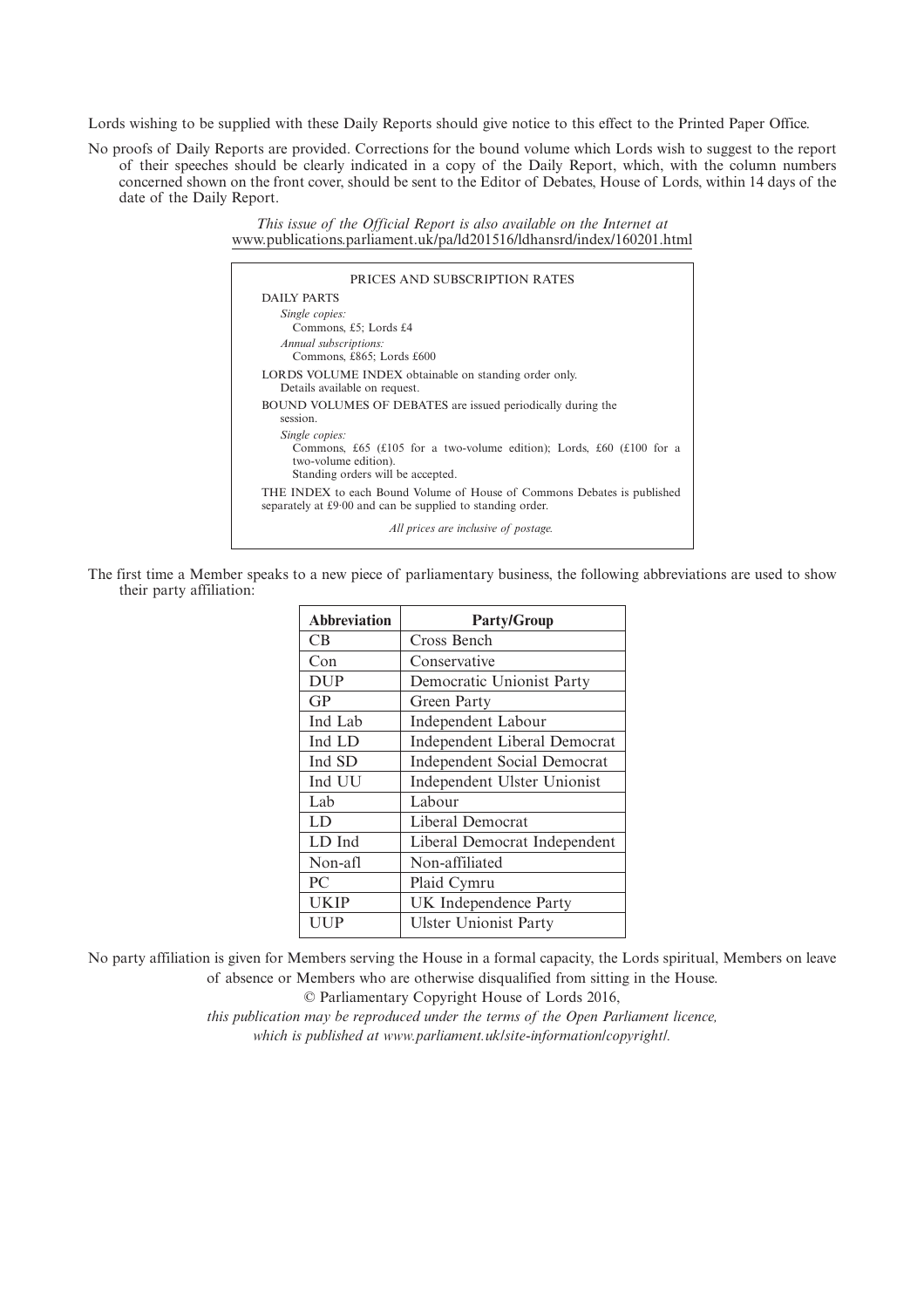Lords wishing to be supplied with these Daily Reports should give notice to this effect to the Printed Paper Office.

No proofs of Daily Reports are provided. Corrections for the bound volume which Lords wish to suggest to the report of their speeches should be clearly indicated in a copy of the Daily Report, which, with the column numbers concerned shown on the front cover, should be sent to the Editor of Debates, House of Lords, within 14 days of the date of the Daily Report.

*This issue of the Official Report is also available on the Internet at*
www.publications.parliament.uk/pa/ld201516/ldhansrd/index/160201.html

PRICES AND SUBSCRIPTION RATES

DAILY PARTS

*Single copies:*
Commons, £5; Lords £4

*Annual subscriptions:*
Commons, £865; Lords £600

LORDS VOLUME INDEX obtainable on standing order only.
Details available on request.

BOUND VOLUMES OF DEBATES are issued periodically during the session.

*Single copies:*
Commons, £65 (£105 for a two-volume edition); Lords, £60 (£100 for a two-volume edition).
Standing orders will be accepted.

THE INDEX to each Bound Volume of House of Commons Debates is published separately at £9·00 and can be supplied to standing order.

*All prices are inclusive of postage.*

The first time a Member speaks to a new piece of parliamentary business, the following abbreviations are used to show their party affiliation:

| Abbreviation | Party/Group |
|---|---|
| CB | Cross Bench |
| Con | Conservative |
| DUP | Democratic Unionist Party |
| GP | Green Party |
| Ind Lab | Independent Labour |
| Ind LD | Independent Liberal Democrat |
| Ind SD | Independent Social Democrat |
| Ind UU | Independent Ulster Unionist |
| Lab | Labour |
| LD | Liberal Democrat |
| LD Ind | Liberal Democrat Independent |
| Non-afl | Non-affiliated |
| PC | Plaid Cymru |
| UKIP | UK Independence Party |
| UUP | Ulster Unionist Party |

No party affiliation is given for Members serving the House in a formal capacity, the Lords spiritual, Members on leave of absence or Members who are otherwise disqualified from sitting in the House.

© Parliamentary Copyright House of Lords 2016,

*this publication may be reproduced under the terms of the Open Parliament licence, which is published at www.parliament.uk/site-information/copyright/.*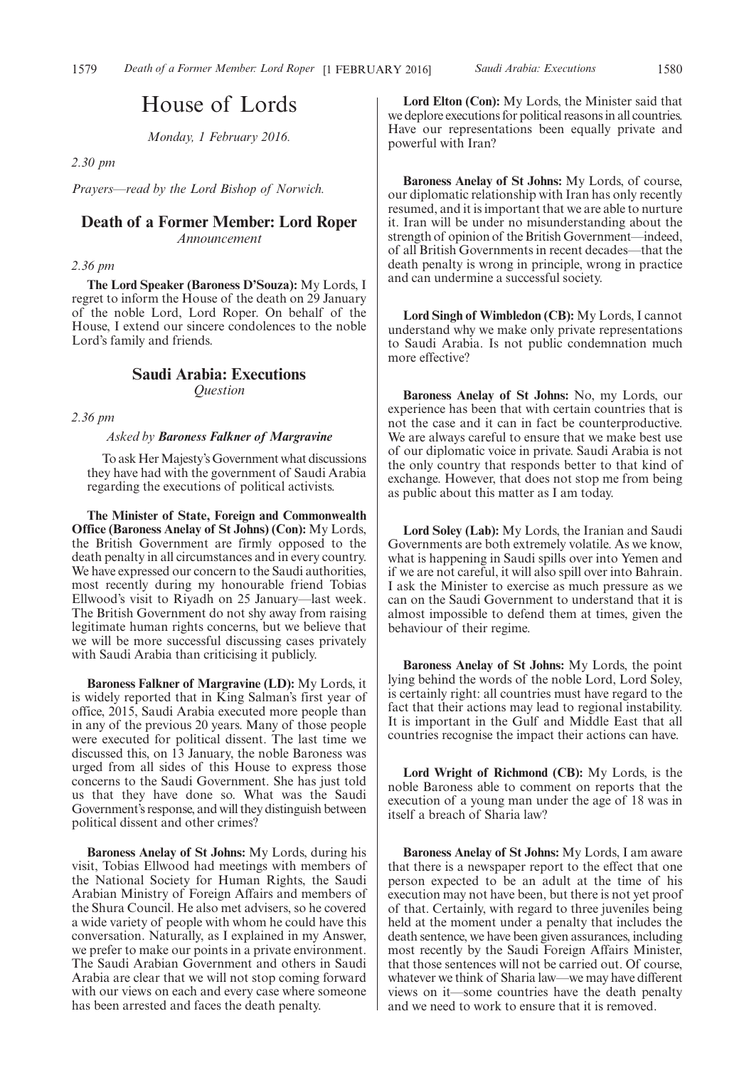# House of Lords

*Monday, 1 February 2016.*

*2.30 pm*

*Prayers—read by the Lord Bishop of Norwich.*

## Death of a Former Member: Lord Roper

*Announcement*

*2.36 pm*

**The Lord Speaker (Baroness D'Souza):** My Lords, I regret to inform the House of the death on 29 January of the noble Lord, Lord Roper. On behalf of the House, I extend our sincere condolences to the noble Lord's family and friends.

## Saudi Arabia: Executions

*Question*

*2.36 pm*

*Asked by* ***Baroness Falkner of Margravine***

To ask Her Majesty's Government what discussions they have had with the government of Saudi Arabia regarding the executions of political activists.

**The Minister of State, Foreign and Commonwealth Office (Baroness Anelay of St Johns) (Con):** My Lords, the British Government are firmly opposed to the death penalty in all circumstances and in every country. We have expressed our concern to the Saudi authorities, most recently during my honourable friend Tobias Ellwood's visit to Riyadh on 25 January—last week. The British Government do not shy away from raising legitimate human rights concerns, but we believe that we will be more successful discussing cases privately with Saudi Arabia than criticising it publicly.

**Baroness Falkner of Margravine (LD):** My Lords, it is widely reported that in King Salman's first year of office, 2015, Saudi Arabia executed more people than in any of the previous 20 years. Many of those people were executed for political dissent. The last time we discussed this, on 13 January, the noble Baroness was urged from all sides of this House to express those concerns to the Saudi Government. She has just told us that they have done so. What was the Saudi Government's response, and will they distinguish between political dissent and other crimes?

**Baroness Anelay of St Johns:** My Lords, during his visit, Tobias Ellwood had meetings with members of the National Society for Human Rights, the Saudi Arabian Ministry of Foreign Affairs and members of the Shura Council. He also met advisers, so he covered a wide variety of people with whom he could have this conversation. Naturally, as I explained in my Answer, we prefer to make our points in a private environment. The Saudi Arabian Government and others in Saudi Arabia are clear that we will not stop coming forward with our views on each and every case where someone has been arrested and faces the death penalty.

**Lord Elton (Con):** My Lords, the Minister said that we deplore executions for political reasons in all countries. Have our representations been equally private and powerful with Iran?

**Baroness Anelay of St Johns:** My Lords, of course, our diplomatic relationship with Iran has only recently resumed, and it is important that we are able to nurture it. Iran will be under no misunderstanding about the strength of opinion of the British Government—indeed, of all British Governments in recent decades—that the death penalty is wrong in principle, wrong in practice and can undermine a successful society.

**Lord Singh of Wimbledon (CB):** My Lords, I cannot understand why we make only private representations to Saudi Arabia. Is not public condemnation much more effective?

**Baroness Anelay of St Johns:** No, my Lords, our experience has been that with certain countries that is not the case and it can in fact be counterproductive. We are always careful to ensure that we make best use of our diplomatic voice in private. Saudi Arabia is not the only country that responds better to that kind of exchange. However, that does not stop me from being as public about this matter as I am today.

**Lord Soley (Lab):** My Lords, the Iranian and Saudi Governments are both extremely volatile. As we know, what is happening in Saudi spills over into Yemen and if we are not careful, it will also spill over into Bahrain. I ask the Minister to exercise as much pressure as we can on the Saudi Government to understand that it is almost impossible to defend them at times, given the behaviour of their regime.

**Baroness Anelay of St Johns:** My Lords, the point lying behind the words of the noble Lord, Lord Soley, is certainly right: all countries must have regard to the fact that their actions may lead to regional instability. It is important in the Gulf and Middle East that all countries recognise the impact their actions can have.

**Lord Wright of Richmond (CB):** My Lords, is the noble Baroness able to comment on reports that the execution of a young man under the age of 18 was in itself a breach of Sharia law?

**Baroness Anelay of St Johns:** My Lords, I am aware that there is a newspaper report to the effect that one person expected to be an adult at the time of his execution may not have been, but there is not yet proof of that. Certainly, with regard to three juveniles being held at the moment under a penalty that includes the death sentence, we have been given assurances, including most recently by the Saudi Foreign Affairs Minister, that those sentences will not be carried out. Of course, whatever we think of Sharia law—we may have different views on it—some countries have the death penalty and we need to work to ensure that it is removed.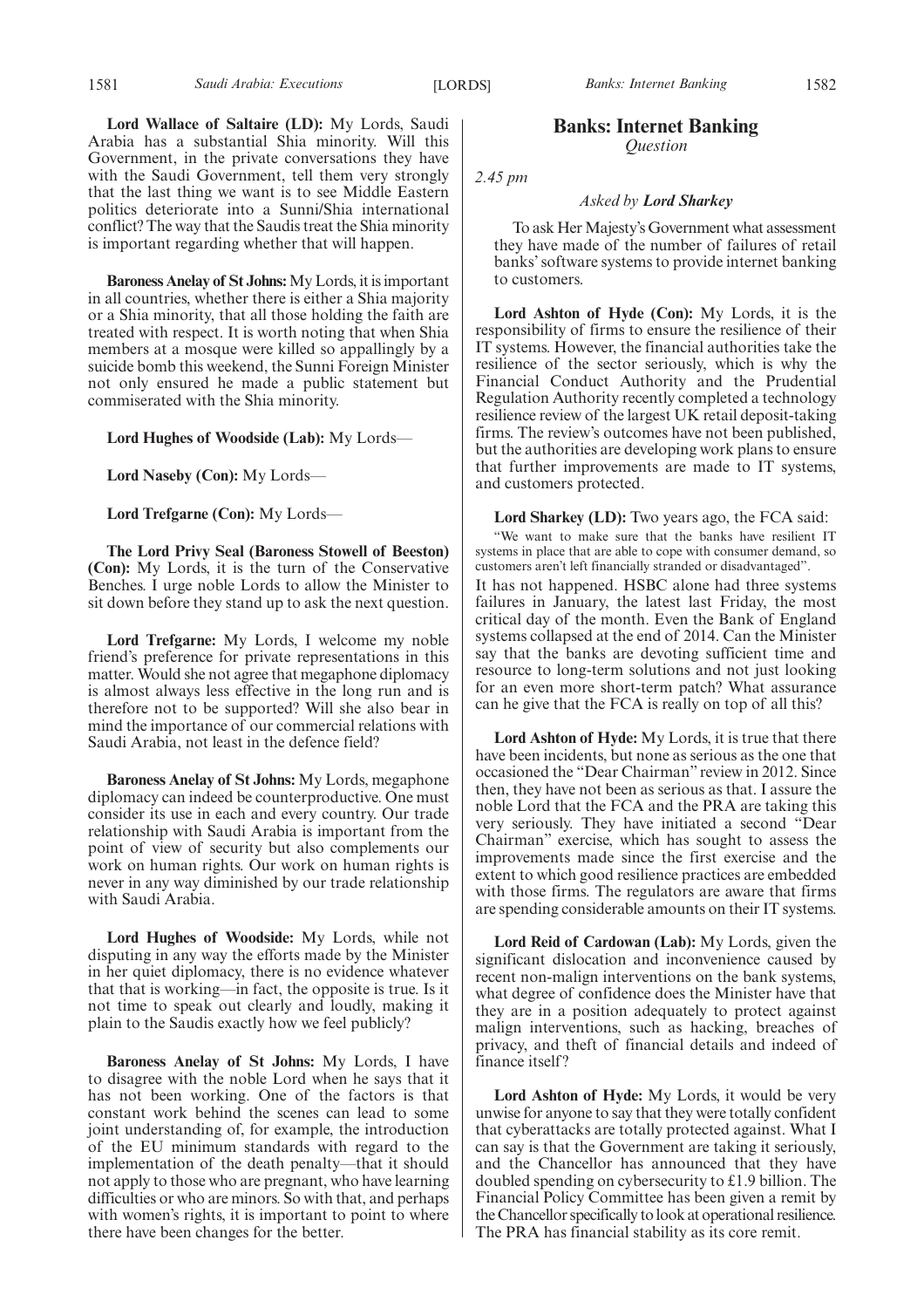**Lord Wallace of Saltaire (LD):** My Lords, Saudi Arabia has a substantial Shia minority. Will this Government, in the private conversations they have with the Saudi Government, tell them very strongly that the last thing we want is to see Middle Eastern politics deteriorate into a Sunni/Shia international conflict? The way that the Saudis treat the Shia minority is important regarding whether that will happen.

**Baroness Anelay of St Johns:** My Lords, it is important in all countries, whether there is either a Shia majority or a Shia minority, that all those holding the faith are treated with respect. It is worth noting that when Shia members at a mosque were killed so appallingly by a suicide bomb this weekend, the Sunni Foreign Minister not only ensured he made a public statement but commiserated with the Shia minority.

**Lord Hughes of Woodside (Lab):** My Lords—

**Lord Naseby (Con):** My Lords—

**Lord Trefgarne (Con):** My Lords—

**The Lord Privy Seal (Baroness Stowell of Beeston) (Con):** My Lords, it is the turn of the Conservative Benches. I urge noble Lords to allow the Minister to sit down before they stand up to ask the next question.

**Lord Trefgarne:** My Lords, I welcome my noble friend's preference for private representations in this matter. Would she not agree that megaphone diplomacy is almost always less effective in the long run and is therefore not to be supported? Will she also bear in mind the importance of our commercial relations with Saudi Arabia, not least in the defence field?

**Baroness Anelay of St Johns:** My Lords, megaphone diplomacy can indeed be counterproductive. One must consider its use in each and every country. Our trade relationship with Saudi Arabia is important from the point of view of security but also complements our work on human rights. Our work on human rights is never in any way diminished by our trade relationship with Saudi Arabia.

**Lord Hughes of Woodside:** My Lords, while not disputing in any way the efforts made by the Minister in her quiet diplomacy, there is no evidence whatever that that is working—in fact, the opposite is true. Is it not time to speak out clearly and loudly, making it plain to the Saudis exactly how we feel publicly?

**Baroness Anelay of St Johns:** My Lords, I have to disagree with the noble Lord when he says that it has not been working. One of the factors is that constant work behind the scenes can lead to some joint understanding of, for example, the introduction of the EU minimum standards with regard to the implementation of the death penalty—that it should not apply to those who are pregnant, who have learning difficulties or who are minors. So with that, and perhaps with women's rights, it is important to point to where there have been changes for the better.

## Banks: Internet Banking

*Question*

*2.45 pm*

*Asked by* ***Lord Sharkey***

To ask Her Majesty's Government what assessment they have made of the number of failures of retail banks' software systems to provide internet banking to customers.

**Lord Ashton of Hyde (Con):** My Lords, it is the responsibility of firms to ensure the resilience of their IT systems. However, the financial authorities take the resilience of the sector seriously, which is why the Financial Conduct Authority and the Prudential Regulation Authority recently completed a technology resilience review of the largest UK retail deposit-taking firms. The review's outcomes have not been published, but the authorities are developing work plans to ensure that further improvements are made to IT systems, and customers protected.

**Lord Sharkey (LD):** Two years ago, the FCA said:

"We want to make sure that the banks have resilient IT systems in place that are able to cope with consumer demand, so customers aren't left financially stranded or disadvantaged".

It has not happened. HSBC alone had three systems failures in January, the latest last Friday, the most critical day of the month. Even the Bank of England systems collapsed at the end of 2014. Can the Minister say that the banks are devoting sufficient time and resource to long-term solutions and not just looking for an even more short-term patch? What assurance can he give that the FCA is really on top of all this?

**Lord Ashton of Hyde:** My Lords, it is true that there have been incidents, but none as serious as the one that occasioned the "Dear Chairman" review in 2012. Since then, they have not been as serious as that. I assure the noble Lord that the FCA and the PRA are taking this very seriously. They have initiated a second "Dear Chairman" exercise, which has sought to assess the improvements made since the first exercise and the extent to which good resilience practices are embedded with those firms. The regulators are aware that firms are spending considerable amounts on their IT systems.

**Lord Reid of Cardowan (Lab):** My Lords, given the significant dislocation and inconvenience caused by recent non-malign interventions on the bank systems, what degree of confidence does the Minister have that they are in a position adequately to protect against malign interventions, such as hacking, breaches of privacy, and theft of financial details and indeed of finance itself?

**Lord Ashton of Hyde:** My Lords, it would be very unwise for anyone to say that they were totally confident that cyberattacks are totally protected against. What I can say is that the Government are taking it seriously, and the Chancellor has announced that they have doubled spending on cybersecurity to £1.9 billion. The Financial Policy Committee has been given a remit by the Chancellor specifically to look at operational resilience. The PRA has financial stability as its core remit.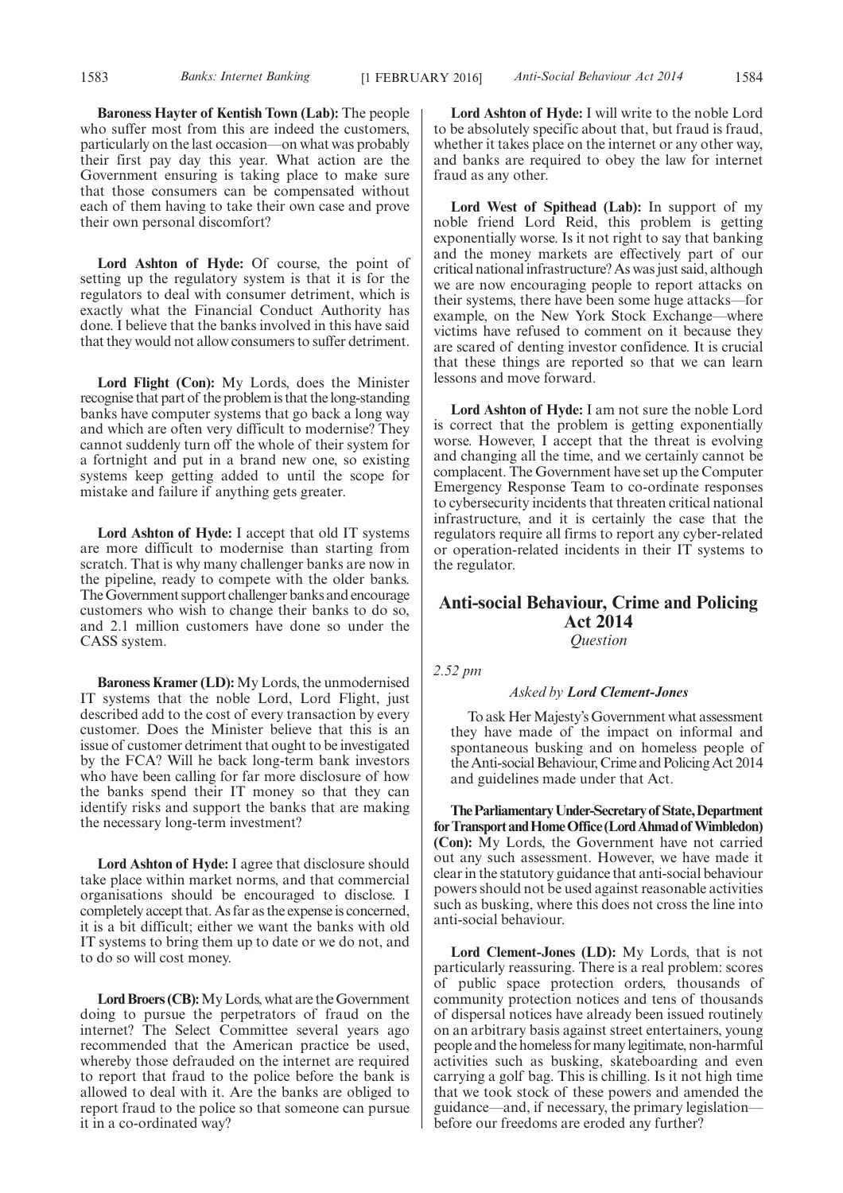**Baroness Hayter of Kentish Town (Lab):** The people who suffer most from this are indeed the customers, particularly on the last occasion—on what was probably their first pay day this year. What action are the Government ensuring is taking place to make sure that those consumers can be compensated without each of them having to take their own case and prove their own personal discomfort?

**Lord Ashton of Hyde:** Of course, the point of setting up the regulatory system is that it is for the regulators to deal with consumer detriment, which is exactly what the Financial Conduct Authority has done. I believe that the banks involved in this have said that they would not allow consumers to suffer detriment.

**Lord Flight (Con):** My Lords, does the Minister recognise that part of the problem is that the long-standing banks have computer systems that go back a long way and which are often very difficult to modernise? They cannot suddenly turn off the whole of their system for a fortnight and put in a brand new one, so existing systems keep getting added to until the scope for mistake and failure if anything gets greater.

**Lord Ashton of Hyde:** I accept that old IT systems are more difficult to modernise than starting from scratch. That is why many challenger banks are now in the pipeline, ready to compete with the older banks. The Government support challenger banks and encourage customers who wish to change their banks to do so, and 2.1 million customers have done so under the CASS system.

**Baroness Kramer (LD):** My Lords, the unmodernised IT systems that the noble Lord, Lord Flight, just described add to the cost of every transaction by every customer. Does the Minister believe that this is an issue of customer detriment that ought to be investigated by the FCA? Will he back long-term bank investors who have been calling for far more disclosure of how the banks spend their IT money so that they can identify risks and support the banks that are making the necessary long-term investment?

**Lord Ashton of Hyde:** I agree that disclosure should take place within market norms, and that commercial organisations should be encouraged to disclose. I completely accept that. As far as the expense is concerned, it is a bit difficult; either we want the banks with old IT systems to bring them up to date or we do not, and to do so will cost money.

**Lord Broers (CB):** My Lords, what are the Government doing to pursue the perpetrators of fraud on the internet? The Select Committee several years ago recommended that the American practice be used, whereby those defrauded on the internet are required to report that fraud to the police before the bank is allowed to deal with it. Are the banks are obliged to report fraud to the police so that someone can pursue it in a co-ordinated way?

**Lord Ashton of Hyde:** I will write to the noble Lord to be absolutely specific about that, but fraud is fraud, whether it takes place on the internet or any other way, and banks are required to obey the law for internet fraud as any other.

**Lord West of Spithead (Lab):** In support of my noble friend Lord Reid, this problem is getting exponentially worse. Is it not right to say that banking and the money markets are effectively part of our critical national infrastructure? As was just said, although we are now encouraging people to report attacks on their systems, there have been some huge attacks—for example, on the New York Stock Exchange—where victims have refused to comment on it because they are scared of denting investor confidence. It is crucial that these things are reported so that we can learn lessons and move forward.

**Lord Ashton of Hyde:** I am not sure the noble Lord is correct that the problem is getting exponentially worse. However, I accept that the threat is evolving and changing all the time, and we certainly cannot be complacent. The Government have set up the Computer Emergency Response Team to co-ordinate responses to cybersecurity incidents that threaten critical national infrastructure, and it is certainly the case that the regulators require all firms to report any cyber-related or operation-related incidents in their IT systems to the regulator.

## Anti-social Behaviour, Crime and Policing Act 2014

*Question*

*2.52 pm*

*Asked by **Lord Clement-Jones***

To ask Her Majesty's Government what assessment they have made of the impact on informal and spontaneous busking and on homeless people of the Anti-social Behaviour, Crime and Policing Act 2014 and guidelines made under that Act.

**The Parliamentary Under-Secretary of State, Department for Transport and Home Office (Lord Ahmad of Wimbledon) (Con):** My Lords, the Government have not carried out any such assessment. However, we have made it clear in the statutory guidance that anti-social behaviour powers should not be used against reasonable activities such as busking, where this does not cross the line into anti-social behaviour.

**Lord Clement-Jones (LD):** My Lords, that is not particularly reassuring. There is a real problem: scores of public space protection orders, thousands of community protection notices and tens of thousands of dispersal notices have already been issued routinely on an arbitrary basis against street entertainers, young people and the homeless for many legitimate, non-harmful activities such as busking, skateboarding and even carrying a golf bag. This is chilling. Is it not high time that we took stock of these powers and amended the guidance—and, if necessary, the primary legislation—before our freedoms are eroded any further?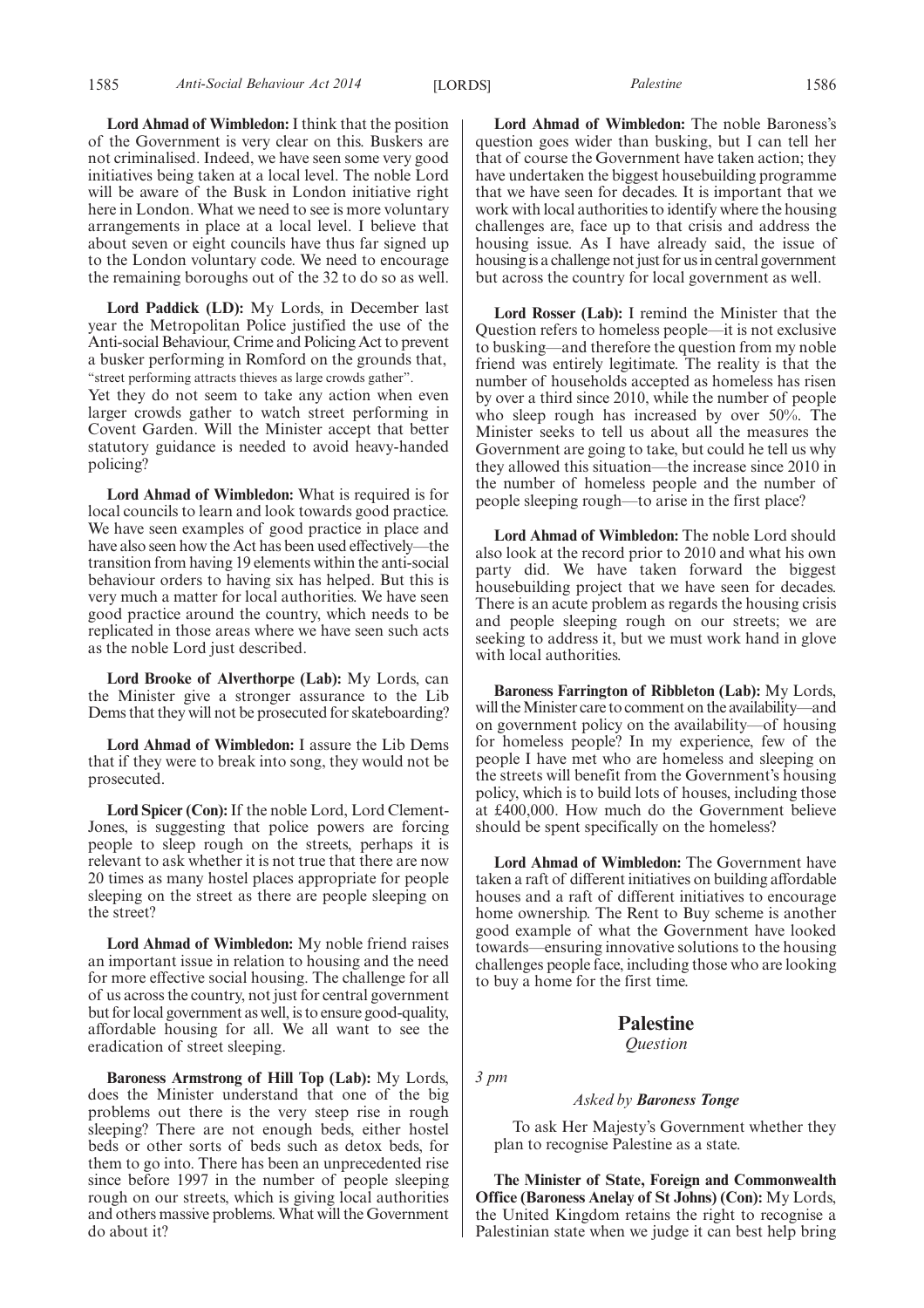**Lord Ahmad of Wimbledon:** I think that the position of the Government is very clear on this. Buskers are not criminalised. Indeed, we have seen some very good initiatives being taken at a local level. The noble Lord will be aware of the Busk in London initiative right here in London. What we need to see is more voluntary arrangements in place at a local level. I believe that about seven or eight councils have thus far signed up to the London voluntary code. We need to encourage the remaining boroughs out of the 32 to do so as well.

**Lord Paddick (LD):** My Lords, in December last year the Metropolitan Police justified the use of the Anti-social Behaviour, Crime and Policing Act to prevent a busker performing in Romford on the grounds that,

"street performing attracts thieves as large crowds gather".

Yet they do not seem to take any action when even larger crowds gather to watch street performing in Covent Garden. Will the Minister accept that better statutory guidance is needed to avoid heavy-handed policing?

**Lord Ahmad of Wimbledon:** What is required is for local councils to learn and look towards good practice. We have seen examples of good practice in place and have also seen how the Act has been used effectively—the transition from having 19 elements within the anti-social behaviour orders to having six has helped. But this is very much a matter for local authorities. We have seen good practice around the country, which needs to be replicated in those areas where we have seen such acts as the noble Lord just described.

**Lord Brooke of Alverthorpe (Lab):** My Lords, can the Minister give a stronger assurance to the Lib Dems that they will not be prosecuted for skateboarding?

**Lord Ahmad of Wimbledon:** I assure the Lib Dems that if they were to break into song, they would not be prosecuted.

**Lord Spicer (Con):** If the noble Lord, Lord Clement-Jones, is suggesting that police powers are forcing people to sleep rough on the streets, perhaps it is relevant to ask whether it is not true that there are now 20 times as many hostel places appropriate for people sleeping on the street as there are people sleeping on the street?

**Lord Ahmad of Wimbledon:** My noble friend raises an important issue in relation to housing and the need for more effective social housing. The challenge for all of us across the country, not just for central government but for local government as well, is to ensure good-quality, affordable housing for all. We all want to see the eradication of street sleeping.

**Baroness Armstrong of Hill Top (Lab):** My Lords, does the Minister understand that one of the big problems out there is the very steep rise in rough sleeping? There are not enough beds, either hostel beds or other sorts of beds such as detox beds, for them to go into. There has been an unprecedented rise since before 1997 in the number of people sleeping rough on our streets, which is giving local authorities and others massive problems. What will the Government do about it?

**Lord Ahmad of Wimbledon:** The noble Baroness's question goes wider than busking, but I can tell her that of course the Government have taken action; they have undertaken the biggest housebuilding programme that we have seen for decades. It is important that we work with local authorities to identify where the housing challenges are, face up to that crisis and address the housing issue. As I have already said, the issue of housing is a challenge not just for us in central government but across the country for local government as well.

**Lord Rosser (Lab):** I remind the Minister that the Question refers to homeless people—it is not exclusive to busking—and therefore the question from my noble friend was entirely legitimate. The reality is that the number of households accepted as homeless has risen by over a third since 2010, while the number of people who sleep rough has increased by over 50%. The Minister seeks to tell us about all the measures the Government are going to take, but could he tell us why they allowed this situation—the increase since 2010 in the number of homeless people and the number of people sleeping rough—to arise in the first place?

**Lord Ahmad of Wimbledon:** The noble Lord should also look at the record prior to 2010 and what his own party did. We have taken forward the biggest housebuilding project that we have seen for decades. There is an acute problem as regards the housing crisis and people sleeping rough on our streets; we are seeking to address it, but we must work hand in glove with local authorities.

**Baroness Farrington of Ribbleton (Lab):** My Lords, will the Minister care to comment on the availability—and on government policy on the availability—of housing for homeless people? In my experience, few of the people I have met who are homeless and sleeping on the streets will benefit from the Government's housing policy, which is to build lots of houses, including those at £400,000. How much do the Government believe should be spent specifically on the homeless?

**Lord Ahmad of Wimbledon:** The Government have taken a raft of different initiatives on building affordable houses and a raft of different initiatives to encourage home ownership. The Rent to Buy scheme is another good example of what the Government have looked towards—ensuring innovative solutions to the housing challenges people face, including those who are looking to buy a home for the first time.

## Palestine

*Question*

*3 pm*

*Asked by* ***Baroness Tonge***

To ask Her Majesty's Government whether they plan to recognise Palestine as a state.

**The Minister of State, Foreign and Commonwealth Office (Baroness Anelay of St Johns) (Con):** My Lords, the United Kingdom retains the right to recognise a Palestinian state when we judge it can best help bring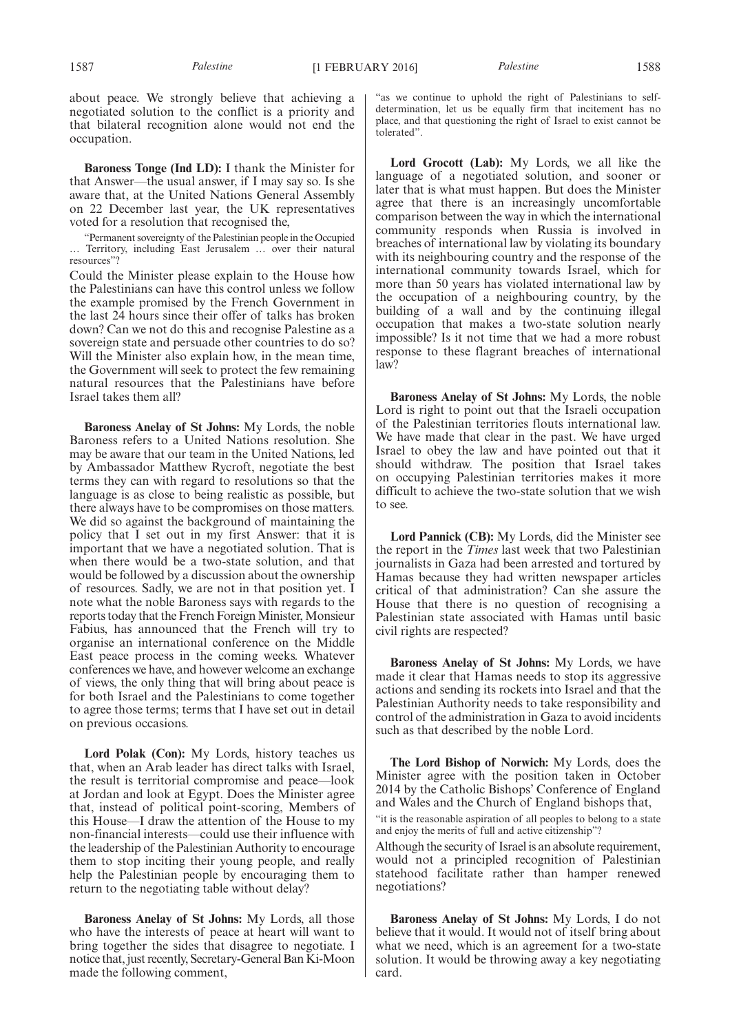about peace. We strongly believe that achieving a negotiated solution to the conflict is a priority and that bilateral recognition alone would not end the occupation.

**Baroness Tonge (Ind LD):** I thank the Minister for that Answer—the usual answer, if I may say so. Is she aware that, at the United Nations General Assembly on 22 December last year, the UK representatives voted for a resolution that recognised the,

"Permanent sovereignty of the Palestinian people in the Occupied … Territory, including East Jerusalem … over their natural resources"?

Could the Minister please explain to the House how the Palestinians can have this control unless we follow the example promised by the French Government in the last 24 hours since their offer of talks has broken down? Can we not do this and recognise Palestine as a sovereign state and persuade other countries to do so? Will the Minister also explain how, in the mean time, the Government will seek to protect the few remaining natural resources that the Palestinians have before Israel takes them all?

**Baroness Anelay of St Johns:** My Lords, the noble Baroness refers to a United Nations resolution. She may be aware that our team in the United Nations, led by Ambassador Matthew Rycroft, negotiate the best terms they can with regard to resolutions so that the language is as close to being realistic as possible, but there always have to be compromises on those matters. We did so against the background of maintaining the policy that I set out in my first Answer: that it is important that we have a negotiated solution. That is when there would be a two-state solution, and that would be followed by a discussion about the ownership of resources. Sadly, we are not in that position yet. I note what the noble Baroness says with regard to the reports today that the French Foreign Minister, Monsieur Fabius, has announced that the French will try to organise an international conference on the Middle East peace process in the coming weeks. Whatever conferences we have, and however welcome an exchange of views, the only thing that will bring about peace is for both Israel and the Palestinians to come together to agree those terms; terms that I have set out in detail on previous occasions.

**Lord Polak (Con):** My Lords, history teaches us that, when an Arab leader has direct talks with Israel, the result is territorial compromise and peace—look at Jordan and look at Egypt. Does the Minister agree that, instead of political point-scoring, Members of this House—I draw the attention of the House to my non-financial interests—could use their influence with the leadership of the Palestinian Authority to encourage them to stop inciting their young people, and really help the Palestinian people by encouraging them to return to the negotiating table without delay?

**Baroness Anelay of St Johns:** My Lords, all those who have the interests of peace at heart will want to bring together the sides that disagree to negotiate. I notice that, just recently, Secretary-General Ban Ki-Moon made the following comment,

"as we continue to uphold the right of Palestinians to self-determination, let us be equally firm that incitement has no place, and that questioning the right of Israel to exist cannot be tolerated".

**Lord Grocott (Lab):** My Lords, we all like the language of a negotiated solution, and sooner or later that is what must happen. But does the Minister agree that there is an increasingly uncomfortable comparison between the way in which the international community responds when Russia is involved in breaches of international law by violating its boundary with its neighbouring country and the response of the international community towards Israel, which for more than 50 years has violated international law by the occupation of a neighbouring country, by the building of a wall and by the continuing illegal occupation that makes a two-state solution nearly impossible? Is it not time that we had a more robust response to these flagrant breaches of international law?

**Baroness Anelay of St Johns:** My Lords, the noble Lord is right to point out that the Israeli occupation of the Palestinian territories flouts international law. We have made that clear in the past. We have urged Israel to obey the law and have pointed out that it should withdraw. The position that Israel takes on occupying Palestinian territories makes it more difficult to achieve the two-state solution that we wish to see.

**Lord Pannick (CB):** My Lords, did the Minister see the report in the *Times* last week that two Palestinian journalists in Gaza had been arrested and tortured by Hamas because they had written newspaper articles critical of that administration? Can she assure the House that there is no question of recognising a Palestinian state associated with Hamas until basic civil rights are respected?

**Baroness Anelay of St Johns:** My Lords, we have made it clear that Hamas needs to stop its aggressive actions and sending its rockets into Israel and that the Palestinian Authority needs to take responsibility and control of the administration in Gaza to avoid incidents such as that described by the noble Lord.

**The Lord Bishop of Norwich:** My Lords, does the Minister agree with the position taken in October 2014 by the Catholic Bishops' Conference of England and Wales and the Church of England bishops that,

"it is the reasonable aspiration of all peoples to belong to a state and enjoy the merits of full and active citizenship"?

Although the security of Israel is an absolute requirement, would not a principled recognition of Palestinian statehood facilitate rather than hamper renewed negotiations?

**Baroness Anelay of St Johns:** My Lords, I do not believe that it would. It would not of itself bring about what we need, which is an agreement for a two-state solution. It would be throwing away a key negotiating card.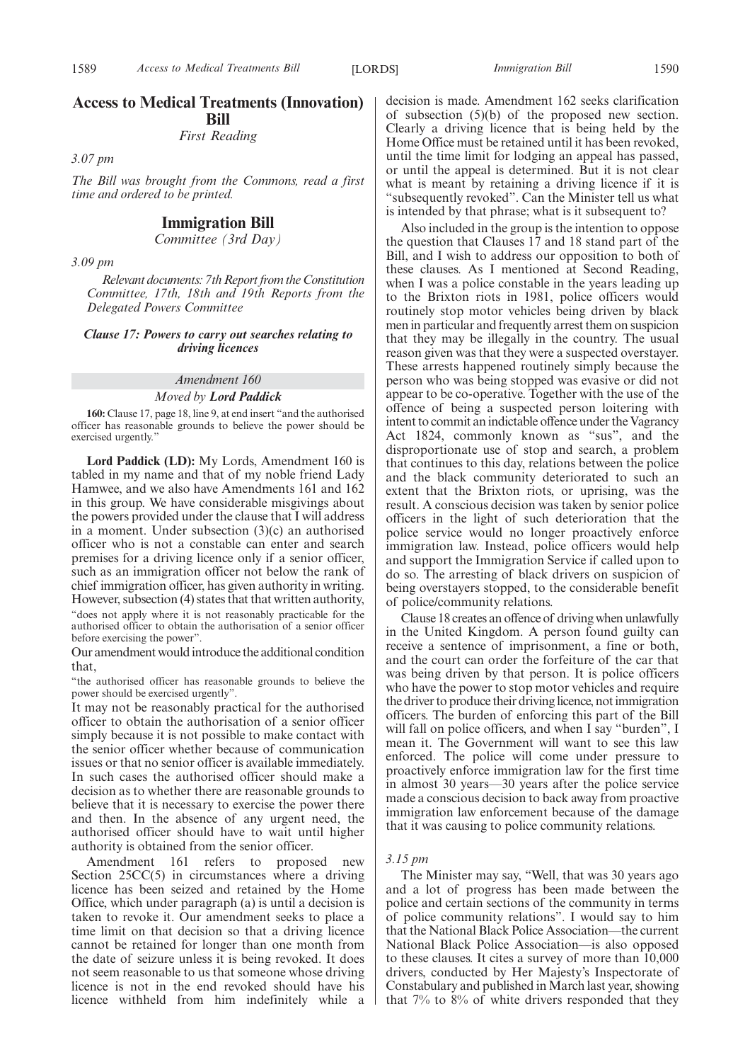## Access to Medical Treatments (Innovation) Bill

*First Reading*

*3.07 pm*

*The Bill was brought from the Commons, read a first time and ordered to be printed.*

## Immigration Bill

*Committee (3rd Day)*

*3.09 pm*

*Relevant documents: 7th Report from the Constitution Committee, 17th, 18th and 19th Reports from the Delegated Powers Committee*

***Clause 17: Powers to carry out searches relating to driving licences***

*Amendment 160*

*Moved by **Lord Paddick***

**160:** Clause 17, page 18, line 9, at end insert "and the authorised officer has reasonable grounds to believe the power should be exercised urgently."

**Lord Paddick (LD):** My Lords, Amendment 160 is tabled in my name and that of my noble friend Lady Hamwee, and we also have Amendments 161 and 162 in this group. We have considerable misgivings about the powers provided under the clause that I will address in a moment. Under subsection (3)(c) an authorised officer who is not a constable can enter and search premises for a driving licence only if a senior officer, such as an immigration officer not below the rank of chief immigration officer, has given authority in writing. However, subsection (4) states that that written authority,

"does not apply where it is not reasonably practicable for the authorised officer to obtain the authorisation of a senior officer before exercising the power".

Our amendment would introduce the additional condition that,

"the authorised officer has reasonable grounds to believe the power should be exercised urgently".

It may not be reasonably practical for the authorised officer to obtain the authorisation of a senior officer simply because it is not possible to make contact with the senior officer whether because of communication issues or that no senior officer is available immediately. In such cases the authorised officer should make a decision as to whether there are reasonable grounds to believe that it is necessary to exercise the power there and then. In the absence of any urgent need, the authorised officer should have to wait until higher authority is obtained from the senior officer.

Amendment 161 refers to proposed new Section 25CC(5) in circumstances where a driving licence has been seized and retained by the Home Office, which under paragraph (a) is until a decision is taken to revoke it. Our amendment seeks to place a time limit on that decision so that a driving licence cannot be retained for longer than one month from the date of seizure unless it is being revoked. It does not seem reasonable to us that someone whose driving licence is not in the end revoked should have his licence withheld from him indefinitely while a decision is made. Amendment 162 seeks clarification of subsection (5)(b) of the proposed new section. Clearly a driving licence that is being held by the Home Office must be retained until it has been revoked, until the time limit for lodging an appeal has passed, or until the appeal is determined. But it is not clear what is meant by retaining a driving licence if it is "subsequently revoked". Can the Minister tell us what is intended by that phrase; what is it subsequent to?

Also included in the group is the intention to oppose the question that Clauses 17 and 18 stand part of the Bill, and I wish to address our opposition to both of these clauses. As I mentioned at Second Reading, when I was a police constable in the years leading up to the Brixton riots in 1981, police officers would routinely stop motor vehicles being driven by black men in particular and frequently arrest them on suspicion that they may be illegally in the country. The usual reason given was that they were a suspected overstayer. These arrests happened routinely simply because the person who was being stopped was evasive or did not appear to be co-operative. Together with the use of the offence of being a suspected person loitering with intent to commit an indictable offence under the Vagrancy Act 1824, commonly known as "sus", and the disproportionate use of stop and search, a problem that continues to this day, relations between the police and the black community deteriorated to such an extent that the Brixton riots, or uprising, was the result. A conscious decision was taken by senior police officers in the light of such deterioration that the police service would no longer proactively enforce immigration law. Instead, police officers would help and support the Immigration Service if called upon to do so. The arresting of black drivers on suspicion of being overstayers stopped, to the considerable benefit of police/community relations.

Clause 18 creates an offence of driving when unlawfully in the United Kingdom. A person found guilty can receive a sentence of imprisonment, a fine or both, and the court can order the forfeiture of the car that was being driven by that person. It is police officers who have the power to stop motor vehicles and require the driver to produce their driving licence, not immigration officers. The burden of enforcing this part of the Bill will fall on police officers, and when I say "burden", I mean it. The Government will want to see this law enforced. The police will come under pressure to proactively enforce immigration law for the first time in almost 30 years—30 years after the police service made a conscious decision to back away from proactive immigration law enforcement because of the damage that it was causing to police community relations.

*3.15 pm*

The Minister may say, "Well, that was 30 years ago and a lot of progress has been made between the police and certain sections of the community in terms of police community relations". I would say to him that the National Black Police Association—the current National Black Police Association—is also opposed to these clauses. It cites a survey of more than 10,000 drivers, conducted by Her Majesty's Inspectorate of Constabulary and published in March last year, showing that 7% to 8% of white drivers responded that they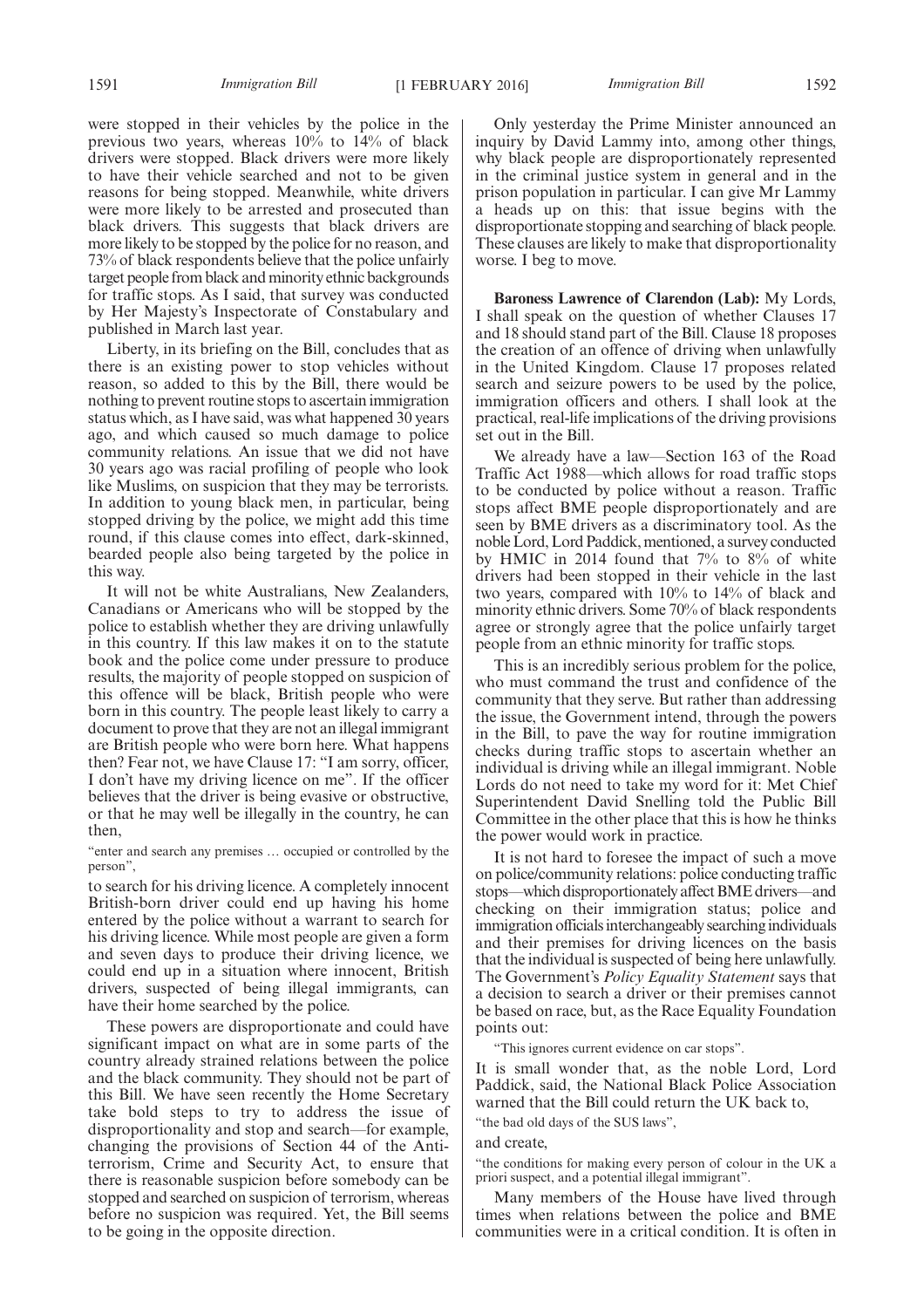were stopped in their vehicles by the police in the previous two years, whereas 10% to 14% of black drivers were stopped. Black drivers were more likely to have their vehicle searched and not to be given reasons for being stopped. Meanwhile, white drivers were more likely to be arrested and prosecuted than black drivers. This suggests that black drivers are more likely to be stopped by the police for no reason, and 73% of black respondents believe that the police unfairly target people from black and minority ethnic backgrounds for traffic stops. As I said, that survey was conducted by Her Majesty's Inspectorate of Constabulary and published in March last year.

Liberty, in its briefing on the Bill, concludes that as there is an existing power to stop vehicles without reason, so added to this by the Bill, there would be nothing to prevent routine stops to ascertain immigration status which, as I have said, was what happened 30 years ago, and which caused so much damage to police community relations. An issue that we did not have 30 years ago was racial profiling of people who look like Muslims, on suspicion that they may be terrorists. In addition to young black men, in particular, being stopped driving by the police, we might add this time round, if this clause comes into effect, dark-skinned, bearded people also being targeted by the police in this way.

It will not be white Australians, New Zealanders, Canadians or Americans who will be stopped by the police to establish whether they are driving unlawfully in this country. If this law makes it on to the statute book and the police come under pressure to produce results, the majority of people stopped on suspicion of this offence will be black, British people who were born in this country. The people least likely to carry a document to prove that they are not an illegal immigrant are British people who were born here. What happens then? Fear not, we have Clause 17: "I am sorry, officer, I don't have my driving licence on me". If the officer believes that the driver is being evasive or obstructive, or that he may well be illegally in the country, he can then,

"enter and search any premises … occupied or controlled by the person",

to search for his driving licence. A completely innocent British-born driver could end up having his home entered by the police without a warrant to search for his driving licence. While most people are given a form and seven days to produce their driving licence, we could end up in a situation where innocent, British drivers, suspected of being illegal immigrants, can have their home searched by the police.

These powers are disproportionate and could have significant impact on what are in some parts of the country already strained relations between the police and the black community. They should not be part of this Bill. We have seen recently the Home Secretary take bold steps to try to address the issue of disproportionality and stop and search—for example, changing the provisions of Section 44 of the Anti-terrorism, Crime and Security Act, to ensure that there is reasonable suspicion before somebody can be stopped and searched on suspicion of terrorism, whereas before no suspicion was required. Yet, the Bill seems to be going in the opposite direction.

Only yesterday the Prime Minister announced an inquiry by David Lammy into, among other things, why black people are disproportionately represented in the criminal justice system in general and in the prison population in particular. I can give Mr Lammy a heads up on this: that issue begins with the disproportionate stopping and searching of black people. These clauses are likely to make that disproportionality worse. I beg to move.

**Baroness Lawrence of Clarendon (Lab):** My Lords, I shall speak on the question of whether Clauses 17 and 18 should stand part of the Bill. Clause 18 proposes the creation of an offence of driving when unlawfully in the United Kingdom. Clause 17 proposes related search and seizure powers to be used by the police, immigration officers and others. I shall look at the practical, real-life implications of the driving provisions set out in the Bill.

We already have a law—Section 163 of the Road Traffic Act 1988—which allows for road traffic stops to be conducted by police without a reason. Traffic stops affect BME people disproportionately and are seen by BME drivers as a discriminatory tool. As the noble Lord, Lord Paddick, mentioned, a survey conducted by HMIC in 2014 found that 7% to 8% of white drivers had been stopped in their vehicle in the last two years, compared with 10% to 14% of black and minority ethnic drivers. Some 70% of black respondents agree or strongly agree that the police unfairly target people from an ethnic minority for traffic stops.

This is an incredibly serious problem for the police, who must command the trust and confidence of the community that they serve. But rather than addressing the issue, the Government intend, through the powers in the Bill, to pave the way for routine immigration checks during traffic stops to ascertain whether an individual is driving while an illegal immigrant. Noble Lords do not need to take my word for it: Met Chief Superintendent David Snelling told the Public Bill Committee in the other place that this is how he thinks the power would work in practice.

It is not hard to foresee the impact of such a move on police/community relations: police conducting traffic stops—which disproportionately affect BME drivers—and checking on their immigration status; police and immigration officials interchangeably searching individuals and their premises for driving licences on the basis that the individual is suspected of being here unlawfully. The Government's *Policy Equality Statement* says that a decision to search a driver or their premises cannot be based on race, but, as the Race Equality Foundation points out:

"This ignores current evidence on car stops".

It is small wonder that, as the noble Lord, Lord Paddick, said, the National Black Police Association warned that the Bill could return the UK back to,

"the bad old days of the SUS laws",

and create,

"the conditions for making every person of colour in the UK a priori suspect, and a potential illegal immigrant".

Many members of the House have lived through times when relations between the police and BME communities were in a critical condition. It is often in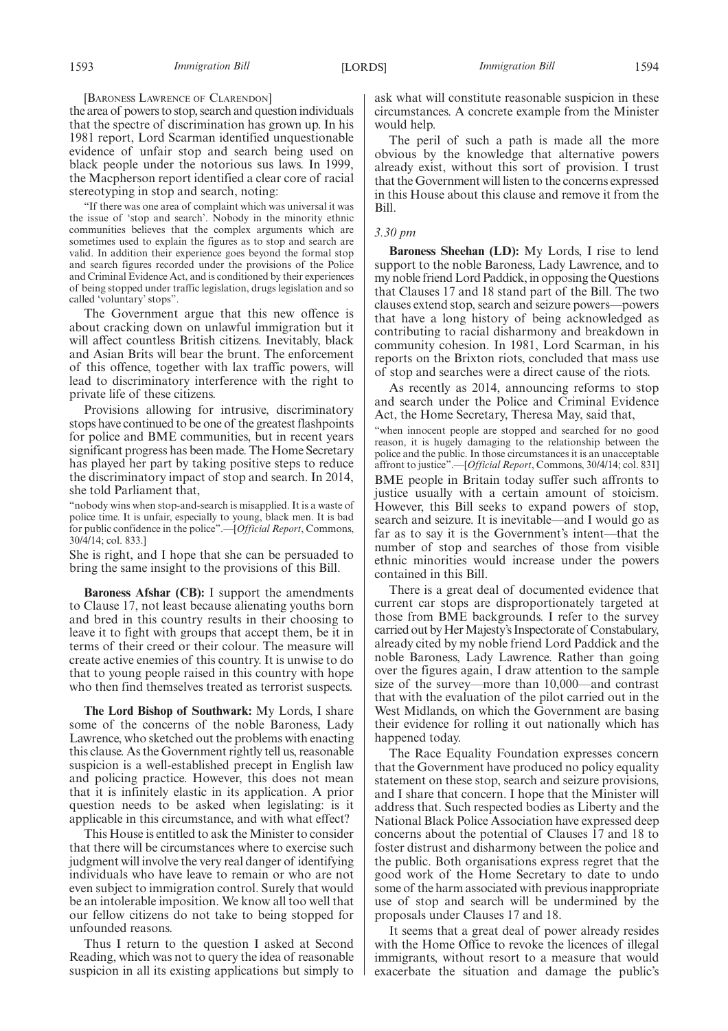[BARONESS LAWRENCE OF CLARENDON]

the area of powers to stop, search and question individuals that the spectre of discrimination has grown up. In his 1981 report, Lord Scarman identified unquestionable evidence of unfair stop and search being used on black people under the notorious sus laws. In 1999, the Macpherson report identified a clear core of racial stereotyping in stop and search, noting:

"If there was one area of complaint which was universal it was the issue of 'stop and search'. Nobody in the minority ethnic communities believes that the complex arguments which are sometimes used to explain the figures as to stop and search are valid. In addition their experience goes beyond the formal stop and search figures recorded under the provisions of the Police and Criminal Evidence Act, and is conditioned by their experiences of being stopped under traffic legislation, drugs legislation and so called 'voluntary' stops".

The Government argue that this new offence is about cracking down on unlawful immigration but it will affect countless British citizens. Inevitably, black and Asian Brits will bear the brunt. The enforcement of this offence, together with lax traffic powers, will lead to discriminatory interference with the right to private life of these citizens.

Provisions allowing for intrusive, discriminatory stops have continued to be one of the greatest flashpoints for police and BME communities, but in recent years significant progress has been made. The Home Secretary has played her part by taking positive steps to reduce the discriminatory impact of stop and search. In 2014, she told Parliament that,

"nobody wins when stop-and-search is misapplied. It is a waste of police time. It is unfair, especially to young, black men. It is bad for public confidence in the police".—[*Official Report*, Commons, 30/4/14; col. 833.]

She is right, and I hope that she can be persuaded to bring the same insight to the provisions of this Bill.

**Baroness Afshar (CB):** I support the amendments to Clause 17, not least because alienating youths born and bred in this country results in their choosing to leave it to fight with groups that accept them, be it in terms of their creed or their colour. The measure will create active enemies of this country. It is unwise to do that to young people raised in this country with hope who then find themselves treated as terrorist suspects.

**The Lord Bishop of Southwark:** My Lords, I share some of the concerns of the noble Baroness, Lady Lawrence, who sketched out the problems with enacting this clause. As the Government rightly tell us, reasonable suspicion is a well-established precept in English law and policing practice. However, this does not mean that it is infinitely elastic in its application. A prior question needs to be asked when legislating: is it applicable in this circumstance, and with what effect?

This House is entitled to ask the Minister to consider that there will be circumstances where to exercise such judgment will involve the very real danger of identifying individuals who have leave to remain or who are not even subject to immigration control. Surely that would be an intolerable imposition. We know all too well that our fellow citizens do not take to being stopped for unfounded reasons.

Thus I return to the question I asked at Second Reading, which was not to query the idea of reasonable suspicion in all its existing applications but simply to ask what will constitute reasonable suspicion in these circumstances. A concrete example from the Minister would help.

The peril of such a path is made all the more obvious by the knowledge that alternative powers already exist, without this sort of provision. I trust that the Government will listen to the concerns expressed in this House about this clause and remove it from the Bill.

*3.30 pm*

**Baroness Sheehan (LD):** My Lords, I rise to lend support to the noble Baroness, Lady Lawrence, and to my noble friend Lord Paddick, in opposing the Questions that Clauses 17 and 18 stand part of the Bill. The two clauses extend stop, search and seizure powers—powers that have a long history of being acknowledged as contributing to racial disharmony and breakdown in community cohesion. In 1981, Lord Scarman, in his reports on the Brixton riots, concluded that mass use of stop and searches were a direct cause of the riots.

As recently as 2014, announcing reforms to stop and search under the Police and Criminal Evidence Act, the Home Secretary, Theresa May, said that,

"when innocent people are stopped and searched for no good reason, it is hugely damaging to the relationship between the police and the public. In those circumstances it is an unacceptable affront to justice".—[*Official Report*, Commons, 30/4/14; col. 831]

BME people in Britain today suffer such affronts to justice usually with a certain amount of stoicism. However, this Bill seeks to expand powers of stop, search and seizure. It is inevitable—and I would go as far as to say it is the Government's intent—that the number of stop and searches of those from visible ethnic minorities would increase under the powers contained in this Bill.

There is a great deal of documented evidence that current car stops are disproportionately targeted at those from BME backgrounds. I refer to the survey carried out by Her Majesty's Inspectorate of Constabulary, already cited by my noble friend Lord Paddick and the noble Baroness, Lady Lawrence. Rather than going over the figures again, I draw attention to the sample size of the survey—more than 10,000—and contrast that with the evaluation of the pilot carried out in the West Midlands, on which the Government are basing their evidence for rolling it out nationally which has happened today.

The Race Equality Foundation expresses concern that the Government have produced no policy equality statement on these stop, search and seizure provisions, and I share that concern. I hope that the Minister will address that. Such respected bodies as Liberty and the National Black Police Association have expressed deep concerns about the potential of Clauses 17 and 18 to foster distrust and disharmony between the police and the public. Both organisations express regret that the good work of the Home Secretary to date to undo some of the harm associated with previous inappropriate use of stop and search will be undermined by the proposals under Clauses 17 and 18.

It seems that a great deal of power already resides with the Home Office to revoke the licences of illegal immigrants, without resort to a measure that would exacerbate the situation and damage the public's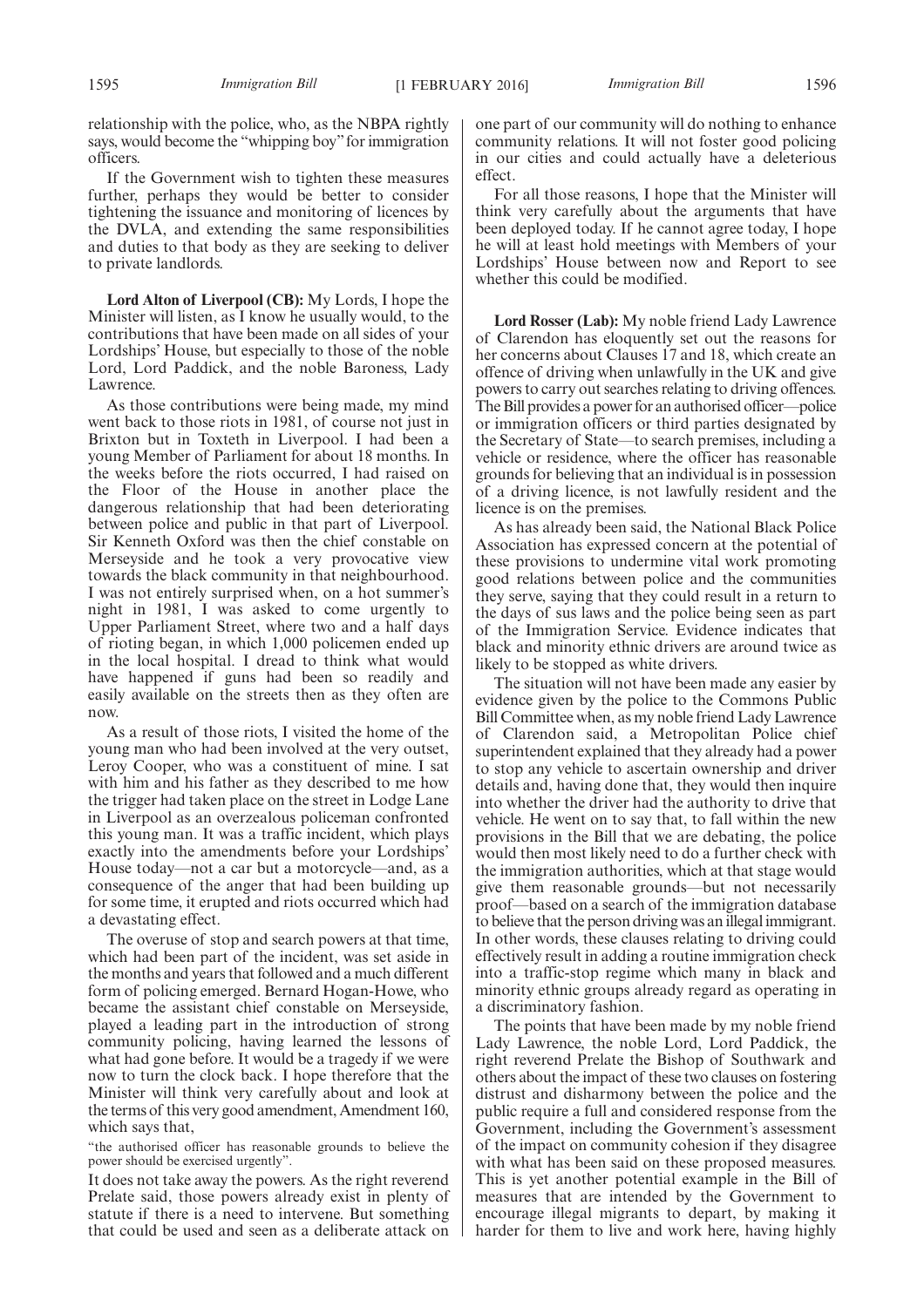relationship with the police, who, as the NBPA rightly says, would become the "whipping boy" for immigration officers.

If the Government wish to tighten these measures further, perhaps they would be better to consider tightening the issuance and monitoring of licences by the DVLA, and extending the same responsibilities and duties to that body as they are seeking to deliver to private landlords.

**Lord Alton of Liverpool (CB):** My Lords, I hope the Minister will listen, as I know he usually would, to the contributions that have been made on all sides of your Lordships' House, but especially to those of the noble Lord, Lord Paddick, and the noble Baroness, Lady Lawrence.

As those contributions were being made, my mind went back to those riots in 1981, of course not just in Brixton but in Toxteth in Liverpool. I had been a young Member of Parliament for about 18 months. In the weeks before the riots occurred, I had raised on the Floor of the House in another place the dangerous relationship that had been deteriorating between police and public in that part of Liverpool. Sir Kenneth Oxford was then the chief constable on Merseyside and he took a very provocative view towards the black community in that neighbourhood. I was not entirely surprised when, on a hot summer's night in 1981, I was asked to come urgently to Upper Parliament Street, where two and a half days of rioting began, in which 1,000 policemen ended up in the local hospital. I dread to think what would have happened if guns had been so readily and easily available on the streets then as they often are now.

As a result of those riots, I visited the home of the young man who had been involved at the very outset, Leroy Cooper, who was a constituent of mine. I sat with him and his father as they described to me how the trigger had taken place on the street in Lodge Lane in Liverpool as an overzealous policeman confronted this young man. It was a traffic incident, which plays exactly into the amendments before your Lordships' House today—not a car but a motorcycle—and, as a consequence of the anger that had been building up for some time, it erupted and riots occurred which had a devastating effect.

The overuse of stop and search powers at that time, which had been part of the incident, was set aside in the months and years that followed and a much different form of policing emerged. Bernard Hogan-Howe, who became the assistant chief constable on Merseyside, played a leading part in the introduction of strong community policing, having learned the lessons of what had gone before. It would be a tragedy if we were now to turn the clock back. I hope therefore that the Minister will think very carefully about and look at the terms of this very good amendment, Amendment 160, which says that,

"the authorised officer has reasonable grounds to believe the power should be exercised urgently".

It does not take away the powers. As the right reverend Prelate said, those powers already exist in plenty of statute if there is a need to intervene. But something that could be used and seen as a deliberate attack on one part of our community will do nothing to enhance community relations. It will not foster good policing in our cities and could actually have a deleterious effect.

For all those reasons, I hope that the Minister will think very carefully about the arguments that have been deployed today. If he cannot agree today, I hope he will at least hold meetings with Members of your Lordships' House between now and Report to see whether this could be modified.

**Lord Rosser (Lab):** My noble friend Lady Lawrence of Clarendon has eloquently set out the reasons for her concerns about Clauses 17 and 18, which create an offence of driving when unlawfully in the UK and give powers to carry out searches relating to driving offences. The Bill provides a power for an authorised officer—police or immigration officers or third parties designated by the Secretary of State—to search premises, including a vehicle or residence, where the officer has reasonable grounds for believing that an individual is in possession of a driving licence, is not lawfully resident and the licence is on the premises.

As has already been said, the National Black Police Association has expressed concern at the potential of these provisions to undermine vital work promoting good relations between police and the communities they serve, saying that they could result in a return to the days of sus laws and the police being seen as part of the Immigration Service. Evidence indicates that black and minority ethnic drivers are around twice as likely to be stopped as white drivers.

The situation will not have been made any easier by evidence given by the police to the Commons Public Bill Committee when, as my noble friend Lady Lawrence of Clarendon said, a Metropolitan Police chief superintendent explained that they already had a power to stop any vehicle to ascertain ownership and driver details and, having done that, they would then inquire into whether the driver had the authority to drive that vehicle. He went on to say that, to fall within the new provisions in the Bill that we are debating, the police would then most likely need to do a further check with the immigration authorities, which at that stage would give them reasonable grounds—but not necessarily proof—based on a search of the immigration database to believe that the person driving was an illegal immigrant. In other words, these clauses relating to driving could effectively result in adding a routine immigration check into a traffic-stop regime which many in black and minority ethnic groups already regard as operating in a discriminatory fashion.

The points that have been made by my noble friend Lady Lawrence, the noble Lord, Lord Paddick, the right reverend Prelate the Bishop of Southwark and others about the impact of these two clauses on fostering distrust and disharmony between the police and the public require a full and considered response from the Government, including the Government's assessment of the impact on community cohesion if they disagree with what has been said on these proposed measures. This is yet another potential example in the Bill of measures that are intended by the Government to encourage illegal migrants to depart, by making it harder for them to live and work here, having highly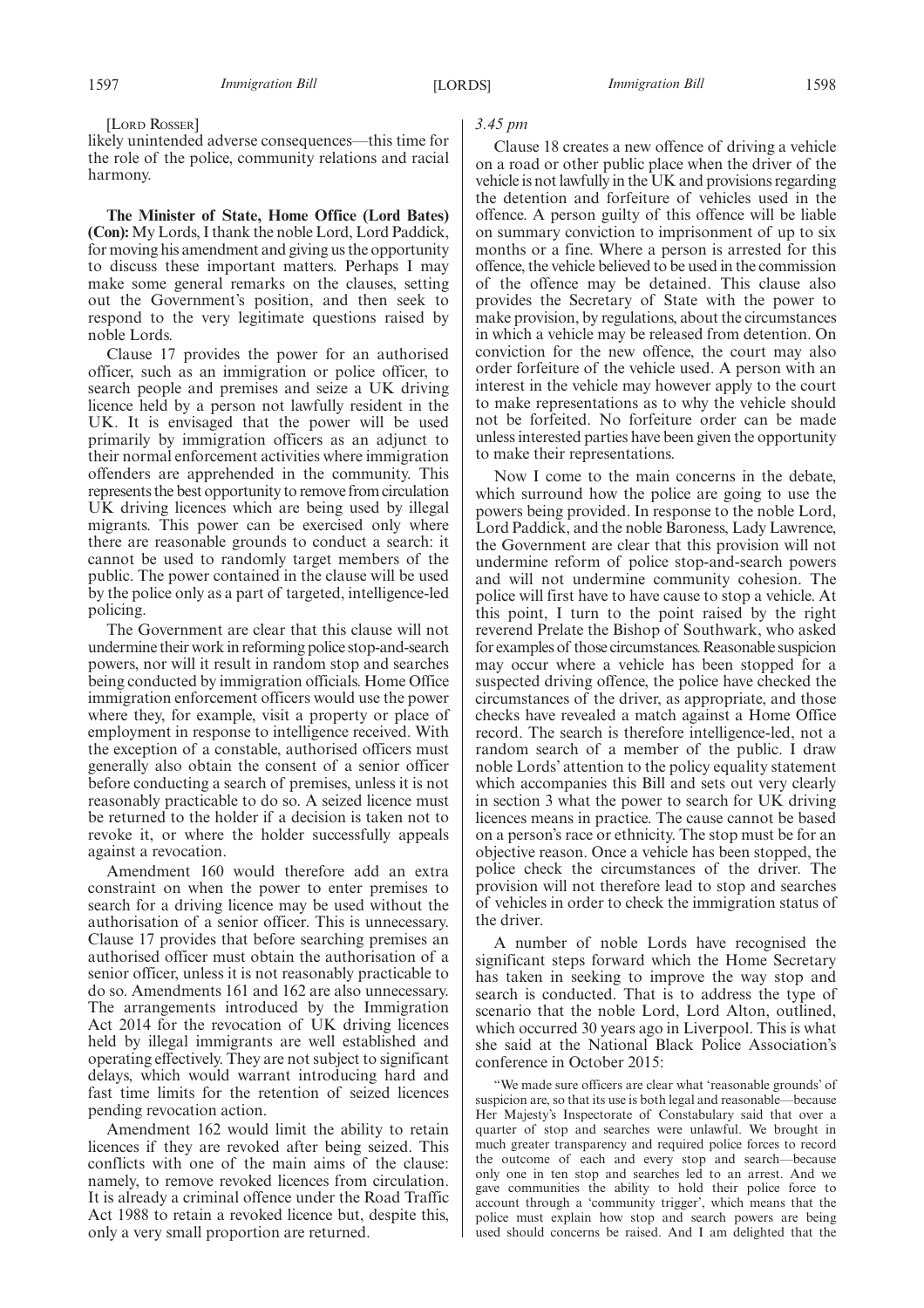[Lord Rosser]

likely unintended adverse consequences—this time for the role of the police, community relations and racial harmony.

**The Minister of State, Home Office (Lord Bates) (Con):** My Lords, I thank the noble Lord, Lord Paddick, for moving his amendment and giving us the opportunity to discuss these important matters. Perhaps I may make some general remarks on the clauses, setting out the Government's position, and then seek to respond to the very legitimate questions raised by noble Lords.

Clause 17 provides the power for an authorised officer, such as an immigration or police officer, to search people and premises and seize a UK driving licence held by a person not lawfully resident in the UK. It is envisaged that the power will be used primarily by immigration officers as an adjunct to their normal enforcement activities where immigration offenders are apprehended in the community. This represents the best opportunity to remove from circulation UK driving licences which are being used by illegal migrants. This power can be exercised only where there are reasonable grounds to conduct a search: it cannot be used to randomly target members of the public. The power contained in the clause will be used by the police only as a part of targeted, intelligence-led policing.

The Government are clear that this clause will not undermine their work in reforming police stop-and-search powers, nor will it result in random stop and searches being conducted by immigration officials. Home Office immigration enforcement officers would use the power where they, for example, visit a property or place of employment in response to intelligence received. With the exception of a constable, authorised officers must generally also obtain the consent of a senior officer before conducting a search of premises, unless it is not reasonably practicable to do so. A seized licence must be returned to the holder if a decision is taken not to revoke it, or where the holder successfully appeals against a revocation.

Amendment 160 would therefore add an extra constraint on when the power to enter premises to search for a driving licence may be used without the authorisation of a senior officer. This is unnecessary. Clause 17 provides that before searching premises an authorised officer must obtain the authorisation of a senior officer, unless it is not reasonably practicable to do so. Amendments 161 and 162 are also unnecessary. The arrangements introduced by the Immigration Act 2014 for the revocation of UK driving licences held by illegal immigrants are well established and operating effectively. They are not subject to significant delays, which would warrant introducing hard and fast time limits for the retention of seized licences pending revocation action.

Amendment 162 would limit the ability to retain licences if they are revoked after being seized. This conflicts with one of the main aims of the clause: namely, to remove revoked licences from circulation. It is already a criminal offence under the Road Traffic Act 1988 to retain a revoked licence but, despite this, only a very small proportion are returned.

*3.45 pm*

Clause 18 creates a new offence of driving a vehicle on a road or other public place when the driver of the vehicle is not lawfully in the UK and provisions regarding the detention and forfeiture of vehicles used in the offence. A person guilty of this offence will be liable on summary conviction to imprisonment of up to six months or a fine. Where a person is arrested for this offence, the vehicle believed to be used in the commission of the offence may be detained. This clause also provides the Secretary of State with the power to make provision, by regulations, about the circumstances in which a vehicle may be released from detention. On conviction for the new offence, the court may also order forfeiture of the vehicle used. A person with an interest in the vehicle may however apply to the court to make representations as to why the vehicle should not be forfeited. No forfeiture order can be made unless interested parties have been given the opportunity to make their representations.

Now I come to the main concerns in the debate, which surround how the police are going to use the powers being provided. In response to the noble Lord, Lord Paddick, and the noble Baroness, Lady Lawrence, the Government are clear that this provision will not undermine reform of police stop-and-search powers and will not undermine community cohesion. The police will first have to have cause to stop a vehicle. At this point, I turn to the point raised by the right reverend Prelate the Bishop of Southwark, who asked for examples of those circumstances. Reasonable suspicion may occur where a vehicle has been stopped for a suspected driving offence, the police have checked the circumstances of the driver, as appropriate, and those checks have revealed a match against a Home Office record. The search is therefore intelligence-led, not a random search of a member of the public. I draw noble Lords' attention to the policy equality statement which accompanies this Bill and sets out very clearly in section 3 what the power to search for UK driving licences means in practice. The cause cannot be based on a person's race or ethnicity. The stop must be for an objective reason. Once a vehicle has been stopped, the police check the circumstances of the driver. The provision will not therefore lead to stop and searches of vehicles in order to check the immigration status of the driver.

A number of noble Lords have recognised the significant steps forward which the Home Secretary has taken in seeking to improve the way stop and search is conducted. That is to address the type of scenario that the noble Lord, Lord Alton, outlined, which occurred 30 years ago in Liverpool. This is what she said at the National Black Police Association's conference in October 2015:

"We made sure officers are clear what 'reasonable grounds' of suspicion are, so that its use is both legal and reasonable—because Her Majesty's Inspectorate of Constabulary said that over a quarter of stop and searches were unlawful. We brought in much greater transparency and required police forces to record the outcome of each and every stop and search—because only one in ten stop and searches led to an arrest. And we gave communities the ability to hold their police force to account through a 'community trigger', which means that the police must explain how stop and search powers are being used should concerns be raised. And I am delighted that the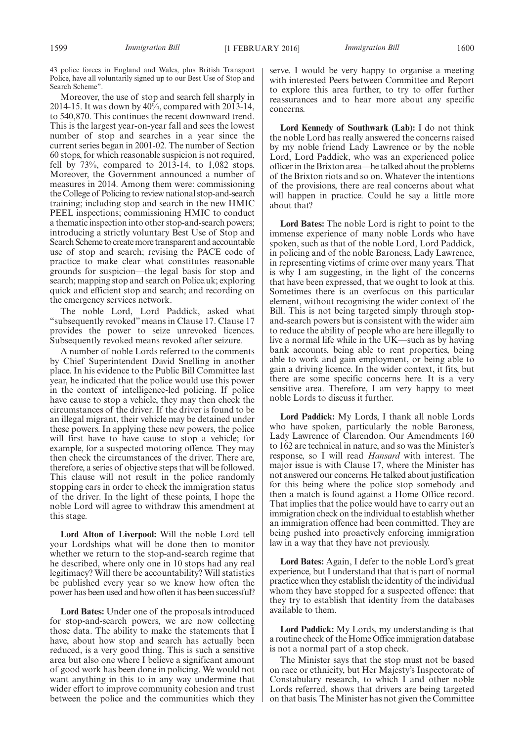43 police forces in England and Wales, plus British Transport Police, have all voluntarily signed up to our Best Use of Stop and Search Scheme".

Moreover, the use of stop and search fell sharply in 2014-15. It was down by 40%, compared with 2013-14, to 540,870. This continues the recent downward trend. This is the largest year-on-year fall and sees the lowest number of stop and searches in a year since the current series began in 2001-02. The number of Section 60 stops, for which reasonable suspicion is not required, fell by 73%, compared to 2013-14, to 1,082 stops. Moreover, the Government announced a number of measures in 2014. Among them were: commissioning the College of Policing to review national stop-and-search training; including stop and search in the new HMIC PEEL inspections; commissioning HMIC to conduct a thematic inspection into other stop-and-search powers; introducing a strictly voluntary Best Use of Stop and Search Scheme to create more transparent and accountable use of stop and search; revising the PACE code of practice to make clear what constitutes reasonable grounds for suspicion—the legal basis for stop and search; mapping stop and search on Police.uk; exploring quick and efficient stop and search; and recording on the emergency services network.

The noble Lord, Lord Paddick, asked what "subsequently revoked" means in Clause 17. Clause 17 provides the power to seize unrevoked licences. Subsequently revoked means revoked after seizure.

A number of noble Lords referred to the comments by Chief Superintendent David Snelling in another place. In his evidence to the Public Bill Committee last year, he indicated that the police would use this power in the context of intelligence-led policing. If police have cause to stop a vehicle, they may then check the circumstances of the driver. If the driver is found to be an illegal migrant, their vehicle may be detained under these powers. In applying these new powers, the police will first have to have cause to stop a vehicle; for example, for a suspected motoring offence. They may then check the circumstances of the driver. There are, therefore, a series of objective steps that will be followed. This clause will not result in the police randomly stopping cars in order to check the immigration status of the driver. In the light of these points, I hope the noble Lord will agree to withdraw this amendment at this stage.

**Lord Alton of Liverpool:** Will the noble Lord tell your Lordships what will be done then to monitor whether we return to the stop-and-search regime that he described, where only one in 10 stops had any real legitimacy? Will there be accountability? Will statistics be published every year so we know how often the power has been used and how often it has been successful?

**Lord Bates:** Under one of the proposals introduced for stop-and-search powers, we are now collecting those data. The ability to make the statements that I have, about how stop and search has actually been reduced, is a very good thing. This is such a sensitive area but also one where I believe a significant amount of good work has been done in policing. We would not want anything in this to in any way undermine that wider effort to improve community cohesion and trust between the police and the communities which they serve. I would be very happy to organise a meeting with interested Peers between Committee and Report to explore this area further, to try to offer further reassurances and to hear more about any specific concerns.

**Lord Kennedy of Southwark (Lab):** I do not think the noble Lord has really answered the concerns raised by my noble friend Lady Lawrence or by the noble Lord, Lord Paddick, who was an experienced police officer in the Brixton area—he talked about the problems of the Brixton riots and so on. Whatever the intentions of the provisions, there are real concerns about what will happen in practice. Could he say a little more about that?

**Lord Bates:** The noble Lord is right to point to the immense experience of many noble Lords who have spoken, such as that of the noble Lord, Lord Paddick, in policing and of the noble Baroness, Lady Lawrence, in representing victims of crime over many years. That is why I am suggesting, in the light of the concerns that have been expressed, that we ought to look at this. Sometimes there is an overfocus on this particular element, without recognising the wider context of the Bill. This is not being targeted simply through stop-and-search powers but is consistent with the wider aim to reduce the ability of people who are here illegally to live a normal life while in the UK—such as by having bank accounts, being able to rent properties, being able to work and gain employment, or being able to gain a driving licence. In the wider context, it fits, but there are some specific concerns here. It is a very sensitive area. Therefore, I am very happy to meet noble Lords to discuss it further.

**Lord Paddick:** My Lords, I thank all noble Lords who have spoken, particularly the noble Baroness, Lady Lawrence of Clarendon. Our Amendments 160 to 162 are technical in nature, and so was the Minister's response, so I will read *Hansard* with interest. The major issue is with Clause 17, where the Minister has not answered our concerns. He talked about justification for this being where the police stop somebody and then a match is found against a Home Office record. That implies that the police would have to carry out an immigration check on the individual to establish whether an immigration offence had been committed. They are being pushed into proactively enforcing immigration law in a way that they have not previously.

**Lord Bates:** Again, I defer to the noble Lord's great experience, but I understand that that is part of normal practice when they establish the identity of the individual whom they have stopped for a suspected offence: that they try to establish that identity from the databases available to them.

**Lord Paddick:** My Lords, my understanding is that a routine check of the Home Office immigration database is not a normal part of a stop check.

The Minister says that the stop must not be based on race or ethnicity, but Her Majesty's Inspectorate of Constabulary research, to which I and other noble Lords referred, shows that drivers are being targeted on that basis. The Minister has not given the Committee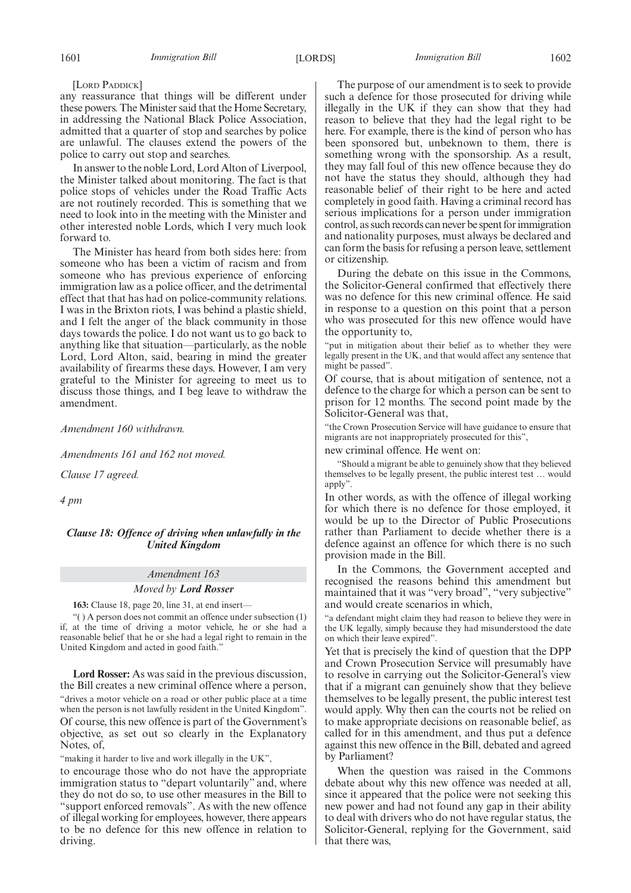[Lord Paddick]

any reassurance that things will be different under these powers. The Minister said that the Home Secretary, in addressing the National Black Police Association, admitted that a quarter of stop and searches by police are unlawful. The clauses extend the powers of the police to carry out stop and searches.

In answer to the noble Lord, Lord Alton of Liverpool, the Minister talked about monitoring. The fact is that police stops of vehicles under the Road Traffic Acts are not routinely recorded. This is something that we need to look into in the meeting with the Minister and other interested noble Lords, which I very much look forward to.

The Minister has heard from both sides here: from someone who has been a victim of racism and from someone who has previous experience of enforcing immigration law as a police officer, and the detrimental effect that that has had on police-community relations. I was in the Brixton riots, I was behind a plastic shield, and I felt the anger of the black community in those days towards the police. I do not want us to go back to anything like that situation—particularly, as the noble Lord, Lord Alton, said, bearing in mind the greater availability of firearms these days. However, I am very grateful to the Minister for agreeing to meet us to discuss those things, and I beg leave to withdraw the amendment.

*Amendment 160 withdrawn.*

*Amendments 161 and 162 not moved.*

*Clause 17 agreed.*

*4 pm*

### *Clause 18: Offence of driving when unlawfully in the United Kingdom*

*Amendment 163*

*Moved by* ***Lord Rosser***

**163:** Clause 18, page 20, line 31, at end insert—

"( ) A person does not commit an offence under subsection (1) if, at the time of driving a motor vehicle, he or she had a reasonable belief that he or she had a legal right to remain in the United Kingdom and acted in good faith."

**Lord Rosser:** As was said in the previous discussion, the Bill creates a new criminal offence where a person,

"drives a motor vehicle on a road or other public place at a time when the person is not lawfully resident in the United Kingdom".

Of course, this new offence is part of the Government's objective, as set out so clearly in the Explanatory Notes, of,

"making it harder to live and work illegally in the UK",

to encourage those who do not have the appropriate immigration status to "depart voluntarily" and, where they do not do so, to use other measures in the Bill to "support enforced removals". As with the new offence of illegal working for employees, however, there appears to be no defence for this new offence in relation to driving.

The purpose of our amendment is to seek to provide such a defence for those prosecuted for driving while illegally in the UK if they can show that they had reason to believe that they had the legal right to be here. For example, there is the kind of person who has been sponsored but, unbeknown to them, there is something wrong with the sponsorship. As a result, they may fall foul of this new offence because they do not have the status they should, although they had reasonable belief of their right to be here and acted completely in good faith. Having a criminal record has serious implications for a person under immigration control, as such records can never be spent for immigration and nationality purposes, must always be declared and can form the basis for refusing a person leave, settlement or citizenship.

During the debate on this issue in the Commons, the Solicitor-General confirmed that effectively there was no defence for this new criminal offence. He said in response to a question on this point that a person who was prosecuted for this new offence would have the opportunity to,

"put in mitigation about their belief as to whether they were legally present in the UK, and that would affect any sentence that might be passed".

Of course, that is about mitigation of sentence, not a defence to the charge for which a person can be sent to prison for 12 months. The second point made by the Solicitor-General was that,

"the Crown Prosecution Service will have guidance to ensure that migrants are not inappropriately prosecuted for this",

new criminal offence. He went on:

"Should a migrant be able to genuinely show that they believed themselves to be legally present, the public interest test … would apply".

In other words, as with the offence of illegal working for which there is no defence for those employed, it would be up to the Director of Public Prosecutions rather than Parliament to decide whether there is a defence against an offence for which there is no such provision made in the Bill.

In the Commons, the Government accepted and recognised the reasons behind this amendment but maintained that it was "very broad", "very subjective" and would create scenarios in which,

"a defendant might claim they had reason to believe they were in the UK legally, simply because they had misunderstood the date on which their leave expired".

Yet that is precisely the kind of question that the DPP and Crown Prosecution Service will presumably have to resolve in carrying out the Solicitor-General's view that if a migrant can genuinely show that they believe themselves to be legally present, the public interest test would apply. Why then can the courts not be relied on to make appropriate decisions on reasonable belief, as called for in this amendment, and thus put a defence against this new offence in the Bill, debated and agreed by Parliament?

When the question was raised in the Commons debate about why this new offence was needed at all, since it appeared that the police were not seeking this new power and had not found any gap in their ability to deal with drivers who do not have regular status, the Solicitor-General, replying for the Government, said that there was,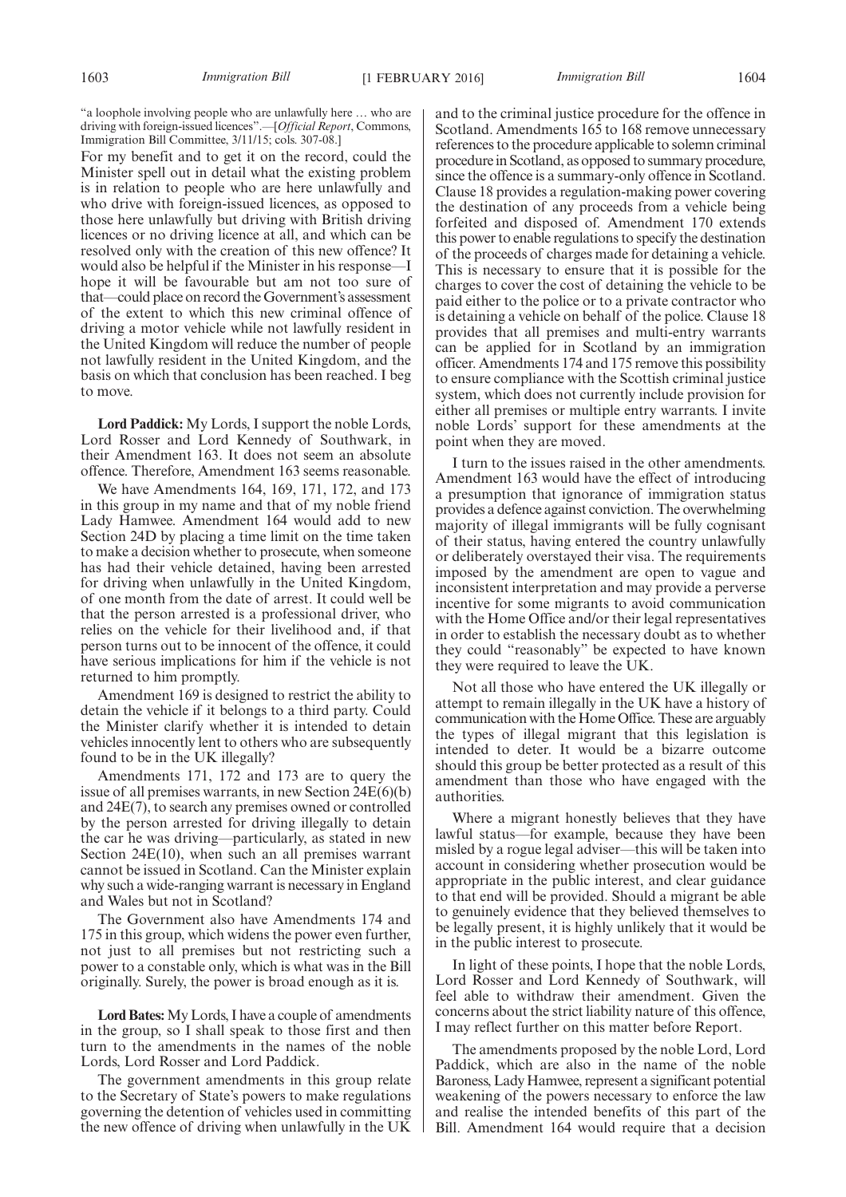"a loophole involving people who are unlawfully here … who are driving with foreign-issued licences".—[*Official Report*, Commons, Immigration Bill Committee, 3/11/15; cols. 307-08.]

For my benefit and to get it on the record, could the Minister spell out in detail what the existing problem is in relation to people who are here unlawfully and who drive with foreign-issued licences, as opposed to those here unlawfully but driving with British driving licences or no driving licence at all, and which can be resolved only with the creation of this new offence? It would also be helpful if the Minister in his response—I hope it will be favourable but am not too sure of that—could place on record the Government's assessment of the extent to which this new criminal offence of driving a motor vehicle while not lawfully resident in the United Kingdom will reduce the number of people not lawfully resident in the United Kingdom, and the basis on which that conclusion has been reached. I beg to move.

**Lord Paddick:** My Lords, I support the noble Lords, Lord Rosser and Lord Kennedy of Southwark, in their Amendment 163. It does not seem an absolute offence. Therefore, Amendment 163 seems reasonable.

We have Amendments 164, 169, 171, 172, and 173 in this group in my name and that of my noble friend Lady Hamwee. Amendment 164 would add to new Section 24D by placing a time limit on the time taken to make a decision whether to prosecute, when someone has had their vehicle detained, having been arrested for driving when unlawfully in the United Kingdom, of one month from the date of arrest. It could well be that the person arrested is a professional driver, who relies on the vehicle for their livelihood and, if that person turns out to be innocent of the offence, it could have serious implications for him if the vehicle is not returned to him promptly.

Amendment 169 is designed to restrict the ability to detain the vehicle if it belongs to a third party. Could the Minister clarify whether it is intended to detain vehicles innocently lent to others who are subsequently found to be in the UK illegally?

Amendments 171, 172 and 173 are to query the issue of all premises warrants, in new Section 24E(6)(b) and 24E(7), to search any premises owned or controlled by the person arrested for driving illegally to detain the car he was driving—particularly, as stated in new Section 24E(10), when such an all premises warrant cannot be issued in Scotland. Can the Minister explain why such a wide-ranging warrant is necessary in England and Wales but not in Scotland?

The Government also have Amendments 174 and 175 in this group, which widens the power even further, not just to all premises but not restricting such a power to a constable only, which is what was in the Bill originally. Surely, the power is broad enough as it is.

**Lord Bates:** My Lords, I have a couple of amendments in the group, so I shall speak to those first and then turn to the amendments in the names of the noble Lords, Lord Rosser and Lord Paddick.

The government amendments in this group relate to the Secretary of State's powers to make regulations governing the detention of vehicles used in committing the new offence of driving when unlawfully in the UK and to the criminal justice procedure for the offence in Scotland. Amendments 165 to 168 remove unnecessary references to the procedure applicable to solemn criminal procedure in Scotland, as opposed to summary procedure, since the offence is a summary-only offence in Scotland. Clause 18 provides a regulation-making power covering the destination of any proceeds from a vehicle being forfeited and disposed of. Amendment 170 extends this power to enable regulations to specify the destination of the proceeds of charges made for detaining a vehicle. This is necessary to ensure that it is possible for the charges to cover the cost of detaining the vehicle to be paid either to the police or to a private contractor who is detaining a vehicle on behalf of the police. Clause 18 provides that all premises and multi-entry warrants can be applied for in Scotland by an immigration officer. Amendments 174 and 175 remove this possibility to ensure compliance with the Scottish criminal justice system, which does not currently include provision for either all premises or multiple entry warrants. I invite noble Lords' support for these amendments at the point when they are moved.

I turn to the issues raised in the other amendments. Amendment 163 would have the effect of introducing a presumption that ignorance of immigration status provides a defence against conviction. The overwhelming majority of illegal immigrants will be fully cognisant of their status, having entered the country unlawfully or deliberately overstayed their visa. The requirements imposed by the amendment are open to vague and inconsistent interpretation and may provide a perverse incentive for some migrants to avoid communication with the Home Office and/or their legal representatives in order to establish the necessary doubt as to whether they could "reasonably" be expected to have known they were required to leave the UK.

Not all those who have entered the UK illegally or attempt to remain illegally in the UK have a history of communication with the Home Office. These are arguably the types of illegal migrant that this legislation is intended to deter. It would be a bizarre outcome should this group be better protected as a result of this amendment than those who have engaged with the authorities.

Where a migrant honestly believes that they have lawful status—for example, because they have been misled by a rogue legal adviser—this will be taken into account in considering whether prosecution would be appropriate in the public interest, and clear guidance to that end will be provided. Should a migrant be able to genuinely evidence that they believed themselves to be legally present, it is highly unlikely that it would be in the public interest to prosecute.

In light of these points, I hope that the noble Lords, Lord Rosser and Lord Kennedy of Southwark, will feel able to withdraw their amendment. Given the concerns about the strict liability nature of this offence, I may reflect further on this matter before Report.

The amendments proposed by the noble Lord, Lord Paddick, which are also in the name of the noble Baroness, Lady Hamwee, represent a significant potential weakening of the powers necessary to enforce the law and realise the intended benefits of this part of the Bill. Amendment 164 would require that a decision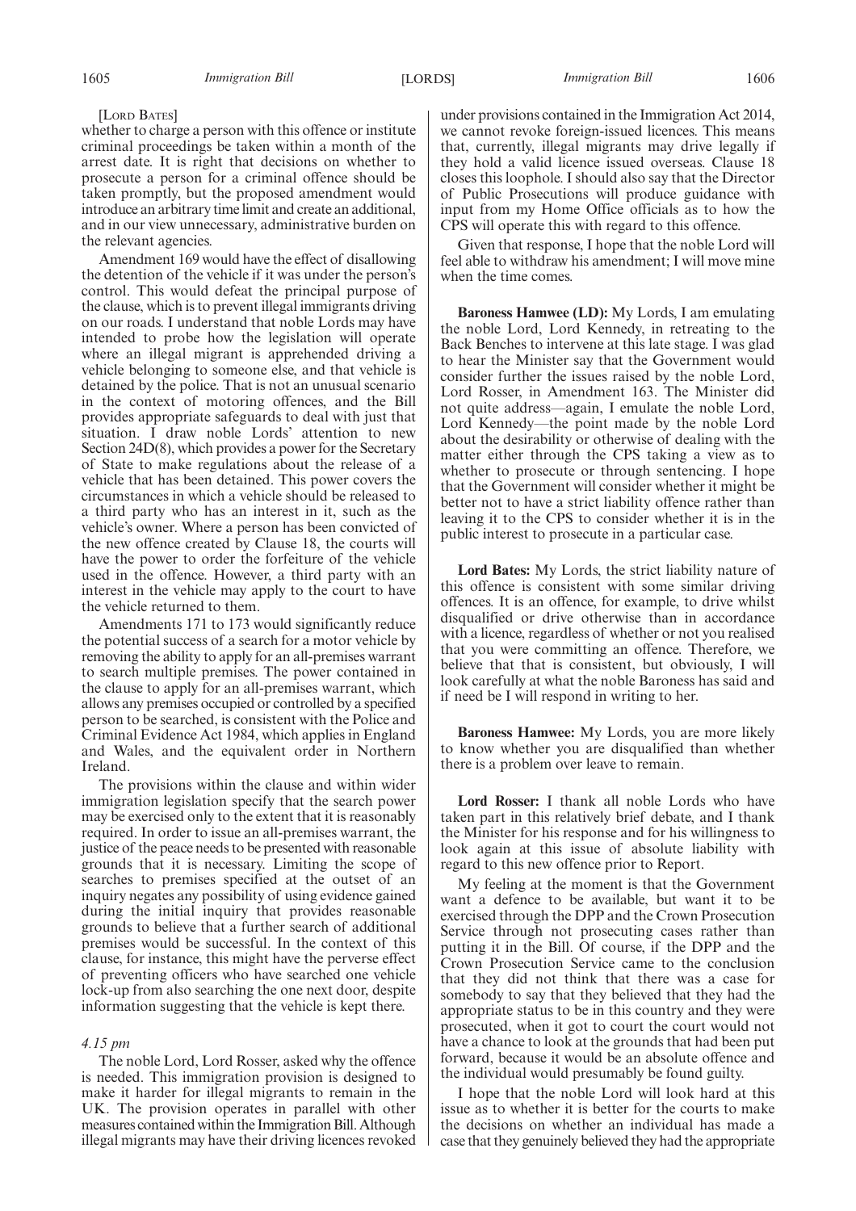[Lord Bates]

whether to charge a person with this offence or institute criminal proceedings be taken within a month of the arrest date. It is right that decisions on whether to prosecute a person for a criminal offence should be taken promptly, but the proposed amendment would introduce an arbitrary time limit and create an additional, and in our view unnecessary, administrative burden on the relevant agencies.

Amendment 169 would have the effect of disallowing the detention of the vehicle if it was under the person's control. This would defeat the principal purpose of the clause, which is to prevent illegal immigrants driving on our roads. I understand that noble Lords may have intended to probe how the legislation will operate where an illegal migrant is apprehended driving a vehicle belonging to someone else, and that vehicle is detained by the police. That is not an unusual scenario in the context of motoring offences, and the Bill provides appropriate safeguards to deal with just that situation. I draw noble Lords' attention to new Section 24D(8), which provides a power for the Secretary of State to make regulations about the release of a vehicle that has been detained. This power covers the circumstances in which a vehicle should be released to a third party who has an interest in it, such as the vehicle's owner. Where a person has been convicted of the new offence created by Clause 18, the courts will have the power to order the forfeiture of the vehicle used in the offence. However, a third party with an interest in the vehicle may apply to the court to have the vehicle returned to them.

Amendments 171 to 173 would significantly reduce the potential success of a search for a motor vehicle by removing the ability to apply for an all-premises warrant to search multiple premises. The power contained in the clause to apply for an all-premises warrant, which allows any premises occupied or controlled by a specified person to be searched, is consistent with the Police and Criminal Evidence Act 1984, which applies in England and Wales, and the equivalent order in Northern Ireland.

The provisions within the clause and within wider immigration legislation specify that the search power may be exercised only to the extent that it is reasonably required. In order to issue an all-premises warrant, the justice of the peace needs to be presented with reasonable grounds that it is necessary. Limiting the scope of searches to premises specified at the outset of an inquiry negates any possibility of using evidence gained during the initial inquiry that provides reasonable grounds to believe that a further search of additional premises would be successful. In the context of this clause, for instance, this might have the perverse effect of preventing officers who have searched one vehicle lock-up from also searching the one next door, despite information suggesting that the vehicle is kept there.

*4.15 pm*

The noble Lord, Lord Rosser, asked why the offence is needed. This immigration provision is designed to make it harder for illegal migrants to remain in the UK. The provision operates in parallel with other measures contained within the Immigration Bill. Although illegal migrants may have their driving licences revoked under provisions contained in the Immigration Act 2014, we cannot revoke foreign-issued licences. This means that, currently, illegal migrants may drive legally if they hold a valid licence issued overseas. Clause 18 closes this loophole. I should also say that the Director of Public Prosecutions will produce guidance with input from my Home Office officials as to how the CPS will operate this with regard to this offence.

Given that response, I hope that the noble Lord will feel able to withdraw his amendment; I will move mine when the time comes.

**Baroness Hamwee (LD):** My Lords, I am emulating the noble Lord, Lord Kennedy, in retreating to the Back Benches to intervene at this late stage. I was glad to hear the Minister say that the Government would consider further the issues raised by the noble Lord, Lord Rosser, in Amendment 163. The Minister did not quite address—again, I emulate the noble Lord, Lord Kennedy—the point made by the noble Lord about the desirability or otherwise of dealing with the matter either through the CPS taking a view as to whether to prosecute or through sentencing. I hope that the Government will consider whether it might be better not to have a strict liability offence rather than leaving it to the CPS to consider whether it is in the public interest to prosecute in a particular case.

**Lord Bates:** My Lords, the strict liability nature of this offence is consistent with some similar driving offences. It is an offence, for example, to drive whilst disqualified or drive otherwise than in accordance with a licence, regardless of whether or not you realised that you were committing an offence. Therefore, we believe that that is consistent, but obviously, I will look carefully at what the noble Baroness has said and if need be I will respond in writing to her.

**Baroness Hamwee:** My Lords, you are more likely to know whether you are disqualified than whether there is a problem over leave to remain.

**Lord Rosser:** I thank all noble Lords who have taken part in this relatively brief debate, and I thank the Minister for his response and for his willingness to look again at this issue of absolute liability with regard to this new offence prior to Report.

My feeling at the moment is that the Government want a defence to be available, but want it to be exercised through the DPP and the Crown Prosecution Service through not prosecuting cases rather than putting it in the Bill. Of course, if the DPP and the Crown Prosecution Service came to the conclusion that they did not think that there was a case for somebody to say that they believed that they had the appropriate status to be in this country and they were prosecuted, when it got to court the court would not have a chance to look at the grounds that had been put forward, because it would be an absolute offence and the individual would presumably be found guilty.

I hope that the noble Lord will look hard at this issue as to whether it is better for the courts to make the decisions on whether an individual has made a case that they genuinely believed they had the appropriate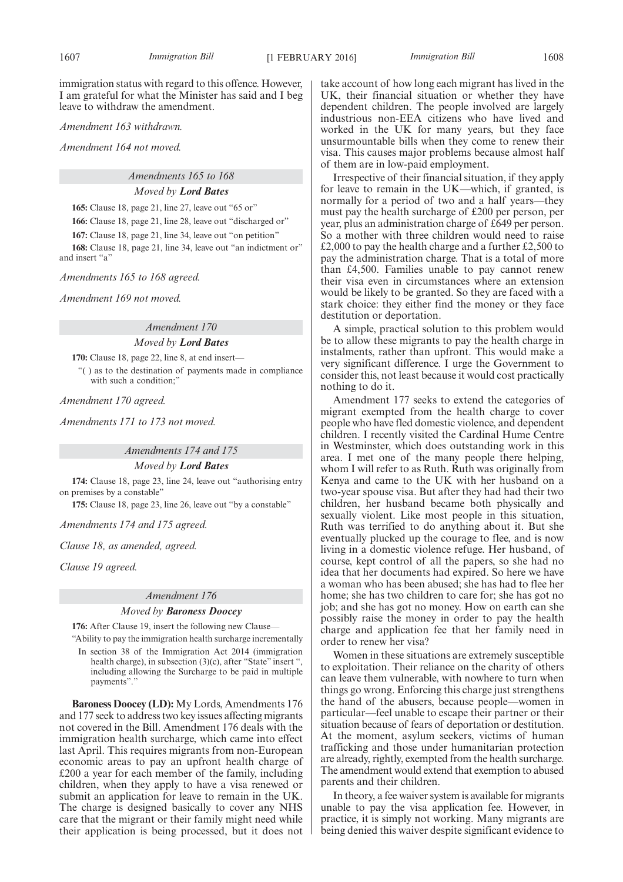immigration status with regard to this offence. However, I am grateful for what the Minister has said and I beg leave to withdraw the amendment.

*Amendment 163 withdrawn.*

*Amendment 164 not moved.*

*Amendments 165 to 168*

*Moved by **Lord Bates***

**165:** Clause 18, page 21, line 27, leave out "65 or"

**166:** Clause 18, page 21, line 28, leave out "discharged or"

**167:** Clause 18, page 21, line 34, leave out "on petition"

**168:** Clause 18, page 21, line 34, leave out "an indictment or" and insert "a"

*Amendments 165 to 168 agreed.*

*Amendment 169 not moved.*

*Amendment 170*

*Moved by **Lord Bates***

**170:** Clause 18, page 22, line 8, at end insert—

"( ) as to the destination of payments made in compliance with such a condition;"

*Amendment 170 agreed.*

*Amendments 171 to 173 not moved.*

*Amendments 174 and 175*

*Moved by **Lord Bates***

**174:** Clause 18, page 23, line 24, leave out "authorising entry on premises by a constable"

**175:** Clause 18, page 23, line 26, leave out "by a constable"

*Amendments 174 and 175 agreed.*

*Clause 18, as amended, agreed.*

*Clause 19 agreed.*

*Amendment 176*

*Moved by **Baroness Doocey***

**176:** After Clause 19, insert the following new Clause—

"Ability to pay the immigration health surcharge incrementally

In section 38 of the Immigration Act 2014 (immigration health charge), in subsection (3)(c), after "State" insert ", including allowing the Surcharge to be paid in multiple payments"."

**Baroness Doocey (LD):** My Lords, Amendments 176 and 177 seek to address two key issues affecting migrants not covered in the Bill. Amendment 176 deals with the immigration health surcharge, which came into effect last April. This requires migrants from non-European economic areas to pay an upfront health charge of £200 a year for each member of the family, including children, when they apply to have a visa renewed or submit an application for leave to remain in the UK. The charge is designed basically to cover any NHS care that the migrant or their family might need while their application is being processed, but it does not take account of how long each migrant has lived in the UK, their financial situation or whether they have dependent children. The people involved are largely industrious non-EEA citizens who have lived and worked in the UK for many years, but they face unsurmountable bills when they come to renew their visa. This causes major problems because almost half of them are in low-paid employment.

Irrespective of their financial situation, if they apply for leave to remain in the UK—which, if granted, is normally for a period of two and a half years—they must pay the health surcharge of £200 per person, per year, plus an administration charge of £649 per person. So a mother with three children would need to raise £2,000 to pay the health charge and a further £2,500 to pay the administration charge. That is a total of more than £4,500. Families unable to pay cannot renew their visa even in circumstances where an extension would be likely to be granted. So they are faced with a stark choice: they either find the money or they face destitution or deportation.

A simple, practical solution to this problem would be to allow these migrants to pay the health charge in instalments, rather than upfront. This would make a very significant difference. I urge the Government to consider this, not least because it would cost practically nothing to do it.

Amendment 177 seeks to extend the categories of migrant exempted from the health charge to cover people who have fled domestic violence, and dependent children. I recently visited the Cardinal Hume Centre in Westminster, which does outstanding work in this area. I met one of the many people there helping, whom I will refer to as Ruth. Ruth was originally from Kenya and came to the UK with her husband on a two-year spouse visa. But after they had had their two children, her husband became both physically and sexually violent. Like most people in this situation, Ruth was terrified to do anything about it. But she eventually plucked up the courage to flee, and is now living in a domestic violence refuge. Her husband, of course, kept control of all the papers, so she had no idea that her documents had expired. So here we have a woman who has been abused; she has had to flee her home; she has two children to care for; she has got no job; and she has got no money. How on earth can she possibly raise the money in order to pay the health charge and application fee that her family need in order to renew her visa?

Women in these situations are extremely susceptible to exploitation. Their reliance on the charity of others can leave them vulnerable, with nowhere to turn when things go wrong. Enforcing this charge just strengthens the hand of the abusers, because people—women in particular—feel unable to escape their partner or their situation because of fears of deportation or destitution. At the moment, asylum seekers, victims of human trafficking and those under humanitarian protection are already, rightly, exempted from the health surcharge. The amendment would extend that exemption to abused parents and their children.

In theory, a fee waiver system is available for migrants unable to pay the visa application fee. However, in practice, it is simply not working. Many migrants are being denied this waiver despite significant evidence to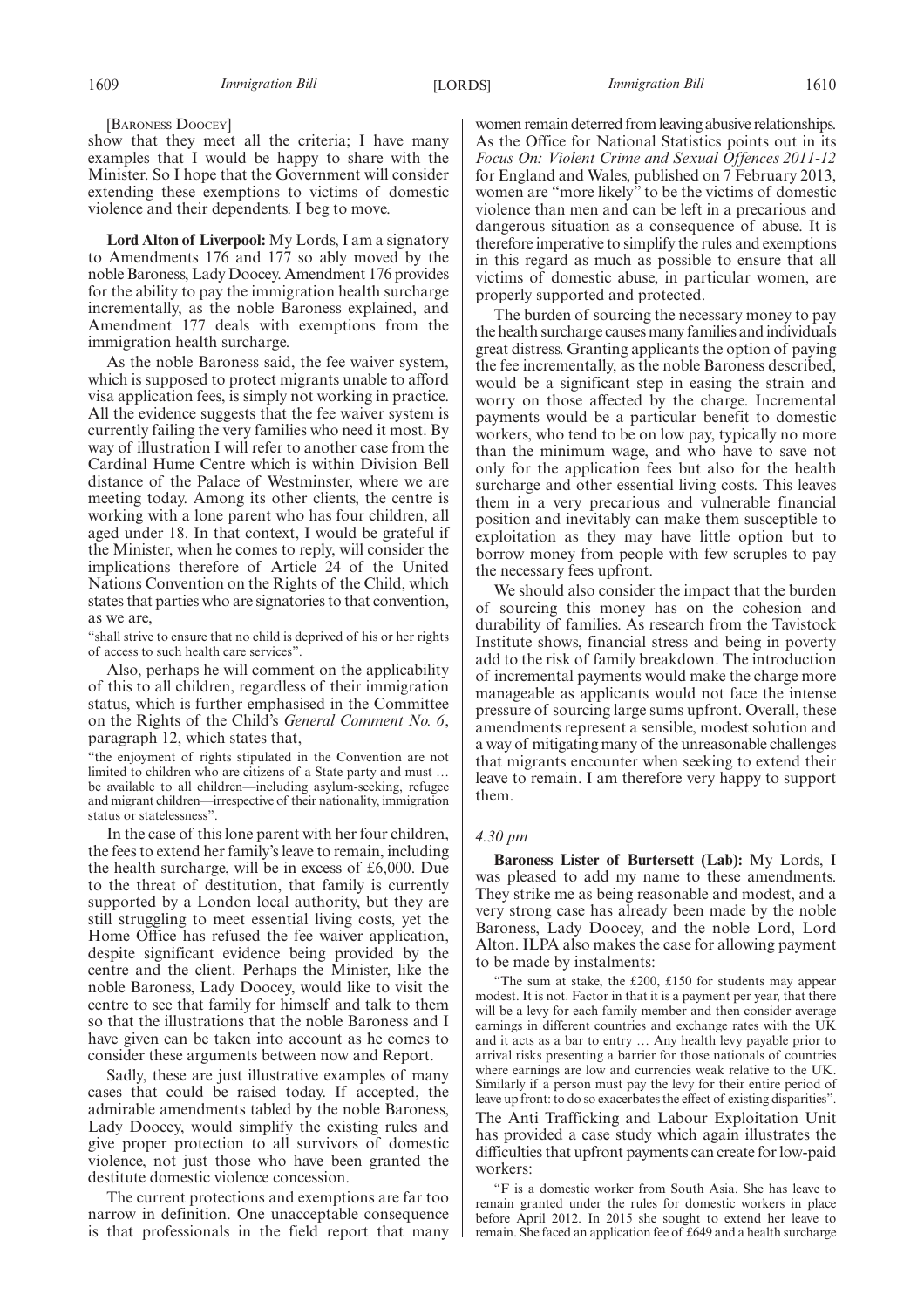[Baroness Doocey]

show that they meet all the criteria; I have many examples that I would be happy to share with the Minister. So I hope that the Government will consider extending these exemptions to victims of domestic violence and their dependents. I beg to move.

**Lord Alton of Liverpool:** My Lords, I am a signatory to Amendments 176 and 177 so ably moved by the noble Baroness, Lady Doocey. Amendment 176 provides for the ability to pay the immigration health surcharge incrementally, as the noble Baroness explained, and Amendment 177 deals with exemptions from the immigration health surcharge.

As the noble Baroness said, the fee waiver system, which is supposed to protect migrants unable to afford visa application fees, is simply not working in practice. All the evidence suggests that the fee waiver system is currently failing the very families who need it most. By way of illustration I will refer to another case from the Cardinal Hume Centre which is within Division Bell distance of the Palace of Westminster, where we are meeting today. Among its other clients, the centre is working with a lone parent who has four children, all aged under 18. In that context, I would be grateful if the Minister, when he comes to reply, will consider the implications therefore of Article 24 of the United Nations Convention on the Rights of the Child, which states that parties who are signatories to that convention, as we are,

"shall strive to ensure that no child is deprived of his or her rights of access to such health care services".

Also, perhaps he will comment on the applicability of this to all children, regardless of their immigration status, which is further emphasised in the Committee on the Rights of the Child's *General Comment No. 6*, paragraph 12, which states that,

"the enjoyment of rights stipulated in the Convention are not limited to children who are citizens of a State party and must … be available to all children—including asylum-seeking, refugee and migrant children—irrespective of their nationality, immigration status or statelessness".

In the case of this lone parent with her four children, the fees to extend her family's leave to remain, including the health surcharge, will be in excess of £6,000. Due to the threat of destitution, that family is currently supported by a London local authority, but they are still struggling to meet essential living costs, yet the Home Office has refused the fee waiver application, despite significant evidence being provided by the centre and the client. Perhaps the Minister, like the noble Baroness, Lady Doocey, would like to visit the centre to see that family for himself and talk to them so that the illustrations that the noble Baroness and I have given can be taken into account as he comes to consider these arguments between now and Report.

Sadly, these are just illustrative examples of many cases that could be raised today. If accepted, the admirable amendments tabled by the noble Baroness, Lady Doocey, would simplify the existing rules and give proper protection to all survivors of domestic violence, not just those who have been granted the destitute domestic violence concession.

The current protections and exemptions are far too narrow in definition. One unacceptable consequence is that professionals in the field report that many women remain deterred from leaving abusive relationships. As the Office for National Statistics points out in its *Focus On: Violent Crime and Sexual Offences 2011-12* for England and Wales, published on 7 February 2013, women are "more likely" to be the victims of domestic violence than men and can be left in a precarious and dangerous situation as a consequence of abuse. It is therefore imperative to simplify the rules and exemptions in this regard as much as possible to ensure that all victims of domestic abuse, in particular women, are properly supported and protected.

The burden of sourcing the necessary money to pay the health surcharge causes many families and individuals great distress. Granting applicants the option of paying the fee incrementally, as the noble Baroness described, would be a significant step in easing the strain and worry on those affected by the charge. Incremental payments would be a particular benefit to domestic workers, who tend to be on low pay, typically no more than the minimum wage, and who have to save not only for the application fees but also for the health surcharge and other essential living costs. This leaves them in a very precarious and vulnerable financial position and inevitably can make them susceptible to exploitation as they may have little option but to borrow money from people with few scruples to pay the necessary fees upfront.

We should also consider the impact that the burden of sourcing this money has on the cohesion and durability of families. As research from the Tavistock Institute shows, financial stress and being in poverty add to the risk of family breakdown. The introduction of incremental payments would make the charge more manageable as applicants would not face the intense pressure of sourcing large sums upfront. Overall, these amendments represent a sensible, modest solution and a way of mitigating many of the unreasonable challenges that migrants encounter when seeking to extend their leave to remain. I am therefore very happy to support them.

*4.30 pm*

**Baroness Lister of Burtersett (Lab):** My Lords, I was pleased to add my name to these amendments. They strike me as being reasonable and modest, and a very strong case has already been made by the noble Baroness, Lady Doocey, and the noble Lord, Lord Alton. ILPA also makes the case for allowing payment to be made by instalments:

"The sum at stake, the £200, £150 for students may appear modest. It is not. Factor in that it is a payment per year, that there will be a levy for each family member and then consider average earnings in different countries and exchange rates with the UK and it acts as a bar to entry … Any health levy payable prior to arrival risks presenting a barrier for those nationals of countries where earnings are low and currencies weak relative to the UK. Similarly if a person must pay the levy for their entire period of leave up front: to do so exacerbates the effect of existing disparities".

The Anti Trafficking and Labour Exploitation Unit has provided a case study which again illustrates the difficulties that upfront payments can create for low-paid workers:

"F is a domestic worker from South Asia. She has leave to remain granted under the rules for domestic workers in place before April 2012. In 2015 she sought to extend her leave to remain. She faced an application fee of £649 and a health surcharge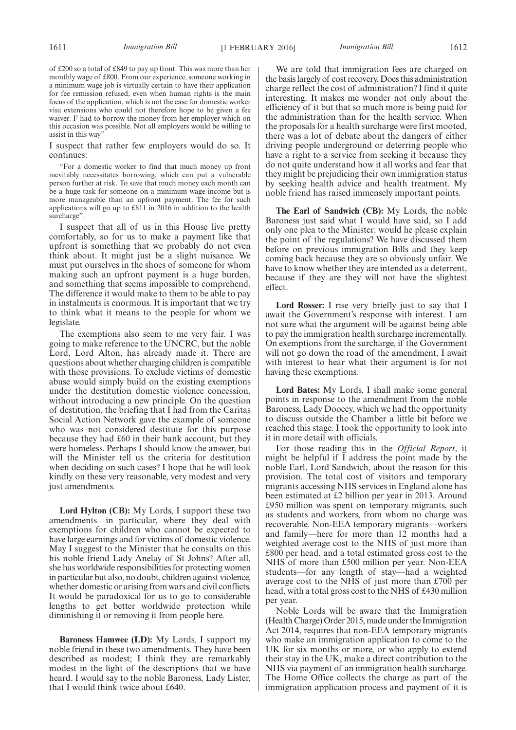of £200 so a total of £849 to pay up front. This was more than her monthly wage of £800. From our experience, someone working in a minimum wage job is virtually certain to have their application for fee remission refused, even when human rights is the main focus of the application, which is not the case for domestic worker visa extensions who could not therefore hope to be given a fee waiver. F had to borrow the money from her employer which on this occasion was possible. Not all employers would be willing to assist in this way"—

I suspect that rather few employers would do so. It continues:

"For a domestic worker to find that much money up front inevitably necessitates borrowing, which can put a vulnerable person further at risk. To save that much money each month can be a huge task for someone on a minimum wage income but is more manageable than an upfront payment. The fee for such applications will go up to £811 in 2016 in addition to the health surcharge".

I suspect that all of us in this House live pretty comfortably, so for us to make a payment like that upfront is something that we probably do not even think about. It might just be a slight nuisance. We must put ourselves in the shoes of someone for whom making such an upfront payment is a huge burden, and something that seems impossible to comprehend. The difference it would make to them to be able to pay in instalments is enormous. It is important that we try to think what it means to the people for whom we legislate.

The exemptions also seem to me very fair. I was going to make reference to the UNCRC, but the noble Lord, Lord Alton, has already made it. There are questions about whether charging children is compatible with those provisions. To exclude victims of domestic abuse would simply build on the existing exemptions under the destitution domestic violence concession, without introducing a new principle. On the question of destitution, the briefing that I had from the Caritas Social Action Network gave the example of someone who was not considered destitute for this purpose because they had £60 in their bank account, but they were homeless. Perhaps I should know the answer, but will the Minister tell us the criteria for destitution when deciding on such cases? I hope that he will look kindly on these very reasonable, very modest and very just amendments.

**Lord Hylton (CB):** My Lords, I support these two amendments—in particular, where they deal with exemptions for children who cannot be expected to have large earnings and for victims of domestic violence. May I suggest to the Minister that he consults on this his noble friend Lady Anelay of St Johns? After all, she has worldwide responsibilities for protecting women in particular but also, no doubt, children against violence, whether domestic or arising from wars and civil conflicts. It would be paradoxical for us to go to considerable lengths to get better worldwide protection while diminishing it or removing it from people here.

**Baroness Hamwee (LD):** My Lords, I support my noble friend in these two amendments. They have been described as modest; I think they are remarkably modest in the light of the descriptions that we have heard. I would say to the noble Baroness, Lady Lister, that I would think twice about £640.

We are told that immigration fees are charged on the basis largely of cost recovery. Does this administration charge reflect the cost of administration? I find it quite interesting. It makes me wonder not only about the efficiency of it but that so much more is being paid for the administration than for the health service. When the proposals for a health surcharge were first mooted, there was a lot of debate about the dangers of either driving people underground or deterring people who have a right to a service from seeking it because they do not quite understand how it all works and fear that they might be prejudicing their own immigration status by seeking health advice and health treatment. My noble friend has raised immensely important points.

**The Earl of Sandwich (CB):** My Lords, the noble Baroness just said what I would have said, so I add only one plea to the Minister: would he please explain the point of the regulations? We have discussed them before on previous immigration Bills and they keep coming back because they are so obviously unfair. We have to know whether they are intended as a deterrent, because if they are they will not have the slightest effect.

**Lord Rosser:** I rise very briefly just to say that I await the Government's response with interest. I am not sure what the argument will be against being able to pay the immigration health surcharge incrementally. On exemptions from the surcharge, if the Government will not go down the road of the amendment, I await with interest to hear what their argument is for not having these exemptions.

**Lord Bates:** My Lords, I shall make some general points in response to the amendment from the noble Baroness, Lady Doocey, which we had the opportunity to discuss outside the Chamber a little bit before we reached this stage. I took the opportunity to look into it in more detail with officials.

For those reading this in the *Official Report*, it might be helpful if I address the point made by the noble Earl, Lord Sandwich, about the reason for this provision. The total cost of visitors and temporary migrants accessing NHS services in England alone has been estimated at £2 billion per year in 2013. Around £950 million was spent on temporary migrants, such as students and workers, from whom no charge was recoverable. Non-EEA temporary migrants—workers and family—here for more than 12 months had a weighted average cost to the NHS of just more than £800 per head, and a total estimated gross cost to the NHS of more than £500 million per year. Non-EEA students—for any length of stay—had a weighted average cost to the NHS of just more than £700 per head, with a total gross cost to the NHS of £430 million per year.

Noble Lords will be aware that the Immigration (Health Charge) Order 2015, made under the Immigration Act 2014, requires that non-EEA temporary migrants who make an immigration application to come to the UK for six months or more, or who apply to extend their stay in the UK, make a direct contribution to the NHS via payment of an immigration health surcharge. The Home Office collects the charge as part of the immigration application process and payment of it is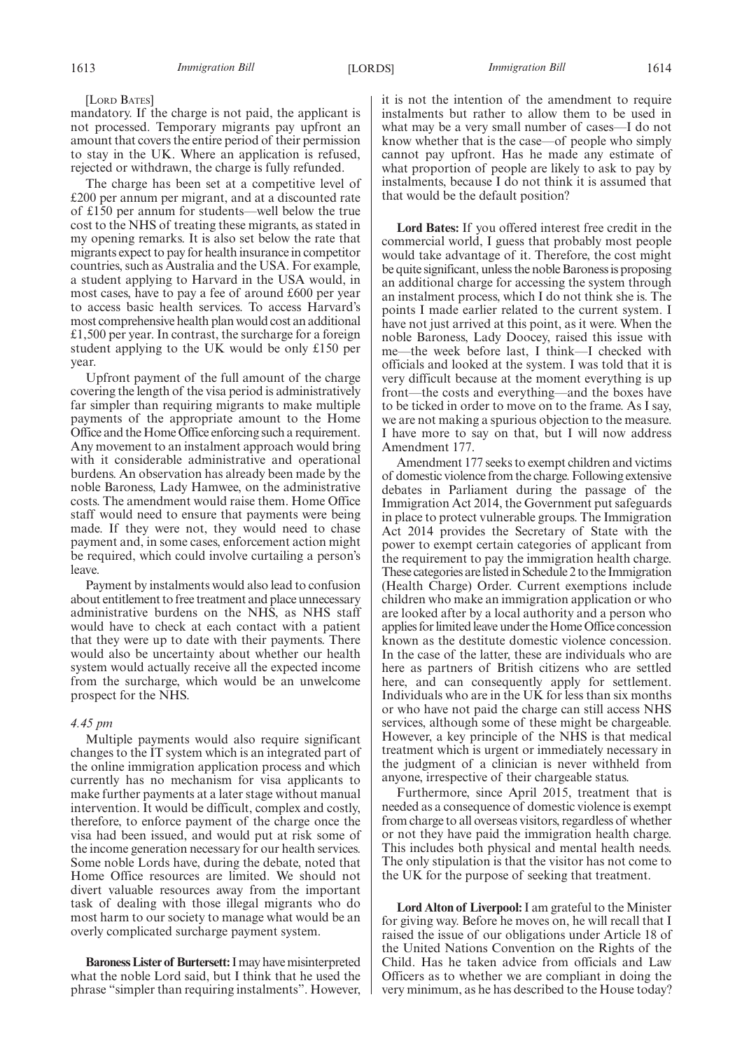[Lord Bates]

mandatory. If the charge is not paid, the applicant is not processed. Temporary migrants pay upfront an amount that covers the entire period of their permission to stay in the UK. Where an application is refused, rejected or withdrawn, the charge is fully refunded.

The charge has been set at a competitive level of £200 per annum per migrant, and at a discounted rate of £150 per annum for students—well below the true cost to the NHS of treating these migrants, as stated in my opening remarks. It is also set below the rate that migrants expect to pay for health insurance in competitor countries, such as Australia and the USA. For example, a student applying to Harvard in the USA would, in most cases, have to pay a fee of around £600 per year to access basic health services. To access Harvard's most comprehensive health plan would cost an additional £1,500 per year. In contrast, the surcharge for a foreign student applying to the UK would be only £150 per year.

Upfront payment of the full amount of the charge covering the length of the visa period is administratively far simpler than requiring migrants to make multiple payments of the appropriate amount to the Home Office and the Home Office enforcing such a requirement. Any movement to an instalment approach would bring with it considerable administrative and operational burdens. An observation has already been made by the noble Baroness, Lady Hamwee, on the administrative costs. The amendment would raise them. Home Office staff would need to ensure that payments were being made. If they were not, they would need to chase payment and, in some cases, enforcement action might be required, which could involve curtailing a person's leave.

Payment by instalments would also lead to confusion about entitlement to free treatment and place unnecessary administrative burdens on the NHS, as NHS staff would have to check at each contact with a patient that they were up to date with their payments. There would also be uncertainty about whether our health system would actually receive all the expected income from the surcharge, which would be an unwelcome prospect for the NHS.

*4.45 pm*

Multiple payments would also require significant changes to the IT system which is an integrated part of the online immigration application process and which currently has no mechanism for visa applicants to make further payments at a later stage without manual intervention. It would be difficult, complex and costly, therefore, to enforce payment of the charge once the visa had been issued, and would put at risk some of the income generation necessary for our health services. Some noble Lords have, during the debate, noted that Home Office resources are limited. We should not divert valuable resources away from the important task of dealing with those illegal migrants who do most harm to our society to manage what would be an overly complicated surcharge payment system.

**Baroness Lister of Burtersett:** I may have misinterpreted what the noble Lord said, but I think that he used the phrase "simpler than requiring instalments". However, it is not the intention of the amendment to require instalments but rather to allow them to be used in what may be a very small number of cases—I do not know whether that is the case—of people who simply cannot pay upfront. Has he made any estimate of what proportion of people are likely to ask to pay by instalments, because I do not think it is assumed that that would be the default position?

**Lord Bates:** If you offered interest free credit in the commercial world, I guess that probably most people would take advantage of it. Therefore, the cost might be quite significant, unless the noble Baroness is proposing an additional charge for accessing the system through an instalment process, which I do not think she is. The points I made earlier related to the current system. I have not just arrived at this point, as it were. When the noble Baroness, Lady Doocey, raised this issue with me—the week before last, I think—I checked with officials and looked at the system. I was told that it is very difficult because at the moment everything is up front—the costs and everything—and the boxes have to be ticked in order to move on to the frame. As I say, we are not making a spurious objection to the measure. I have more to say on that, but I will now address Amendment 177.

Amendment 177 seeks to exempt children and victims of domestic violence from the charge. Following extensive debates in Parliament during the passage of the Immigration Act 2014, the Government put safeguards in place to protect vulnerable groups. The Immigration Act 2014 provides the Secretary of State with the power to exempt certain categories of applicant from the requirement to pay the immigration health charge. These categories are listed in Schedule 2 to the Immigration (Health Charge) Order. Current exemptions include children who make an immigration application or who are looked after by a local authority and a person who applies for limited leave under the Home Office concession known as the destitute domestic violence concession. In the case of the latter, these are individuals who are here as partners of British citizens who are settled here, and can consequently apply for settlement. Individuals who are in the UK for less than six months or who have not paid the charge can still access NHS services, although some of these might be chargeable. However, a key principle of the NHS is that medical treatment which is urgent or immediately necessary in the judgment of a clinician is never withheld from anyone, irrespective of their chargeable status.

Furthermore, since April 2015, treatment that is needed as a consequence of domestic violence is exempt from charge to all overseas visitors, regardless of whether or not they have paid the immigration health charge. This includes both physical and mental health needs. The only stipulation is that the visitor has not come to the UK for the purpose of seeking that treatment.

**Lord Alton of Liverpool:** I am grateful to the Minister for giving way. Before he moves on, he will recall that I raised the issue of our obligations under Article 18 of the United Nations Convention on the Rights of the Child. Has he taken advice from officials and Law Officers as to whether we are compliant in doing the very minimum, as he has described to the House today?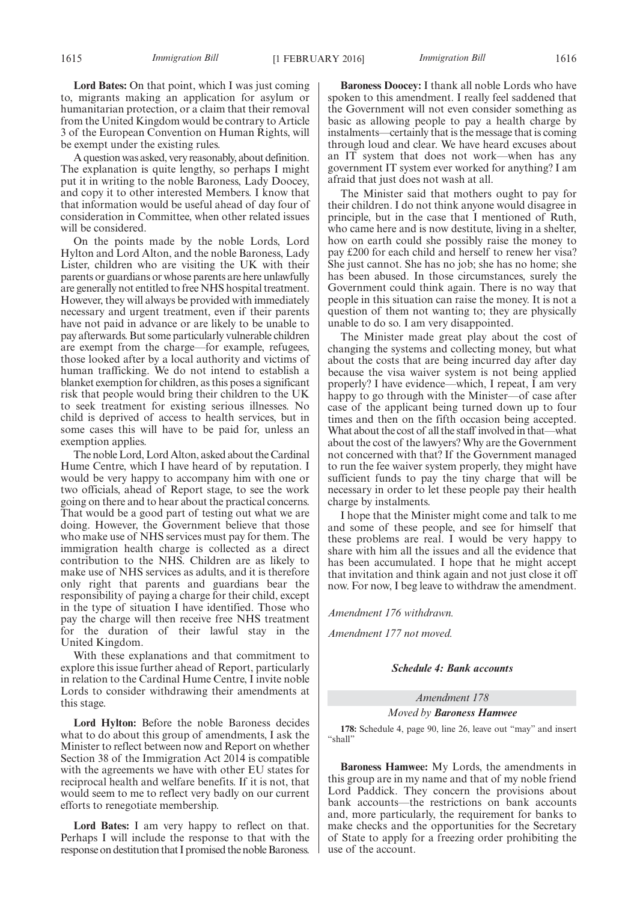**Lord Bates:** On that point, which I was just coming to, migrants making an application for asylum or humanitarian protection, or a claim that their removal from the United Kingdom would be contrary to Article 3 of the European Convention on Human Rights, will be exempt under the existing rules.

A question was asked, very reasonably, about definition. The explanation is quite lengthy, so perhaps I might put it in writing to the noble Baroness, Lady Doocey, and copy it to other interested Members. I know that that information would be useful ahead of day four of consideration in Committee, when other related issues will be considered.

On the points made by the noble Lords, Lord Hylton and Lord Alton, and the noble Baroness, Lady Lister, children who are visiting the UK with their parents or guardians or whose parents are here unlawfully are generally not entitled to free NHS hospital treatment. However, they will always be provided with immediately necessary and urgent treatment, even if their parents have not paid in advance or are likely to be unable to pay afterwards. But some particularly vulnerable children are exempt from the charge—for example, refugees, those looked after by a local authority and victims of human trafficking. We do not intend to establish a blanket exemption for children, as this poses a significant risk that people would bring their children to the UK to seek treatment for existing serious illnesses. No child is deprived of access to health services, but in some cases this will have to be paid for, unless an exemption applies.

The noble Lord, Lord Alton, asked about the Cardinal Hume Centre, which I have heard of by reputation. I would be very happy to accompany him with one or two officials, ahead of Report stage, to see the work going on there and to hear about the practical concerns. That would be a good part of testing out what we are doing. However, the Government believe that those who make use of NHS services must pay for them. The immigration health charge is collected as a direct contribution to the NHS. Children are as likely to make use of NHS services as adults, and it is therefore only right that parents and guardians bear the responsibility of paying a charge for their child, except in the type of situation I have identified. Those who pay the charge will then receive free NHS treatment for the duration of their lawful stay in the United Kingdom.

With these explanations and that commitment to explore this issue further ahead of Report, particularly in relation to the Cardinal Hume Centre, I invite noble Lords to consider withdrawing their amendments at this stage.

**Lord Hylton:** Before the noble Baroness decides what to do about this group of amendments, I ask the Minister to reflect between now and Report on whether Section 38 of the Immigration Act 2014 is compatible with the agreements we have with other EU states for reciprocal health and welfare benefits. If it is not, that would seem to me to reflect very badly on our current efforts to renegotiate membership.

**Lord Bates:** I am very happy to reflect on that. Perhaps I will include the response to that with the response on destitution that I promised the noble Baroness.

**Baroness Doocey:** I thank all noble Lords who have spoken to this amendment. I really feel saddened that the Government will not even consider something as basic as allowing people to pay a health charge by instalments—certainly that is the message that is coming through loud and clear. We have heard excuses about an IT system that does not work—when has any government IT system ever worked for anything? I am afraid that just does not wash at all.

The Minister said that mothers ought to pay for their children. I do not think anyone would disagree in principle, but in the case that I mentioned of Ruth, who came here and is now destitute, living in a shelter, how on earth could she possibly raise the money to pay £200 for each child and herself to renew her visa? She just cannot. She has no job; she has no home; she has been abused. In those circumstances, surely the Government could think again. There is no way that people in this situation can raise the money. It is not a question of them not wanting to; they are physically unable to do so. I am very disappointed.

The Minister made great play about the cost of changing the systems and collecting money, but what about the costs that are being incurred day after day because the visa waiver system is not being applied properly? I have evidence—which, I repeat, I am very happy to go through with the Minister—of case after case of the applicant being turned down up to four times and then on the fifth occasion being accepted. What about the cost of all the staff involved in that—what about the cost of the lawyers? Why are the Government not concerned with that? If the Government managed to run the fee waiver system properly, they might have sufficient funds to pay the tiny charge that will be necessary in order to let these people pay their health charge by instalments.

I hope that the Minister might come and talk to me and some of these people, and see for himself that these problems are real. I would be very happy to share with him all the issues and all the evidence that has been accumulated. I hope that he might accept that invitation and think again and not just close it off now. For now, I beg leave to withdraw the amendment.

*Amendment 176 withdrawn.*

*Amendment 177 not moved.*

***Schedule 4: Bank accounts***

*Amendment 178*

*Moved by **Baroness Hamwee***

**178:** Schedule 4, page 90, line 26, leave out "may" and insert "shall"

**Baroness Hamwee:** My Lords, the amendments in this group are in my name and that of my noble friend Lord Paddick. They concern the provisions about bank accounts—the restrictions on bank accounts and, more particularly, the requirement for banks to make checks and the opportunities for the Secretary of State to apply for a freezing order prohibiting the use of the account.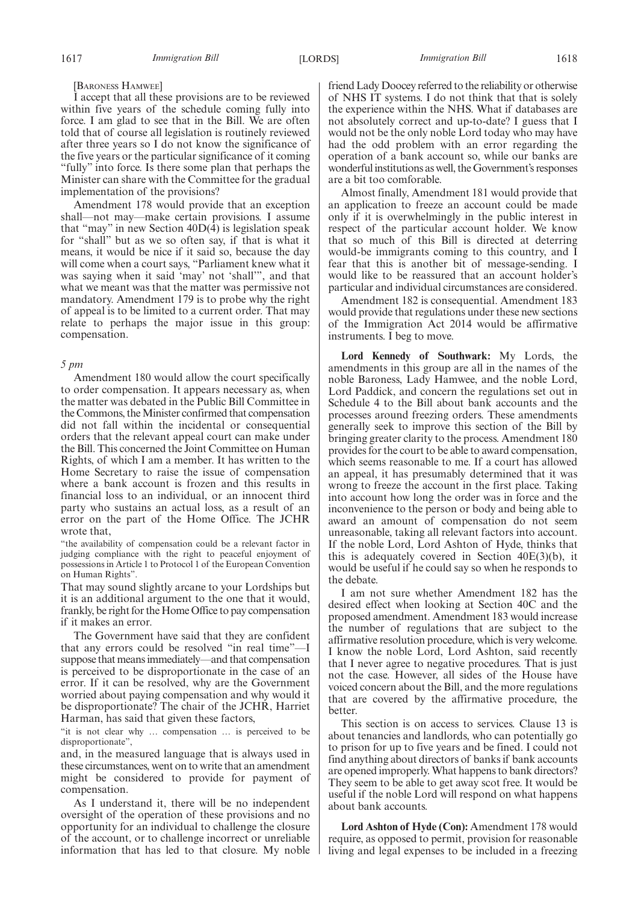[Baroness Hamwee]

I accept that all these provisions are to be reviewed within five years of the schedule coming fully into force. I am glad to see that in the Bill. We are often told that of course all legislation is routinely reviewed after three years so I do not know the significance of the five years or the particular significance of it coming "fully" into force. Is there some plan that perhaps the Minister can share with the Committee for the gradual implementation of the provisions?

Amendment 178 would provide that an exception shall—not may—make certain provisions. I assume that "may" in new Section 40D(4) is legislation speak for "shall" but as we so often say, if that is what it means, it would be nice if it said so, because the day will come when a court says, "Parliament knew what it was saying when it said 'may' not 'shall'", and that what we meant was that the matter was permissive not mandatory. Amendment 179 is to probe why the right of appeal is to be limited to a current order. That may relate to perhaps the major issue in this group: compensation.

*5 pm*

Amendment 180 would allow the court specifically to order compensation. It appears necessary as, when the matter was debated in the Public Bill Committee in the Commons, the Minister confirmed that compensation did not fall within the incidental or consequential orders that the relevant appeal court can make under the Bill. This concerned the Joint Committee on Human Rights, of which I am a member. It has written to the Home Secretary to raise the issue of compensation where a bank account is frozen and this results in financial loss to an individual, or an innocent third party who sustains an actual loss, as a result of an error on the part of the Home Office. The JCHR wrote that,

"the availability of compensation could be a relevant factor in judging compliance with the right to peaceful enjoyment of possessions in Article 1 to Protocol 1 of the European Convention on Human Rights".

That may sound slightly arcane to your Lordships but it is an additional argument to the one that it would, frankly, be right for the Home Office to pay compensation if it makes an error.

The Government have said that they are confident that any errors could be resolved "in real time"—I suppose that means immediately—and that compensation is perceived to be disproportionate in the case of an error. If it can be resolved, why are the Government worried about paying compensation and why would it be disproportionate? The chair of the JCHR, Harriet Harman, has said that given these factors,

"it is not clear why … compensation … is perceived to be disproportionate",

and, in the measured language that is always used in these circumstances, went on to write that an amendment might be considered to provide for payment of compensation.

As I understand it, there will be no independent oversight of the operation of these provisions and no opportunity for an individual to challenge the closure of the account, or to challenge incorrect or unreliable information that has led to that closure. My noble friend Lady Doocey referred to the reliability or otherwise of NHS IT systems. I do not think that that is solely the experience within the NHS. What if databases are not absolutely correct and up-to-date? I guess that I would not be the only noble Lord today who may have had the odd problem with an error regarding the operation of a bank account so, while our banks are wonderful institutions as well, the Government's responses are a bit too comforable.

Almost finally, Amendment 181 would provide that an application to freeze an account could be made only if it is overwhelmingly in the public interest in respect of the particular account holder. We know that so much of this Bill is directed at deterring would-be immigrants coming to this country, and I fear that this is another bit of message-sending. I would like to be reassured that an account holder's particular and individual circumstances are considered.

Amendment 182 is consequential. Amendment 183 would provide that regulations under these new sections of the Immigration Act 2014 would be affirmative instruments. I beg to move.

**Lord Kennedy of Southwark:** My Lords, the amendments in this group are all in the names of the noble Baroness, Lady Hamwee, and the noble Lord, Lord Paddick, and concern the regulations set out in Schedule 4 to the Bill about bank accounts and the processes around freezing orders. These amendments generally seek to improve this section of the Bill by bringing greater clarity to the process. Amendment 180 provides for the court to be able to award compensation, which seems reasonable to me. If a court has allowed an appeal, it has presumably determined that it was wrong to freeze the account in the first place. Taking into account how long the order was in force and the inconvenience to the person or body and being able to award an amount of compensation do not seem unreasonable, taking all relevant factors into account. If the noble Lord, Lord Ashton of Hyde, thinks that this is adequately covered in Section 40E(3)(b), it would be useful if he could say so when he responds to the debate.

I am not sure whether Amendment 182 has the desired effect when looking at Section 40C and the proposed amendment. Amendment 183 would increase the number of regulations that are subject to the affirmative resolution procedure, which is very welcome. I know the noble Lord, Lord Ashton, said recently that I never agree to negative procedures. That is just not the case. However, all sides of the House have voiced concern about the Bill, and the more regulations that are covered by the affirmative procedure, the better.

This section is on access to services. Clause 13 is about tenancies and landlords, who can potentially go to prison for up to five years and be fined. I could not find anything about directors of banks if bank accounts are opened improperly. What happens to bank directors? They seem to be able to get away scot free. It would be useful if the noble Lord will respond on what happens about bank accounts.

**Lord Ashton of Hyde (Con):** Amendment 178 would require, as opposed to permit, provision for reasonable living and legal expenses to be included in a freezing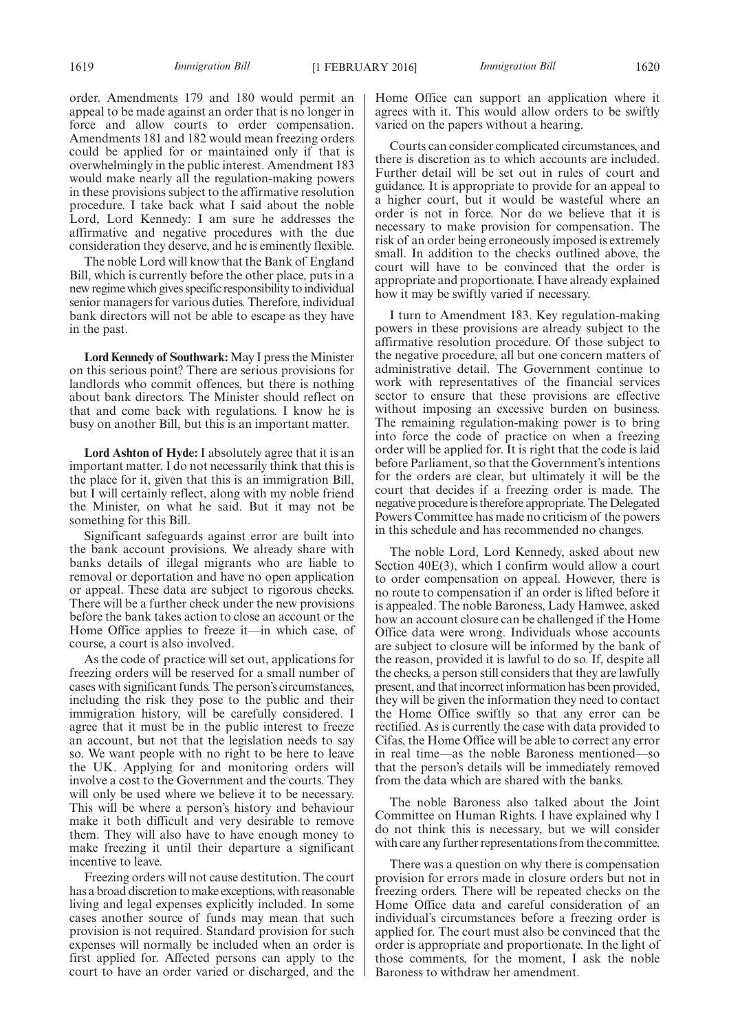order. Amendments 179 and 180 would permit an appeal to be made against an order that is no longer in force and allow courts to order compensation. Amendments 181 and 182 would mean freezing orders could be applied for or maintained only if that is overwhelmingly in the public interest. Amendment 183 would make nearly all the regulation-making powers in these provisions subject to the affirmative resolution procedure. I take back what I said about the noble Lord, Lord Kennedy: I am sure he addresses the affirmative and negative procedures with the due consideration they deserve, and he is eminently flexible.

The noble Lord will know that the Bank of England Bill, which is currently before the other place, puts in a new regime which gives specific responsibility to individual senior managers for various duties. Therefore, individual bank directors will not be able to escape as they have in the past.

**Lord Kennedy of Southwark:** May I press the Minister on this serious point? There are serious provisions for landlords who commit offences, but there is nothing about bank directors. The Minister should reflect on that and come back with regulations. I know he is busy on another Bill, but this is an important matter.

**Lord Ashton of Hyde:** I absolutely agree that it is an important matter. I do not necessarily think that this is the place for it, given that this is an immigration Bill, but I will certainly reflect, along with my noble friend the Minister, on what he said. But it may not be something for this Bill.

Significant safeguards against error are built into the bank account provisions. We already share with banks details of illegal migrants who are liable to removal or deportation and have no open application or appeal. These data are subject to rigorous checks. There will be a further check under the new provisions before the bank takes action to close an account or the Home Office applies to freeze it—in which case, of course, a court is also involved.

As the code of practice will set out, applications for freezing orders will be reserved for a small number of cases with significant funds. The person's circumstances, including the risk they pose to the public and their immigration history, will be carefully considered. I agree that it must be in the public interest to freeze an account, but not that the legislation needs to say so. We want people with no right to be here to leave the UK. Applying for and monitoring orders will involve a cost to the Government and the courts. They will only be used where we believe it to be necessary. This will be where a person's history and behaviour make it both difficult and very desirable to remove them. They will also have to have enough money to make freezing it until their departure a significant incentive to leave.

Freezing orders will not cause destitution. The court has a broad discretion to make exceptions, with reasonable living and legal expenses explicitly included. In some cases another source of funds may mean that such provision is not required. Standard provision for such expenses will normally be included when an order is first applied for. Affected persons can apply to the court to have an order varied or discharged, and the Home Office can support an application where it agrees with it. This would allow orders to be swiftly varied on the papers without a hearing.

Courts can consider complicated circumstances, and there is discretion as to which accounts are included. Further detail will be set out in rules of court and guidance. It is appropriate to provide for an appeal to a higher court, but it would be wasteful where an order is not in force. Nor do we believe that it is necessary to make provision for compensation. The risk of an order being erroneously imposed is extremely small. In addition to the checks outlined above, the court will have to be convinced that the order is appropriate and proportionate. I have already explained how it may be swiftly varied if necessary.

I turn to Amendment 183. Key regulation-making powers in these provisions are already subject to the affirmative resolution procedure. Of those subject to the negative procedure, all but one concern matters of administrative detail. The Government continue to work with representatives of the financial services sector to ensure that these provisions are effective without imposing an excessive burden on business. The remaining regulation-making power is to bring into force the code of practice on when a freezing order will be applied for. It is right that the code is laid before Parliament, so that the Government's intentions for the orders are clear, but ultimately it will be the court that decides if a freezing order is made. The negative procedure is therefore appropriate. The Delegated Powers Committee has made no criticism of the powers in this schedule and has recommended no changes.

The noble Lord, Lord Kennedy, asked about new Section 40E(3), which I confirm would allow a court to order compensation on appeal. However, there is no route to compensation if an order is lifted before it is appealed. The noble Baroness, Lady Hamwee, asked how an account closure can be challenged if the Home Office data were wrong. Individuals whose accounts are subject to closure will be informed by the bank of the reason, provided it is lawful to do so. If, despite all the checks, a person still considers that they are lawfully present, and that incorrect information has been provided, they will be given the information they need to contact the Home Office swiftly so that any error can be rectified. As is currently the case with data provided to Cifas, the Home Office will be able to correct any error in real time—as the noble Baroness mentioned—so that the person's details will be immediately removed from the data which are shared with the banks.

The noble Baroness also talked about the Joint Committee on Human Rights. I have explained why I do not think this is necessary, but we will consider with care any further representations from the committee.

There was a question on why there is compensation provision for errors made in closure orders but not in freezing orders. There will be repeated checks on the Home Office data and careful consideration of an individual's circumstances before a freezing order is applied for. The court must also be convinced that the order is appropriate and proportionate. In the light of those comments, for the moment, I ask the noble Baroness to withdraw her amendment.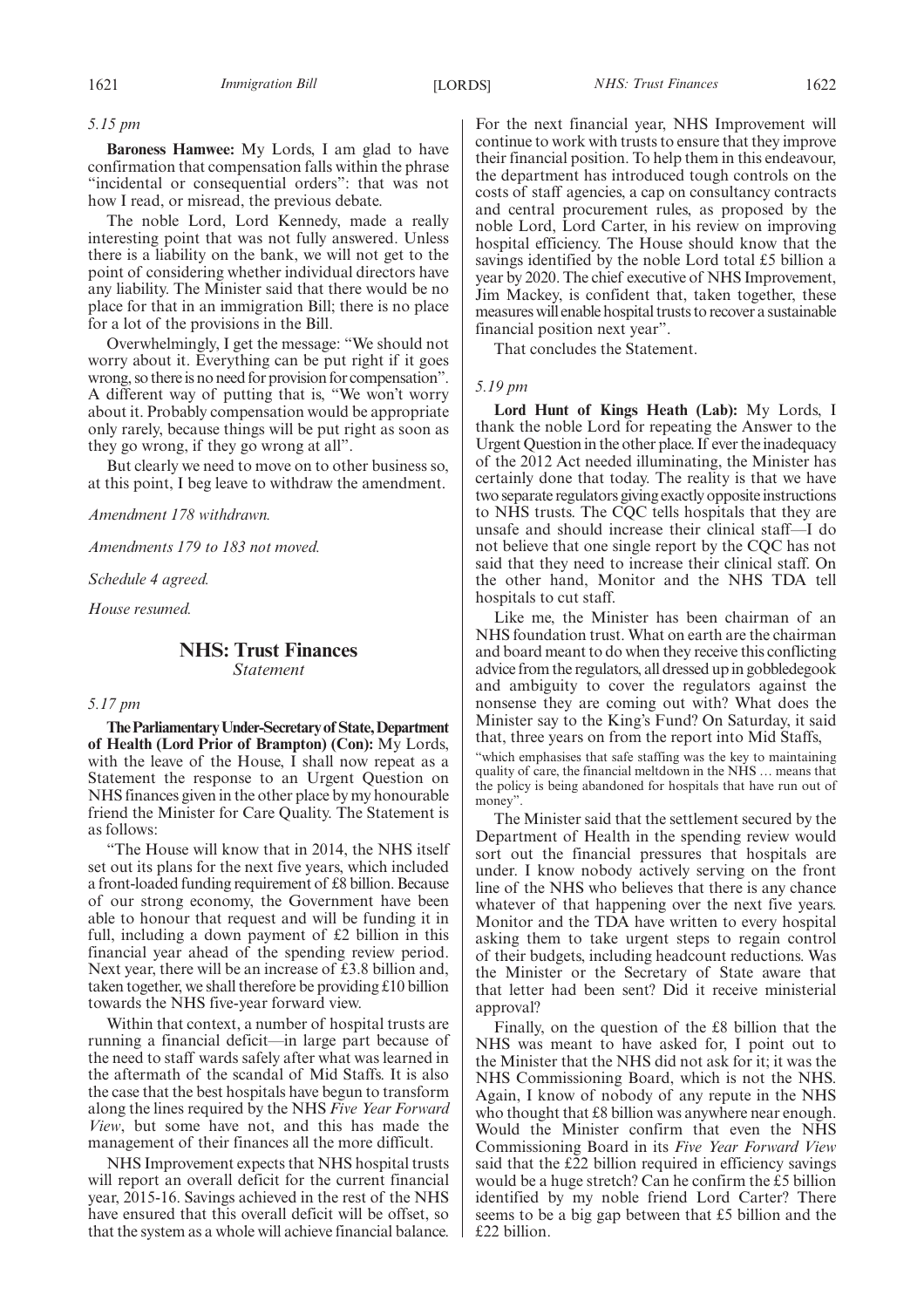*5.15 pm*

**Baroness Hamwee:** My Lords, I am glad to have confirmation that compensation falls within the phrase "incidental or consequential orders": that was not how I read, or misread, the previous debate.

The noble Lord, Lord Kennedy, made a really interesting point that was not fully answered. Unless there is a liability on the bank, we will not get to the point of considering whether individual directors have any liability. The Minister said that there would be no place for that in an immigration Bill; there is no place for a lot of the provisions in the Bill.

Overwhelmingly, I get the message: "We should not worry about it. Everything can be put right if it goes wrong, so there is no need for provision for compensation". A different way of putting that is, "We won't worry about it. Probably compensation would be appropriate only rarely, because things will be put right as soon as they go wrong, if they go wrong at all".

But clearly we need to move on to other business so, at this point, I beg leave to withdraw the amendment.

*Amendment 178 withdrawn.*

*Amendments 179 to 183 not moved.*

*Schedule 4 agreed.*

*House resumed.*

## NHS: Trust Finances
*Statement*

*5.17 pm*

**The Parliamentary Under-Secretary of State, Department of Health (Lord Prior of Brampton) (Con):** My Lords, with the leave of the House, I shall now repeat as a Statement the response to an Urgent Question on NHS finances given in the other place by my honourable friend the Minister for Care Quality. The Statement is as follows:

"The House will know that in 2014, the NHS itself set out its plans for the next five years, which included a front-loaded funding requirement of £8 billion. Because of our strong economy, the Government have been able to honour that request and will be funding it in full, including a down payment of £2 billion in this financial year ahead of the spending review period. Next year, there will be an increase of £3.8 billion and, taken together, we shall therefore be providing £10 billion towards the NHS five-year forward view.

Within that context, a number of hospital trusts are running a financial deficit—in large part because of the need to staff wards safely after what was learned in the aftermath of the scandal of Mid Staffs. It is also the case that the best hospitals have begun to transform along the lines required by the NHS *Five Year Forward View*, but some have not, and this has made the management of their finances all the more difficult.

NHS Improvement expects that NHS hospital trusts will report an overall deficit for the current financial year, 2015-16. Savings achieved in the rest of the NHS have ensured that this overall deficit will be offset, so that the system as a whole will achieve financial balance. For the next financial year, NHS Improvement will continue to work with trusts to ensure that they improve their financial position. To help them in this endeavour, the department has introduced tough controls on the costs of staff agencies, a cap on consultancy contracts and central procurement rules, as proposed by the noble Lord, Lord Carter, in his review on improving hospital efficiency. The House should know that the savings identified by the noble Lord total £5 billion a year by 2020. The chief executive of NHS Improvement, Jim Mackey, is confident that, taken together, these measures will enable hospital trusts to recover a sustainable financial position next year".

That concludes the Statement.

*5.19 pm*

**Lord Hunt of Kings Heath (Lab):** My Lords, I thank the noble Lord for repeating the Answer to the Urgent Question in the other place. If ever the inadequacy of the 2012 Act needed illuminating, the Minister has certainly done that today. The reality is that we have two separate regulators giving exactly opposite instructions to NHS trusts. The CQC tells hospitals that they are unsafe and should increase their clinical staff—I do not believe that one single report by the CQC has not said that they need to increase their clinical staff. On the other hand, Monitor and the NHS TDA tell hospitals to cut staff.

Like me, the Minister has been chairman of an NHS foundation trust. What on earth are the chairman and board meant to do when they receive this conflicting advice from the regulators, all dressed up in gobbledegook and ambiguity to cover the regulators against the nonsense they are coming out with? What does the Minister say to the King's Fund? On Saturday, it said that, three years on from the report into Mid Staffs,

"which emphasises that safe staffing was the key to maintaining quality of care, the financial meltdown in the NHS … means that the policy is being abandoned for hospitals that have run out of money".

The Minister said that the settlement secured by the Department of Health in the spending review would sort out the financial pressures that hospitals are under. I know nobody actively serving on the front line of the NHS who believes that there is any chance whatever of that happening over the next five years. Monitor and the TDA have written to every hospital asking them to take urgent steps to regain control of their budgets, including headcount reductions. Was the Minister or the Secretary of State aware that that letter had been sent? Did it receive ministerial approval?

Finally, on the question of the £8 billion that the NHS was meant to have asked for, I point out to the Minister that the NHS did not ask for it; it was the NHS Commissioning Board, which is not the NHS. Again, I know of nobody of any repute in the NHS who thought that £8 billion was anywhere near enough. Would the Minister confirm that even the NHS Commissioning Board in its *Five Year Forward View* said that the £22 billion required in efficiency savings would be a huge stretch? Can he confirm the £5 billion identified by my noble friend Lord Carter? There seems to be a big gap between that £5 billion and the £22 billion.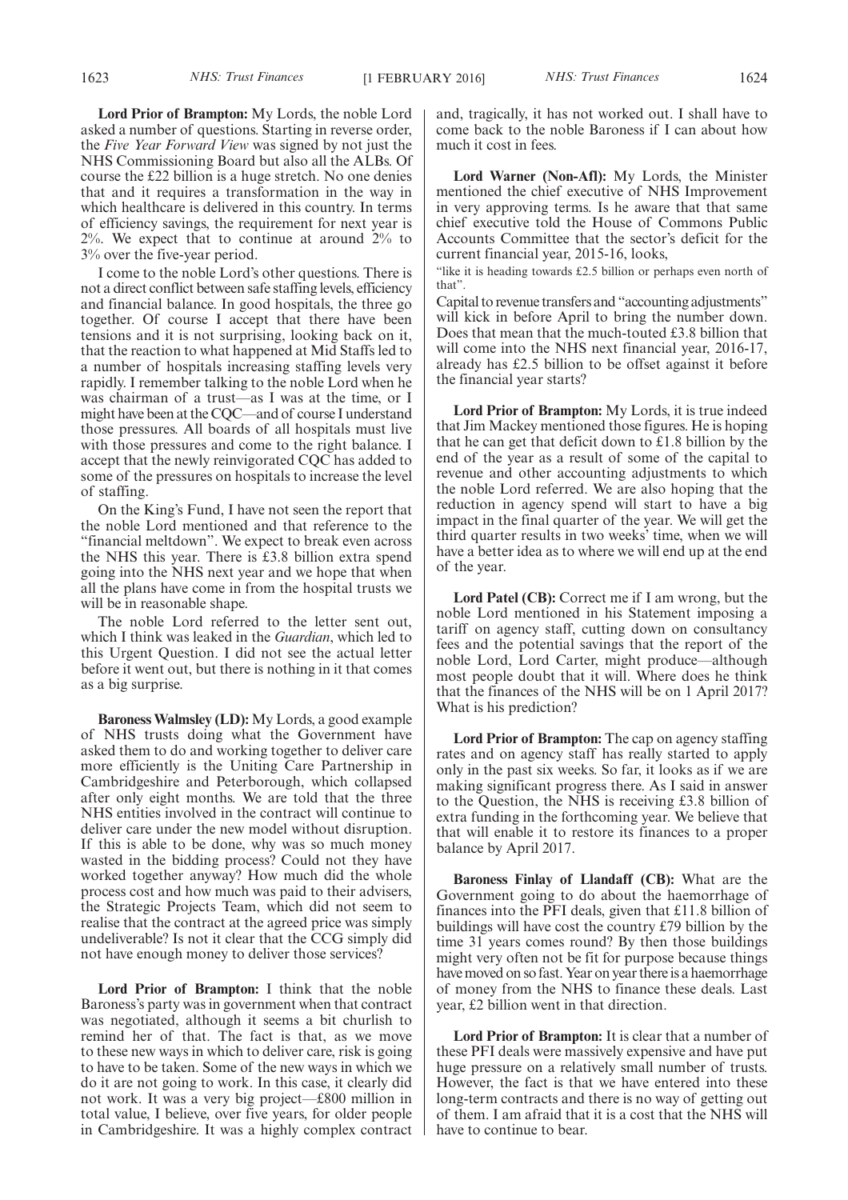**Lord Prior of Brampton:** My Lords, the noble Lord asked a number of questions. Starting in reverse order, the *Five Year Forward View* was signed by not just the NHS Commissioning Board but also all the ALBs. Of course the £22 billion is a huge stretch. No one denies that and it requires a transformation in the way in which healthcare is delivered in this country. In terms of efficiency savings, the requirement for next year is 2%. We expect that to continue at around 2% to 3% over the five-year period.

I come to the noble Lord's other questions. There is not a direct conflict between safe staffing levels, efficiency and financial balance. In good hospitals, the three go together. Of course I accept that there have been tensions and it is not surprising, looking back on it, that the reaction to what happened at Mid Staffs led to a number of hospitals increasing staffing levels very rapidly. I remember talking to the noble Lord when he was chairman of a trust—as I was at the time, or I might have been at the CQC—and of course I understand those pressures. All boards of all hospitals must live with those pressures and come to the right balance. I accept that the newly reinvigorated CQC has added to some of the pressures on hospitals to increase the level of staffing.

On the King's Fund, I have not seen the report that the noble Lord mentioned and that reference to the "financial meltdown". We expect to break even across the NHS this year. There is £3.8 billion extra spend going into the NHS next year and we hope that when all the plans have come in from the hospital trusts we will be in reasonable shape.

The noble Lord referred to the letter sent out, which I think was leaked in the *Guardian*, which led to this Urgent Question. I did not see the actual letter before it went out, but there is nothing in it that comes as a big surprise.

**Baroness Walmsley (LD):** My Lords, a good example of NHS trusts doing what the Government have asked them to do and working together to deliver care more efficiently is the Uniting Care Partnership in Cambridgeshire and Peterborough, which collapsed after only eight months. We are told that the three NHS entities involved in the contract will continue to deliver care under the new model without disruption. If this is able to be done, why was so much money wasted in the bidding process? Could not they have worked together anyway? How much did the whole process cost and how much was paid to their advisers, the Strategic Projects Team, which did not seem to realise that the contract at the agreed price was simply undeliverable? Is not it clear that the CCG simply did not have enough money to deliver those services?

**Lord Prior of Brampton:** I think that the noble Baroness's party was in government when that contract was negotiated, although it seems a bit churlish to remind her of that. The fact is that, as we move to these new ways in which to deliver care, risk is going to have to be taken. Some of the new ways in which we do it are not going to work. In this case, it clearly did not work. It was a very big project—£800 million in total value, I believe, over five years, for older people in Cambridgeshire. It was a highly complex contract and, tragically, it has not worked out. I shall have to come back to the noble Baroness if I can about how much it cost in fees.

**Lord Warner (Non-Afl):** My Lords, the Minister mentioned the chief executive of NHS Improvement in very approving terms. Is he aware that that same chief executive told the House of Commons Public Accounts Committee that the sector's deficit for the current financial year, 2015-16, looks,

"like it is heading towards £2.5 billion or perhaps even north of that".

Capital to revenue transfers and "accounting adjustments" will kick in before April to bring the number down. Does that mean that the much-touted £3.8 billion that will come into the NHS next financial year, 2016-17, already has £2.5 billion to be offset against it before the financial year starts?

**Lord Prior of Brampton:** My Lords, it is true indeed that Jim Mackey mentioned those figures. He is hoping that he can get that deficit down to £1.8 billion by the end of the year as a result of some of the capital to revenue and other accounting adjustments to which the noble Lord referred. We are also hoping that the reduction in agency spend will start to have a big impact in the final quarter of the year. We will get the third quarter results in two weeks' time, when we will have a better idea as to where we will end up at the end of the year.

**Lord Patel (CB):** Correct me if I am wrong, but the noble Lord mentioned in his Statement imposing a tariff on agency staff, cutting down on consultancy fees and the potential savings that the report of the noble Lord, Lord Carter, might produce—although most people doubt that it will. Where does he think that the finances of the NHS will be on 1 April 2017? What is his prediction?

**Lord Prior of Brampton:** The cap on agency staffing rates and on agency staff has really started to apply only in the past six weeks. So far, it looks as if we are making significant progress there. As I said in answer to the Question, the NHS is receiving £3.8 billion of extra funding in the forthcoming year. We believe that that will enable it to restore its finances to a proper balance by April 2017.

**Baroness Finlay of Llandaff (CB):** What are the Government going to do about the haemorrhage of finances into the PFI deals, given that £11.8 billion of buildings will have cost the country £79 billion by the time 31 years comes round? By then those buildings might very often not be fit for purpose because things have moved on so fast. Year on year there is a haemorrhage of money from the NHS to finance these deals. Last year, £2 billion went in that direction.

**Lord Prior of Brampton:** It is clear that a number of these PFI deals were massively expensive and have put huge pressure on a relatively small number of trusts. However, the fact is that we have entered into these long-term contracts and there is no way of getting out of them. I am afraid that it is a cost that the NHS will have to continue to bear.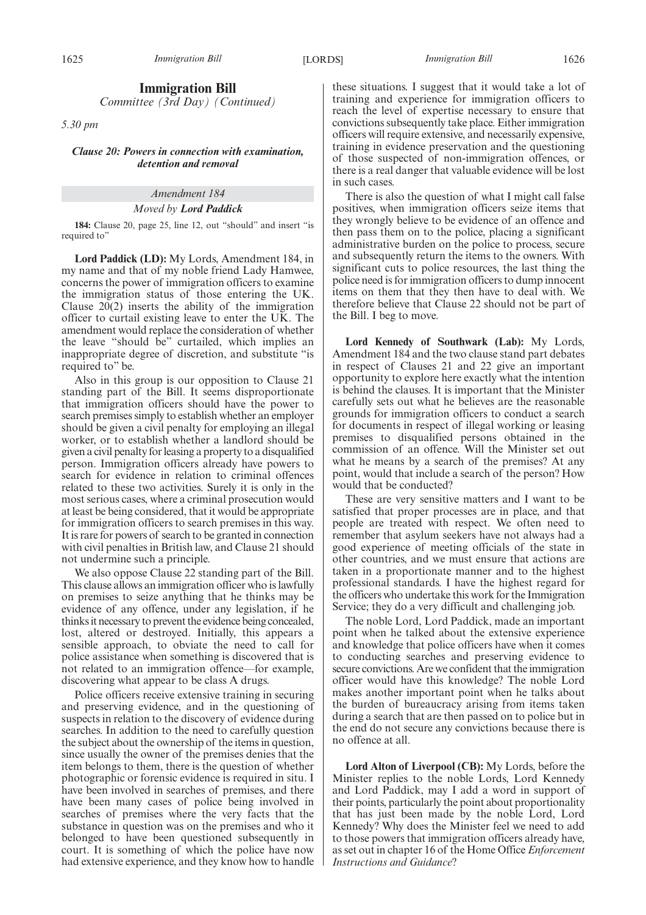# Immigration Bill

*Committee (3rd Day) (Continued)*

*5.30 pm*

### *Clause 20: Powers in connection with examination, detention and removal*

*Amendment 184*

*Moved by* ***Lord Paddick***

**184:** Clause 20, page 25, line 12, out "should" and insert "is required to"

**Lord Paddick (LD):** My Lords, Amendment 184, in my name and that of my noble friend Lady Hamwee, concerns the power of immigration officers to examine the immigration status of those entering the UK. Clause 20(2) inserts the ability of the immigration officer to curtail existing leave to enter the UK. The amendment would replace the consideration of whether the leave "should be" curtailed, which implies an inappropriate degree of discretion, and substitute "is required to" be.

Also in this group is our opposition to Clause 21 standing part of the Bill. It seems disproportionate that immigration officers should have the power to search premises simply to establish whether an employer should be given a civil penalty for employing an illegal worker, or to establish whether a landlord should be given a civil penalty for leasing a property to a disqualified person. Immigration officers already have powers to search for evidence in relation to criminal offences related to these two activities. Surely it is only in the most serious cases, where a criminal prosecution would at least be being considered, that it would be appropriate for immigration officers to search premises in this way. It is rare for powers of search to be granted in connection with civil penalties in British law, and Clause 21 should not undermine such a principle.

We also oppose Clause 22 standing part of the Bill. This clause allows an immigration officer who is lawfully on premises to seize anything that he thinks may be evidence of any offence, under any legislation, if he thinks it necessary to prevent the evidence being concealed, lost, altered or destroyed. Initially, this appears a sensible approach, to obviate the need to call for police assistance when something is discovered that is not related to an immigration offence—for example, discovering what appear to be class A drugs.

Police officers receive extensive training in securing and preserving evidence, and in the questioning of suspects in relation to the discovery of evidence during searches. In addition to the need to carefully question the subject about the ownership of the items in question, since usually the owner of the premises denies that the item belongs to them, there is the question of whether photographic or forensic evidence is required in situ. I have been involved in searches of premises, and there have been many cases of police being involved in searches of premises where the very facts that the substance in question was on the premises and who it belonged to have been questioned subsequently in court. It is something of which the police have now had extensive experience, and they know how to handle these situations. I suggest that it would take a lot of training and experience for immigration officers to reach the level of expertise necessary to ensure that convictions subsequently take place. Either immigration officers will require extensive, and necessarily expensive, training in evidence preservation and the questioning of those suspected of non-immigration offences, or there is a real danger that valuable evidence will be lost in such cases.

There is also the question of what I might call false positives, when immigration officers seize items that they wrongly believe to be evidence of an offence and then pass them on to the police, placing a significant administrative burden on the police to process, secure and subsequently return the items to the owners. With significant cuts to police resources, the last thing the police need is for immigration officers to dump innocent items on them that they then have to deal with. We therefore believe that Clause 22 should not be part of the Bill. I beg to move.

**Lord Kennedy of Southwark (Lab):** My Lords, Amendment 184 and the two clause stand part debates in respect of Clauses 21 and 22 give an important opportunity to explore here exactly what the intention is behind the clauses. It is important that the Minister carefully sets out what he believes are the reasonable grounds for immigration officers to conduct a search for documents in respect of illegal working or leasing premises to disqualified persons obtained in the commission of an offence. Will the Minister set out what he means by a search of the premises? At any point, would that include a search of the person? How would that be conducted?

These are very sensitive matters and I want to be satisfied that proper processes are in place, and that people are treated with respect. We often need to remember that asylum seekers have not always had a good experience of meeting officials of the state in other countries, and we must ensure that actions are taken in a proportionate manner and to the highest professional standards. I have the highest regard for the officers who undertake this work for the Immigration Service; they do a very difficult and challenging job.

The noble Lord, Lord Paddick, made an important point when he talked about the extensive experience and knowledge that police officers have when it comes to conducting searches and preserving evidence to secure convictions. Are we confident that the immigration officer would have this knowledge? The noble Lord makes another important point when he talks about the burden of bureaucracy arising from items taken during a search that are then passed on to police but in the end do not secure any convictions because there is no offence at all.

**Lord Alton of Liverpool (CB):** My Lords, before the Minister replies to the noble Lords, Lord Kennedy and Lord Paddick, may I add a word in support of their points, particularly the point about proportionality that has just been made by the noble Lord, Lord Kennedy? Why does the Minister feel we need to add to those powers that immigration officers already have, as set out in chapter 16 of the Home Office *Enforcement Instructions and Guidance*?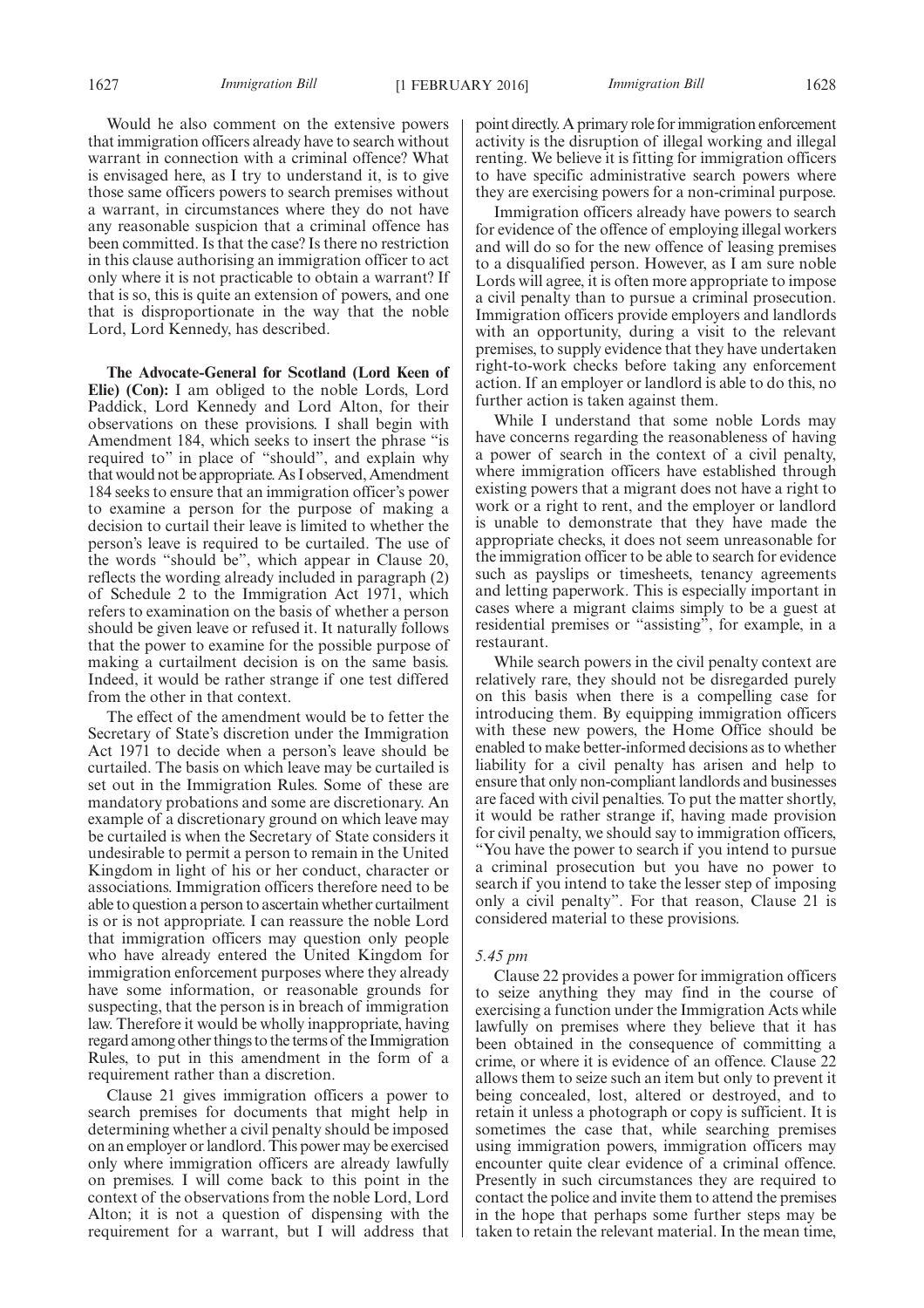Would he also comment on the extensive powers that immigration officers already have to search without warrant in connection with a criminal offence? What is envisaged here, as I try to understand it, is to give those same officers powers to search premises without a warrant, in circumstances where they do not have any reasonable suspicion that a criminal offence has been committed. Is that the case? Is there no restriction in this clause authorising an immigration officer to act only where it is not practicable to obtain a warrant? If that is so, this is quite an extension of powers, and one that is disproportionate in the way that the noble Lord, Lord Kennedy, has described.

**The Advocate-General for Scotland (Lord Keen of Elie) (Con):** I am obliged to the noble Lords, Lord Paddick, Lord Kennedy and Lord Alton, for their observations on these provisions. I shall begin with Amendment 184, which seeks to insert the phrase "is required to" in place of "should", and explain why that would not be appropriate. As I observed, Amendment 184 seeks to ensure that an immigration officer's power to examine a person for the purpose of making a decision to curtail their leave is limited to whether the person's leave is required to be curtailed. The use of the words "should be", which appear in Clause 20, reflects the wording already included in paragraph (2) of Schedule 2 to the Immigration Act 1971, which refers to examination on the basis of whether a person should be given leave or refused it. It naturally follows that the power to examine for the possible purpose of making a curtailment decision is on the same basis. Indeed, it would be rather strange if one test differed from the other in that context.

The effect of the amendment would be to fetter the Secretary of State's discretion under the Immigration Act 1971 to decide when a person's leave should be curtailed. The basis on which leave may be curtailed is set out in the Immigration Rules. Some of these are mandatory probations and some are discretionary. An example of a discretionary ground on which leave may be curtailed is when the Secretary of State considers it undesirable to permit a person to remain in the United Kingdom in light of his or her conduct, character or associations. Immigration officers therefore need to be able to question a person to ascertain whether curtailment is or is not appropriate. I can reassure the noble Lord that immigration officers may question only people who have already entered the United Kingdom for immigration enforcement purposes where they already have some information, or reasonable grounds for suspecting, that the person is in breach of immigration law. Therefore it would be wholly inappropriate, having regard among other things to the terms of the Immigration Rules, to put in this amendment in the form of a requirement rather than a discretion.

Clause 21 gives immigration officers a power to search premises for documents that might help in determining whether a civil penalty should be imposed on an employer or landlord. This power may be exercised only where immigration officers are already lawfully on premises. I will come back to this point in the context of the observations from the noble Lord, Lord Alton; it is not a question of dispensing with the requirement for a warrant, but I will address that point directly. A primary role for immigration enforcement activity is the disruption of illegal working and illegal renting. We believe it is fitting for immigration officers to have specific administrative search powers where they are exercising powers for a non-criminal purpose.

Immigration officers already have powers to search for evidence of the offence of employing illegal workers and will do so for the new offence of leasing premises to a disqualified person. However, as I am sure noble Lords will agree, it is often more appropriate to impose a civil penalty than to pursue a criminal prosecution. Immigration officers provide employers and landlords with an opportunity, during a visit to the relevant premises, to supply evidence that they have undertaken right-to-work checks before taking any enforcement action. If an employer or landlord is able to do this, no further action is taken against them.

While I understand that some noble Lords may have concerns regarding the reasonableness of having a power of search in the context of a civil penalty, where immigration officers have established through existing powers that a migrant does not have a right to work or a right to rent, and the employer or landlord is unable to demonstrate that they have made the appropriate checks, it does not seem unreasonable for the immigration officer to be able to search for evidence such as payslips or timesheets, tenancy agreements and letting paperwork. This is especially important in cases where a migrant claims simply to be a guest at residential premises or "assisting", for example, in a restaurant.

While search powers in the civil penalty context are relatively rare, they should not be disregarded purely on this basis when there is a compelling case for introducing them. By equipping immigration officers with these new powers, the Home Office should be enabled to make better-informed decisions as to whether liability for a civil penalty has arisen and help to ensure that only non-compliant landlords and businesses are faced with civil penalties. To put the matter shortly, it would be rather strange if, having made provision for civil penalty, we should say to immigration officers, "You have the power to search if you intend to pursue a criminal prosecution but you have no power to search if you intend to take the lesser step of imposing only a civil penalty". For that reason, Clause 21 is considered material to these provisions.

*5.45 pm*

Clause 22 provides a power for immigration officers to seize anything they may find in the course of exercising a function under the Immigration Acts while lawfully on premises where they believe that it has been obtained in the consequence of committing a crime, or where it is evidence of an offence. Clause 22 allows them to seize such an item but only to prevent it being concealed, lost, altered or destroyed, and to retain it unless a photograph or copy is sufficient. It is sometimes the case that, while searching premises using immigration powers, immigration officers may encounter quite clear evidence of a criminal offence. Presently in such circumstances they are required to contact the police and invite them to attend the premises in the hope that perhaps some further steps may be taken to retain the relevant material. In the mean time,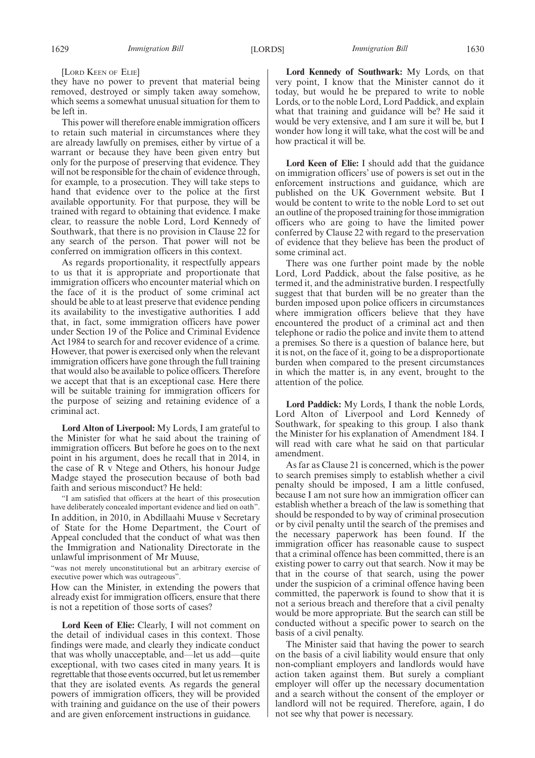[Lord Keen of Elie]

they have no power to prevent that material being removed, destroyed or simply taken away somehow, which seems a somewhat unusual situation for them to be left in.

This power will therefore enable immigration officers to retain such material in circumstances where they are already lawfully on premises, either by virtue of a warrant or because they have been given entry but only for the purpose of preserving that evidence. They will not be responsible for the chain of evidence through, for example, to a prosecution. They will take steps to hand that evidence over to the police at the first available opportunity. For that purpose, they will be trained with regard to obtaining that evidence. I make clear, to reassure the noble Lord, Lord Kennedy of Southwark, that there is no provision in Clause 22 for any search of the person. That power will not be conferred on immigration officers in this context.

As regards proportionality, it respectfully appears to us that it is appropriate and proportionate that immigration officers who encounter material which on the face of it is the product of some criminal act should be able to at least preserve that evidence pending its availability to the investigative authorities. I add that, in fact, some immigration officers have power under Section 19 of the Police and Criminal Evidence Act 1984 to search for and recover evidence of a crime. However, that power is exercised only when the relevant immigration officers have gone through the full training that would also be available to police officers. Therefore we accept that that is an exceptional case. Here there will be suitable training for immigration officers for the purpose of seizing and retaining evidence of a criminal act.

**Lord Alton of Liverpool:** My Lords, I am grateful to the Minister for what he said about the training of immigration officers. But before he goes on to the next point in his argument, does he recall that in 2014, in the case of R v Ntege and Others, his honour Judge Madge stayed the prosecution because of both bad faith and serious misconduct? He held:

"I am satisfied that officers at the heart of this prosecution have deliberately concealed important evidence and lied on oath".

In addition, in 2010, in Abdillaahi Muuse v Secretary of State for the Home Department, the Court of Appeal concluded that the conduct of what was then the Immigration and Nationality Directorate in the unlawful imprisonment of Mr Muuse,

"was not merely unconstitutional but an arbitrary exercise of executive power which was outrageous".

How can the Minister, in extending the powers that already exist for immigration officers, ensure that there is not a repetition of those sorts of cases?

**Lord Keen of Elie:** Clearly, I will not comment on the detail of individual cases in this context. Those findings were made, and clearly they indicate conduct that was wholly unacceptable, and—let us add—quite exceptional, with two cases cited in many years. It is regrettable that those events occurred, but let us remember that they are isolated events. As regards the general powers of immigration officers, they will be provided with training and guidance on the use of their powers and are given enforcement instructions in guidance.

**Lord Kennedy of Southwark:** My Lords, on that very point, I know that the Minister cannot do it today, but would he be prepared to write to noble Lords, or to the noble Lord, Lord Paddick, and explain what that training and guidance will be? He said it would be very extensive, and I am sure it will be, but I wonder how long it will take, what the cost will be and how practical it will be.

**Lord Keen of Elie:** I should add that the guidance on immigration officers' use of powers is set out in the enforcement instructions and guidance, which are published on the UK Government website. But I would be content to write to the noble Lord to set out an outline of the proposed training for those immigration officers who are going to have the limited power conferred by Clause 22 with regard to the preservation of evidence that they believe has been the product of some criminal act.

There was one further point made by the noble Lord, Lord Paddick, about the false positive, as he termed it, and the administrative burden. I respectfully suggest that that burden will be no greater than the burden imposed upon police officers in circumstances where immigration officers believe that they have encountered the product of a criminal act and then telephone or radio the police and invite them to attend a premises. So there is a question of balance here, but it is not, on the face of it, going to be a disproportionate burden when compared to the present circumstances in which the matter is, in any event, brought to the attention of the police.

**Lord Paddick:** My Lords, I thank the noble Lords, Lord Alton of Liverpool and Lord Kennedy of Southwark, for speaking to this group. I also thank the Minister for his explanation of Amendment 184. I will read with care what he said on that particular amendment.

As far as Clause 21 is concerned, which is the power to search premises simply to establish whether a civil penalty should be imposed, I am a little confused, because I am not sure how an immigration officer can establish whether a breach of the law is something that should be responded to by way of criminal prosecution or by civil penalty until the search of the premises and the necessary paperwork has been found. If the immigration officer has reasonable cause to suspect that a criminal offence has been committed, there is an existing power to carry out that search. Now it may be that in the course of that search, using the power under the suspicion of a criminal offence having been committed, the paperwork is found to show that it is not a serious breach and therefore that a civil penalty would be more appropriate. But the search can still be conducted without a specific power to search on the basis of a civil penalty.

The Minister said that having the power to search on the basis of a civil liability would ensure that only non-compliant employers and landlords would have action taken against them. But surely a compliant employer will offer up the necessary documentation and a search without the consent of the employer or landlord will not be required. Therefore, again, I do not see why that power is necessary.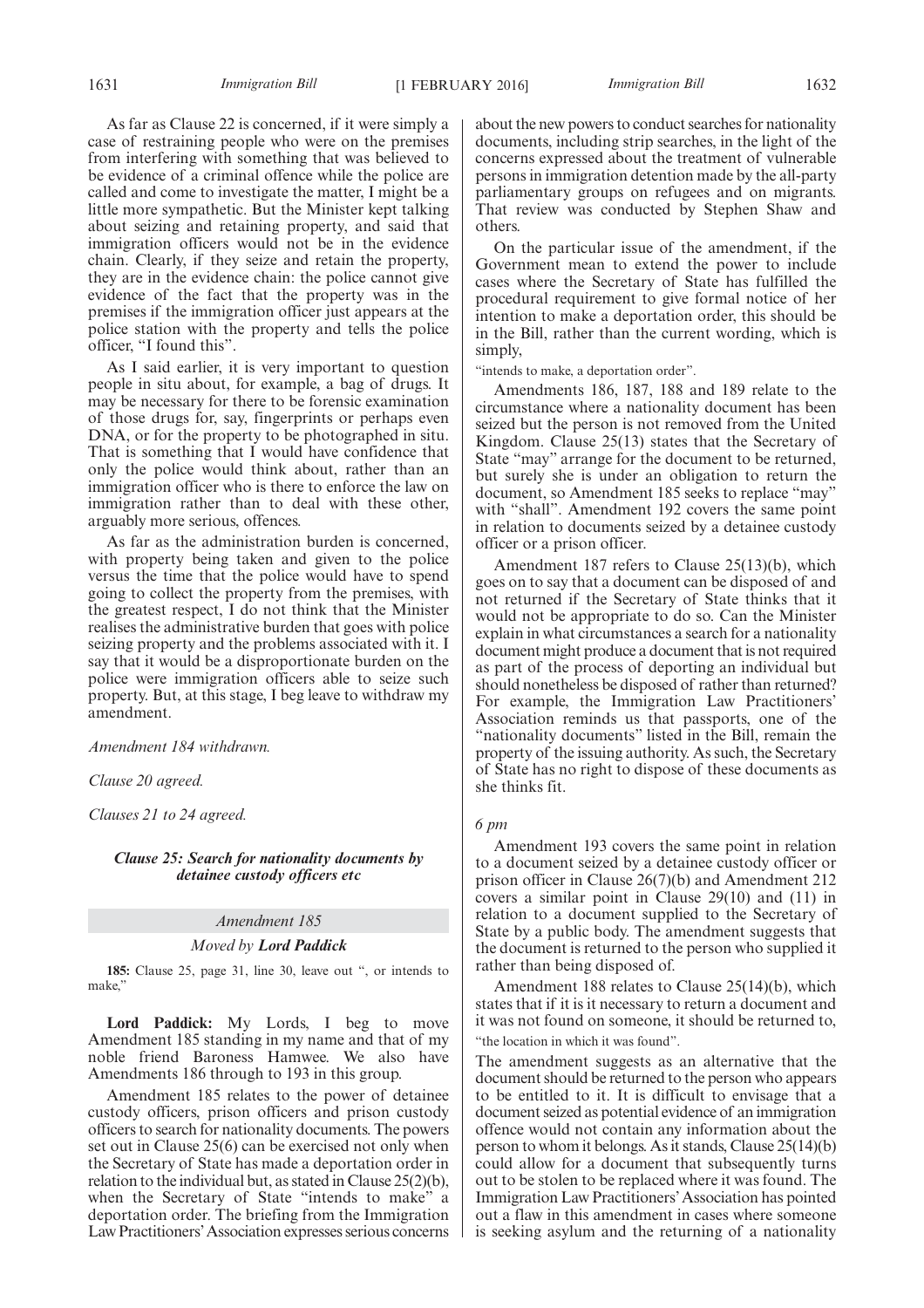As far as Clause 22 is concerned, if it were simply a case of restraining people who were on the premises from interfering with something that was believed to be evidence of a criminal offence while the police are called and come to investigate the matter, I might be a little more sympathetic. But the Minister kept talking about seizing and retaining property, and said that immigration officers would not be in the evidence chain. Clearly, if they seize and retain the property, they are in the evidence chain: the police cannot give evidence of the fact that the property was in the premises if the immigration officer just appears at the police station with the property and tells the police officer, "I found this".

As I said earlier, it is very important to question people in situ about, for example, a bag of drugs. It may be necessary for there to be forensic examination of those drugs for, say, fingerprints or perhaps even DNA, or for the property to be photographed in situ. That is something that I would have confidence that only the police would think about, rather than an immigration officer who is there to enforce the law on immigration rather than to deal with these other, arguably more serious, offences.

As far as the administration burden is concerned, with property being taken and given to the police versus the time that the police would have to spend going to collect the property from the premises, with the greatest respect, I do not think that the Minister realises the administrative burden that goes with police seizing property and the problems associated with it. I say that it would be a disproportionate burden on the police were immigration officers able to seize such property. But, at this stage, I beg leave to withdraw my amendment.

*Amendment 184 withdrawn.*

*Clause 20 agreed.*

*Clauses 21 to 24 agreed.*

### *Clause 25: Search for nationality documents by detainee custody officers etc*

*Amendment 185*

*Moved by* ***Lord Paddick***

**185:** Clause 25, page 31, line 30, leave out ", or intends to make,"

**Lord Paddick:** My Lords, I beg to move Amendment 185 standing in my name and that of my noble friend Baroness Hamwee. We also have Amendments 186 through to 193 in this group.

Amendment 185 relates to the power of detainee custody officers, prison officers and prison custody officers to search for nationality documents. The powers set out in Clause 25(6) can be exercised not only when the Secretary of State has made a deportation order in relation to the individual but, as stated in Clause 25(2)(b), when the Secretary of State "intends to make" a deportation order. The briefing from the Immigration Law Practitioners' Association expresses serious concerns about the new powers to conduct searches for nationality documents, including strip searches, in the light of the concerns expressed about the treatment of vulnerable persons in immigration detention made by the all-party parliamentary groups on refugees and on migrants. That review was conducted by Stephen Shaw and others.

On the particular issue of the amendment, if the Government mean to extend the power to include cases where the Secretary of State has fulfilled the procedural requirement to give formal notice of her intention to make a deportation order, this should be in the Bill, rather than the current wording, which is simply,

"intends to make, a deportation order".

Amendments 186, 187, 188 and 189 relate to the circumstance where a nationality document has been seized but the person is not removed from the United Kingdom. Clause 25(13) states that the Secretary of State "may" arrange for the document to be returned, but surely she is under an obligation to return the document, so Amendment 185 seeks to replace "may" with "shall". Amendment 192 covers the same point in relation to documents seized by a detainee custody officer or a prison officer.

Amendment 187 refers to Clause 25(13)(b), which goes on to say that a document can be disposed of and not returned if the Secretary of State thinks that it would not be appropriate to do so. Can the Minister explain in what circumstances a search for a nationality document might produce a document that is not required as part of the process of deporting an individual but should nonetheless be disposed of rather than returned? For example, the Immigration Law Practitioners' Association reminds us that passports, one of the "nationality documents" listed in the Bill, remain the property of the issuing authority. As such, the Secretary of State has no right to dispose of these documents as she thinks fit.

*6 pm*

Amendment 193 covers the same point in relation to a document seized by a detainee custody officer or prison officer in Clause 26(7)(b) and Amendment 212 covers a similar point in Clause 29(10) and (11) in relation to a document supplied to the Secretary of State by a public body. The amendment suggests that the document is returned to the person who supplied it rather than being disposed of.

Amendment 188 relates to Clause 25(14)(b), which states that if it is it necessary to return a document and it was not found on someone, it should be returned to,

"the location in which it was found".

The amendment suggests as an alternative that the document should be returned to the person who appears to be entitled to it. It is difficult to envisage that a document seized as potential evidence of an immigration offence would not contain any information about the person to whom it belongs. As it stands, Clause 25(14)(b) could allow for a document that subsequently turns out to be stolen to be replaced where it was found. The Immigration Law Practitioners' Association has pointed out a flaw in this amendment in cases where someone is seeking asylum and the returning of a nationality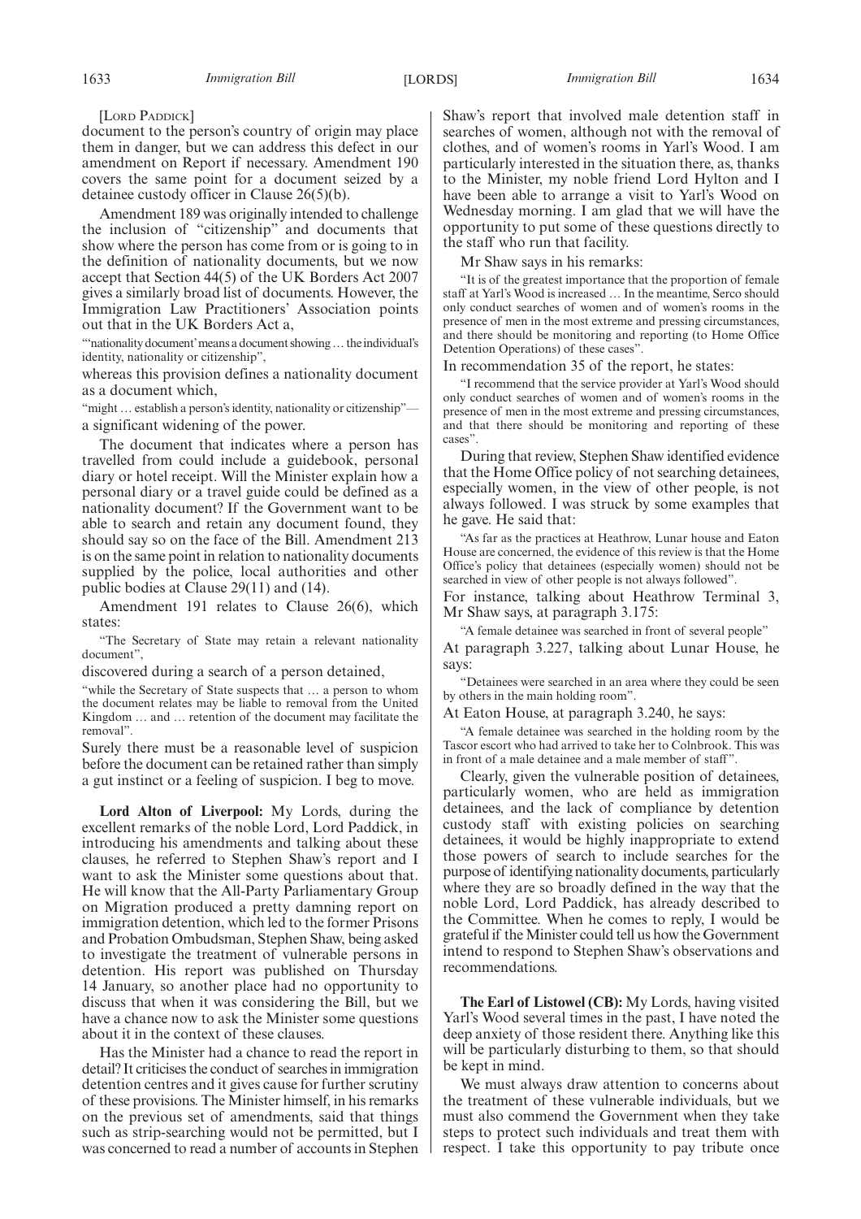[LORD PADDICK]

document to the person's country of origin may place them in danger, but we can address this defect in our amendment on Report if necessary. Amendment 190 covers the same point for a document seized by a detainee custody officer in Clause 26(5)(b).

Amendment 189 was originally intended to challenge the inclusion of "citizenship" and documents that show where the person has come from or is going to in the definition of nationality documents, but we now accept that Section 44(5) of the UK Borders Act 2007 gives a similarly broad list of documents. However, the Immigration Law Practitioners' Association points out that in the UK Borders Act a,

"'nationality document' means a document showing … the individual's identity, nationality or citizenship",

whereas this provision defines a nationality document as a document which,

"might … establish a person's identity, nationality or citizenship"—

a significant widening of the power.

The document that indicates where a person has travelled from could include a guidebook, personal diary or hotel receipt. Will the Minister explain how a personal diary or a travel guide could be defined as a nationality document? If the Government want to be able to search and retain any document found, they should say so on the face of the Bill. Amendment 213 is on the same point in relation to nationality documents supplied by the police, local authorities and other public bodies at Clause 29(11) and (14).

Amendment 191 relates to Clause 26(6), which states:

"The Secretary of State may retain a relevant nationality document",

discovered during a search of a person detained,

"while the Secretary of State suspects that … a person to whom the document relates may be liable to removal from the United Kingdom … and … retention of the document may facilitate the removal".

Surely there must be a reasonable level of suspicion before the document can be retained rather than simply a gut instinct or a feeling of suspicion. I beg to move.

**Lord Alton of Liverpool:** My Lords, during the excellent remarks of the noble Lord, Lord Paddick, in introducing his amendments and talking about these clauses, he referred to Stephen Shaw's report and I want to ask the Minister some questions about that. He will know that the All-Party Parliamentary Group on Migration produced a pretty damning report on immigration detention, which led to the former Prisons and Probation Ombudsman, Stephen Shaw, being asked to investigate the treatment of vulnerable persons in detention. His report was published on Thursday 14 January, so another place had no opportunity to discuss that when it was considering the Bill, but we have a chance now to ask the Minister some questions about it in the context of these clauses.

Has the Minister had a chance to read the report in detail? It criticises the conduct of searches in immigration detention centres and it gives cause for further scrutiny of these provisions. The Minister himself, in his remarks on the previous set of amendments, said that things such as strip-searching would not be permitted, but I was concerned to read a number of accounts in Stephen Shaw's report that involved male detention staff in searches of women, although not with the removal of clothes, and of women's rooms in Yarl's Wood. I am particularly interested in the situation there, as, thanks to the Minister, my noble friend Lord Hylton and I have been able to arrange a visit to Yarl's Wood on Wednesday morning. I am glad that we will have the opportunity to put some of these questions directly to the staff who run that facility.

Mr Shaw says in his remarks:

"It is of the greatest importance that the proportion of female staff at Yarl's Wood is increased … In the meantime, Serco should only conduct searches of women and of women's rooms in the presence of men in the most extreme and pressing circumstances, and there should be monitoring and reporting (to Home Office Detention Operations) of these cases".

In recommendation 35 of the report, he states:

"I recommend that the service provider at Yarl's Wood should only conduct searches of women and of women's rooms in the presence of men in the most extreme and pressing circumstances, and that there should be monitoring and reporting of these cases".

During that review, Stephen Shaw identified evidence that the Home Office policy of not searching detainees, especially women, in the view of other people, is not always followed. I was struck by some examples that he gave. He said that:

"As far as the practices at Heathrow, Lunar house and Eaton House are concerned, the evidence of this review is that the Home Office's policy that detainees (especially women) should not be searched in view of other people is not always followed".

For instance, talking about Heathrow Terminal 3, Mr Shaw says, at paragraph 3.175:

"A female detainee was searched in front of several people"

At paragraph 3.227, talking about Lunar House, he says:

"Detainees were searched in an area where they could be seen by others in the main holding room".

At Eaton House, at paragraph 3.240, he says:

"A female detainee was searched in the holding room by the Tascor escort who had arrived to take her to Colnbrook. This was in front of a male detainee and a male member of staff".

Clearly, given the vulnerable position of detainees, particularly women, who are held as immigration detainees, and the lack of compliance by detention custody staff with existing policies on searching detainees, it would be highly inappropriate to extend those powers of search to include searches for the purpose of identifying nationality documents, particularly where they are so broadly defined in the way that the noble Lord, Lord Paddick, has already described to the Committee. When he comes to reply, I would be grateful if the Minister could tell us how the Government intend to respond to Stephen Shaw's observations and recommendations.

**The Earl of Listowel (CB):** My Lords, having visited Yarl's Wood several times in the past, I have noted the deep anxiety of those resident there. Anything like this will be particularly disturbing to them, so that should be kept in mind.

We must always draw attention to concerns about the treatment of these vulnerable individuals, but we must also commend the Government when they take steps to protect such individuals and treat them with respect. I take this opportunity to pay tribute once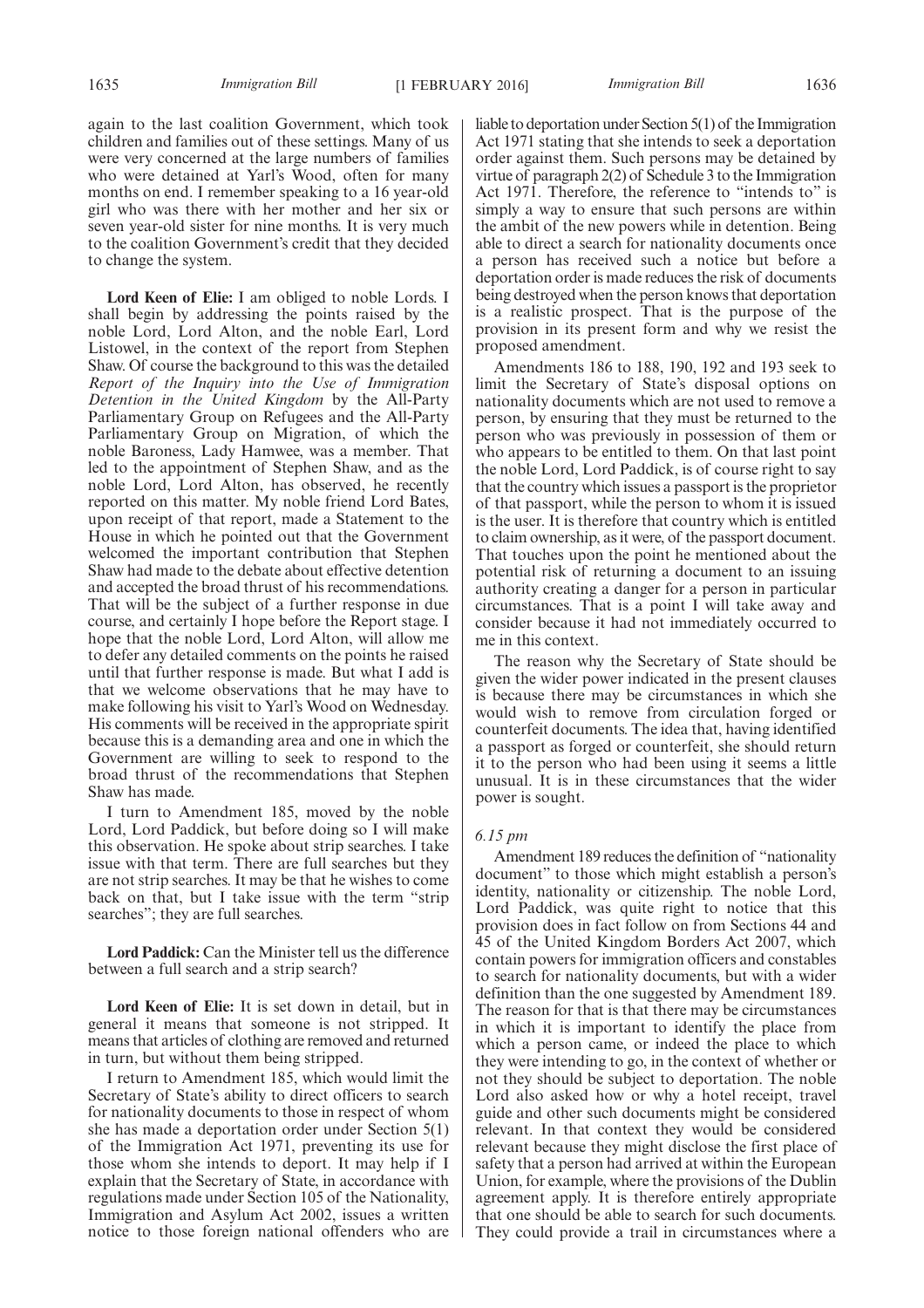again to the last coalition Government, which took children and families out of these settings. Many of us were very concerned at the large numbers of families who were detained at Yarl's Wood, often for many months on end. I remember speaking to a 16 year-old girl who was there with her mother and her six or seven year-old sister for nine months. It is very much to the coalition Government's credit that they decided to change the system.

**Lord Keen of Elie:** I am obliged to noble Lords. I shall begin by addressing the points raised by the noble Lord, Lord Alton, and the noble Earl, Lord Listowel, in the context of the report from Stephen Shaw. Of course the background to this was the detailed *Report of the Inquiry into the Use of Immigration Detention in the United Kingdom* by the All-Party Parliamentary Group on Refugees and the All-Party Parliamentary Group on Migration, of which the noble Baroness, Lady Hamwee, was a member. That led to the appointment of Stephen Shaw, and as the noble Lord, Lord Alton, has observed, he recently reported on this matter. My noble friend Lord Bates, upon receipt of that report, made a Statement to the House in which he pointed out that the Government welcomed the important contribution that Stephen Shaw had made to the debate about effective detention and accepted the broad thrust of his recommendations. That will be the subject of a further response in due course, and certainly I hope before the Report stage. I hope that the noble Lord, Lord Alton, will allow me to defer any detailed comments on the points he raised until that further response is made. But what I add is that we welcome observations that he may have to make following his visit to Yarl's Wood on Wednesday. His comments will be received in the appropriate spirit because this is a demanding area and one in which the Government are willing to seek to respond to the broad thrust of the recommendations that Stephen Shaw has made.

I turn to Amendment 185, moved by the noble Lord, Lord Paddick, but before doing so I will make this observation. He spoke about strip searches. I take issue with that term. There are full searches but they are not strip searches. It may be that he wishes to come back on that, but I take issue with the term "strip searches"; they are full searches.

**Lord Paddick:** Can the Minister tell us the difference between a full search and a strip search?

**Lord Keen of Elie:** It is set down in detail, but in general it means that someone is not stripped. It means that articles of clothing are removed and returned in turn, but without them being stripped.

I return to Amendment 185, which would limit the Secretary of State's ability to direct officers to search for nationality documents to those in respect of whom she has made a deportation order under Section 5(1) of the Immigration Act 1971, preventing its use for those whom she intends to deport. It may help if I explain that the Secretary of State, in accordance with regulations made under Section 105 of the Nationality, Immigration and Asylum Act 2002, issues a written notice to those foreign national offenders who are liable to deportation under Section 5(1) of the Immigration Act 1971 stating that she intends to seek a deportation order against them. Such persons may be detained by virtue of paragraph 2(2) of Schedule 3 to the Immigration Act 1971. Therefore, the reference to "intends to" is simply a way to ensure that such persons are within the ambit of the new powers while in detention. Being able to direct a search for nationality documents once a person has received such a notice but before a deportation order is made reduces the risk of documents being destroyed when the person knows that deportation is a realistic prospect. That is the purpose of the provision in its present form and why we resist the proposed amendment.

Amendments 186 to 188, 190, 192 and 193 seek to limit the Secretary of State's disposal options on nationality documents which are not used to remove a person, by ensuring that they must be returned to the person who was previously in possession of them or who appears to be entitled to them. On that last point the noble Lord, Lord Paddick, is of course right to say that the country which issues a passport is the proprietor of that passport, while the person to whom it is issued is the user. It is therefore that country which is entitled to claim ownership, as it were, of the passport document. That touches upon the point he mentioned about the potential risk of returning a document to an issuing authority creating a danger for a person in particular circumstances. That is a point I will take away and consider because it had not immediately occurred to me in this context.

The reason why the Secretary of State should be given the wider power indicated in the present clauses is because there may be circumstances in which she would wish to remove from circulation forged or counterfeit documents. The idea that, having identified a passport as forged or counterfeit, she should return it to the person who had been using it seems a little unusual. It is in these circumstances that the wider power is sought.

*6.15 pm*

Amendment 189 reduces the definition of "nationality document" to those which might establish a person's identity, nationality or citizenship. The noble Lord, Lord Paddick, was quite right to notice that this provision does in fact follow on from Sections 44 and 45 of the United Kingdom Borders Act 2007, which contain powers for immigration officers and constables to search for nationality documents, but with a wider definition than the one suggested by Amendment 189. The reason for that is that there may be circumstances in which it is important to identify the place from which a person came, or indeed the place to which they were intending to go, in the context of whether or not they should be subject to deportation. The noble Lord also asked how or why a hotel receipt, travel guide and other such documents might be considered relevant. In that context they would be considered relevant because they might disclose the first place of safety that a person had arrived at within the European Union, for example, where the provisions of the Dublin agreement apply. It is therefore entirely appropriate that one should be able to search for such documents. They could provide a trail in circumstances where a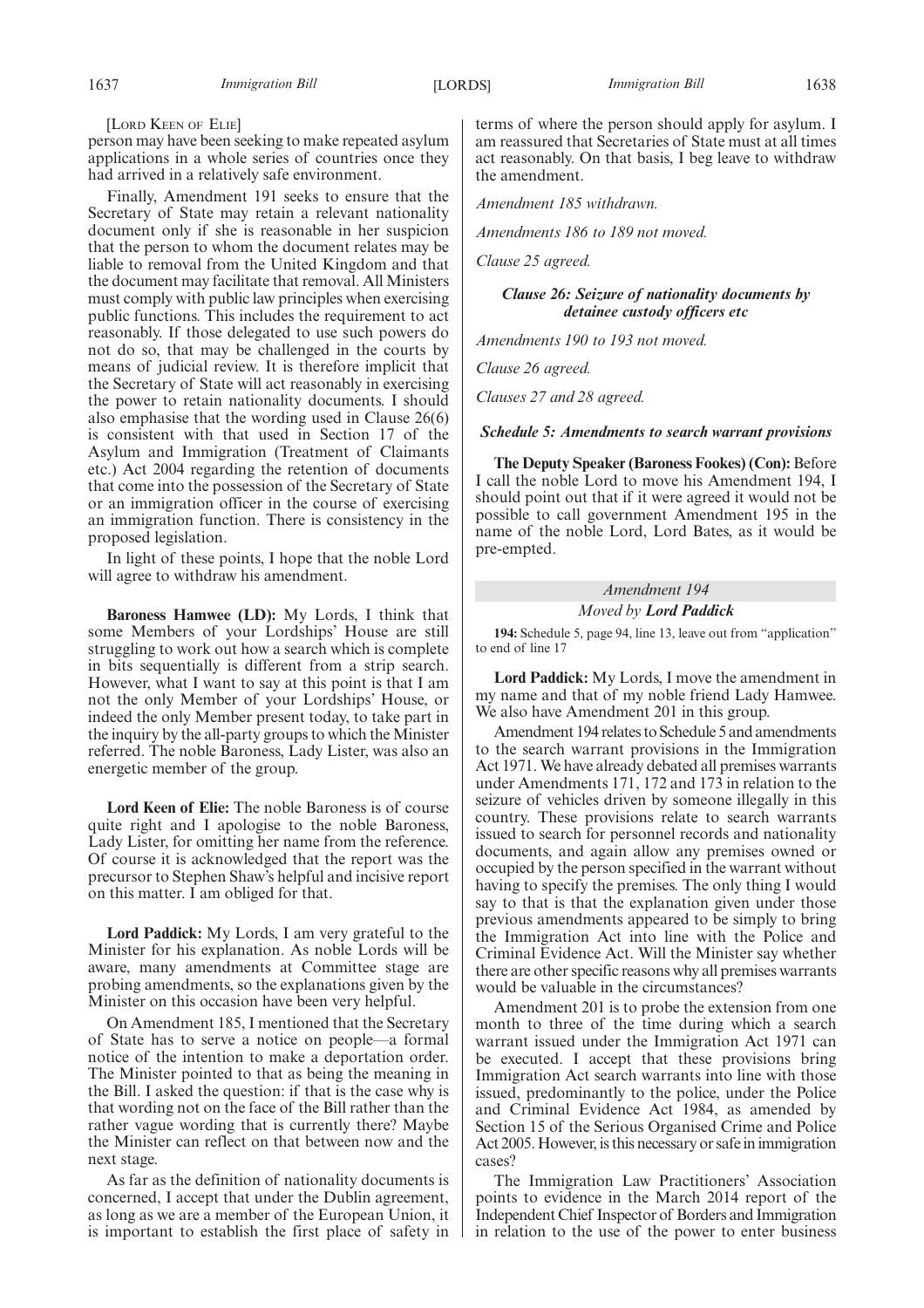[Lord Keen of Elie]

person may have been seeking to make repeated asylum applications in a whole series of countries once they had arrived in a relatively safe environment.

Finally, Amendment 191 seeks to ensure that the Secretary of State may retain a relevant nationality document only if she is reasonable in her suspicion that the person to whom the document relates may be liable to removal from the United Kingdom and that the document may facilitate that removal. All Ministers must comply with public law principles when exercising public functions. This includes the requirement to act reasonably. If those delegated to use such powers do not do so, that may be challenged in the courts by means of judicial review. It is therefore implicit that the Secretary of State will act reasonably in exercising the power to retain nationality documents. I should also emphasise that the wording used in Clause 26(6) is consistent with that used in Section 17 of the Asylum and Immigration (Treatment of Claimants etc.) Act 2004 regarding the retention of documents that come into the possession of the Secretary of State or an immigration officer in the course of exercising an immigration function. There is consistency in the proposed legislation.

In light of these points, I hope that the noble Lord will agree to withdraw his amendment.

**Baroness Hamwee (LD):** My Lords, I think that some Members of your Lordships' House are still struggling to work out how a search which is complete in bits sequentially is different from a strip search. However, what I want to say at this point is that I am not the only Member of your Lordships' House, or indeed the only Member present today, to take part in the inquiry by the all-party groups to which the Minister referred. The noble Baroness, Lady Lister, was also an energetic member of the group.

**Lord Keen of Elie:** The noble Baroness is of course quite right and I apologise to the noble Baroness, Lady Lister, for omitting her name from the reference. Of course it is acknowledged that the report was the precursor to Stephen Shaw's helpful and incisive report on this matter. I am obliged for that.

**Lord Paddick:** My Lords, I am very grateful to the Minister for his explanation. As noble Lords will be aware, many amendments at Committee stage are probing amendments, so the explanations given by the Minister on this occasion have been very helpful.

On Amendment 185, I mentioned that the Secretary of State has to serve a notice on people—a formal notice of the intention to make a deportation order. The Minister pointed to that as being the meaning in the Bill. I asked the question: if that is the case why is that wording not on the face of the Bill rather than the rather vague wording that is currently there? Maybe the Minister can reflect on that between now and the next stage.

As far as the definition of nationality documents is concerned, I accept that under the Dublin agreement, as long as we are a member of the European Union, it is important to establish the first place of safety in terms of where the person should apply for asylum. I am reassured that Secretaries of State must at all times act reasonably. On that basis, I beg leave to withdraw the amendment.

*Amendment 185 withdrawn.*

*Amendments 186 to 189 not moved.*

*Clause 25 agreed.*

### *Clause 26: Seizure of nationality documents by detainee custody officers etc*

*Amendments 190 to 193 not moved.*

*Clause 26 agreed.*

*Clauses 27 and 28 agreed.*

### *Schedule 5: Amendments to search warrant provisions*

**The Deputy Speaker (Baroness Fookes) (Con):** Before I call the noble Lord to move his Amendment 194, I should point out that if it were agreed it would not be possible to call government Amendment 195 in the name of the noble Lord, Lord Bates, as it would be pre-empted.

### *Amendment 194*

#### *Moved by* ***Lord Paddick***

**194:** Schedule 5, page 94, line 13, leave out from "application" to end of line 17

**Lord Paddick:** My Lords, I move the amendment in my name and that of my noble friend Lady Hamwee. We also have Amendment 201 in this group.

Amendment 194 relates to Schedule 5 and amendments to the search warrant provisions in the Immigration Act 1971. We have already debated all premises warrants under Amendments 171, 172 and 173 in relation to the seizure of vehicles driven by someone illegally in this country. These provisions relate to search warrants issued to search for personnel records and nationality documents, and again allow any premises owned or occupied by the person specified in the warrant without having to specify the premises. The only thing I would say to that is that the explanation given under those previous amendments appeared to be simply to bring the Immigration Act into line with the Police and Criminal Evidence Act. Will the Minister say whether there are other specific reasons why all premises warrants would be valuable in the circumstances?

Amendment 201 is to probe the extension from one month to three of the time during which a search warrant issued under the Immigration Act 1971 can be executed. I accept that these provisions bring Immigration Act search warrants into line with those issued, predominantly to the police, under the Police and Criminal Evidence Act 1984, as amended by Section 15 of the Serious Organised Crime and Police Act 2005. However, is this necessary or safe in immigration cases?

The Immigration Law Practitioners' Association points to evidence in the March 2014 report of the Independent Chief Inspector of Borders and Immigration in relation to the use of the power to enter business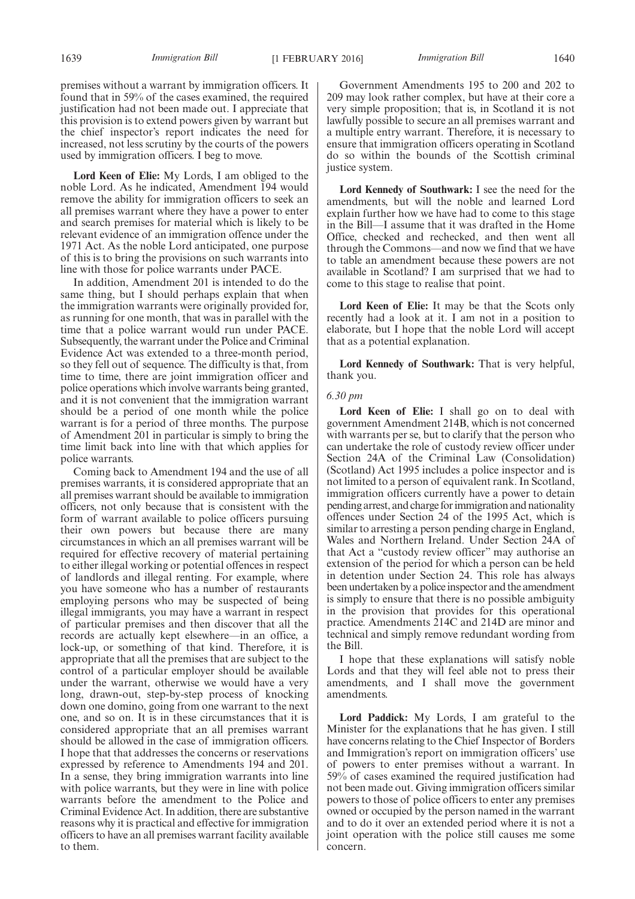premises without a warrant by immigration officers. It found that in 59% of the cases examined, the required justification had not been made out. I appreciate that this provision is to extend powers given by warrant but the chief inspector's report indicates the need for increased, not less scrutiny by the courts of the powers used by immigration officers. I beg to move.

**Lord Keen of Elie:** My Lords, I am obliged to the noble Lord. As he indicated, Amendment 194 would remove the ability for immigration officers to seek an all premises warrant where they have a power to enter and search premises for material which is likely to be relevant evidence of an immigration offence under the 1971 Act. As the noble Lord anticipated, one purpose of this is to bring the provisions on such warrants into line with those for police warrants under PACE.

In addition, Amendment 201 is intended to do the same thing, but I should perhaps explain that when the immigration warrants were originally provided for, as running for one month, that was in parallel with the time that a police warrant would run under PACE. Subsequently, the warrant under the Police and Criminal Evidence Act was extended to a three-month period, so they fell out of sequence. The difficulty is that, from time to time, there are joint immigration officer and police operations which involve warrants being granted, and it is not convenient that the immigration warrant should be a period of one month while the police warrant is for a period of three months. The purpose of Amendment 201 in particular is simply to bring the time limit back into line with that which applies for police warrants.

Coming back to Amendment 194 and the use of all premises warrants, it is considered appropriate that an all premises warrant should be available to immigration officers, not only because that is consistent with the form of warrant available to police officers pursuing their own powers but because there are many circumstances in which an all premises warrant will be required for effective recovery of material pertaining to either illegal working or potential offences in respect of landlords and illegal renting. For example, where you have someone who has a number of restaurants employing persons who may be suspected of being illegal immigrants, you may have a warrant in respect of particular premises and then discover that all the records are actually kept elsewhere—in an office, a lock-up, or something of that kind. Therefore, it is appropriate that all the premises that are subject to the control of a particular employer should be available under the warrant, otherwise we would have a very long, drawn-out, step-by-step process of knocking down one domino, going from one warrant to the next one, and so on. It is in these circumstances that it is considered appropriate that an all premises warrant should be allowed in the case of immigration officers. I hope that that addresses the concerns or reservations expressed by reference to Amendments 194 and 201. In a sense, they bring immigration warrants into line with police warrants, but they were in line with police warrants before the amendment to the Police and Criminal Evidence Act. In addition, there are substantive reasons why it is practical and effective for immigration officers to have an all premises warrant facility available to them.

Government Amendments 195 to 200 and 202 to 209 may look rather complex, but have at their core a very simple proposition; that is, in Scotland it is not lawfully possible to secure an all premises warrant and a multiple entry warrant. Therefore, it is necessary to ensure that immigration officers operating in Scotland do so within the bounds of the Scottish criminal justice system.

**Lord Kennedy of Southwark:** I see the need for the amendments, but will the noble and learned Lord explain further how we have had to come to this stage in the Bill—I assume that it was drafted in the Home Office, checked and rechecked, and then went all through the Commons—and now we find that we have to table an amendment because these powers are not available in Scotland? I am surprised that we had to come to this stage to realise that point.

**Lord Keen of Elie:** It may be that the Scots only recently had a look at it. I am not in a position to elaborate, but I hope that the noble Lord will accept that as a potential explanation.

**Lord Kennedy of Southwark:** That is very helpful, thank you.

*6.30 pm*

**Lord Keen of Elie:** I shall go on to deal with government Amendment 214B, which is not concerned with warrants per se, but to clarify that the person who can undertake the role of custody review officer under Section 24A of the Criminal Law (Consolidation) (Scotland) Act 1995 includes a police inspector and is not limited to a person of equivalent rank. In Scotland, immigration officers currently have a power to detain pending arrest, and charge for immigration and nationality offences under Section 24 of the 1995 Act, which is similar to arresting a person pending charge in England, Wales and Northern Ireland. Under Section 24A of that Act a "custody review officer" may authorise an extension of the period for which a person can be held in detention under Section 24. This role has always been undertaken by a police inspector and the amendment is simply to ensure that there is no possible ambiguity in the provision that provides for this operational practice. Amendments 214C and 214D are minor and technical and simply remove redundant wording from the Bill.

I hope that these explanations will satisfy noble Lords and that they will feel able not to press their amendments, and I shall move the government amendments.

**Lord Paddick:** My Lords, I am grateful to the Minister for the explanations that he has given. I still have concerns relating to the Chief Inspector of Borders and Immigration's report on immigration officers' use of powers to enter premises without a warrant. In 59% of cases examined the required justification had not been made out. Giving immigration officers similar powers to those of police officers to enter any premises owned or occupied by the person named in the warrant and to do it over an extended period where it is not a joint operation with the police still causes me some concern.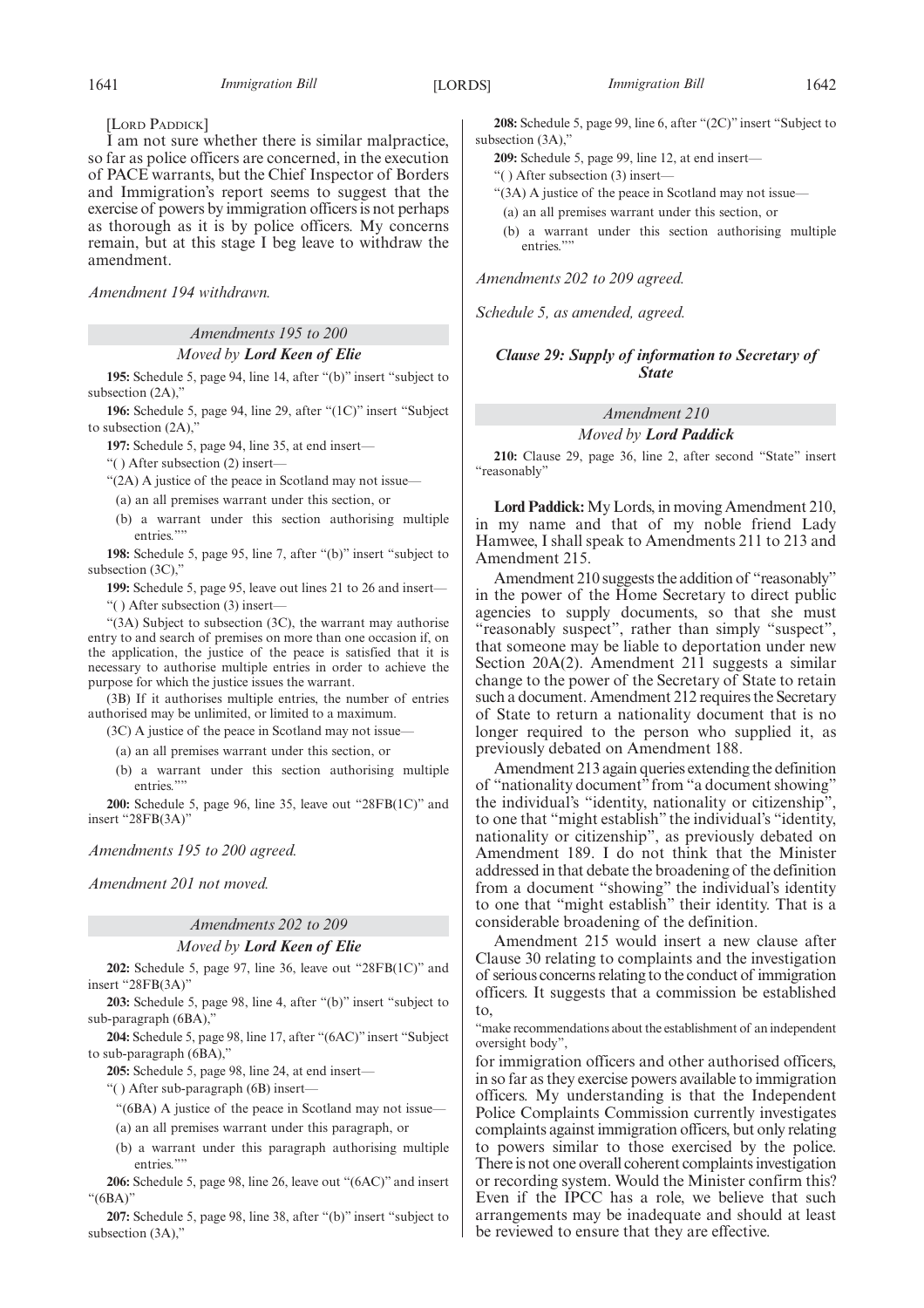[LORD PADDICK]

I am not sure whether there is similar malpractice, so far as police officers are concerned, in the execution of PACE warrants, but the Chief Inspector of Borders and Immigration's report seems to suggest that the exercise of powers by immigration officers is not perhaps as thorough as it is by police officers. My concerns remain, but at this stage I beg leave to withdraw the amendment.

*Amendment 194 withdrawn.*

*Amendments 195 to 200*

*Moved by* ***Lord Keen of Elie***

**195:** Schedule 5, page 94, line 14, after "(b)" insert "subject to subsection (2A),"

**196:** Schedule 5, page 94, line 29, after "(1C)" insert "Subject to subsection (2A),"

**197:** Schedule 5, page 94, line 35, at end insert—

"( ) After subsection (2) insert—

"(2A) A justice of the peace in Scotland may not issue—

(a) an all premises warrant under this section, or

(b) a warrant under this section authorising multiple entries.""

**198:** Schedule 5, page 95, line 7, after "(b)" insert "subject to subsection (3C),"

**199:** Schedule 5, page 95, leave out lines 21 to 26 and insert—

"( ) After subsection (3) insert—

"(3A) Subject to subsection (3C), the warrant may authorise entry to and search of premises on more than one occasion if, on the application, the justice of the peace is satisfied that it is necessary to authorise multiple entries in order to achieve the purpose for which the justice issues the warrant.

(3B) If it authorises multiple entries, the number of entries authorised may be unlimited, or limited to a maximum.

(3C) A justice of the peace in Scotland may not issue—

(a) an all premises warrant under this section, or

(b) a warrant under this section authorising multiple entries.""

**200:** Schedule 5, page 96, line 35, leave out "28FB(1C)" and insert "28FB(3A)"

*Amendments 195 to 200 agreed.*

*Amendment 201 not moved.*

*Amendments 202 to 209*

*Moved by* ***Lord Keen of Elie***

**202:** Schedule 5, page 97, line 36, leave out "28FB(1C)" and insert "28FB(3A)"

**203:** Schedule 5, page 98, line 4, after "(b)" insert "subject to sub-paragraph (6BA),"

**204:** Schedule 5, page 98, line 17, after "(6AC)" insert "Subject to sub-paragraph (6BA),"

**205:** Schedule 5, page 98, line 24, at end insert—

"( ) After sub-paragraph (6B) insert—

"(6BA) A justice of the peace in Scotland may not issue—

(a) an all premises warrant under this paragraph, or

(b) a warrant under this paragraph authorising multiple entries.""

**206:** Schedule 5, page 98, line 26, leave out "(6AC)" and insert "(6BA)"

**207:** Schedule 5, page 98, line 38, after "(b)" insert "subject to subsection (3A),"

**208:** Schedule 5, page 99, line 6, after "(2C)" insert "Subject to subsection (3A),"

**209:** Schedule 5, page 99, line 12, at end insert—

"( ) After subsection (3) insert—

"(3A) A justice of the peace in Scotland may not issue—

(a) an all premises warrant under this section, or

(b) a warrant under this section authorising multiple entries.""

*Amendments 202 to 209 agreed.*

*Schedule 5, as amended, agreed.*

### *Clause 29: Supply of information to Secretary of State*

*Amendment 210*

*Moved by* ***Lord Paddick***

**210:** Clause 29, page 36, line 2, after second "State" insert "reasonably"

**Lord Paddick:** My Lords, in moving Amendment 210, in my name and that of my noble friend Lady Hamwee, I shall speak to Amendments 211 to 213 and Amendment 215.

Amendment 210 suggests the addition of "reasonably" in the power of the Home Secretary to direct public agencies to supply documents, so that she must "reasonably suspect", rather than simply "suspect", that someone may be liable to deportation under new Section 20A(2). Amendment 211 suggests a similar change to the power of the Secretary of State to retain such a document. Amendment 212 requires the Secretary of State to return a nationality document that is no longer required to the person who supplied it, as previously debated on Amendment 188.

Amendment 213 again queries extending the definition of "nationality document" from "a document showing" the individual's "identity, nationality or citizenship", to one that "might establish" the individual's "identity, nationality or citizenship", as previously debated on Amendment 189. I do not think that the Minister addressed in that debate the broadening of the definition from a document "showing" the individual's identity to one that "might establish" their identity. That is a considerable broadening of the definition.

Amendment 215 would insert a new clause after Clause 30 relating to complaints and the investigation of serious concerns relating to the conduct of immigration officers. It suggests that a commission be established to,

"make recommendations about the establishment of an independent oversight body",

for immigration officers and other authorised officers, in so far as they exercise powers available to immigration officers. My understanding is that the Independent Police Complaints Commission currently investigates complaints against immigration officers, but only relating to powers similar to those exercised by the police. There is not one overall coherent complaints investigation or recording system. Would the Minister confirm this? Even if the IPCC has a role, we believe that such arrangements may be inadequate and should at least be reviewed to ensure that they are effective.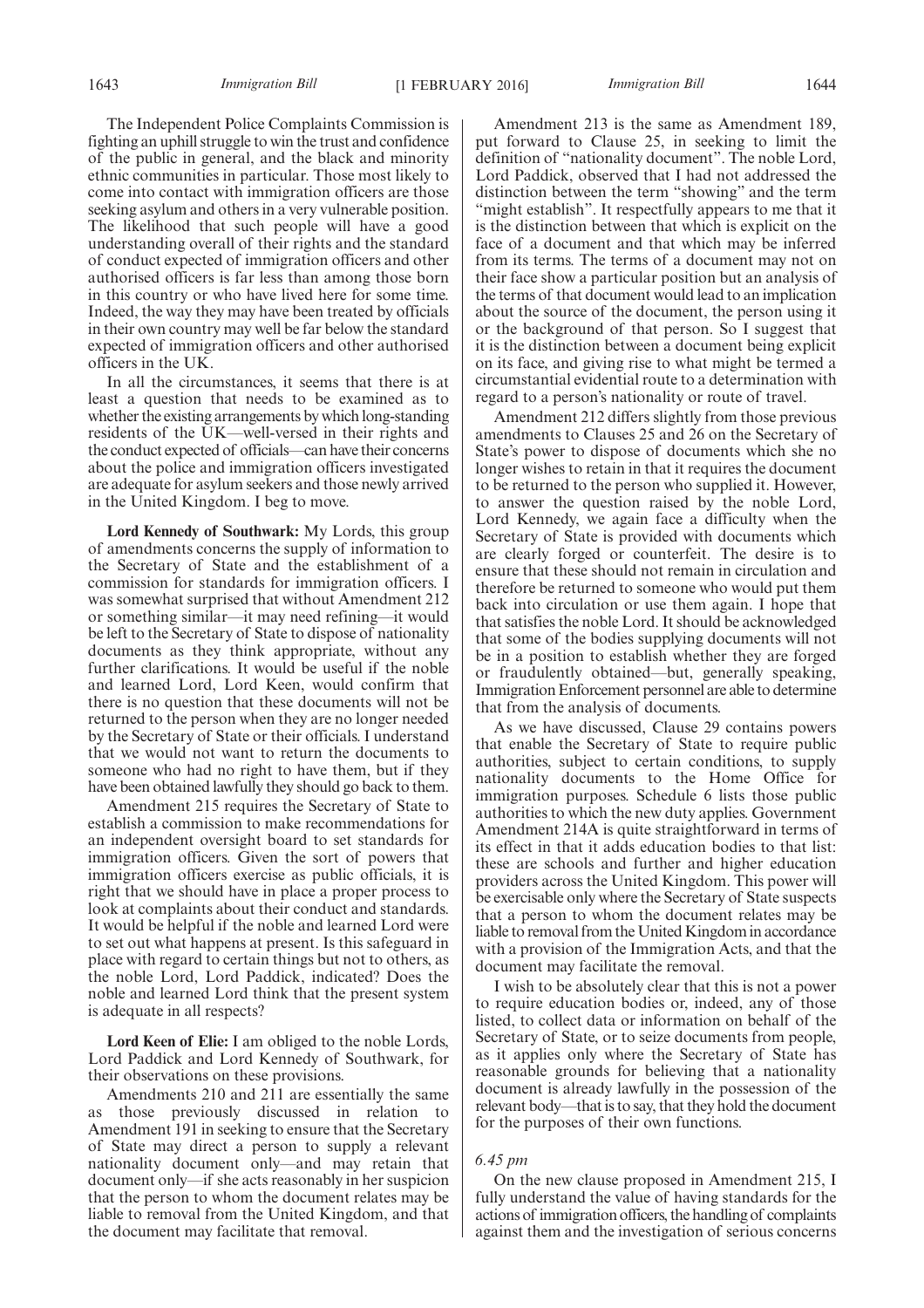The Independent Police Complaints Commission is fighting an uphill struggle to win the trust and confidence of the public in general, and the black and minority ethnic communities in particular. Those most likely to come into contact with immigration officers are those seeking asylum and others in a very vulnerable position. The likelihood that such people will have a good understanding overall of their rights and the standard of conduct expected of immigration officers and other authorised officers is far less than among those born in this country or who have lived here for some time. Indeed, the way they may have been treated by officials in their own country may well be far below the standard expected of immigration officers and other authorised officers in the UK.

In all the circumstances, it seems that there is at least a question that needs to be examined as to whether the existing arrangements by which long-standing residents of the UK—well-versed in their rights and the conduct expected of officials—can have their concerns about the police and immigration officers investigated are adequate for asylum seekers and those newly arrived in the United Kingdom. I beg to move.

**Lord Kennedy of Southwark:** My Lords, this group of amendments concerns the supply of information to the Secretary of State and the establishment of a commission for standards for immigration officers. I was somewhat surprised that without Amendment 212 or something similar—it may need refining—it would be left to the Secretary of State to dispose of nationality documents as they think appropriate, without any further clarifications. It would be useful if the noble and learned Lord, Lord Keen, would confirm that there is no question that these documents will not be returned to the person when they are no longer needed by the Secretary of State or their officials. I understand that we would not want to return the documents to someone who had no right to have them, but if they have been obtained lawfully they should go back to them.

Amendment 215 requires the Secretary of State to establish a commission to make recommendations for an independent oversight board to set standards for immigration officers. Given the sort of powers that immigration officers exercise as public officials, it is right that we should have in place a proper process to look at complaints about their conduct and standards. It would be helpful if the noble and learned Lord were to set out what happens at present. Is this safeguard in place with regard to certain things but not to others, as the noble Lord, Lord Paddick, indicated? Does the noble and learned Lord think that the present system is adequate in all respects?

**Lord Keen of Elie:** I am obliged to the noble Lords, Lord Paddick and Lord Kennedy of Southwark, for their observations on these provisions.

Amendments 210 and 211 are essentially the same as those previously discussed in relation to Amendment 191 in seeking to ensure that the Secretary of State may direct a person to supply a relevant nationality document only—and may retain that document only—if she acts reasonably in her suspicion that the person to whom the document relates may be liable to removal from the United Kingdom, and that the document may facilitate that removal.

Amendment 213 is the same as Amendment 189, put forward to Clause 25, in seeking to limit the definition of "nationality document". The noble Lord, Lord Paddick, observed that I had not addressed the distinction between the term "showing" and the term "might establish". It respectfully appears to me that it is the distinction between that which is explicit on the face of a document and that which may be inferred from its terms. The terms of a document may not on their face show a particular position but an analysis of the terms of that document would lead to an implication about the source of the document, the person using it or the background of that person. So I suggest that it is the distinction between a document being explicit on its face, and giving rise to what might be termed a circumstantial evidential route to a determination with regard to a person's nationality or route of travel.

Amendment 212 differs slightly from those previous amendments to Clauses 25 and 26 on the Secretary of State's power to dispose of documents which she no longer wishes to retain in that it requires the document to be returned to the person who supplied it. However, to answer the question raised by the noble Lord, Lord Kennedy, we again face a difficulty when the Secretary of State is provided with documents which are clearly forged or counterfeit. The desire is to ensure that these should not remain in circulation and therefore be returned to someone who would put them back into circulation or use them again. I hope that that satisfies the noble Lord. It should be acknowledged that some of the bodies supplying documents will not be in a position to establish whether they are forged or fraudulently obtained—but, generally speaking, Immigration Enforcement personnel are able to determine that from the analysis of documents.

As we have discussed, Clause 29 contains powers that enable the Secretary of State to require public authorities, subject to certain conditions, to supply nationality documents to the Home Office for immigration purposes. Schedule 6 lists those public authorities to which the new duty applies. Government Amendment 214A is quite straightforward in terms of its effect in that it adds education bodies to that list: these are schools and further and higher education providers across the United Kingdom. This power will be exercisable only where the Secretary of State suspects that a person to whom the document relates may be liable to removal from the United Kingdom in accordance with a provision of the Immigration Acts, and that the document may facilitate the removal.

I wish to be absolutely clear that this is not a power to require education bodies or, indeed, any of those listed, to collect data or information on behalf of the Secretary of State, or to seize documents from people, as it applies only where the Secretary of State has reasonable grounds for believing that a nationality document is already lawfully in the possession of the relevant body—that is to say, that they hold the document for the purposes of their own functions.

*6.45 pm*

On the new clause proposed in Amendment 215, I fully understand the value of having standards for the actions of immigration officers, the handling of complaints against them and the investigation of serious concerns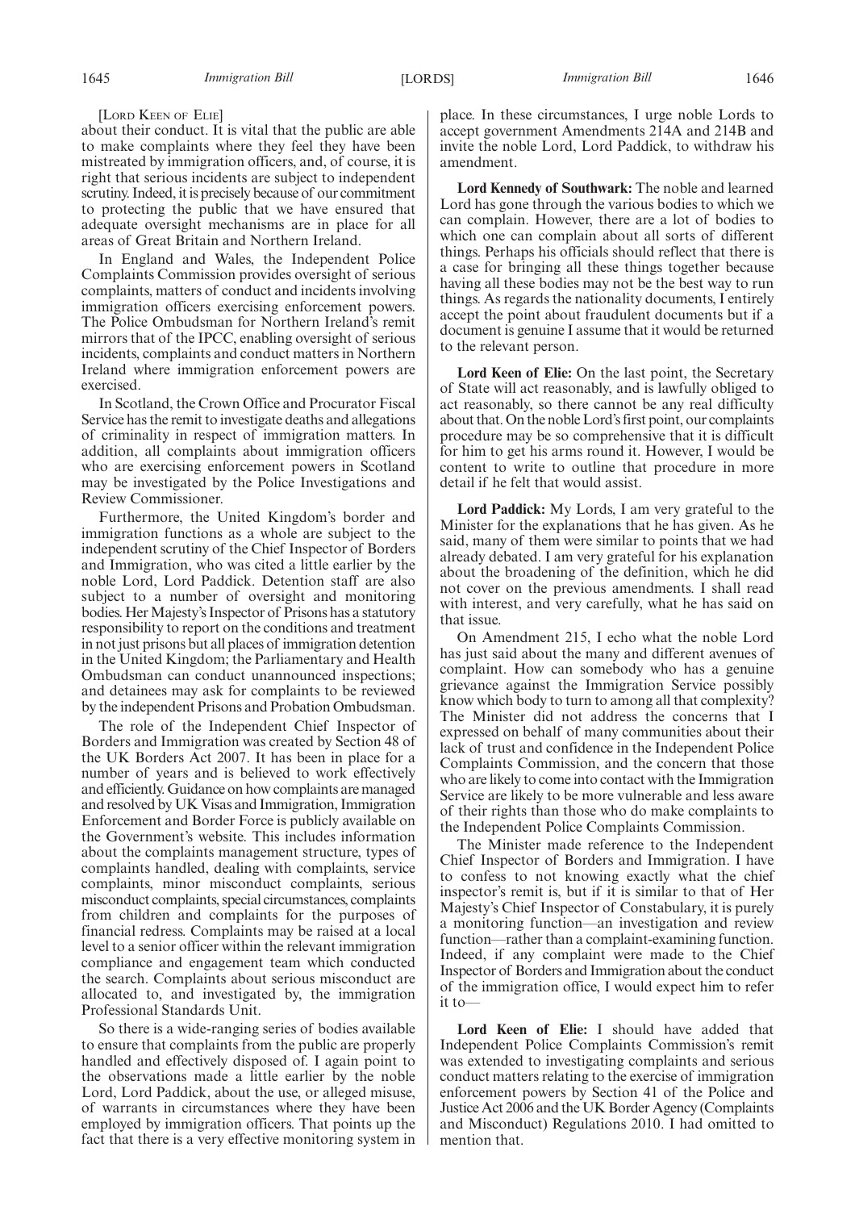[LORD KEEN OF ELIE]

about their conduct. It is vital that the public are able to make complaints where they feel they have been mistreated by immigration officers, and, of course, it is right that serious incidents are subject to independent scrutiny. Indeed, it is precisely because of our commitment to protecting the public that we have ensured that adequate oversight mechanisms are in place for all areas of Great Britain and Northern Ireland.

In England and Wales, the Independent Police Complaints Commission provides oversight of serious complaints, matters of conduct and incidents involving immigration officers exercising enforcement powers. The Police Ombudsman for Northern Ireland's remit mirrors that of the IPCC, enabling oversight of serious incidents, complaints and conduct matters in Northern Ireland where immigration enforcement powers are exercised.

In Scotland, the Crown Office and Procurator Fiscal Service has the remit to investigate deaths and allegations of criminality in respect of immigration matters. In addition, all complaints about immigration officers who are exercising enforcement powers in Scotland may be investigated by the Police Investigations and Review Commissioner.

Furthermore, the United Kingdom's border and immigration functions as a whole are subject to the independent scrutiny of the Chief Inspector of Borders and Immigration, who was cited a little earlier by the noble Lord, Lord Paddick. Detention staff are also subject to a number of oversight and monitoring bodies. Her Majesty's Inspector of Prisons has a statutory responsibility to report on the conditions and treatment in not just prisons but all places of immigration detention in the United Kingdom; the Parliamentary and Health Ombudsman can conduct unannounced inspections; and detainees may ask for complaints to be reviewed by the independent Prisons and Probation Ombudsman.

The role of the Independent Chief Inspector of Borders and Immigration was created by Section 48 of the UK Borders Act 2007. It has been in place for a number of years and is believed to work effectively and efficiently. Guidance on how complaints are managed and resolved by UK Visas and Immigration, Immigration Enforcement and Border Force is publicly available on the Government's website. This includes information about the complaints management structure, types of complaints handled, dealing with complaints, service complaints, minor misconduct complaints, serious misconduct complaints, special circumstances, complaints from children and complaints for the purposes of financial redress. Complaints may be raised at a local level to a senior officer within the relevant immigration compliance and engagement team which conducted the search. Complaints about serious misconduct are allocated to, and investigated by, the immigration Professional Standards Unit.

So there is a wide-ranging series of bodies available to ensure that complaints from the public are properly handled and effectively disposed of. I again point to the observations made a little earlier by the noble Lord, Lord Paddick, about the use, or alleged misuse, of warrants in circumstances where they have been employed by immigration officers. That points up the fact that there is a very effective monitoring system in place. In these circumstances, I urge noble Lords to accept government Amendments 214A and 214B and invite the noble Lord, Lord Paddick, to withdraw his amendment.

**Lord Kennedy of Southwark:** The noble and learned Lord has gone through the various bodies to which we can complain. However, there are a lot of bodies to which one can complain about all sorts of different things. Perhaps his officials should reflect that there is a case for bringing all these things together because having all these bodies may not be the best way to run things. As regards the nationality documents, I entirely accept the point about fraudulent documents but if a document is genuine I assume that it would be returned to the relevant person.

**Lord Keen of Elie:** On the last point, the Secretary of State will act reasonably, and is lawfully obliged to act reasonably, so there cannot be any real difficulty about that. On the noble Lord's first point, our complaints procedure may be so comprehensive that it is difficult for him to get his arms round it. However, I would be content to write to outline that procedure in more detail if he felt that would assist.

**Lord Paddick:** My Lords, I am very grateful to the Minister for the explanations that he has given. As he said, many of them were similar to points that we had already debated. I am very grateful for his explanation about the broadening of the definition, which he did not cover on the previous amendments. I shall read with interest, and very carefully, what he has said on that issue.

On Amendment 215, I echo what the noble Lord has just said about the many and different avenues of complaint. How can somebody who has a genuine grievance against the Immigration Service possibly know which body to turn to among all that complexity? The Minister did not address the concerns that I expressed on behalf of many communities about their lack of trust and confidence in the Independent Police Complaints Commission, and the concern that those who are likely to come into contact with the Immigration Service are likely to be more vulnerable and less aware of their rights than those who do make complaints to the Independent Police Complaints Commission.

The Minister made reference to the Independent Chief Inspector of Borders and Immigration. I have to confess to not knowing exactly what the chief inspector's remit is, but if it is similar to that of Her Majesty's Chief Inspector of Constabulary, it is purely a monitoring function—an investigation and review function—rather than a complaint-examining function. Indeed, if any complaint were made to the Chief Inspector of Borders and Immigration about the conduct of the immigration office, I would expect him to refer it to—

**Lord Keen of Elie:** I should have added that Independent Police Complaints Commission's remit was extended to investigating complaints and serious conduct matters relating to the exercise of immigration enforcement powers by Section 41 of the Police and Justice Act 2006 and the UK Border Agency (Complaints and Misconduct) Regulations 2010. I had omitted to mention that.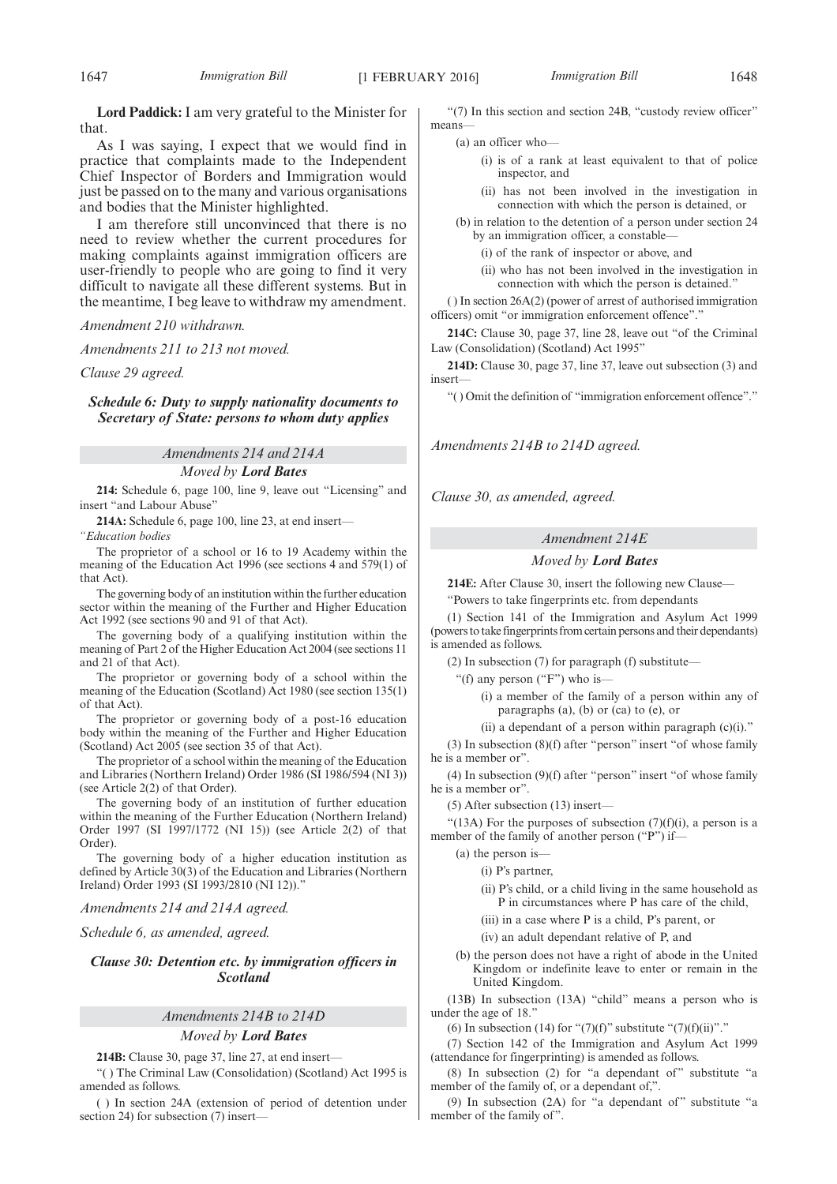**Lord Paddick:** I am very grateful to the Minister for that.

As I was saying, I expect that we would find in practice that complaints made to the Independent Chief Inspector of Borders and Immigration would just be passed on to the many and various organisations and bodies that the Minister highlighted.

I am therefore still unconvinced that there is no need to review whether the current procedures for making complaints against immigration officers are user-friendly to people who are going to find it very difficult to navigate all these different systems. But in the meantime, I beg leave to withdraw my amendment.

*Amendment 210 withdrawn.*

*Amendments 211 to 213 not moved.*

*Clause 29 agreed.*

### *Schedule 6: Duty to supply nationality documents to Secretary of State: persons to whom duty applies*

#### *Amendments 214 and 214A*

*Moved by* ***Lord Bates***

**214:** Schedule 6, page 100, line 9, leave out "Licensing" and insert "and Labour Abuse"

**214A:** Schedule 6, page 100, line 23, at end insert—

*"Education bodies*

The proprietor of a school or 16 to 19 Academy within the meaning of the Education Act 1996 (see sections 4 and 579(1) of that Act).

The governing body of an institution within the further education sector within the meaning of the Further and Higher Education Act 1992 (see sections 90 and 91 of that Act).

The governing body of a qualifying institution within the meaning of Part 2 of the Higher Education Act 2004 (see sections 11 and 21 of that Act).

The proprietor or governing body of a school within the meaning of the Education (Scotland) Act 1980 (see section 135(1) of that Act).

The proprietor or governing body of a post-16 education body within the meaning of the Further and Higher Education (Scotland) Act 2005 (see section 35 of that Act).

The proprietor of a school within the meaning of the Education and Libraries (Northern Ireland) Order 1986 (SI 1986/594 (NI 3)) (see Article 2(2) of that Order).

The governing body of an institution of further education within the meaning of the Further Education (Northern Ireland) Order 1997 (SI 1997/1772 (NI 15)) (see Article 2(2) of that Order).

The governing body of a higher education institution as defined by Article 30(3) of the Education and Libraries (Northern Ireland) Order 1993 (SI 1993/2810 (NI 12))."

*Amendments 214 and 214A agreed.*

*Schedule 6, as amended, agreed.*

### *Clause 30: Detention etc. by immigration officers in Scotland*

#### *Amendments 214B to 214D*

*Moved by* ***Lord Bates***

**214B:** Clause 30, page 37, line 27, at end insert—

"( ) The Criminal Law (Consolidation) (Scotland) Act 1995 is amended as follows.

( ) In section 24A (extension of period of detention under section 24) for subsection (7) insert—

"(7) In this section and section 24B, "custody review officer" means—

(a) an officer who—

(i) is of a rank at least equivalent to that of police inspector, and

(ii) has not been involved in the investigation in connection with which the person is detained, or

(b) in relation to the detention of a person under section 24 by an immigration officer, a constable—

(i) of the rank of inspector or above, and

(ii) who has not been involved in the investigation in connection with which the person is detained."

( ) In section 26A(2) (power of arrest of authorised immigration officers) omit "or immigration enforcement offence"."

**214C:** Clause 30, page 37, line 28, leave out "of the Criminal Law (Consolidation) (Scotland) Act 1995"

**214D:** Clause 30, page 37, line 37, leave out subsection (3) and insert—

"( ) Omit the definition of "immigration enforcement offence"."

*Amendments 214B to 214D agreed.*

*Clause 30, as amended, agreed.*

#### *Amendment 214E*

*Moved by* ***Lord Bates***

**214E:** After Clause 30, insert the following new Clause—

"Powers to take fingerprints etc. from dependants

(1) Section 141 of the Immigration and Asylum Act 1999 (powers to take fingerprints from certain persons and their dependants) is amended as follows.

(2) In subsection (7) for paragraph (f) substitute—

"(f) any person ("F") who is—

(i) a member of the family of a person within any of paragraphs (a), (b) or (ca) to (e), or

(ii) a dependant of a person within paragraph (c)(i)."

(3) In subsection (8)(f) after "person" insert "of whose family he is a member or".

(4) In subsection (9)(f) after "person" insert "of whose family he is a member or".

(5) After subsection (13) insert—

"(13A) For the purposes of subsection (7)(f)(i), a person is a member of the family of another person ("P") if—

(a) the person is—

(i) P's partner,

(ii) P's child, or a child living in the same household as P in circumstances where P has care of the child,

(iii) in a case where P is a child, P's parent, or

(iv) an adult dependant relative of P, and

(b) the person does not have a right of abode in the United Kingdom or indefinite leave to enter or remain in the United Kingdom.

(13B) In subsection (13A) "child" means a person who is under the age of 18."

(6) In subsection (14) for "(7)(f)" substitute "(7)(f)(ii)"."

(7) Section 142 of the Immigration and Asylum Act 1999 (attendance for fingerprinting) is amended as follows.

(8) In subsection (2) for "a dependant of" substitute "a member of the family of, or a dependant of,".

(9) In subsection (2A) for "a dependant of" substitute "a member of the family of".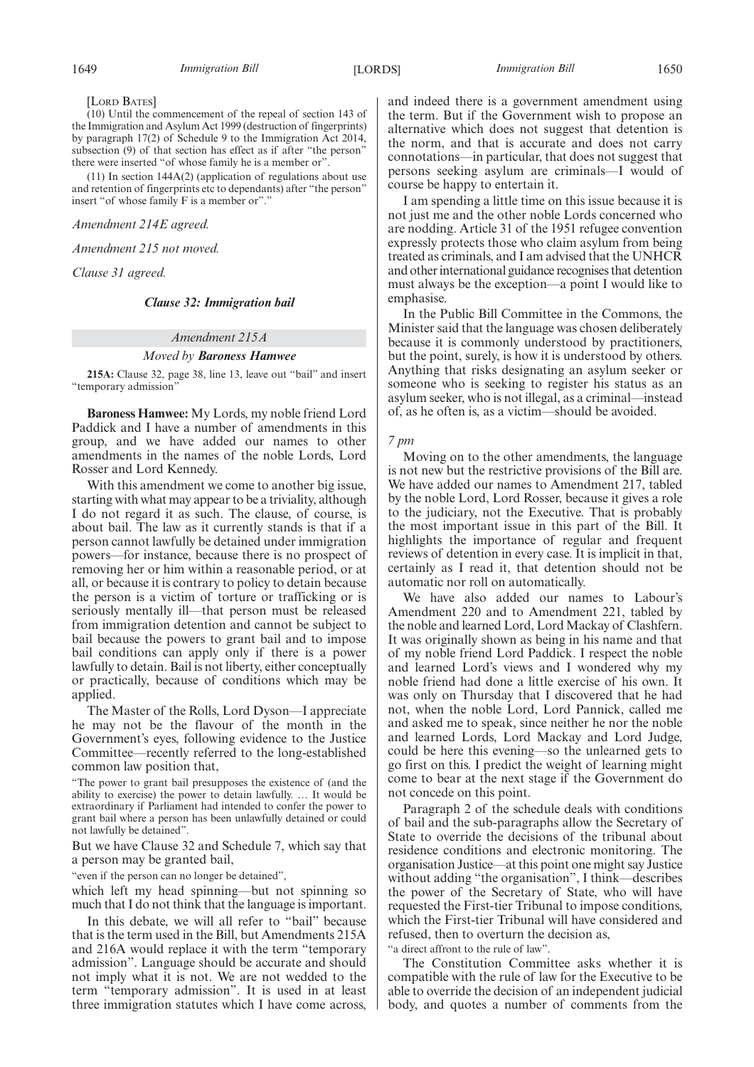[LORD BATES]

(10) Until the commencement of the repeal of section 143 of the Immigration and Asylum Act 1999 (destruction of fingerprints) by paragraph 17(2) of Schedule 9 to the Immigration Act 2014, subsection (9) of that section has effect as if after "the person" there were inserted "of whose family he is a member or".

(11) In section 144A(2) (application of regulations about use and retention of fingerprints etc to dependants) after "the person" insert "of whose family F is a member or"."

*Amendment 214E agreed.*

*Amendment 215 not moved.*

*Clause 31 agreed.*

### *Clause 32: Immigration bail*

#### *Amendment 215A*

#### *Moved by* ***Baroness Hamwee***

**215A:** Clause 32, page 38, line 13, leave out "bail" and insert "temporary admission"

**Baroness Hamwee:** My Lords, my noble friend Lord Paddick and I have a number of amendments in this group, and we have added our names to other amendments in the names of the noble Lords, Lord Rosser and Lord Kennedy.

With this amendment we come to another big issue, starting with what may appear to be a triviality, although I do not regard it as such. The clause, of course, is about bail. The law as it currently stands is that if a person cannot lawfully be detained under immigration powers—for instance, because there is no prospect of removing her or him within a reasonable period, or at all, or because it is contrary to policy to detain because the person is a victim of torture or trafficking or is seriously mentally ill—that person must be released from immigration detention and cannot be subject to bail because the powers to grant bail and to impose bail conditions can apply only if there is a power lawfully to detain. Bail is not liberty, either conceptually or practically, because of conditions which may be applied.

The Master of the Rolls, Lord Dyson—I appreciate he may not be the flavour of the month in the Government's eyes, following evidence to the Justice Committee—recently referred to the long-established common law position that,

"The power to grant bail presupposes the existence of (and the ability to exercise) the power to detain lawfully. … It would be extraordinary if Parliament had intended to confer the power to grant bail where a person has been unlawfully detained or could not lawfully be detained".

But we have Clause 32 and Schedule 7, which say that a person may be granted bail,

"even if the person can no longer be detained",

which left my head spinning—but not spinning so much that I do not think that the language is important.

In this debate, we will all refer to "bail" because that is the term used in the Bill, but Amendments 215A and 216A would replace it with the term "temporary admission". Language should be accurate and should not imply what it is not. We are not wedded to the term "temporary admission". It is used in at least three immigration statutes which I have come across, and indeed there is a government amendment using the term. But if the Government wish to propose an alternative which does not suggest that detention is the norm, and that is accurate and does not carry connotations—in particular, that does not suggest that persons seeking asylum are criminals—I would of course be happy to entertain it.

I am spending a little time on this issue because it is not just me and the other noble Lords concerned who are nodding. Article 31 of the 1951 refugee convention expressly protects those who claim asylum from being treated as criminals, and I am advised that the UNHCR and other international guidance recognises that detention must always be the exception—a point I would like to emphasise.

In the Public Bill Committee in the Commons, the Minister said that the language was chosen deliberately because it is commonly understood by practitioners, but the point, surely, is how it is understood by others. Anything that risks designating an asylum seeker or someone who is seeking to register his status as an asylum seeker, who is not illegal, as a criminal—instead of, as he often is, as a victim—should be avoided.

*7 pm*

Moving on to the other amendments, the language is not new but the restrictive provisions of the Bill are. We have added our names to Amendment 217, tabled by the noble Lord, Lord Rosser, because it gives a role to the judiciary, not the Executive. That is probably the most important issue in this part of the Bill. It highlights the importance of regular and frequent reviews of detention in every case. It is implicit in that, certainly as I read it, that detention should not be automatic nor roll on automatically.

We have also added our names to Labour's Amendment 220 and to Amendment 221, tabled by the noble and learned Lord, Lord Mackay of Clashfern. It was originally shown as being in his name and that of my noble friend Lord Paddick. I respect the noble and learned Lord's views and I wondered why my noble friend had done a little exercise of his own. It was only on Thursday that I discovered that he had not, when the noble Lord, Lord Pannick, called me and asked me to speak, since neither he nor the noble and learned Lords, Lord Mackay and Lord Judge, could be here this evening—so the unlearned gets to go first on this. I predict the weight of learning might come to bear at the next stage if the Government do not concede on this point.

Paragraph 2 of the schedule deals with conditions of bail and the sub-paragraphs allow the Secretary of State to override the decisions of the tribunal about residence conditions and electronic monitoring. The organisation Justice—at this point one might say Justice without adding "the organisation", I think—describes the power of the Secretary of State, who will have requested the First-tier Tribunal to impose conditions, which the First-tier Tribunal will have considered and refused, then to overturn the decision as,

"a direct affront to the rule of law".

The Constitution Committee asks whether it is compatible with the rule of law for the Executive to be able to override the decision of an independent judicial body, and quotes a number of comments from the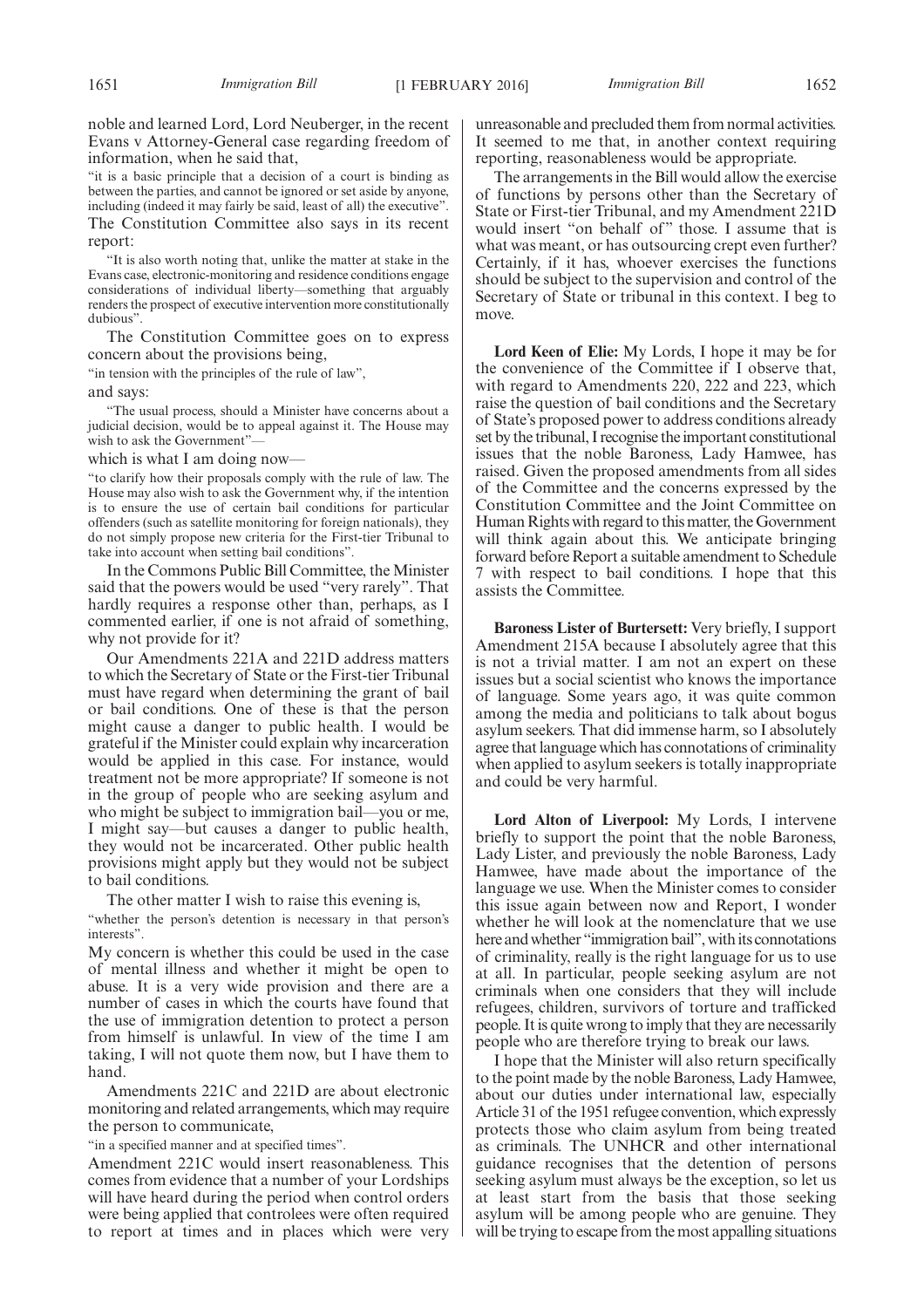noble and learned Lord, Lord Neuberger, in the recent Evans v Attorney-General case regarding freedom of information, when he said that,

"it is a basic principle that a decision of a court is binding as between the parties, and cannot be ignored or set aside by anyone, including (indeed it may fairly be said, least of all) the executive".

The Constitution Committee also says in its recent report:

"It is also worth noting that, unlike the matter at stake in the Evans case, electronic-monitoring and residence conditions engage considerations of individual liberty—something that arguably renders the prospect of executive intervention more constitutionally dubious".

The Constitution Committee goes on to express concern about the provisions being,

"in tension with the principles of the rule of law",

and says:

"The usual process, should a Minister have concerns about a judicial decision, would be to appeal against it. The House may wish to ask the Government"—

which is what I am doing now—

"to clarify how their proposals comply with the rule of law. The House may also wish to ask the Government why, if the intention is to ensure the use of certain bail conditions for particular offenders (such as satellite monitoring for foreign nationals), they do not simply propose new criteria for the First-tier Tribunal to take into account when setting bail conditions".

In the Commons Public Bill Committee, the Minister said that the powers would be used "very rarely". That hardly requires a response other than, perhaps, as I commented earlier, if one is not afraid of something, why not provide for it?

Our Amendments 221A and 221D address matters to which the Secretary of State or the First-tier Tribunal must have regard when determining the grant of bail or bail conditions. One of these is that the person might cause a danger to public health. I would be grateful if the Minister could explain why incarceration would be applied in this case. For instance, would treatment not be more appropriate? If someone is not in the group of people who are seeking asylum and who might be subject to immigration bail—you or me, I might say—but causes a danger to public health, they would not be incarcerated. Other public health provisions might apply but they would not be subject to bail conditions.

The other matter I wish to raise this evening is,

"whether the person's detention is necessary in that person's interests".

My concern is whether this could be used in the case of mental illness and whether it might be open to abuse. It is a very wide provision and there are a number of cases in which the courts have found that the use of immigration detention to protect a person from himself is unlawful. In view of the time I am taking, I will not quote them now, but I have them to hand.

Amendments 221C and 221D are about electronic monitoring and related arrangements, which may require the person to communicate,

"in a specified manner and at specified times".

Amendment 221C would insert reasonableness. This comes from evidence that a number of your Lordships will have heard during the period when control orders were being applied that controlees were often required to report at times and in places which were very unreasonable and precluded them from normal activities. It seemed to me that, in another context requiring reporting, reasonableness would be appropriate.

The arrangements in the Bill would allow the exercise of functions by persons other than the Secretary of State or First-tier Tribunal, and my Amendment 221D would insert "on behalf of" those. I assume that is what was meant, or has outsourcing crept even further? Certainly, if it has, whoever exercises the functions should be subject to the supervision and control of the Secretary of State or tribunal in this context. I beg to move.

**Lord Keen of Elie:** My Lords, I hope it may be for the convenience of the Committee if I observe that, with regard to Amendments 220, 222 and 223, which raise the question of bail conditions and the Secretary of State's proposed power to address conditions already set by the tribunal, I recognise the important constitutional issues that the noble Baroness, Lady Hamwee, has raised. Given the proposed amendments from all sides of the Committee and the concerns expressed by the Constitution Committee and the Joint Committee on Human Rights with regard to this matter, the Government will think again about this. We anticipate bringing forward before Report a suitable amendment to Schedule 7 with respect to bail conditions. I hope that this assists the Committee.

**Baroness Lister of Burtersett:** Very briefly, I support Amendment 215A because I absolutely agree that this is not a trivial matter. I am not an expert on these issues but a social scientist who knows the importance of language. Some years ago, it was quite common among the media and politicians to talk about bogus asylum seekers. That did immense harm, so I absolutely agree that language which has connotations of criminality when applied to asylum seekers is totally inappropriate and could be very harmful.

**Lord Alton of Liverpool:** My Lords, I intervene briefly to support the point that the noble Baroness, Lady Lister, and previously the noble Baroness, Lady Hamwee, have made about the importance of the language we use. When the Minister comes to consider this issue again between now and Report, I wonder whether he will look at the nomenclature that we use here and whether "immigration bail", with its connotations of criminality, really is the right language for us to use at all. In particular, people seeking asylum are not criminals when one considers that they will include refugees, children, survivors of torture and trafficked people. It is quite wrong to imply that they are necessarily people who are therefore trying to break our laws.

I hope that the Minister will also return specifically to the point made by the noble Baroness, Lady Hamwee, about our duties under international law, especially Article 31 of the 1951 refugee convention, which expressly protects those who claim asylum from being treated as criminals. The UNHCR and other international guidance recognises that the detention of persons seeking asylum must always be the exception, so let us at least start from the basis that those seeking asylum will be among people who are genuine. They will be trying to escape from the most appalling situations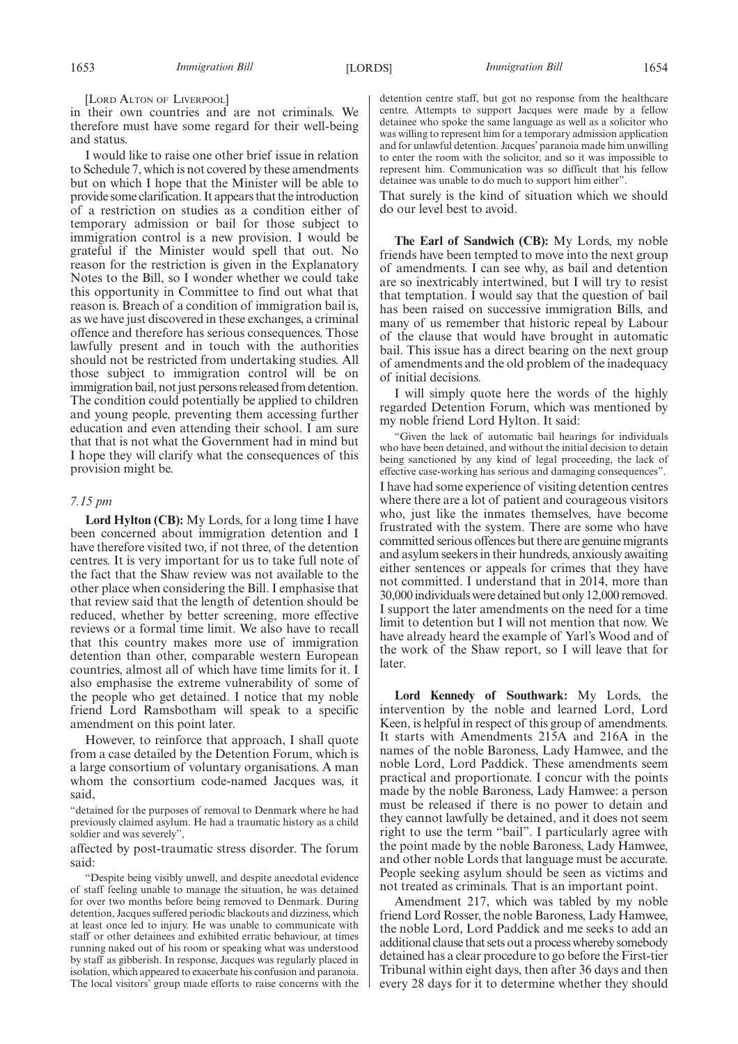[Lord Alton of Liverpool]

in their own countries and are not criminals. We therefore must have some regard for their well-being and status.

I would like to raise one other brief issue in relation to Schedule 7, which is not covered by these amendments but on which I hope that the Minister will be able to provide some clarification. It appears that the introduction of a restriction on studies as a condition either of temporary admission or bail for those subject to immigration control is a new provision. I would be grateful if the Minister would spell that out. No reason for the restriction is given in the Explanatory Notes to the Bill, so I wonder whether we could take this opportunity in Committee to find out what that reason is. Breach of a condition of immigration bail is, as we have just discovered in these exchanges, a criminal offence and therefore has serious consequences. Those lawfully present and in touch with the authorities should not be restricted from undertaking studies. All those subject to immigration control will be on immigration bail, not just persons released from detention. The condition could potentially be applied to children and young people, preventing them accessing further education and even attending their school. I am sure that that is not what the Government had in mind but I hope they will clarify what the consequences of this provision might be.

*7.15 pm*

**Lord Hylton (CB):** My Lords, for a long time I have been concerned about immigration detention and I have therefore visited two, if not three, of the detention centres. It is very important for us to take full note of the fact that the Shaw review was not available to the other place when considering the Bill. I emphasise that that review said that the length of detention should be reduced, whether by better screening, more effective reviews or a formal time limit. We also have to recall that this country makes more use of immigration detention than other, comparable western European countries, almost all of which have time limits for it. I also emphasise the extreme vulnerability of some of the people who get detained. I notice that my noble friend Lord Ramsbotham will speak to a specific amendment on this point later.

However, to reinforce that approach, I shall quote from a case detailed by the Detention Forum, which is a large consortium of voluntary organisations. A man whom the consortium code-named Jacques was, it said,

"detained for the purposes of removal to Denmark where he had previously claimed asylum. He had a traumatic history as a child soldier and was severely",

affected by post-traumatic stress disorder. The forum said:

"Despite being visibly unwell, and despite anecdotal evidence of staff feeling unable to manage the situation, he was detained for over two months before being removed to Denmark. During detention, Jacques suffered periodic blackouts and dizziness, which at least once led to injury. He was unable to communicate with staff or other detainees and exhibited erratic behaviour, at times running naked out of his room or speaking what was understood by staff as gibberish. In response, Jacques was regularly placed in isolation, which appeared to exacerbate his confusion and paranoia. The local visitors' group made efforts to raise concerns with the detention centre staff, but got no response from the healthcare centre. Attempts to support Jacques were made by a fellow detainee who spoke the same language as well as a solicitor who was willing to represent him for a temporary admission application and for unlawful detention. Jacques' paranoia made him unwilling to enter the room with the solicitor, and so it was impossible to represent him. Communication was so difficult that his fellow detainee was unable to do much to support him either".

That surely is the kind of situation which we should do our level best to avoid.

**The Earl of Sandwich (CB):** My Lords, my noble friends have been tempted to move into the next group of amendments. I can see why, as bail and detention are so inextricably intertwined, but I will try to resist that temptation. I would say that the question of bail has been raised on successive immigration Bills, and many of us remember that historic repeal by Labour of the clause that would have brought in automatic bail. This issue has a direct bearing on the next group of amendments and the old problem of the inadequacy of initial decisions.

I will simply quote here the words of the highly regarded Detention Forum, which was mentioned by my noble friend Lord Hylton. It said:

"Given the lack of automatic bail hearings for individuals who have been detained, and without the initial decision to detain being sanctioned by any kind of legal proceeding, the lack of effective case-working has serious and damaging consequences".

I have had some experience of visiting detention centres where there are a lot of patient and courageous visitors who, just like the inmates themselves, have become frustrated with the system. There are some who have committed serious offences but there are genuine migrants and asylum seekers in their hundreds, anxiously awaiting either sentences or appeals for crimes that they have not committed. I understand that in 2014, more than 30,000 individuals were detained but only 12,000 removed. I support the later amendments on the need for a time limit to detention but I will not mention that now. We have already heard the example of Yarl's Wood and of the work of the Shaw report, so I will leave that for later.

**Lord Kennedy of Southwark:** My Lords, the intervention by the noble and learned Lord, Lord Keen, is helpful in respect of this group of amendments. It starts with Amendments 215A and 216A in the names of the noble Baroness, Lady Hamwee, and the noble Lord, Lord Paddick. These amendments seem practical and proportionate. I concur with the points made by the noble Baroness, Lady Hamwee: a person must be released if there is no power to detain and they cannot lawfully be detained, and it does not seem right to use the term "bail". I particularly agree with the point made by the noble Baroness, Lady Hamwee, and other noble Lords that language must be accurate. People seeking asylum should be seen as victims and not treated as criminals. That is an important point.

Amendment 217, which was tabled by my noble friend Lord Rosser, the noble Baroness, Lady Hamwee, the noble Lord, Lord Paddick and me seeks to add an additional clause that sets out a process whereby somebody detained has a clear procedure to go before the First-tier Tribunal within eight days, then after 36 days and then every 28 days for it to determine whether they should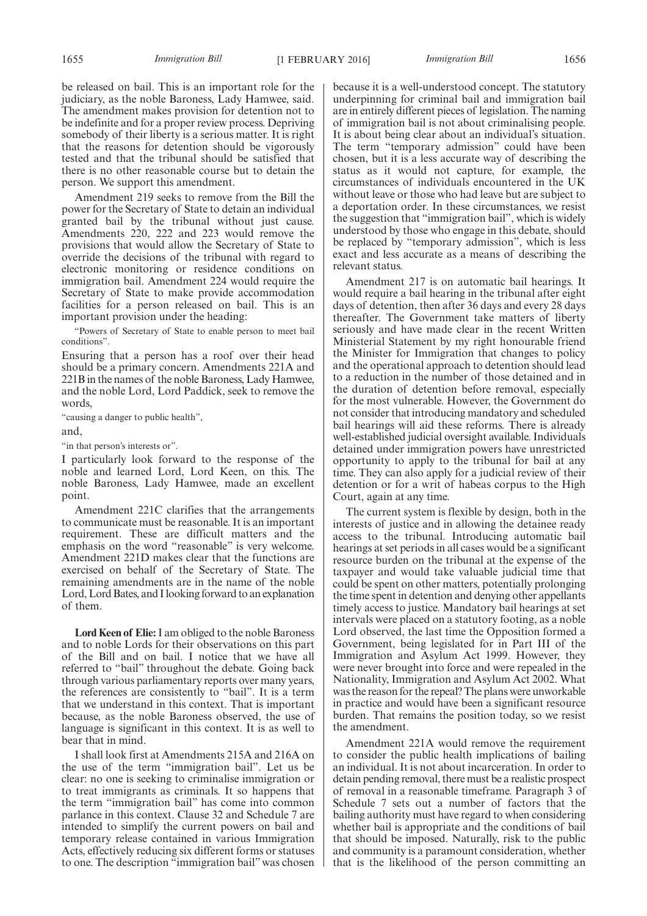be released on bail. This is an important role for the judiciary, as the noble Baroness, Lady Hamwee, said. The amendment makes provision for detention not to be indefinite and for a proper review process. Depriving somebody of their liberty is a serious matter. It is right that the reasons for detention should be vigorously tested and that the tribunal should be satisfied that there is no other reasonable course but to detain the person. We support this amendment.

Amendment 219 seeks to remove from the Bill the power for the Secretary of State to detain an individual granted bail by the tribunal without just cause. Amendments 220, 222 and 223 would remove the provisions that would allow the Secretary of State to override the decisions of the tribunal with regard to electronic monitoring or residence conditions on immigration bail. Amendment 224 would require the Secretary of State to make provide accommodation facilities for a person released on bail. This is an important provision under the heading:

"Powers of Secretary of State to enable person to meet bail conditions".

Ensuring that a person has a roof over their head should be a primary concern. Amendments 221A and 221B in the names of the noble Baroness, Lady Hamwee, and the noble Lord, Lord Paddick, seek to remove the words,

"causing a danger to public health",

and,

"in that person's interests or".

I particularly look forward to the response of the noble and learned Lord, Lord Keen, on this. The noble Baroness, Lady Hamwee, made an excellent point.

Amendment 221C clarifies that the arrangements to communicate must be reasonable. It is an important requirement. These are difficult matters and the emphasis on the word "reasonable" is very welcome. Amendment 221D makes clear that the functions are exercised on behalf of the Secretary of State. The remaining amendments are in the name of the noble Lord, Lord Bates, and I looking forward to an explanation of them.

**Lord Keen of Elie:** I am obliged to the noble Baroness and to noble Lords for their observations on this part of the Bill and on bail. I notice that we have all referred to "bail" throughout the debate. Going back through various parliamentary reports over many years, the references are consistently to "bail". It is a term that we understand in this context. That is important because, as the noble Baroness observed, the use of language is significant in this context. It is as well to bear that in mind.

I shall look first at Amendments 215A and 216A on the use of the term "immigration bail". Let us be clear: no one is seeking to criminalise immigration or to treat immigrants as criminals. It so happens that the term "immigration bail" has come into common parlance in this context. Clause 32 and Schedule 7 are intended to simplify the current powers on bail and temporary release contained in various Immigration Acts, effectively reducing six different forms or statuses to one. The description "immigration bail" was chosen because it is a well-understood concept. The statutory underpinning for criminal bail and immigration bail are in entirely different pieces of legislation. The naming of immigration bail is not about criminalising people. It is about being clear about an individual's situation. The term "temporary admission" could have been chosen, but it is a less accurate way of describing the status as it would not capture, for example, the circumstances of individuals encountered in the UK without leave or those who had leave but are subject to a deportation order. In these circumstances, we resist the suggestion that "immigration bail", which is widely understood by those who engage in this debate, should be replaced by "temporary admission", which is less exact and less accurate as a means of describing the relevant status.

Amendment 217 is on automatic bail hearings. It would require a bail hearing in the tribunal after eight days of detention, then after 36 days and every 28 days thereafter. The Government take matters of liberty seriously and have made clear in the recent Written Ministerial Statement by my right honourable friend the Minister for Immigration that changes to policy and the operational approach to detention should lead to a reduction in the number of those detained and in the duration of detention before removal, especially for the most vulnerable. However, the Government do not consider that introducing mandatory and scheduled bail hearings will aid these reforms. There is already well-established judicial oversight available. Individuals detained under immigration powers have unrestricted opportunity to apply to the tribunal for bail at any time. They can also apply for a judicial review of their detention or for a writ of habeas corpus to the High Court, again at any time.

The current system is flexible by design, both in the interests of justice and in allowing the detainee ready access to the tribunal. Introducing automatic bail hearings at set periods in all cases would be a significant resource burden on the tribunal at the expense of the taxpayer and would take valuable judicial time that could be spent on other matters, potentially prolonging the time spent in detention and denying other appellants timely access to justice. Mandatory bail hearings at set intervals were placed on a statutory footing, as a noble Lord observed, the last time the Opposition formed a Government, being legislated for in Part III of the Immigration and Asylum Act 1999. However, they were never brought into force and were repealed in the Nationality, Immigration and Asylum Act 2002. What was the reason for the repeal? The plans were unworkable in practice and would have been a significant resource burden. That remains the position today, so we resist the amendment.

Amendment 221A would remove the requirement to consider the public health implications of bailing an individual. It is not about incarceration. In order to detain pending removal, there must be a realistic prospect of removal in a reasonable timeframe. Paragraph 3 of Schedule 7 sets out a number of factors that the bailing authority must have regard to when considering whether bail is appropriate and the conditions of bail that should be imposed. Naturally, risk to the public and community is a paramount consideration, whether that is the likelihood of the person committing an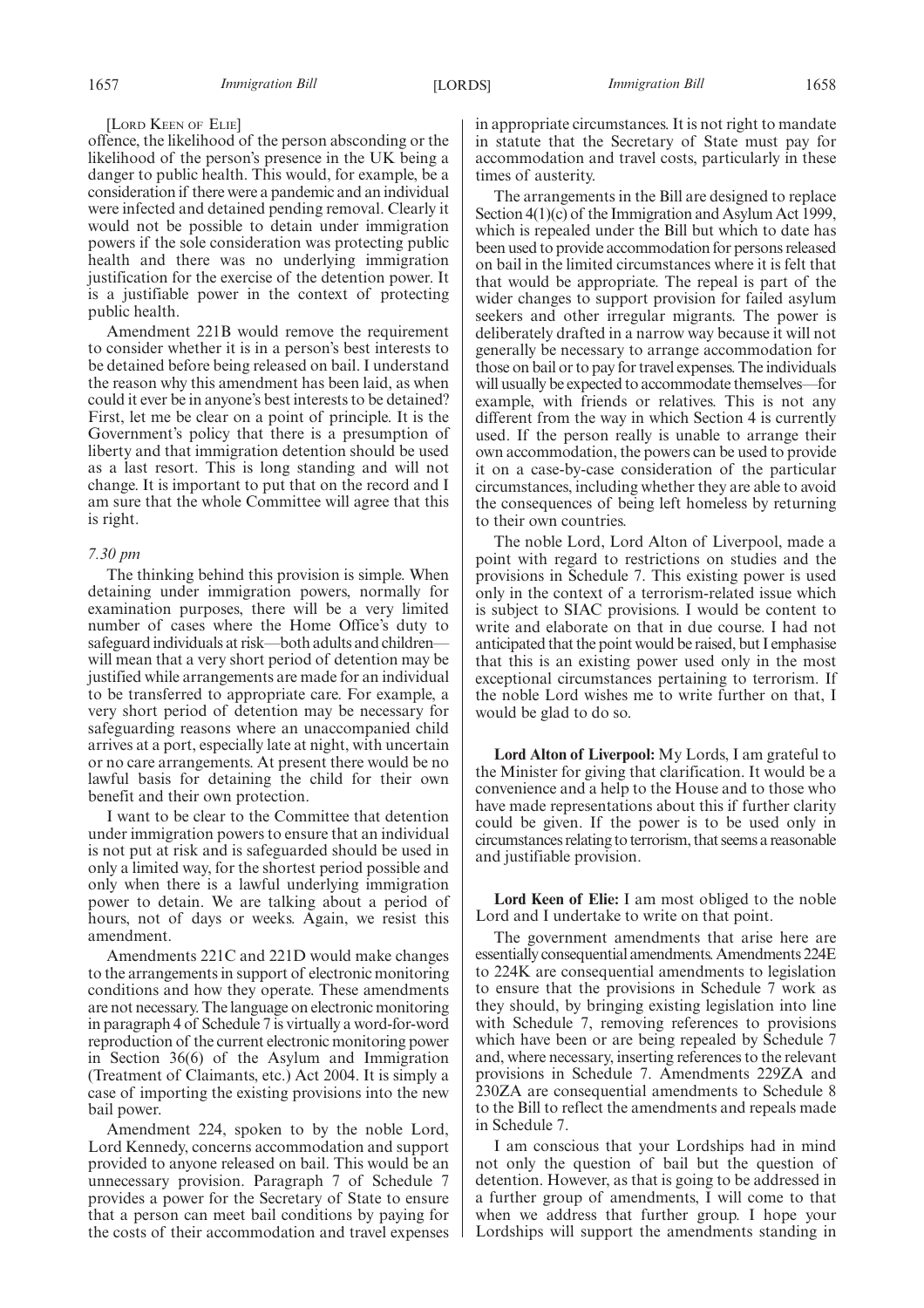[Lord Keen of Elie]

offence, the likelihood of the person absconding or the likelihood of the person's presence in the UK being a danger to public health. This would, for example, be a consideration if there were a pandemic and an individual were infected and detained pending removal. Clearly it would not be possible to detain under immigration powers if the sole consideration was protecting public health and there was no underlying immigration justification for the exercise of the detention power. It is a justifiable power in the context of protecting public health.

Amendment 221B would remove the requirement to consider whether it is in a person's best interests to be detained before being released on bail. I understand the reason why this amendment has been laid, as when could it ever be in anyone's best interests to be detained? First, let me be clear on a point of principle. It is the Government's policy that there is a presumption of liberty and that immigration detention should be used as a last resort. This is long standing and will not change. It is important to put that on the record and I am sure that the whole Committee will agree that this is right.

*7.30 pm*

The thinking behind this provision is simple. When detaining under immigration powers, normally for examination purposes, there will be a very limited number of cases where the Home Office's duty to safeguard individuals at risk—both adults and children—will mean that a very short period of detention may be justified while arrangements are made for an individual to be transferred to appropriate care. For example, a very short period of detention may be necessary for safeguarding reasons where an unaccompanied child arrives at a port, especially late at night, with uncertain or no care arrangements. At present there would be no lawful basis for detaining the child for their own benefit and their own protection.

I want to be clear to the Committee that detention under immigration powers to ensure that an individual is not put at risk and is safeguarded should be used in only a limited way, for the shortest period possible and only when there is a lawful underlying immigration power to detain. We are talking about a period of hours, not of days or weeks. Again, we resist this amendment.

Amendments 221C and 221D would make changes to the arrangements in support of electronic monitoring conditions and how they operate. These amendments are not necessary. The language on electronic monitoring in paragraph 4 of Schedule 7 is virtually a word-for-word reproduction of the current electronic monitoring power in Section 36(6) of the Asylum and Immigration (Treatment of Claimants, etc.) Act 2004. It is simply a case of importing the existing provisions into the new bail power.

Amendment 224, spoken to by the noble Lord, Lord Kennedy, concerns accommodation and support provided to anyone released on bail. This would be an unnecessary provision. Paragraph 7 of Schedule 7 provides a power for the Secretary of State to ensure that a person can meet bail conditions by paying for the costs of their accommodation and travel expenses in appropriate circumstances. It is not right to mandate in statute that the Secretary of State must pay for accommodation and travel costs, particularly in these times of austerity.

The arrangements in the Bill are designed to replace Section 4(1)(c) of the Immigration and Asylum Act 1999, which is repealed under the Bill but which to date has been used to provide accommodation for persons released on bail in the limited circumstances where it is felt that that would be appropriate. The repeal is part of the wider changes to support provision for failed asylum seekers and other irregular migrants. The power is deliberately drafted in a narrow way because it will not generally be necessary to arrange accommodation for those on bail or to pay for travel expenses. The individuals will usually be expected to accommodate themselves—for example, with friends or relatives. This is not any different from the way in which Section 4 is currently used. If the person really is unable to arrange their own accommodation, the powers can be used to provide it on a case-by-case consideration of the particular circumstances, including whether they are able to avoid the consequences of being left homeless by returning to their own countries.

The noble Lord, Lord Alton of Liverpool, made a point with regard to restrictions on studies and the provisions in Schedule 7. This existing power is used only in the context of a terrorism-related issue which is subject to SIAC provisions. I would be content to write and elaborate on that in due course. I had not anticipated that the point would be raised, but I emphasise that this is an existing power used only in the most exceptional circumstances pertaining to terrorism. If the noble Lord wishes me to write further on that, I would be glad to do so.

**Lord Alton of Liverpool:** My Lords, I am grateful to the Minister for giving that clarification. It would be a convenience and a help to the House and to those who have made representations about this if further clarity could be given. If the power is to be used only in circumstances relating to terrorism, that seems a reasonable and justifiable provision.

**Lord Keen of Elie:** I am most obliged to the noble Lord and I undertake to write on that point.

The government amendments that arise here are essentially consequential amendments. Amendments 224E to 224K are consequential amendments to legislation to ensure that the provisions in Schedule 7 work as they should, by bringing existing legislation into line with Schedule 7, removing references to provisions which have been or are being repealed by Schedule 7 and, where necessary, inserting references to the relevant provisions in Schedule 7. Amendments 229ZA and 230ZA are consequential amendments to Schedule 8 to the Bill to reflect the amendments and repeals made in Schedule 7.

I am conscious that your Lordships had in mind not only the question of bail but the question of detention. However, as that is going to be addressed in a further group of amendments, I will come to that when we address that further group. I hope your Lordships will support the amendments standing in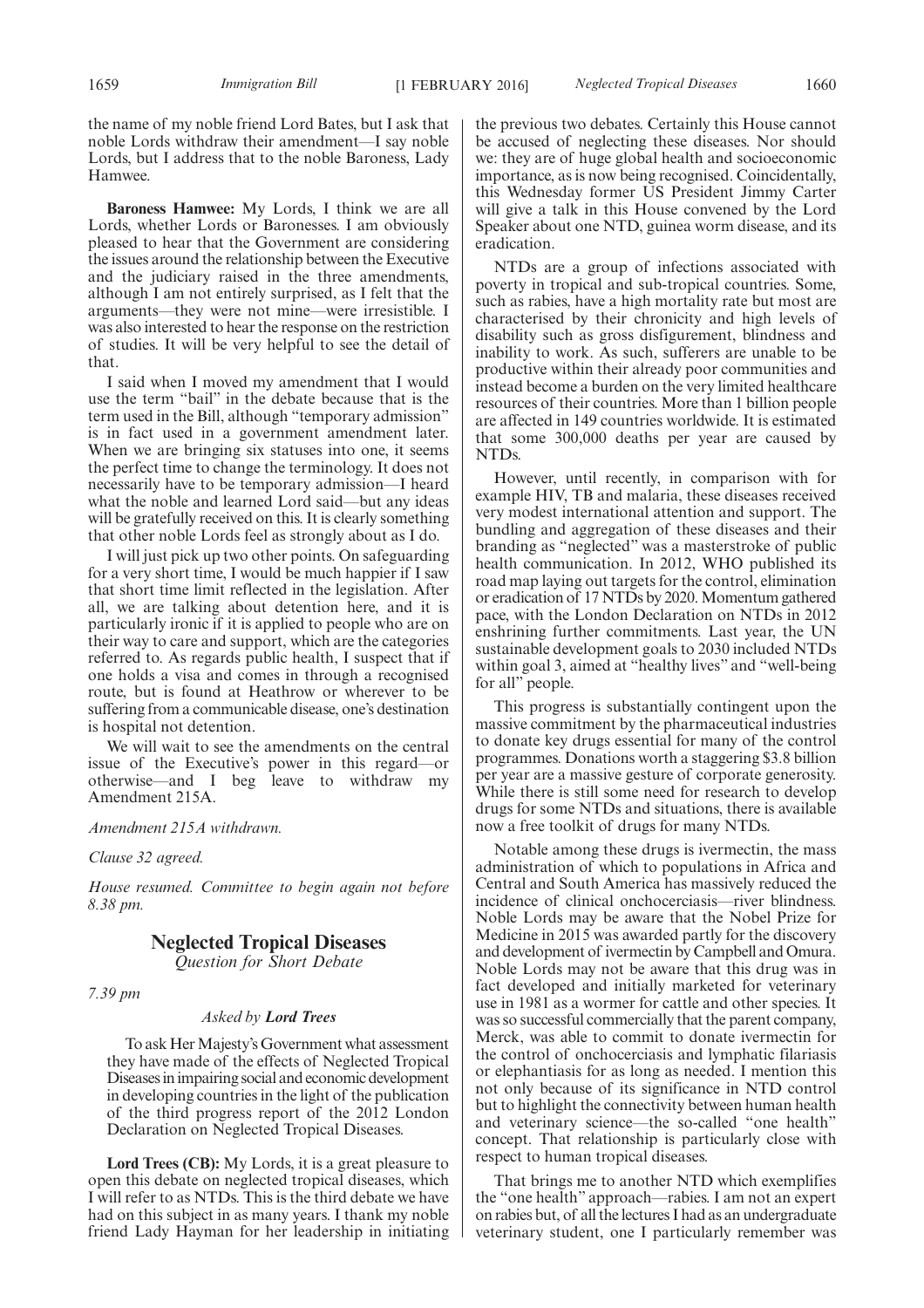the name of my noble friend Lord Bates, but I ask that noble Lords withdraw their amendment—I say noble Lords, but I address that to the noble Baroness, Lady Hamwee.

**Baroness Hamwee:** My Lords, I think we are all Lords, whether Lords or Baronesses. I am obviously pleased to hear that the Government are considering the issues around the relationship between the Executive and the judiciary raised in the three amendments, although I am not entirely surprised, as I felt that the arguments—they were not mine—were irresistible. I was also interested to hear the response on the restriction of studies. It will be very helpful to see the detail of that.

I said when I moved my amendment that I would use the term "bail" in the debate because that is the term used in the Bill, although "temporary admission" is in fact used in a government amendment later. When we are bringing six statuses into one, it seems the perfect time to change the terminology. It does not necessarily have to be temporary admission—I heard what the noble and learned Lord said—but any ideas will be gratefully received on this. It is clearly something that other noble Lords feel as strongly about as I do.

I will just pick up two other points. On safeguarding for a very short time, I would be much happier if I saw that short time limit reflected in the legislation. After all, we are talking about detention here, and it is particularly ironic if it is applied to people who are on their way to care and support, which are the categories referred to. As regards public health, I suspect that if one holds a visa and comes in through a recognised route, but is found at Heathrow or wherever to be suffering from a communicable disease, one's destination is hospital not detention.

We will wait to see the amendments on the central issue of the Executive's power in this regard—or otherwise—and I beg leave to withdraw my Amendment 215A.

*Amendment 215A withdrawn.*

*Clause 32 agreed.*

*House resumed. Committee to begin again not before 8.38 pm.*

## Neglected Tropical Diseases
*Question for Short Debate*

*7.39 pm*

*Asked by **Lord Trees***

To ask Her Majesty's Government what assessment they have made of the effects of Neglected Tropical Diseases in impairing social and economic development in developing countries in the light of the publication of the third progress report of the 2012 London Declaration on Neglected Tropical Diseases.

**Lord Trees (CB):** My Lords, it is a great pleasure to open this debate on neglected tropical diseases, which I will refer to as NTDs. This is the third debate we have had on this subject in as many years. I thank my noble friend Lady Hayman for her leadership in initiating the previous two debates. Certainly this House cannot be accused of neglecting these diseases. Nor should we: they are of huge global health and socioeconomic importance, as is now being recognised. Coincidentally, this Wednesday former US President Jimmy Carter will give a talk in this House convened by the Lord Speaker about one NTD, guinea worm disease, and its eradication.

NTDs are a group of infections associated with poverty in tropical and sub-tropical countries. Some, such as rabies, have a high mortality rate but most are characterised by their chronicity and high levels of disability such as gross disfigurement, blindness and inability to work. As such, sufferers are unable to be productive within their already poor communities and instead become a burden on the very limited healthcare resources of their countries. More than 1 billion people are affected in 149 countries worldwide. It is estimated that some 300,000 deaths per year are caused by NTDs.

However, until recently, in comparison with for example HIV, TB and malaria, these diseases received very modest international attention and support. The bundling and aggregation of these diseases and their branding as "neglected" was a masterstroke of public health communication. In 2012, WHO published its road map laying out targets for the control, elimination or eradication of 17 NTDs by 2020. Momentum gathered pace, with the London Declaration on NTDs in 2012 enshrining further commitments. Last year, the UN sustainable development goals to 2030 included NTDs within goal 3, aimed at "healthy lives" and "well-being for all" people.

This progress is substantially contingent upon the massive commitment by the pharmaceutical industries to donate key drugs essential for many of the control programmes. Donations worth a staggering $3.8 billion per year are a massive gesture of corporate generosity. While there is still some need for research to develop drugs for some NTDs and situations, there is available now a free toolkit of drugs for many NTDs.

Notable among these drugs is ivermectin, the mass administration of which to populations in Africa and Central and South America has massively reduced the incidence of clinical onchocerciasis—river blindness. Noble Lords may be aware that the Nobel Prize for Medicine in 2015 was awarded partly for the discovery and development of ivermectin by Campbell and Omura. Noble Lords may not be aware that this drug was in fact developed and initially marketed for veterinary use in 1981 as a wormer for cattle and other species. It was so successful commercially that the parent company, Merck, was able to commit to donate ivermectin for the control of onchocerciasis and lymphatic filariasis or elephantiasis for as long as needed. I mention this not only because of its significance in NTD control but to highlight the connectivity between human health and veterinary science—the so-called "one health" concept. That relationship is particularly close with respect to human tropical diseases.

That brings me to another NTD which exemplifies the "one health" approach—rabies. I am not an expert on rabies but, of all the lectures I had as an undergraduate veterinary student, one I particularly remember was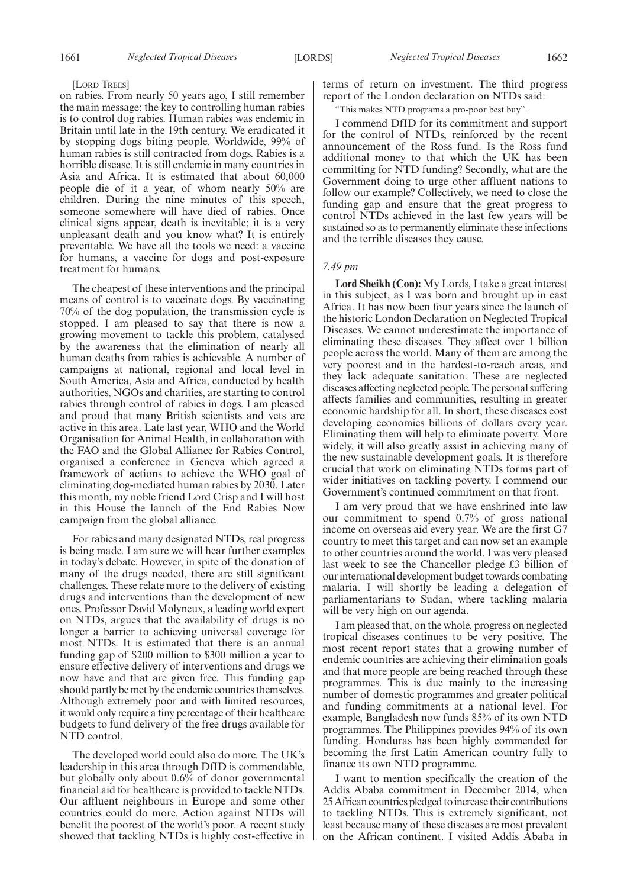[LORD TREES]

on rabies. From nearly 50 years ago, I still remember the main message: the key to controlling human rabies is to control dog rabies. Human rabies was endemic in Britain until late in the 19th century. We eradicated it by stopping dogs biting people. Worldwide, 99% of human rabies is still contracted from dogs. Rabies is a horrible disease. It is still endemic in many countries in Asia and Africa. It is estimated that about 60,000 people die of it a year, of whom nearly 50% are children. During the nine minutes of this speech, someone somewhere will have died of rabies. Once clinical signs appear, death is inevitable; it is a very unpleasant death and you know what? It is entirely preventable. We have all the tools we need: a vaccine for humans, a vaccine for dogs and post-exposure treatment for humans.

The cheapest of these interventions and the principal means of control is to vaccinate dogs. By vaccinating 70% of the dog population, the transmission cycle is stopped. I am pleased to say that there is now a growing movement to tackle this problem, catalysed by the awareness that the elimination of nearly all human deaths from rabies is achievable. A number of campaigns at national, regional and local level in South America, Asia and Africa, conducted by health authorities, NGOs and charities, are starting to control rabies through control of rabies in dogs. I am pleased and proud that many British scientists and vets are active in this area. Late last year, WHO and the World Organisation for Animal Health, in collaboration with the FAO and the Global Alliance for Rabies Control, organised a conference in Geneva which agreed a framework of actions to achieve the WHO goal of eliminating dog-mediated human rabies by 2030. Later this month, my noble friend Lord Crisp and I will host in this House the launch of the End Rabies Now campaign from the global alliance.

For rabies and many designated NTDs, real progress is being made. I am sure we will hear further examples in today's debate. However, in spite of the donation of many of the drugs needed, there are still significant challenges. These relate more to the delivery of existing drugs and interventions than the development of new ones. Professor David Molyneux, a leading world expert on NTDs, argues that the availability of drugs is no longer a barrier to achieving universal coverage for most NTDs. It is estimated that there is an annual funding gap of $200 million to $300 million a year to ensure effective delivery of interventions and drugs we now have and that are given free. This funding gap should partly be met by the endemic countries themselves. Although extremely poor and with limited resources, it would only require a tiny percentage of their healthcare budgets to fund delivery of the free drugs available for NTD control.

The developed world could also do more. The UK's leadership in this area through DfID is commendable, but globally only about 0.6% of donor governmental financial aid for healthcare is provided to tackle NTDs. Our affluent neighbours in Europe and some other countries could do more. Action against NTDs will benefit the poorest of the world's poor. A recent study showed that tackling NTDs is highly cost-effective in terms of return on investment. The third progress report of the London declaration on NTDs said:

"This makes NTD programs a pro-poor best buy".

I commend DfID for its commitment and support for the control of NTDs, reinforced by the recent announcement of the Ross fund. Is the Ross fund additional money to that which the UK has been committing for NTD funding? Secondly, what are the Government doing to urge other affluent nations to follow our example? Collectively, we need to close the funding gap and ensure that the great progress to control NTDs achieved in the last few years will be sustained so as to permanently eliminate these infections and the terrible diseases they cause.

*7.49 pm*

**Lord Sheikh (Con):** My Lords, I take a great interest in this subject, as I was born and brought up in east Africa. It has now been four years since the launch of the historic London Declaration on Neglected Tropical Diseases. We cannot underestimate the importance of eliminating these diseases. They affect over 1 billion people across the world. Many of them are among the very poorest and in the hardest-to-reach areas, and they lack adequate sanitation. These are neglected diseases affecting neglected people. The personal suffering affects families and communities, resulting in greater economic hardship for all. In short, these diseases cost developing economies billions of dollars every year. Eliminating them will help to eliminate poverty. More widely, it will also greatly assist in achieving many of the new sustainable development goals. It is therefore crucial that work on eliminating NTDs forms part of wider initiatives on tackling poverty. I commend our Government's continued commitment on that front.

I am very proud that we have enshrined into law our commitment to spend 0.7% of gross national income on overseas aid every year. We are the first G7 country to meet this target and can now set an example to other countries around the world. I was very pleased last week to see the Chancellor pledge £3 billion of our international development budget towards combating malaria. I will shortly be leading a delegation of parliamentarians to Sudan, where tackling malaria will be very high on our agenda.

I am pleased that, on the whole, progress on neglected tropical diseases continues to be very positive. The most recent report states that a growing number of endemic countries are achieving their elimination goals and that more people are being reached through these programmes. This is due mainly to the increasing number of domestic programmes and greater political and funding commitments at a national level. For example, Bangladesh now funds 85% of its own NTD programmes. The Philippines provides 94% of its own funding. Honduras has been highly commended for becoming the first Latin American country fully to finance its own NTD programme.

I want to mention specifically the creation of the Addis Ababa commitment in December 2014, when 25 African countries pledged to increase their contributions to tackling NTDs. This is extremely significant, not least because many of these diseases are most prevalent on the African continent. I visited Addis Ababa in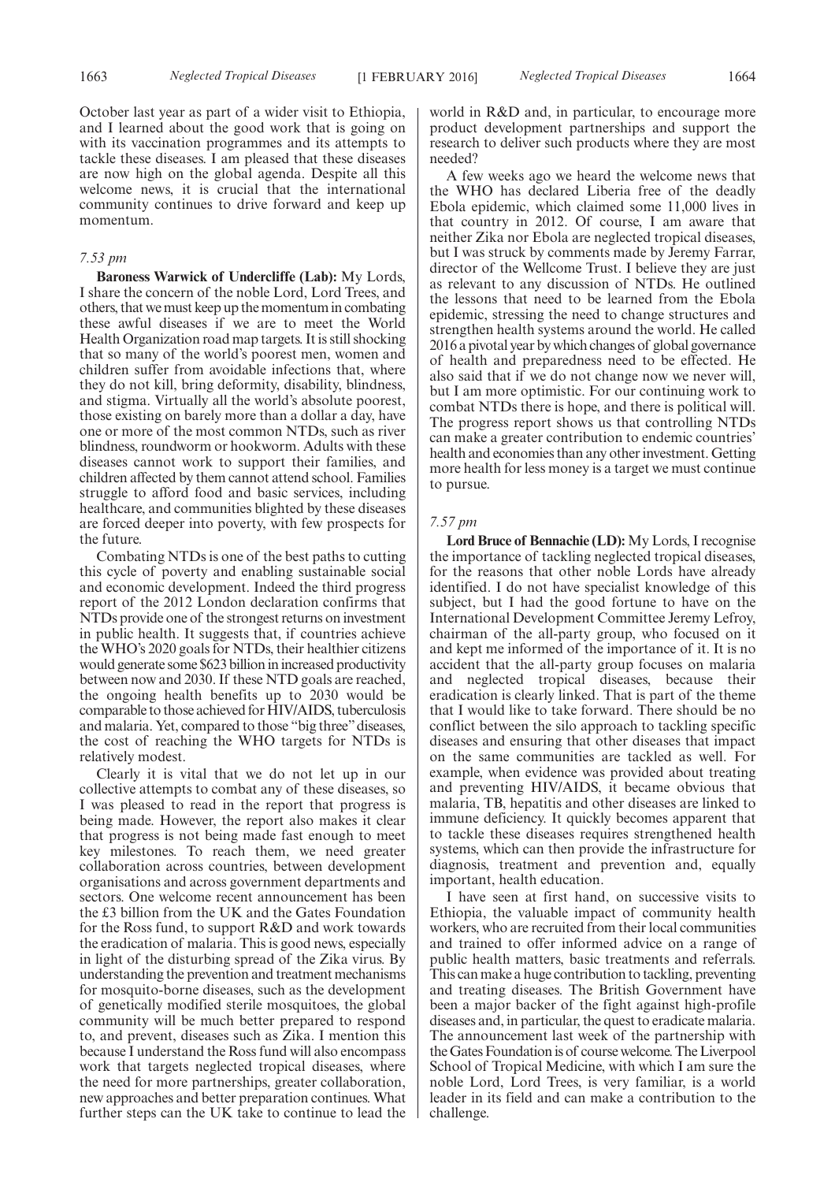October last year as part of a wider visit to Ethiopia, and I learned about the good work that is going on with its vaccination programmes and its attempts to tackle these diseases. I am pleased that these diseases are now high on the global agenda. Despite all this welcome news, it is crucial that the international community continues to drive forward and keep up momentum.

*7.53 pm*

**Baroness Warwick of Undercliffe (Lab):** My Lords, I share the concern of the noble Lord, Lord Trees, and others, that we must keep up the momentum in combating these awful diseases if we are to meet the World Health Organization road map targets. It is still shocking that so many of the world's poorest men, women and children suffer from avoidable infections that, where they do not kill, bring deformity, disability, blindness, and stigma. Virtually all the world's absolute poorest, those existing on barely more than a dollar a day, have one or more of the most common NTDs, such as river blindness, roundworm or hookworm. Adults with these diseases cannot work to support their families, and children affected by them cannot attend school. Families struggle to afford food and basic services, including healthcare, and communities blighted by these diseases are forced deeper into poverty, with few prospects for the future.

Combating NTDs is one of the best paths to cutting this cycle of poverty and enabling sustainable social and economic development. Indeed the third progress report of the 2012 London declaration confirms that NTDs provide one of the strongest returns on investment in public health. It suggests that, if countries achieve the WHO's 2020 goals for NTDs, their healthier citizens would generate some $623 billion in increased productivity between now and 2030. If these NTD goals are reached, the ongoing health benefits up to 2030 would be comparable to those achieved for HIV/AIDS, tuberculosis and malaria. Yet, compared to those "big three" diseases, the cost of reaching the WHO targets for NTDs is relatively modest.

Clearly it is vital that we do not let up in our collective attempts to combat any of these diseases, so I was pleased to read in the report that progress is being made. However, the report also makes it clear that progress is not being made fast enough to meet key milestones. To reach them, we need greater collaboration across countries, between development organisations and across government departments and sectors. One welcome recent announcement has been the £3 billion from the UK and the Gates Foundation for the Ross fund, to support R&D and work towards the eradication of malaria. This is good news, especially in light of the disturbing spread of the Zika virus. By understanding the prevention and treatment mechanisms for mosquito-borne diseases, such as the development of genetically modified sterile mosquitoes, the global community will be much better prepared to respond to, and prevent, diseases such as Zika. I mention this because I understand the Ross fund will also encompass work that targets neglected tropical diseases, where the need for more partnerships, greater collaboration, new approaches and better preparation continues. What further steps can the UK take to continue to lead the world in R&D and, in particular, to encourage more product development partnerships and support the research to deliver such products where they are most needed?

A few weeks ago we heard the welcome news that the WHO has declared Liberia free of the deadly Ebola epidemic, which claimed some 11,000 lives in that country in 2012. Of course, I am aware that neither Zika nor Ebola are neglected tropical diseases, but I was struck by comments made by Jeremy Farrar, director of the Wellcome Trust. I believe they are just as relevant to any discussion of NTDs. He outlined the lessons that need to be learned from the Ebola epidemic, stressing the need to change structures and strengthen health systems around the world. He called 2016 a pivotal year by which changes of global governance of health and preparedness need to be effected. He also said that if we do not change now we never will, but I am more optimistic. For our continuing work to combat NTDs there is hope, and there is political will. The progress report shows us that controlling NTDs can make a greater contribution to endemic countries' health and economies than any other investment. Getting more health for less money is a target we must continue to pursue.

*7.57 pm*

**Lord Bruce of Bennachie (LD):** My Lords, I recognise the importance of tackling neglected tropical diseases, for the reasons that other noble Lords have already identified. I do not have specialist knowledge of this subject, but I had the good fortune to have on the International Development Committee Jeremy Lefroy, chairman of the all-party group, who focused on it and kept me informed of the importance of it. It is no accident that the all-party group focuses on malaria and neglected tropical diseases, because their eradication is clearly linked. That is part of the theme that I would like to take forward. There should be no conflict between the silo approach to tackling specific diseases and ensuring that other diseases that impact on the same communities are tackled as well. For example, when evidence was provided about treating and preventing HIV/AIDS, it became obvious that malaria, TB, hepatitis and other diseases are linked to immune deficiency. It quickly becomes apparent that to tackle these diseases requires strengthened health systems, which can then provide the infrastructure for diagnosis, treatment and prevention and, equally important, health education.

I have seen at first hand, on successive visits to Ethiopia, the valuable impact of community health workers, who are recruited from their local communities and trained to offer informed advice on a range of public health matters, basic treatments and referrals. This can make a huge contribution to tackling, preventing and treating diseases. The British Government have been a major backer of the fight against high-profile diseases and, in particular, the quest to eradicate malaria. The announcement last week of the partnership with the Gates Foundation is of course welcome. The Liverpool School of Tropical Medicine, with which I am sure the noble Lord, Lord Trees, is very familiar, is a world leader in its field and can make a contribution to the challenge.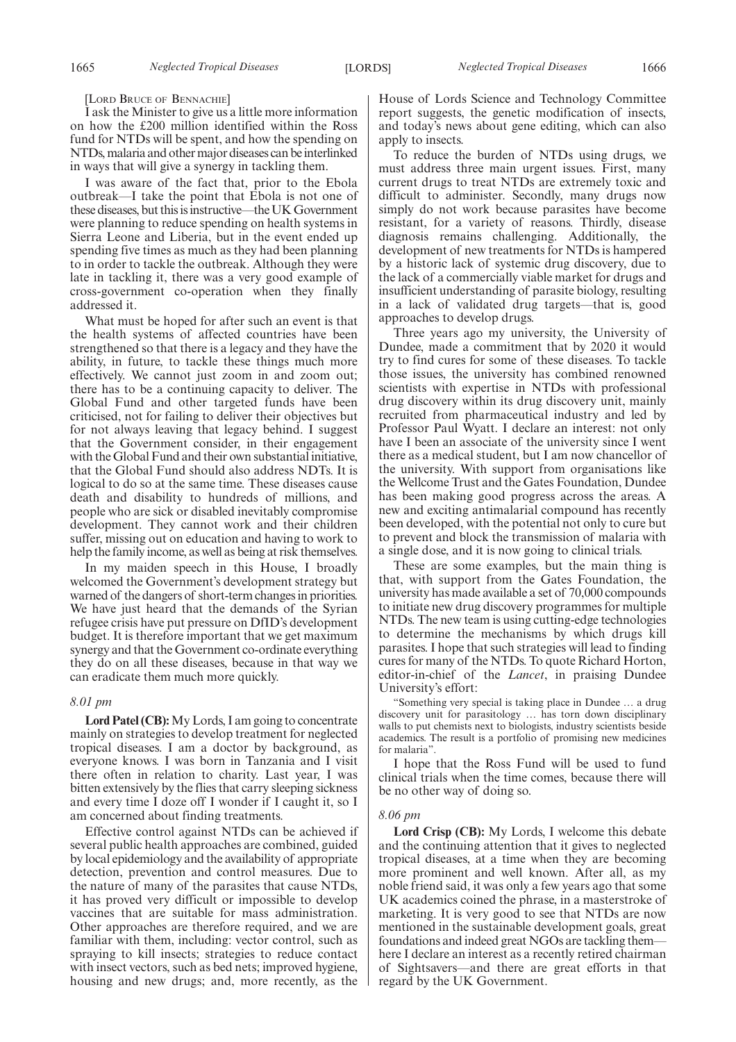[LORD BRUCE OF BENNACHIE]

I ask the Minister to give us a little more information on how the £200 million identified within the Ross fund for NTDs will be spent, and how the spending on NTDs, malaria and other major diseases can be interlinked in ways that will give a synergy in tackling them.

I was aware of the fact that, prior to the Ebola outbreak—I take the point that Ebola is not one of these diseases, but this is instructive—the UK Government were planning to reduce spending on health systems in Sierra Leone and Liberia, but in the event ended up spending five times as much as they had been planning to in order to tackle the outbreak. Although they were late in tackling it, there was a very good example of cross-government co-operation when they finally addressed it.

What must be hoped for after such an event is that the health systems of affected countries have been strengthened so that there is a legacy and they have the ability, in future, to tackle these things much more effectively. We cannot just zoom in and zoom out; there has to be a continuing capacity to deliver. The Global Fund and other targeted funds have been criticised, not for failing to deliver their objectives but for not always leaving that legacy behind. I suggest that the Government consider, in their engagement with the Global Fund and their own substantial initiative, that the Global Fund should also address NDTs. It is logical to do so at the same time. These diseases cause death and disability to hundreds of millions, and people who are sick or disabled inevitably compromise development. They cannot work and their children suffer, missing out on education and having to work to help the family income, as well as being at risk themselves.

In my maiden speech in this House, I broadly welcomed the Government's development strategy but warned of the dangers of short-term changes in priorities. We have just heard that the demands of the Syrian refugee crisis have put pressure on DfID's development budget. It is therefore important that we get maximum synergy and that the Government co-ordinate everything they do on all these diseases, because in that way we can eradicate them much more quickly.

*8.01 pm*

**Lord Patel (CB):** My Lords, I am going to concentrate mainly on strategies to develop treatment for neglected tropical diseases. I am a doctor by background, as everyone knows. I was born in Tanzania and I visit there often in relation to charity. Last year, I was bitten extensively by the flies that carry sleeping sickness and every time I doze off I wonder if I caught it, so I am concerned about finding treatments.

Effective control against NTDs can be achieved if several public health approaches are combined, guided by local epidemiology and the availability of appropriate detection, prevention and control measures. Due to the nature of many of the parasites that cause NTDs, it has proved very difficult or impossible to develop vaccines that are suitable for mass administration. Other approaches are therefore required, and we are familiar with them, including: vector control, such as spraying to kill insects; strategies to reduce contact with insect vectors, such as bed nets; improved hygiene, housing and new drugs; and, more recently, as the House of Lords Science and Technology Committee report suggests, the genetic modification of insects, and today's news about gene editing, which can also apply to insects.

To reduce the burden of NTDs using drugs, we must address three main urgent issues. First, many current drugs to treat NTDs are extremely toxic and difficult to administer. Secondly, many drugs now simply do not work because parasites have become resistant, for a variety of reasons. Thirdly, disease diagnosis remains challenging. Additionally, the development of new treatments for NTDs is hampered by a historic lack of systemic drug discovery, due to the lack of a commercially viable market for drugs and insufficient understanding of parasite biology, resulting in a lack of validated drug targets—that is, good approaches to develop drugs.

Three years ago my university, the University of Dundee, made a commitment that by 2020 it would try to find cures for some of these diseases. To tackle those issues, the university has combined renowned scientists with expertise in NTDs with professional drug discovery within its drug discovery unit, mainly recruited from pharmaceutical industry and led by Professor Paul Wyatt. I declare an interest: not only have I been an associate of the university since I went there as a medical student, but I am now chancellor of the university. With support from organisations like the Wellcome Trust and the Gates Foundation, Dundee has been making good progress across the areas. A new and exciting antimalarial compound has recently been developed, with the potential not only to cure but to prevent and block the transmission of malaria with a single dose, and it is now going to clinical trials.

These are some examples, but the main thing is that, with support from the Gates Foundation, the university has made available a set of 70,000 compounds to initiate new drug discovery programmes for multiple NTDs. The new team is using cutting-edge technologies to determine the mechanisms by which drugs kill parasites. I hope that such strategies will lead to finding cures for many of the NTDs. To quote Richard Horton, editor-in-chief of the *Lancet*, in praising Dundee University's effort:

> "Something very special is taking place in Dundee … a drug discovery unit for parasitology … has torn down disciplinary walls to put chemists next to biologists, industry scientists beside academics. The result is a portfolio of promising new medicines for malaria".

I hope that the Ross Fund will be used to fund clinical trials when the time comes, because there will be no other way of doing so.

*8.06 pm*

**Lord Crisp (CB):** My Lords, I welcome this debate and the continuing attention that it gives to neglected tropical diseases, at a time when they are becoming more prominent and well known. After all, as my noble friend said, it was only a few years ago that some UK academics coined the phrase, in a masterstroke of marketing. It is very good to see that NTDs are now mentioned in the sustainable development goals, great foundations and indeed great NGOs are tackling them—here I declare an interest as a recently retired chairman of Sightsavers—and there are great efforts in that regard by the UK Government.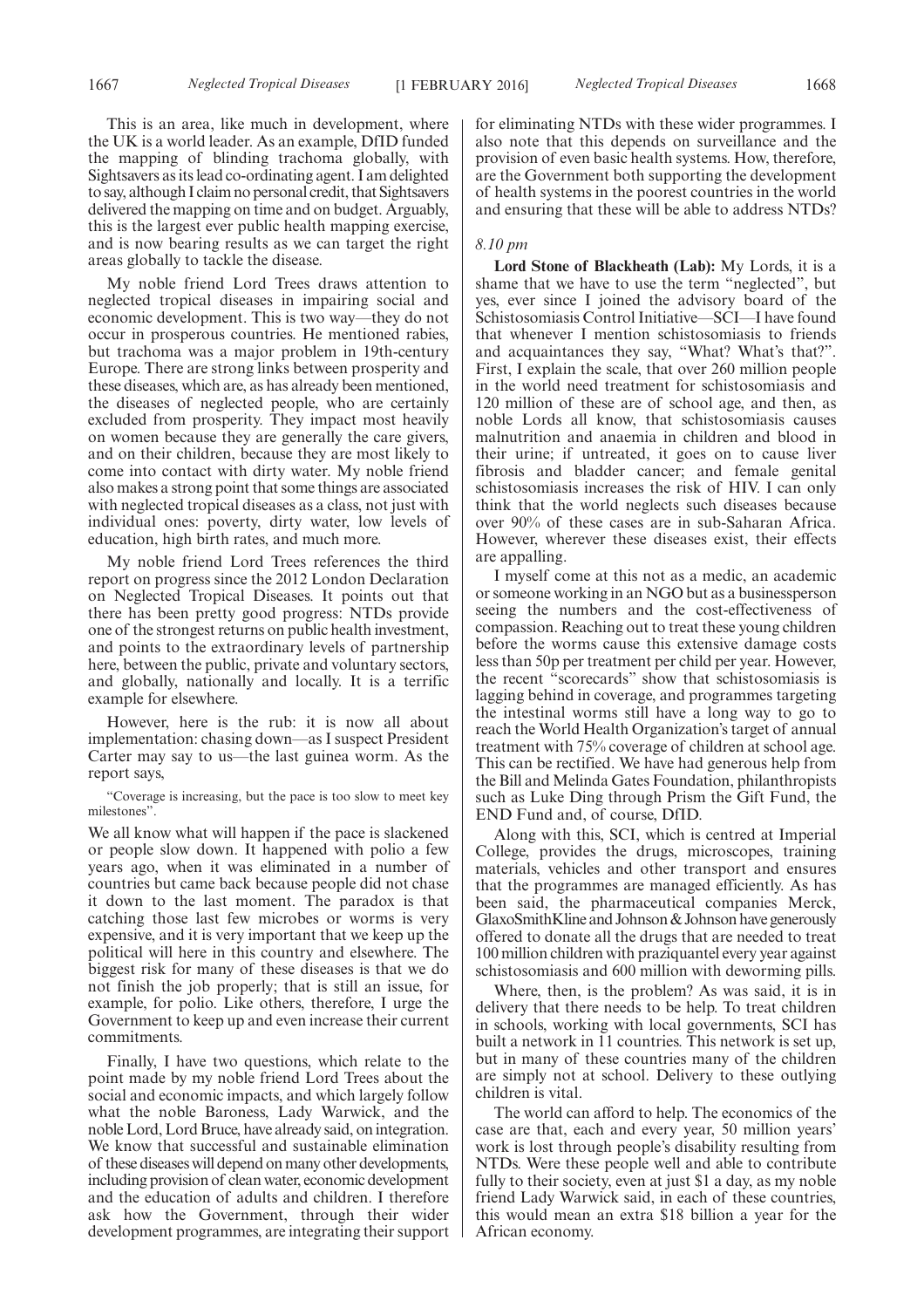This is an area, like much in development, where the UK is a world leader. As an example, DfID funded the mapping of blinding trachoma globally, with Sightsavers as its lead co-ordinating agent. I am delighted to say, although I claim no personal credit, that Sightsavers delivered the mapping on time and on budget. Arguably, this is the largest ever public health mapping exercise, and is now bearing results as we can target the right areas globally to tackle the disease.

My noble friend Lord Trees draws attention to neglected tropical diseases in impairing social and economic development. This is two way—they do not occur in prosperous countries. He mentioned rabies, but trachoma was a major problem in 19th-century Europe. There are strong links between prosperity and these diseases, which are, as has already been mentioned, the diseases of neglected people, who are certainly excluded from prosperity. They impact most heavily on women because they are generally the care givers, and on their children, because they are most likely to come into contact with dirty water. My noble friend also makes a strong point that some things are associated with neglected tropical diseases as a class, not just with individual ones: poverty, dirty water, low levels of education, high birth rates, and much more.

My noble friend Lord Trees references the third report on progress since the 2012 London Declaration on Neglected Tropical Diseases. It points out that there has been pretty good progress: NTDs provide one of the strongest returns on public health investment, and points to the extraordinary levels of partnership here, between the public, private and voluntary sectors, and globally, nationally and locally. It is a terrific example for elsewhere.

However, here is the rub: it is now all about implementation: chasing down—as I suspect President Carter may say to us—the last guinea worm. As the report says,

"Coverage is increasing, but the pace is too slow to meet key milestones".

We all know what will happen if the pace is slackened or people slow down. It happened with polio a few years ago, when it was eliminated in a number of countries but came back because people did not chase it down to the last moment. The paradox is that catching those last few microbes or worms is very expensive, and it is very important that we keep up the political will here in this country and elsewhere. The biggest risk for many of these diseases is that we do not finish the job properly; that is still an issue, for example, for polio. Like others, therefore, I urge the Government to keep up and even increase their current commitments.

Finally, I have two questions, which relate to the point made by my noble friend Lord Trees about the social and economic impacts, and which largely follow what the noble Baroness, Lady Warwick, and the noble Lord, Lord Bruce, have already said, on integration. We know that successful and sustainable elimination of these diseases will depend on many other developments, including provision of clean water, economic development and the education of adults and children. I therefore ask how the Government, through their wider development programmes, are integrating their support for eliminating NTDs with these wider programmes. I also note that this depends on surveillance and the provision of even basic health systems. How, therefore, are the Government both supporting the development of health systems in the poorest countries in the world and ensuring that these will be able to address NTDs?

*8.10 pm*

**Lord Stone of Blackheath (Lab):** My Lords, it is a shame that we have to use the term "neglected", but yes, ever since I joined the advisory board of the Schistosomiasis Control Initiative—SCI—I have found that whenever I mention schistosomiasis to friends and acquaintances they say, "What? What's that?". First, I explain the scale, that over 260 million people in the world need treatment for schistosomiasis and 120 million of these are of school age, and then, as noble Lords all know, that schistosomiasis causes malnutrition and anaemia in children and blood in their urine; if untreated, it goes on to cause liver fibrosis and bladder cancer; and female genital schistosomiasis increases the risk of HIV. I can only think that the world neglects such diseases because over 90% of these cases are in sub-Saharan Africa. However, wherever these diseases exist, their effects are appalling.

I myself come at this not as a medic, an academic or someone working in an NGO but as a businessperson seeing the numbers and the cost-effectiveness of compassion. Reaching out to treat these young children before the worms cause this extensive damage costs less than 50p per treatment per child per year. However, the recent "scorecards" show that schistosomiasis is lagging behind in coverage, and programmes targeting the intestinal worms still have a long way to go to reach the World Health Organization's target of annual treatment with 75% coverage of children at school age. This can be rectified. We have had generous help from the Bill and Melinda Gates Foundation, philanthropists such as Luke Ding through Prism the Gift Fund, the END Fund and, of course, DfID.

Along with this, SCI, which is centred at Imperial College, provides the drugs, microscopes, training materials, vehicles and other transport and ensures that the programmes are managed efficiently. As has been said, the pharmaceutical companies Merck, GlaxoSmithKline and Johnson & Johnson have generously offered to donate all the drugs that are needed to treat 100 million children with praziquantel every year against schistosomiasis and 600 million with deworming pills.

Where, then, is the problem? As was said, it is in delivery that there needs to be help. To treat children in schools, working with local governments, SCI has built a network in 11 countries. This network is set up, but in many of these countries many of the children are simply not at school. Delivery to these outlying children is vital.

The world can afford to help. The economics of the case are that, each and every year, 50 million years' work is lost through people's disability resulting from NTDs. Were these people well and able to contribute fully to their society, even at just $1 a day, as my noble friend Lady Warwick said, in each of these countries, this would mean an extra $18 billion a year for the African economy.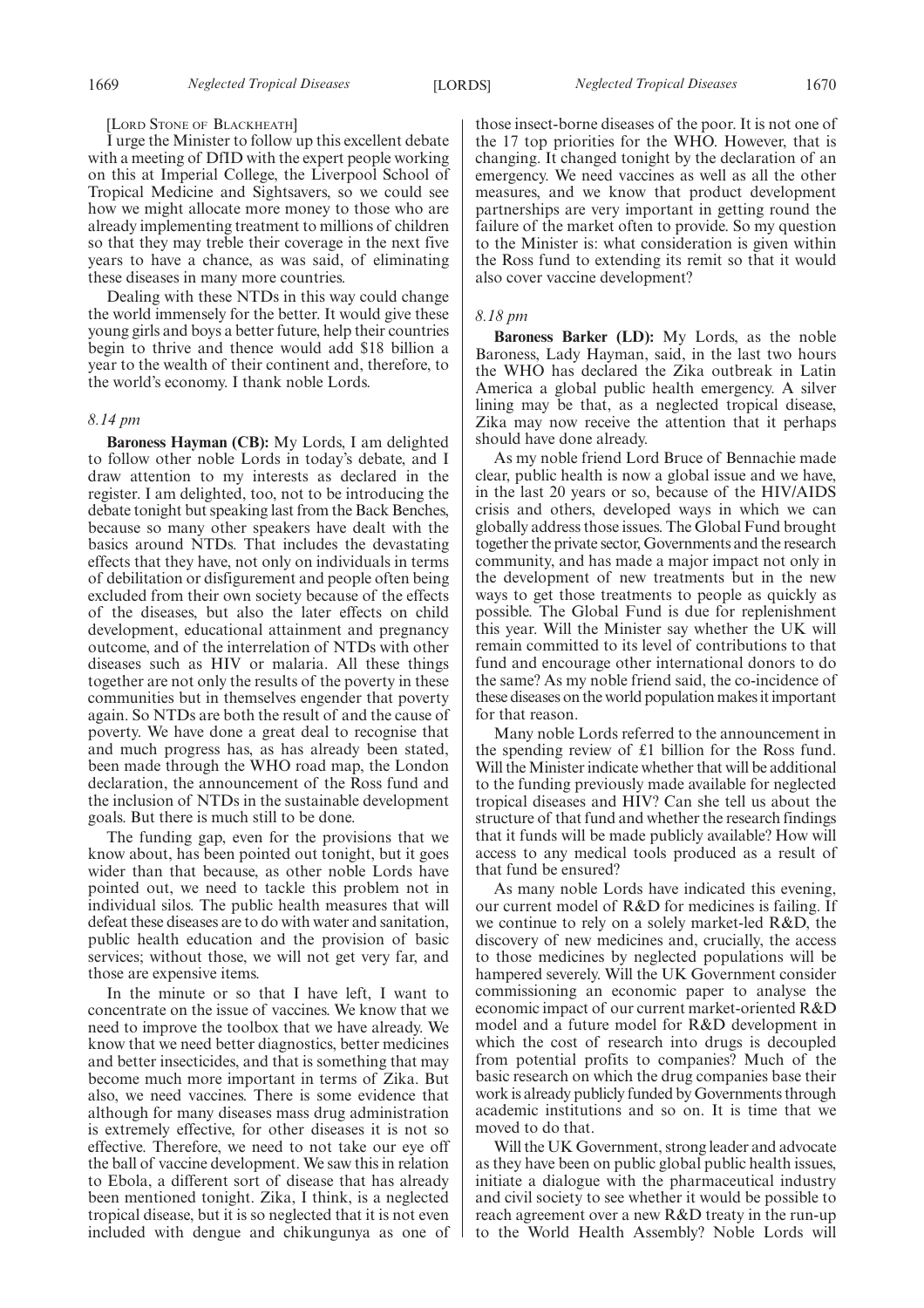[Lord Stone of Blackheath]

I urge the Minister to follow up this excellent debate with a meeting of DfID with the expert people working on this at Imperial College, the Liverpool School of Tropical Medicine and Sightsavers, so we could see how we might allocate more money to those who are already implementing treatment to millions of children so that they may treble their coverage in the next five years to have a chance, as was said, of eliminating these diseases in many more countries.

Dealing with these NTDs in this way could change the world immensely for the better. It would give these young girls and boys a better future, help their countries begin to thrive and thence would add $18 billion a year to the wealth of their continent and, therefore, to the world's economy. I thank noble Lords.

*8.14 pm*

**Baroness Hayman (CB):** My Lords, I am delighted to follow other noble Lords in today's debate, and I draw attention to my interests as declared in the register. I am delighted, too, not to be introducing the debate tonight but speaking last from the Back Benches, because so many other speakers have dealt with the basics around NTDs. That includes the devastating effects that they have, not only on individuals in terms of debilitation or disfigurement and people often being excluded from their own society because of the effects of the diseases, but also the later effects on child development, educational attainment and pregnancy outcome, and of the interrelation of NTDs with other diseases such as HIV or malaria. All these things together are not only the results of the poverty in these communities but in themselves engender that poverty again. So NTDs are both the result of and the cause of poverty. We have done a great deal to recognise that and much progress has, as has already been stated, been made through the WHO road map, the London declaration, the announcement of the Ross fund and the inclusion of NTDs in the sustainable development goals. But there is much still to be done.

The funding gap, even for the provisions that we know about, has been pointed out tonight, but it goes wider than that because, as other noble Lords have pointed out, we need to tackle this problem not in individual silos. The public health measures that will defeat these diseases are to do with water and sanitation, public health education and the provision of basic services; without those, we will not get very far, and those are expensive items.

In the minute or so that I have left, I want to concentrate on the issue of vaccines. We know that we need to improve the toolbox that we have already. We know that we need better diagnostics, better medicines and better insecticides, and that is something that may become much more important in terms of Zika. But also, we need vaccines. There is some evidence that although for many diseases mass drug administration is extremely effective, for other diseases it is not so effective. Therefore, we need to not take our eye off the ball of vaccine development. We saw this in relation to Ebola, a different sort of disease that has already been mentioned tonight. Zika, I think, is a neglected tropical disease, but it is so neglected that it is not even included with dengue and chikungunya as one of those insect-borne diseases of the poor. It is not one of the 17 top priorities for the WHO. However, that is changing. It changed tonight by the declaration of an emergency. We need vaccines as well as all the other measures, and we know that product development partnerships are very important in getting round the failure of the market often to provide. So my question to the Minister is: what consideration is given within the Ross fund to extending its remit so that it would also cover vaccine development?

*8.18 pm*

**Baroness Barker (LD):** My Lords, as the noble Baroness, Lady Hayman, said, in the last two hours the WHO has declared the Zika outbreak in Latin America a global public health emergency. A silver lining may be that, as a neglected tropical disease, Zika may now receive the attention that it perhaps should have done already.

As my noble friend Lord Bruce of Bennachie made clear, public health is now a global issue and we have, in the last 20 years or so, because of the HIV/AIDS crisis and others, developed ways in which we can globally address those issues. The Global Fund brought together the private sector, Governments and the research community, and has made a major impact not only in the development of new treatments but in the new ways to get those treatments to people as quickly as possible. The Global Fund is due for replenishment this year. Will the Minister say whether the UK will remain committed to its level of contributions to that fund and encourage other international donors to do the same? As my noble friend said, the co-incidence of these diseases on the world population makes it important for that reason.

Many noble Lords referred to the announcement in the spending review of £1 billion for the Ross fund. Will the Minister indicate whether that will be additional to the funding previously made available for neglected tropical diseases and HIV? Can she tell us about the structure of that fund and whether the research findings that it funds will be made publicly available? How will access to any medical tools produced as a result of that fund be ensured?

As many noble Lords have indicated this evening, our current model of R&D for medicines is failing. If we continue to rely on a solely market-led R&D, the discovery of new medicines and, crucially, the access to those medicines by neglected populations will be hampered severely. Will the UK Government consider commissioning an economic paper to analyse the economic impact of our current market-oriented R&D model and a future model for R&D development in which the cost of research into drugs is decoupled from potential profits to companies? Much of the basic research on which the drug companies base their work is already publicly funded by Governments through academic institutions and so on. It is time that we moved to do that.

Will the UK Government, strong leader and advocate as they have been on public global public health issues, initiate a dialogue with the pharmaceutical industry and civil society to see whether it would be possible to reach agreement over a new R&D treaty in the run-up to the World Health Assembly? Noble Lords will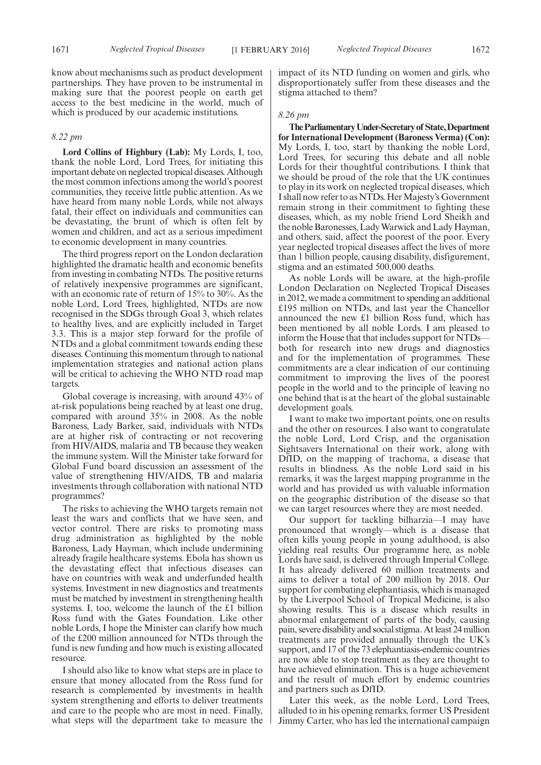know about mechanisms such as product development partnerships. They have proven to be instrumental in making sure that the poorest people on earth get access to the best medicine in the world, much of which is produced by our academic institutions.

*8.22 pm*

**Lord Collins of Highbury (Lab):** My Lords, I, too, thank the noble Lord, Lord Trees, for initiating this important debate on neglected tropical diseases. Although the most common infections among the world's poorest communities, they receive little public attention. As we have heard from many noble Lords, while not always fatal, their effect on individuals and communities can be devastating, the brunt of which is often felt by women and children, and act as a serious impediment to economic development in many countries.

The third progress report on the London declaration highlighted the dramatic health and economic benefits from investing in combating NTDs. The positive returns of relatively inexpensive programmes are significant, with an economic rate of return of 15% to 30%. As the noble Lord, Lord Trees, highlighted, NTDs are now recognised in the SDGs through Goal 3, which relates to healthy lives, and are explicitly included in Target 3.3. This is a major step forward for the profile of NTDs and a global commitment towards ending these diseases. Continuing this momentum through to national implementation strategies and national action plans will be critical to achieving the WHO NTD road map targets.

Global coverage is increasing, with around 43% of at-risk populations being reached by at least one drug, compared with around 35% in 2008. As the noble Baroness, Lady Barker, said, individuals with NTDs are at higher risk of contracting or not recovering from HIV/AIDS, malaria and TB because they weaken the immune system. Will the Minister take forward for Global Fund board discussion an assessment of the value of strengthening HIV/AIDS, TB and malaria investments through collaboration with national NTD programmes?

The risks to achieving the WHO targets remain not least the wars and conflicts that we have seen, and vector control. There are risks to promoting mass drug administration as highlighted by the noble Baroness, Lady Hayman, which include undermining already fragile healthcare systems. Ebola has shown us the devastating effect that infectious diseases can have on countries with weak and underfunded health systems. Investment in new diagnostics and treatments must be matched by investment in strengthening health systems. I, too, welcome the launch of the £1 billion Ross fund with the Gates Foundation. Like other noble Lords, I hope the Minister can clarify how much of the £200 million announced for NTDs through the fund is new funding and how much is existing allocated resource.

I should also like to know what steps are in place to ensure that money allocated from the Ross fund for research is complemented by investments in health system strengthening and efforts to deliver treatments and care to the people who are most in need. Finally, what steps will the department take to measure the impact of its NTD funding on women and girls, who disproportionately suffer from these diseases and the stigma attached to them?

*8.26 pm*

**The Parliamentary Under-Secretary of State, Department for International Development (Baroness Verma) (Con):** My Lords, I, too, start by thanking the noble Lord, Lord Trees, for securing this debate and all noble Lords for their thoughtful contributions. I think that we should be proud of the role that the UK continues to play in its work on neglected tropical diseases, which I shall now refer to as NTDs. Her Majesty's Government remain strong in their commitment to fighting these diseases, which, as my noble friend Lord Sheikh and the noble Baronesses, Lady Warwick and Lady Hayman, and others, said, affect the poorest of the poor. Every year neglected tropical diseases affect the lives of more than 1 billion people, causing disability, disfigurement, stigma and an estimated 500,000 deaths.

As noble Lords will be aware, at the high-profile London Declaration on Neglected Tropical Diseases in 2012, we made a commitment to spending an additional £195 million on NTDs, and last year the Chancellor announced the new £1 billion Ross fund, which has been mentioned by all noble Lords. I am pleased to inform the House that that includes support for NTDs—both for research into new drugs and diagnostics and for the implementation of programmes. These commitments are a clear indication of our continuing commitment to improving the lives of the poorest people in the world and to the principle of leaving no one behind that is at the heart of the global sustainable development goals.

I want to make two important points, one on results and the other on resources. I also want to congratulate the noble Lord, Lord Crisp, and the organisation Sightsavers International on their work, along with DfID, on the mapping of trachoma, a disease that results in blindness. As the noble Lord said in his remarks, it was the largest mapping programme in the world and has provided us with valuable information on the geographic distribution of the disease so that we can target resources where they are most needed.

Our support for tackling bilharzia—I may have pronounced that wrongly—which is a disease that often kills young people in young adulthood, is also yielding real results. Our programme here, as noble Lords have said, is delivered through Imperial College. It has already delivered 60 million treatments and aims to deliver a total of 200 million by 2018. Our support for combating elephantiasis, which is managed by the Liverpool School of Tropical Medicine, is also showing results. This is a disease which results in abnormal enlargement of parts of the body, causing pain, severe disability and social stigma. At least 24 million treatments are provided annually through the UK's support, and 17 of the 73 elephantiasis-endemic countries are now able to stop treatment as they are thought to have achieved elimination. This is a huge achievement and the result of much effort by endemic countries and partners such as DfID.

Later this week, as the noble Lord, Lord Trees, alluded to in his opening remarks, former US President Jimmy Carter, who has led the international campaign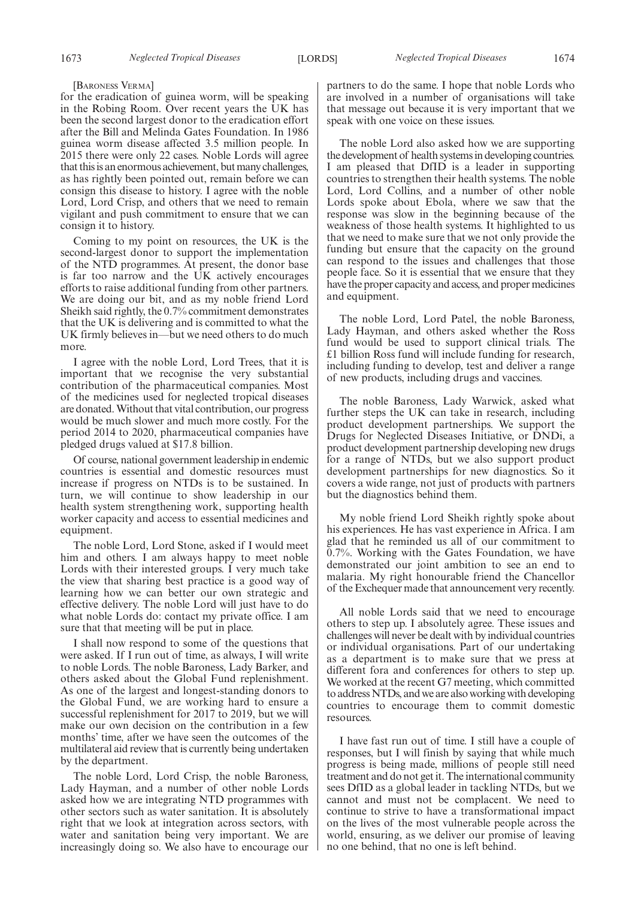[Baroness Verma]

for the eradication of guinea worm, will be speaking in the Robing Room. Over recent years the UK has been the second largest donor to the eradication effort after the Bill and Melinda Gates Foundation. In 1986 guinea worm disease affected 3.5 million people. In 2015 there were only 22 cases. Noble Lords will agree that this is an enormous achievement, but many challenges, as has rightly been pointed out, remain before we can consign this disease to history. I agree with the noble Lord, Lord Crisp, and others that we need to remain vigilant and push commitment to ensure that we can consign it to history.

Coming to my point on resources, the UK is the second-largest donor to support the implementation of the NTD programmes. At present, the donor base is far too narrow and the UK actively encourages efforts to raise additional funding from other partners. We are doing our bit, and as my noble friend Lord Sheikh said rightly, the 0.7% commitment demonstrates that the UK is delivering and is committed to what the UK firmly believes in—but we need others to do much more.

I agree with the noble Lord, Lord Trees, that it is important that we recognise the very substantial contribution of the pharmaceutical companies. Most of the medicines used for neglected tropical diseases are donated. Without that vital contribution, our progress would be much slower and much more costly. For the period 2014 to 2020, pharmaceutical companies have pledged drugs valued at $17.8 billion.

Of course, national government leadership in endemic countries is essential and domestic resources must increase if progress on NTDs is to be sustained. In turn, we will continue to show leadership in our health system strengthening work, supporting health worker capacity and access to essential medicines and equipment.

The noble Lord, Lord Stone, asked if I would meet him and others. I am always happy to meet noble Lords with their interested groups. I very much take the view that sharing best practice is a good way of learning how we can better our own strategic and effective delivery. The noble Lord will just have to do what noble Lords do: contact my private office. I am sure that that meeting will be put in place.

I shall now respond to some of the questions that were asked. If I run out of time, as always, I will write to noble Lords. The noble Baroness, Lady Barker, and others asked about the Global Fund replenishment. As one of the largest and longest-standing donors to the Global Fund, we are working hard to ensure a successful replenishment for 2017 to 2019, but we will make our own decision on the contribution in a few months' time, after we have seen the outcomes of the multilateral aid review that is currently being undertaken by the department.

The noble Lord, Lord Crisp, the noble Baroness, Lady Hayman, and a number of other noble Lords asked how we are integrating NTD programmes with other sectors such as water sanitation. It is absolutely right that we look at integration across sectors, with water and sanitation being very important. We are increasingly doing so. We also have to encourage our partners to do the same. I hope that noble Lords who are involved in a number of organisations will take that message out because it is very important that we speak with one voice on these issues.

The noble Lord also asked how we are supporting the development of health systems in developing countries. I am pleased that DfID is a leader in supporting countries to strengthen their health systems. The noble Lord, Lord Collins, and a number of other noble Lords spoke about Ebola, where we saw that the response was slow in the beginning because of the weakness of those health systems. It highlighted to us that we need to make sure that we not only provide the funding but ensure that the capacity on the ground can respond to the issues and challenges that those people face. So it is essential that we ensure that they have the proper capacity and access, and proper medicines and equipment.

The noble Lord, Lord Patel, the noble Baroness, Lady Hayman, and others asked whether the Ross fund would be used to support clinical trials. The £1 billion Ross fund will include funding for research, including funding to develop, test and deliver a range of new products, including drugs and vaccines.

The noble Baroness, Lady Warwick, asked what further steps the UK can take in research, including product development partnerships. We support the Drugs for Neglected Diseases Initiative, or DNDi, a product development partnership developing new drugs for a range of NTDs, but we also support product development partnerships for new diagnostics. So it covers a wide range, not just of products with partners but the diagnostics behind them.

My noble friend Lord Sheikh rightly spoke about his experiences. He has vast experience in Africa. I am glad that he reminded us all of our commitment to 0.7%. Working with the Gates Foundation, we have demonstrated our joint ambition to see an end to malaria. My right honourable friend the Chancellor of the Exchequer made that announcement very recently.

All noble Lords said that we need to encourage others to step up. I absolutely agree. These issues and challenges will never be dealt with by individual countries or individual organisations. Part of our undertaking as a department is to make sure that we press at different fora and conferences for others to step up. We worked at the recent G7 meeting, which committed to address NTDs, and we are also working with developing countries to encourage them to commit domestic resources.

I have fast run out of time. I still have a couple of responses, but I will finish by saying that while much progress is being made, millions of people still need treatment and do not get it. The international community sees DfID as a global leader in tackling NTDs, but we cannot and must not be complacent. We need to continue to strive to have a transformational impact on the lives of the most vulnerable people across the world, ensuring, as we deliver our promise of leaving no one behind, that no one is left behind.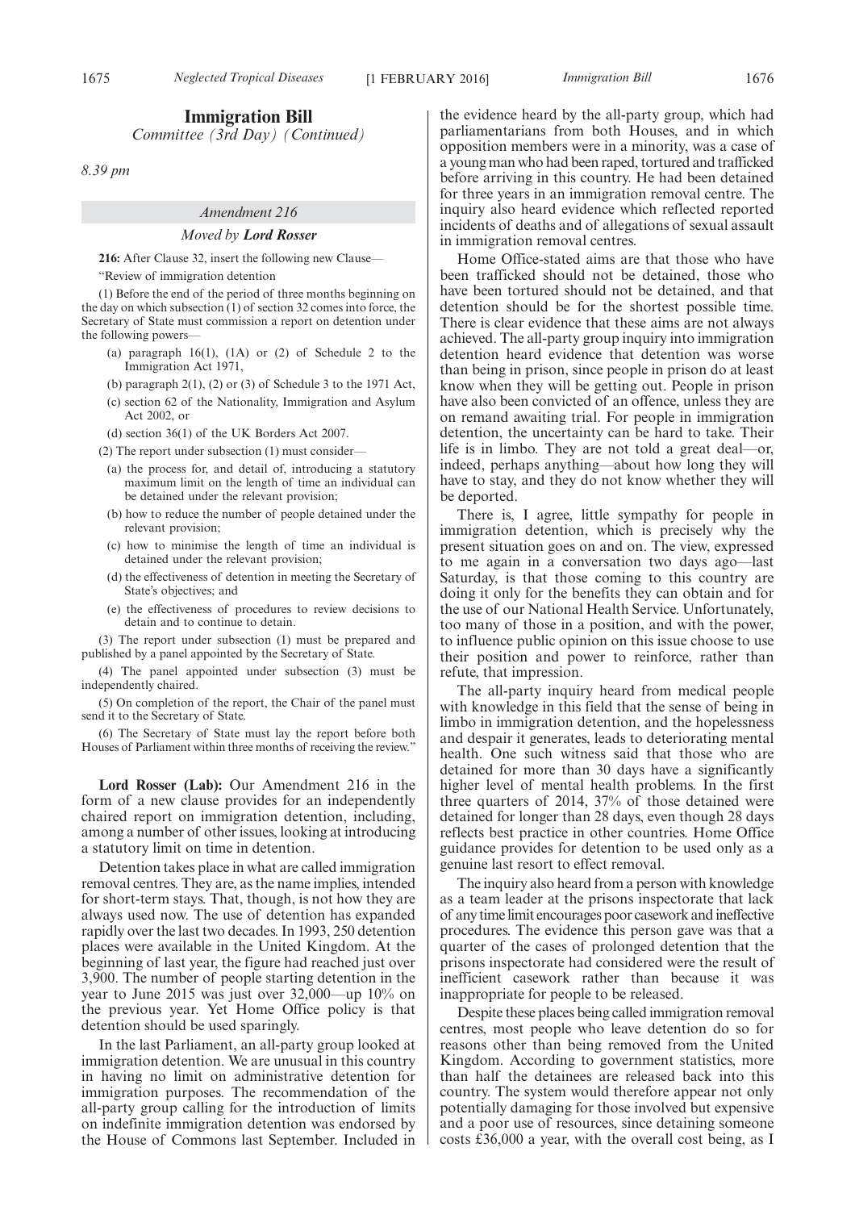# Immigration Bill

*Committee (3rd Day) (Continued)*

*8.39 pm*

## *Amendment 216*

### *Moved by **Lord Rosser***

**216:** After Clause 32, insert the following new Clause—

"Review of immigration detention

(1) Before the end of the period of three months beginning on the day on which subsection (1) of section 32 comes into force, the Secretary of State must commission a report on detention under the following powers—

(a) paragraph 16(1), (1A) or (2) of Schedule 2 to the Immigration Act 1971,

(b) paragraph 2(1), (2) or (3) of Schedule 3 to the 1971 Act,

(c) section 62 of the Nationality, Immigration and Asylum Act 2002, or

(d) section 36(1) of the UK Borders Act 2007.

(2) The report under subsection (1) must consider—

(a) the process for, and detail of, introducing a statutory maximum limit on the length of time an individual can be detained under the relevant provision;

(b) how to reduce the number of people detained under the relevant provision;

(c) how to minimise the length of time an individual is detained under the relevant provision;

(d) the effectiveness of detention in meeting the Secretary of State's objectives; and

(e) the effectiveness of procedures to review decisions to detain and to continue to detain.

(3) The report under subsection (1) must be prepared and published by a panel appointed by the Secretary of State.

(4) The panel appointed under subsection (3) must be independently chaired.

(5) On completion of the report, the Chair of the panel must send it to the Secretary of State.

(6) The Secretary of State must lay the report before both Houses of Parliament within three months of receiving the review."

**Lord Rosser (Lab):** Our Amendment 216 in the form of a new clause provides for an independently chaired report on immigration detention, including, among a number of other issues, looking at introducing a statutory limit on time in detention.

Detention takes place in what are called immigration removal centres. They are, as the name implies, intended for short-term stays. That, though, is not how they are always used now. The use of detention has expanded rapidly over the last two decades. In 1993, 250 detention places were available in the United Kingdom. At the beginning of last year, the figure had reached just over 3,900. The number of people starting detention in the year to June 2015 was just over 32,000—up 10% on the previous year. Yet Home Office policy is that detention should be used sparingly.

In the last Parliament, an all-party group looked at immigration detention. We are unusual in this country in having no limit on administrative detention for immigration purposes. The recommendation of the all-party group calling for the introduction of limits on indefinite immigration detention was endorsed by the House of Commons last September. Included in the evidence heard by the all-party group, which had parliamentarians from both Houses, and in which opposition members were in a minority, was a case of a young man who had been raped, tortured and trafficked before arriving in this country. He had been detained for three years in an immigration removal centre. The inquiry also heard evidence which reflected reported incidents of deaths and of allegations of sexual assault in immigration removal centres.

Home Office-stated aims are that those who have been trafficked should not be detained, those who have been tortured should not be detained, and that detention should be for the shortest possible time. There is clear evidence that these aims are not always achieved. The all-party group inquiry into immigration detention heard evidence that detention was worse than being in prison, since people in prison do at least know when they will be getting out. People in prison have also been convicted of an offence, unless they are on remand awaiting trial. For people in immigration detention, the uncertainty can be hard to take. Their life is in limbo. They are not told a great deal—or, indeed, perhaps anything—about how long they will have to stay, and they do not know whether they will be deported.

There is, I agree, little sympathy for people in immigration detention, which is precisely why the present situation goes on and on. The view, expressed to me again in a conversation two days ago—last Saturday, is that those coming to this country are doing it only for the benefits they can obtain and for the use of our National Health Service. Unfortunately, too many of those in a position, and with the power, to influence public opinion on this issue choose to use their position and power to reinforce, rather than refute, that impression.

The all-party inquiry heard from medical people with knowledge in this field that the sense of being in limbo in immigration detention, and the hopelessness and despair it generates, leads to deteriorating mental health. One such witness said that those who are detained for more than 30 days have a significantly higher level of mental health problems. In the first three quarters of 2014, 37% of those detained were detained for longer than 28 days, even though 28 days reflects best practice in other countries. Home Office guidance provides for detention to be used only as a genuine last resort to effect removal.

The inquiry also heard from a person with knowledge as a team leader at the prisons inspectorate that lack of any time limit encourages poor casework and ineffective procedures. The evidence this person gave was that a quarter of the cases of prolonged detention that the prisons inspectorate had considered were the result of inefficient casework rather than because it was inappropriate for people to be released.

Despite these places being called immigration removal centres, most people who leave detention do so for reasons other than being removed from the United Kingdom. According to government statistics, more than half the detainees are released back into this country. The system would therefore appear not only potentially damaging for those involved but expensive and a poor use of resources, since detaining someone costs £36,000 a year, with the overall cost being, as I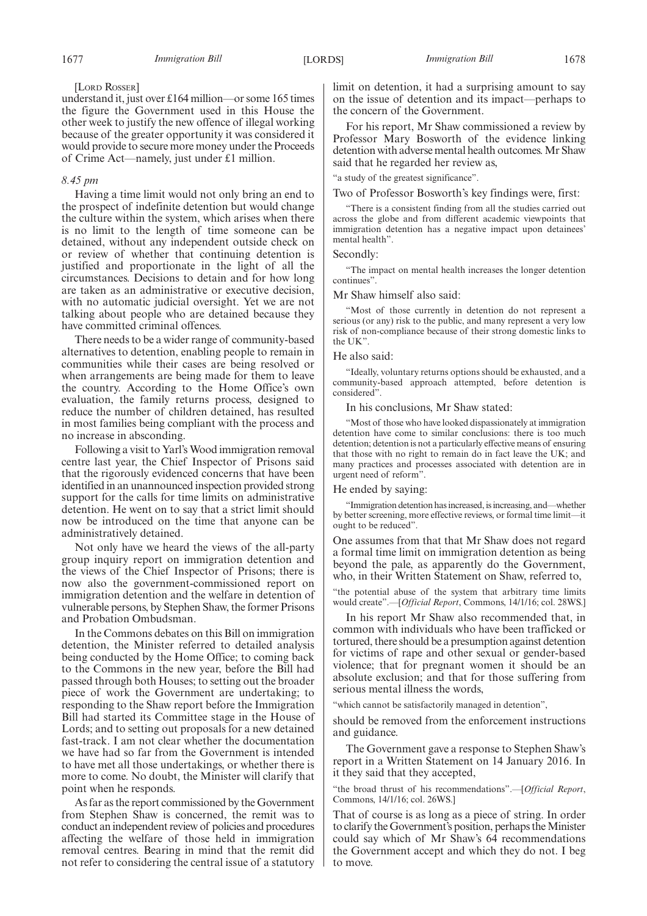[LORD ROSSER]

understand it, just over £164 million—or some 165 times the figure the Government used in this House the other week to justify the new offence of illegal working because of the greater opportunity it was considered it would provide to secure more money under the Proceeds of Crime Act—namely, just under £1 million.

*8.45 pm*

Having a time limit would not only bring an end to the prospect of indefinite detention but would change the culture within the system, which arises when there is no limit to the length of time someone can be detained, without any independent outside check on or review of whether that continuing detention is justified and proportionate in the light of all the circumstances. Decisions to detain and for how long are taken as an administrative or executive decision, with no automatic judicial oversight. Yet we are not talking about people who are detained because they have committed criminal offences.

There needs to be a wider range of community-based alternatives to detention, enabling people to remain in communities while their cases are being resolved or when arrangements are being made for them to leave the country. According to the Home Office's own evaluation, the family returns process, designed to reduce the number of children detained, has resulted in most families being compliant with the process and no increase in absconding.

Following a visit to Yarl's Wood immigration removal centre last year, the Chief Inspector of Prisons said that the rigorously evidenced concerns that have been identified in an unannounced inspection provided strong support for the calls for time limits on administrative detention. He went on to say that a strict limit should now be introduced on the time that anyone can be administratively detained.

Not only have we heard the views of the all-party group inquiry report on immigration detention and the views of the Chief Inspector of Prisons; there is now also the government-commissioned report on immigration detention and the welfare in detention of vulnerable persons, by Stephen Shaw, the former Prisons and Probation Ombudsman.

In the Commons debates on this Bill on immigration detention, the Minister referred to detailed analysis being conducted by the Home Office; to coming back to the Commons in the new year, before the Bill had passed through both Houses; to setting out the broader piece of work the Government are undertaking; to responding to the Shaw report before the Immigration Bill had started its Committee stage in the House of Lords; and to setting out proposals for a new detained fast-track. I am not clear whether the documentation we have had so far from the Government is intended to have met all those undertakings, or whether there is more to come. No doubt, the Minister will clarify that point when he responds.

As far as the report commissioned by the Government from Stephen Shaw is concerned, the remit was to conduct an independent review of policies and procedures affecting the welfare of those held in immigration removal centres. Bearing in mind that the remit did not refer to considering the central issue of a statutory limit on detention, it had a surprising amount to say on the issue of detention and its impact—perhaps to the concern of the Government.

For his report, Mr Shaw commissioned a review by Professor Mary Bosworth of the evidence linking detention with adverse mental health outcomes. Mr Shaw said that he regarded her review as,

"a study of the greatest significance".

Two of Professor Bosworth's key findings were, first:

"There is a consistent finding from all the studies carried out across the globe and from different academic viewpoints that immigration detention has a negative impact upon detainees' mental health".

Secondly:

"The impact on mental health increases the longer detention continues".

Mr Shaw himself also said:

"Most of those currently in detention do not represent a serious (or any) risk to the public, and many represent a very low risk of non-compliance because of their strong domestic links to the UK".

He also said:

"Ideally, voluntary returns options should be exhausted, and a community-based approach attempted, before detention is considered".

In his conclusions, Mr Shaw stated:

"Most of those who have looked dispassionately at immigration detention have come to similar conclusions: there is too much detention; detention is not a particularly effective means of ensuring that those with no right to remain do in fact leave the UK; and many practices and processes associated with detention are in urgent need of reform".

He ended by saying:

"Immigration detention has increased, is increasing, and—whether by better screening, more effective reviews, or formal time limit—it ought to be reduced".

One assumes from that that Mr Shaw does not regard a formal time limit on immigration detention as being beyond the pale, as apparently do the Government, who, in their Written Statement on Shaw, referred to,

"the potential abuse of the system that arbitrary time limits would create".—[*Official Report*, Commons, 14/1/16; col. 28WS.]

In his report Mr Shaw also recommended that, in common with individuals who have been trafficked or tortured, there should be a presumption against detention for victims of rape and other sexual or gender-based violence; that for pregnant women it should be an absolute exclusion; and that for those suffering from serious mental illness the words,

"which cannot be satisfactorily managed in detention",

should be removed from the enforcement instructions and guidance.

The Government gave a response to Stephen Shaw's report in a Written Statement on 14 January 2016. In it they said that they accepted,

"the broad thrust of his recommendations".—[*Official Report*, Commons, 14/1/16; col. 26WS.]

That of course is as long as a piece of string. In order to clarify the Government's position, perhaps the Minister could say which of Mr Shaw's 64 recommendations the Government accept and which they do not. I beg to move.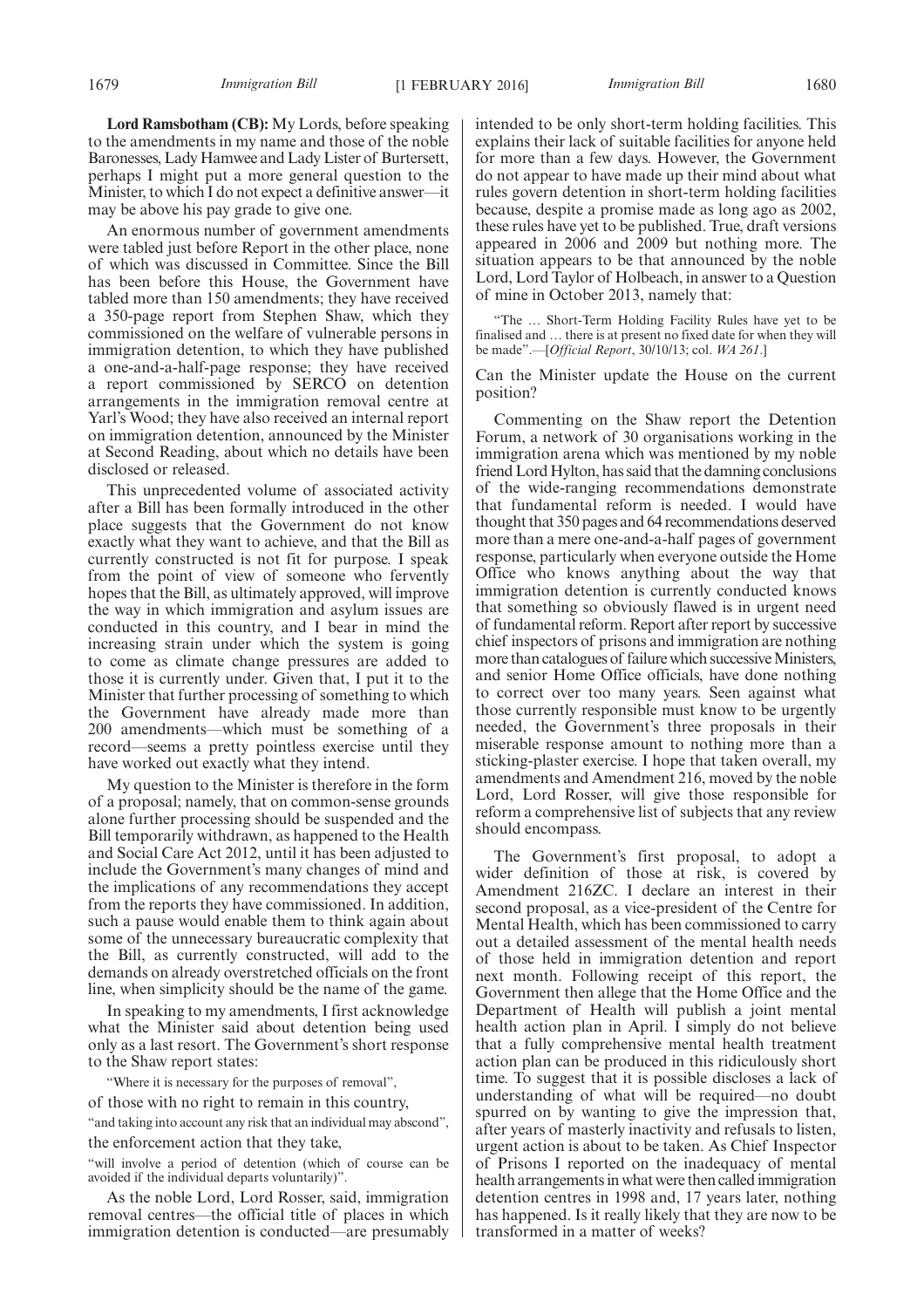**Lord Ramsbotham (CB):** My Lords, before speaking to the amendments in my name and those of the noble Baronesses, Lady Hamwee and Lady Lister of Burtersett, perhaps I might put a more general question to the Minister, to which I do not expect a definitive answer—it may be above his pay grade to give one.

An enormous number of government amendments were tabled just before Report in the other place, none of which was discussed in Committee. Since the Bill has been before this House, the Government have tabled more than 150 amendments; they have received a 350-page report from Stephen Shaw, which they commissioned on the welfare of vulnerable persons in immigration detention, to which they have published a one-and-a-half-page response; they have received a report commissioned by SERCO on detention arrangements in the immigration removal centre at Yarl's Wood; they have also received an internal report on immigration detention, announced by the Minister at Second Reading, about which no details have been disclosed or released.

This unprecedented volume of associated activity after a Bill has been formally introduced in the other place suggests that the Government do not know exactly what they want to achieve, and that the Bill as currently constructed is not fit for purpose. I speak from the point of view of someone who fervently hopes that the Bill, as ultimately approved, will improve the way in which immigration and asylum issues are conducted in this country, and I bear in mind the increasing strain under which the system is going to come as climate change pressures are added to those it is currently under. Given that, I put it to the Minister that further processing of something to which the Government have already made more than 200 amendments—which must be something of a record—seems a pretty pointless exercise until they have worked out exactly what they intend.

My question to the Minister is therefore in the form of a proposal; namely, that on common-sense grounds alone further processing should be suspended and the Bill temporarily withdrawn, as happened to the Health and Social Care Act 2012, until it has been adjusted to include the Government's many changes of mind and the implications of any recommendations they accept from the reports they have commissioned. In addition, such a pause would enable them to think again about some of the unnecessary bureaucratic complexity that the Bill, as currently constructed, will add to the demands on already overstretched officials on the front line, when simplicity should be the name of the game.

In speaking to my amendments, I first acknowledge what the Minister said about detention being used only as a last resort. The Government's short response to the Shaw report states:

"Where it is necessary for the purposes of removal",

of those with no right to remain in this country,

"and taking into account any risk that an individual may abscond",

the enforcement action that they take,

"will involve a period of detention (which of course can be avoided if the individual departs voluntarily)".

As the noble Lord, Lord Rosser, said, immigration removal centres—the official title of places in which immigration detention is conducted—are presumably intended to be only short-term holding facilities. This explains their lack of suitable facilities for anyone held for more than a few days. However, the Government do not appear to have made up their mind about what rules govern detention in short-term holding facilities because, despite a promise made as long ago as 2002, these rules have yet to be published. True, draft versions appeared in 2006 and 2009 but nothing more. The situation appears to be that announced by the noble Lord, Lord Taylor of Holbeach, in answer to a Question of mine in October 2013, namely that:

"The … Short-Term Holding Facility Rules have yet to be finalised and … there is at present no fixed date for when they will be made".—[*Official Report*, 30/10/13; col. *WA 261*.]

Can the Minister update the House on the current position?

Commenting on the Shaw report the Detention Forum, a network of 30 organisations working in the immigration arena which was mentioned by my noble friend Lord Hylton, has said that the damning conclusions of the wide-ranging recommendations demonstrate that fundamental reform is needed. I would have thought that 350 pages and 64 recommendations deserved more than a mere one-and-a-half pages of government response, particularly when everyone outside the Home Office who knows anything about the way that immigration detention is currently conducted knows that something so obviously flawed is in urgent need of fundamental reform. Report after report by successive chief inspectors of prisons and immigration are nothing more than catalogues of failure which successive Ministers, and senior Home Office officials, have done nothing to correct over too many years. Seen against what those currently responsible must know to be urgently needed, the Government's three proposals in their miserable response amount to nothing more than a sticking-plaster exercise. I hope that taken overall, my amendments and Amendment 216, moved by the noble Lord, Lord Rosser, will give those responsible for reform a comprehensive list of subjects that any review should encompass.

The Government's first proposal, to adopt a wider definition of those at risk, is covered by Amendment 216ZC. I declare an interest in their second proposal, as a vice-president of the Centre for Mental Health, which has been commissioned to carry out a detailed assessment of the mental health needs of those held in immigration detention and report next month. Following receipt of this report, the Government then allege that the Home Office and the Department of Health will publish a joint mental health action plan in April. I simply do not believe that a fully comprehensive mental health treatment action plan can be produced in this ridiculously short time. To suggest that it is possible discloses a lack of understanding of what will be required—no doubt spurred on by wanting to give the impression that, after years of masterly inactivity and refusals to listen, urgent action is about to be taken. As Chief Inspector of Prisons I reported on the inadequacy of mental health arrangements in what were then called immigration detention centres in 1998 and, 17 years later, nothing has happened. Is it really likely that they are now to be transformed in a matter of weeks?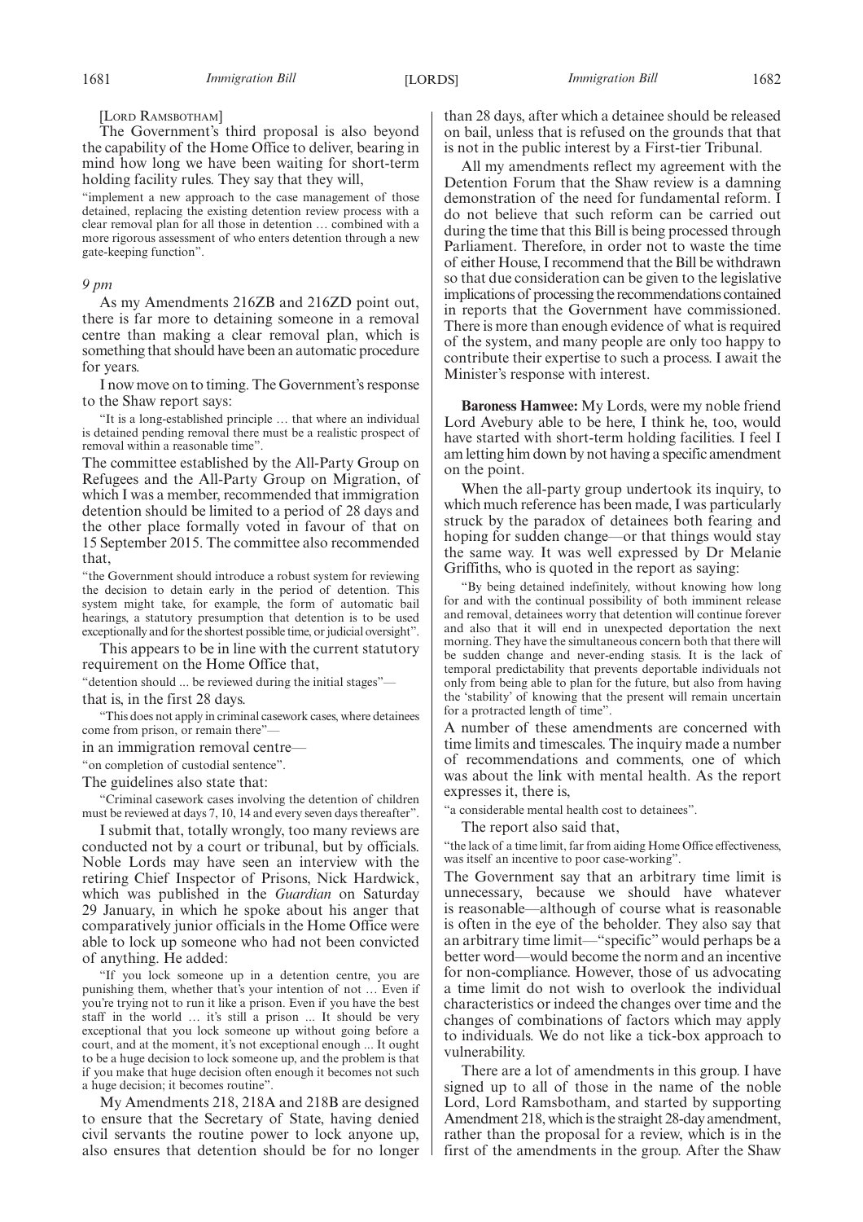[Lord Ramsbotham]

The Government's third proposal is also beyond the capability of the Home Office to deliver, bearing in mind how long we have been waiting for short-term holding facility rules. They say that they will,

"implement a new approach to the case management of those detained, replacing the existing detention review process with a clear removal plan for all those in detention … combined with a more rigorous assessment of who enters detention through a new gate-keeping function".

*9 pm*

As my Amendments 216ZB and 216ZD point out, there is far more to detaining someone in a removal centre than making a clear removal plan, which is something that should have been an automatic procedure for years.

I now move on to timing. The Government's response to the Shaw report says:

"It is a long-established principle … that where an individual is detained pending removal there must be a realistic prospect of removal within a reasonable time".

The committee established by the All-Party Group on Refugees and the All-Party Group on Migration, of which I was a member, recommended that immigration detention should be limited to a period of 28 days and the other place formally voted in favour of that on 15 September 2015. The committee also recommended that,

"the Government should introduce a robust system for reviewing the decision to detain early in the period of detention. This system might take, for example, the form of automatic bail hearings, a statutory presumption that detention is to be used exceptionally and for the shortest possible time, or judicial oversight".

This appears to be in line with the current statutory requirement on the Home Office that,

"detention should ... be reviewed during the initial stages"—

that is, in the first 28 days.

"This does not apply in criminal casework cases, where detainees come from prison, or remain there"—

in an immigration removal centre—

"on completion of custodial sentence".

The guidelines also state that:

"Criminal casework cases involving the detention of children must be reviewed at days 7, 10, 14 and every seven days thereafter".

I submit that, totally wrongly, too many reviews are conducted not by a court or tribunal, but by officials. Noble Lords may have seen an interview with the retiring Chief Inspector of Prisons, Nick Hardwick, which was published in the *Guardian* on Saturday 29 January, in which he spoke about his anger that comparatively junior officials in the Home Office were able to lock up someone who had not been convicted of anything. He added:

"If you lock someone up in a detention centre, you are punishing them, whether that's your intention of not … Even if you're trying not to run it like a prison. Even if you have the best staff in the world … it's still a prison ... It should be very exceptional that you lock someone up without going before a court, and at the moment, it's not exceptional enough ... It ought to be a huge decision to lock someone up, and the problem is that if you make that huge decision often enough it becomes not such a huge decision; it becomes routine".

My Amendments 218, 218A and 218B are designed to ensure that the Secretary of State, having denied civil servants the routine power to lock anyone up, also ensures that detention should be for no longer than 28 days, after which a detainee should be released on bail, unless that is refused on the grounds that that is not in the public interest by a First-tier Tribunal.

All my amendments reflect my agreement with the Detention Forum that the Shaw review is a damning demonstration of the need for fundamental reform. I do not believe that such reform can be carried out during the time that this Bill is being processed through Parliament. Therefore, in order not to waste the time of either House, I recommend that the Bill be withdrawn so that due consideration can be given to the legislative implications of processing the recommendations contained in reports that the Government have commissioned. There is more than enough evidence of what is required of the system, and many people are only too happy to contribute their expertise to such a process. I await the Minister's response with interest.

**Baroness Hamwee:** My Lords, were my noble friend Lord Avebury able to be here, I think he, too, would have started with short-term holding facilities. I feel I am letting him down by not having a specific amendment on the point.

When the all-party group undertook its inquiry, to which much reference has been made, I was particularly struck by the paradox of detainees both fearing and hoping for sudden change—or that things would stay the same way. It was well expressed by Dr Melanie Griffiths, who is quoted in the report as saying:

"By being detained indefinitely, without knowing how long for and with the continual possibility of both imminent release and removal, detainees worry that detention will continue forever and also that it will end in unexpected deportation the next morning. They have the simultaneous concern both that there will be sudden change and never-ending stasis. It is the lack of temporal predictability that prevents deportable individuals not only from being able to plan for the future, but also from having the 'stability' of knowing that the present will remain uncertain for a protracted length of time".

A number of these amendments are concerned with time limits and timescales. The inquiry made a number of recommendations and comments, one of which was about the link with mental health. As the report expresses it, there is,

"a considerable mental health cost to detainees".

The report also said that,

"the lack of a time limit, far from aiding Home Office effectiveness, was itself an incentive to poor case-working".

The Government say that an arbitrary time limit is unnecessary, because we should have whatever is reasonable—although of course what is reasonable is often in the eye of the beholder. They also say that an arbitrary time limit—"specific" would perhaps be a better word—would become the norm and an incentive for non-compliance. However, those of us advocating a time limit do not wish to overlook the individual characteristics or indeed the changes over time and the changes of combinations of factors which may apply to individuals. We do not like a tick-box approach to vulnerability.

There are a lot of amendments in this group. I have signed up to all of those in the name of the noble Lord, Lord Ramsbotham, and started by supporting Amendment 218, which is the straight 28-day amendment, rather than the proposal for a review, which is in the first of the amendments in the group. After the Shaw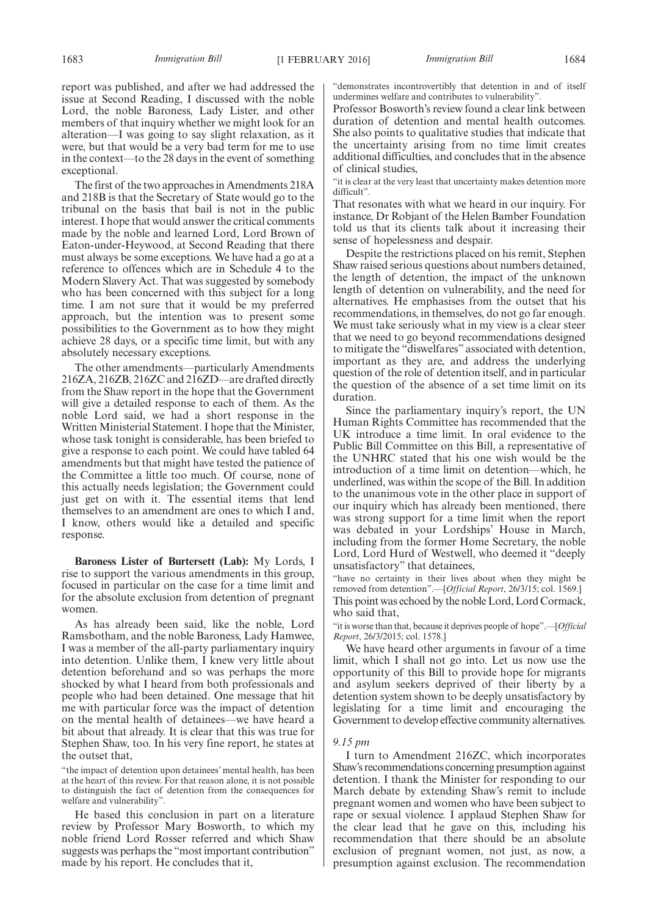report was published, and after we had addressed the issue at Second Reading, I discussed with the noble Lord, the noble Baroness, Lady Lister, and other members of that inquiry whether we might look for an alteration—I was going to say slight relaxation, as it were, but that would be a very bad term for me to use in the context—to the 28 days in the event of something exceptional.

The first of the two approaches in Amendments 218A and 218B is that the Secretary of State would go to the tribunal on the basis that bail is not in the public interest. I hope that would answer the critical comments made by the noble and learned Lord, Lord Brown of Eaton-under-Heywood, at Second Reading that there must always be some exceptions. We have had a go at a reference to offences which are in Schedule 4 to the Modern Slavery Act. That was suggested by somebody who has been concerned with this subject for a long time. I am not sure that it would be my preferred approach, but the intention was to present some possibilities to the Government as to how they might achieve 28 days, or a specific time limit, but with any absolutely necessary exceptions.

The other amendments—particularly Amendments 216ZA, 216ZB, 216ZC and 216ZD—are drafted directly from the Shaw report in the hope that the Government will give a detailed response to each of them. As the noble Lord said, we had a short response in the Written Ministerial Statement. I hope that the Minister, whose task tonight is considerable, has been briefed to give a response to each point. We could have tabled 64 amendments but that might have tested the patience of the Committee a little too much. Of course, none of this actually needs legislation; the Government could just get on with it. The essential items that lend themselves to an amendment are ones to which I and, I know, others would like a detailed and specific response.

**Baroness Lister of Burtersett (Lab):** My Lords, I rise to support the various amendments in this group, focused in particular on the case for a time limit and for the absolute exclusion from detention of pregnant women.

As has already been said, like the noble, Lord Ramsbotham, and the noble Baroness, Lady Hamwee, I was a member of the all-party parliamentary inquiry into detention. Unlike them, I knew very little about detention beforehand and so was perhaps the more shocked by what I heard from both professionals and people who had been detained. One message that hit me with particular force was the impact of detention on the mental health of detainees—we have heard a bit about that already. It is clear that this was true for Stephen Shaw, too. In his very fine report, he states at the outset that,

"the impact of detention upon detainees' mental health, has been at the heart of this review. For that reason alone, it is not possible to distinguish the fact of detention from the consequences for welfare and vulnerability".

He based this conclusion in part on a literature review by Professor Mary Bosworth, to which my noble friend Lord Rosser referred and which Shaw suggests was perhaps the "most important contribution" made by his report. He concludes that it,

"demonstrates incontrovertibly that detention in and of itself undermines welfare and contributes to vulnerability".

Professor Bosworth's review found a clear link between duration of detention and mental health outcomes. She also points to qualitative studies that indicate that the uncertainty arising from no time limit creates additional difficulties, and concludes that in the absence of clinical studies,

"it is clear at the very least that uncertainty makes detention more difficult".

That resonates with what we heard in our inquiry. For instance, Dr Robjant of the Helen Bamber Foundation told us that its clients talk about it increasing their sense of hopelessness and despair.

Despite the restrictions placed on his remit, Stephen Shaw raised serious questions about numbers detained, the length of detention, the impact of the unknown length of detention on vulnerability, and the need for alternatives. He emphasises from the outset that his recommendations, in themselves, do not go far enough. We must take seriously what in my view is a clear steer that we need to go beyond recommendations designed to mitigate the "diswelfares" associated with detention, important as they are, and address the underlying question of the role of detention itself, and in particular the question of the absence of a set time limit on its duration.

Since the parliamentary inquiry's report, the UN Human Rights Committee has recommended that the UK introduce a time limit. In oral evidence to the Public Bill Committee on this Bill, a representative of the UNHRC stated that his one wish would be the introduction of a time limit on detention—which, he underlined, was within the scope of the Bill. In addition to the unanimous vote in the other place in support of our inquiry which has already been mentioned, there was strong support for a time limit when the report was debated in your Lordships' House in March, including from the former Home Secretary, the noble Lord, Lord Hurd of Westwell, who deemed it "deeply unsatisfactory" that detainees,

"have no certainty in their lives about when they might be removed from detention".—[*Official Report*, 26/3/15; col. 1569.]

This point was echoed by the noble Lord, Lord Cormack, who said that,

"it is worse than that, because it deprives people of hope".—[*Official Report*, 26/3/2015; col. 1578.]

We have heard other arguments in favour of a time limit, which I shall not go into. Let us now use the opportunity of this Bill to provide hope for migrants and asylum seekers deprived of their liberty by a detention system shown to be deeply unsatisfactory by legislating for a time limit and encouraging the Government to develop effective community alternatives.

*9.15 pm*

I turn to Amendment 216ZC, which incorporates Shaw's recommendations concerning presumption against detention. I thank the Minister for responding to our March debate by extending Shaw's remit to include pregnant women and women who have been subject to rape or sexual violence. I applaud Stephen Shaw for the clear lead that he gave on this, including his recommendation that there should be an absolute exclusion of pregnant women, not just, as now, a presumption against exclusion. The recommendation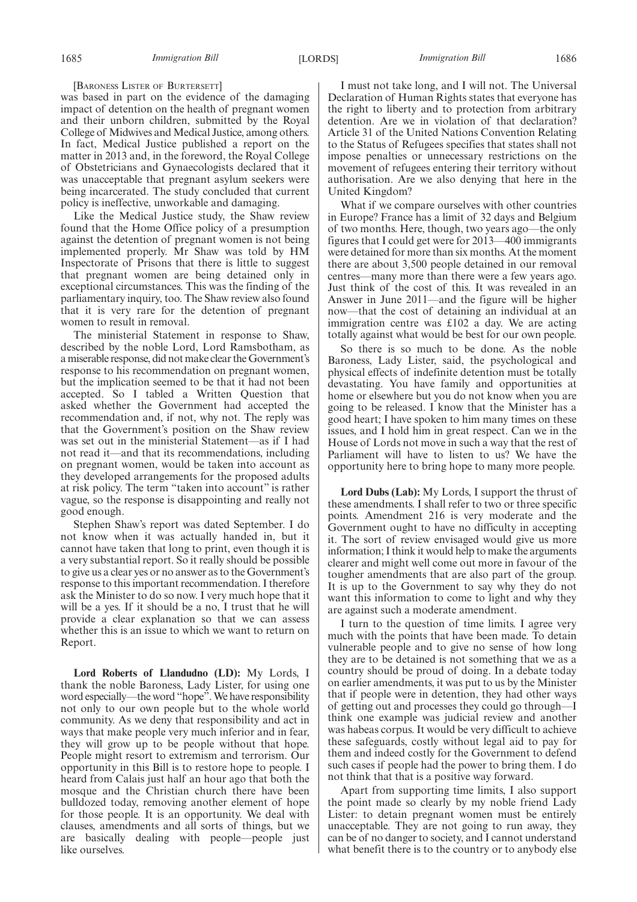[Baroness Lister of Burtersett]

was based in part on the evidence of the damaging impact of detention on the health of pregnant women and their unborn children, submitted by the Royal College of Midwives and Medical Justice, among others. In fact, Medical Justice published a report on the matter in 2013 and, in the foreword, the Royal College of Obstetricians and Gynaecologists declared that it was unacceptable that pregnant asylum seekers were being incarcerated. The study concluded that current policy is ineffective, unworkable and damaging.

Like the Medical Justice study, the Shaw review found that the Home Office policy of a presumption against the detention of pregnant women is not being implemented properly. Mr Shaw was told by HM Inspectorate of Prisons that there is little to suggest that pregnant women are being detained only in exceptional circumstances. This was the finding of the parliamentary inquiry, too. The Shaw review also found that it is very rare for the detention of pregnant women to result in removal.

The ministerial Statement in response to Shaw, described by the noble Lord, Lord Ramsbotham, as a miserable response, did not make clear the Government's response to his recommendation on pregnant women, but the implication seemed to be that it had not been accepted. So I tabled a Written Question that asked whether the Government had accepted the recommendation and, if not, why not. The reply was that the Government's position on the Shaw review was set out in the ministerial Statement—as if I had not read it—and that its recommendations, including on pregnant women, would be taken into account as they developed arrangements for the proposed adults at risk policy. The term "taken into account" is rather vague, so the response is disappointing and really not good enough.

Stephen Shaw's report was dated September. I do not know when it was actually handed in, but it cannot have taken that long to print, even though it is a very substantial report. So it really should be possible to give us a clear yes or no answer as to the Government's response to this important recommendation. I therefore ask the Minister to do so now. I very much hope that it will be a yes. If it should be a no, I trust that he will provide a clear explanation so that we can assess whether this is an issue to which we want to return on Report.

**Lord Roberts of Llandudno (LD):** My Lords, I thank the noble Baroness, Lady Lister, for using one word especially—the word "hope". We have responsibility not only to our own people but to the whole world community. As we deny that responsibility and act in ways that make people very much inferior and in fear, they will grow up to be people without that hope. People might resort to extremism and terrorism. Our opportunity in this Bill is to restore hope to people. I heard from Calais just half an hour ago that both the mosque and the Christian church there have been bulldozed today, removing another element of hope for those people. It is an opportunity. We deal with clauses, amendments and all sorts of things, but we are basically dealing with people—people just like ourselves.

I must not take long, and I will not. The Universal Declaration of Human Rights states that everyone has the right to liberty and to protection from arbitrary detention. Are we in violation of that declaration? Article 31 of the United Nations Convention Relating to the Status of Refugees specifies that states shall not impose penalties or unnecessary restrictions on the movement of refugees entering their territory without authorisation. Are we also denying that here in the United Kingdom?

What if we compare ourselves with other countries in Europe? France has a limit of 32 days and Belgium of two months. Here, though, two years ago—the only figures that I could get were for 2013—400 immigrants were detained for more than six months. At the moment there are about 3,500 people detained in our removal centres—many more than there were a few years ago. Just think of the cost of this. It was revealed in an Answer in June 2011—and the figure will be higher now—that the cost of detaining an individual at an immigration centre was £102 a day. We are acting totally against what would be best for our own people.

So there is so much to be done. As the noble Baroness, Lady Lister, said, the psychological and physical effects of indefinite detention must be totally devastating. You have family and opportunities at home or elsewhere but you do not know when you are going to be released. I know that the Minister has a good heart; I have spoken to him many times on these issues, and I hold him in great respect. Can we in the House of Lords not move in such a way that the rest of Parliament will have to listen to us? We have the opportunity here to bring hope to many more people.

**Lord Dubs (Lab):** My Lords, I support the thrust of these amendments. I shall refer to two or three specific points. Amendment 216 is very moderate and the Government ought to have no difficulty in accepting it. The sort of review envisaged would give us more information; I think it would help to make the arguments clearer and might well come out more in favour of the tougher amendments that are also part of the group. It is up to the Government to say why they do not want this information to come to light and why they are against such a moderate amendment.

I turn to the question of time limits. I agree very much with the points that have been made. To detain vulnerable people and to give no sense of how long they are to be detained is not something that we as a country should be proud of doing. In a debate today on earlier amendments, it was put to us by the Minister that if people were in detention, they had other ways of getting out and processes they could go through—I think one example was judicial review and another was habeas corpus. It would be very difficult to achieve these safeguards, costly without legal aid to pay for them and indeed costly for the Government to defend such cases if people had the power to bring them. I do not think that that is a positive way forward.

Apart from supporting time limits, I also support the point made so clearly by my noble friend Lady Lister: to detain pregnant women must be entirely unacceptable. They are not going to run away, they can be of no danger to society, and I cannot understand what benefit there is to the country or to anybody else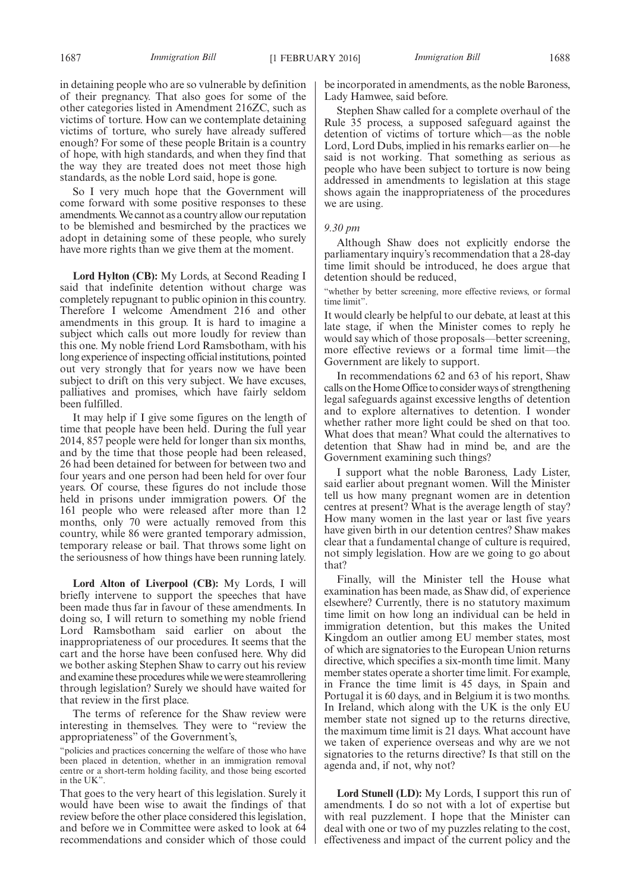in detaining people who are so vulnerable by definition of their pregnancy. That also goes for some of the other categories listed in Amendment 216ZC, such as victims of torture. How can we contemplate detaining victims of torture, who surely have already suffered enough? For some of these people Britain is a country of hope, with high standards, and when they find that the way they are treated does not meet those high standards, as the noble Lord said, hope is gone.

So I very much hope that the Government will come forward with some positive responses to these amendments. We cannot as a country allow our reputation to be blemished and besmirched by the practices we adopt in detaining some of these people, who surely have more rights than we give them at the moment.

**Lord Hylton (CB):** My Lords, at Second Reading I said that indefinite detention without charge was completely repugnant to public opinion in this country. Therefore I welcome Amendment 216 and other amendments in this group. It is hard to imagine a subject which calls out more loudly for review than this one. My noble friend Lord Ramsbotham, with his long experience of inspecting official institutions, pointed out very strongly that for years now we have been subject to drift on this very subject. We have excuses, palliatives and promises, which have fairly seldom been fulfilled.

It may help if I give some figures on the length of time that people have been held. During the full year 2014, 857 people were held for longer than six months, and by the time that those people had been released, 26 had been detained for between for between two and four years and one person had been held for over four years. Of course, these figures do not include those held in prisons under immigration powers. Of the 161 people who were released after more than 12 months, only 70 were actually removed from this country, while 86 were granted temporary admission, temporary release or bail. That throws some light on the seriousness of how things have been running lately.

**Lord Alton of Liverpool (CB):** My Lords, I will briefly intervene to support the speeches that have been made thus far in favour of these amendments. In doing so, I will return to something my noble friend Lord Ramsbotham said earlier on about the inappropriateness of our procedures. It seems that the cart and the horse have been confused here. Why did we bother asking Stephen Shaw to carry out his review and examine these procedures while we were steamrollering through legislation? Surely we should have waited for that review in the first place.

The terms of reference for the Shaw review were interesting in themselves. They were to "review the appropriateness" of the Government's,

"policies and practices concerning the welfare of those who have been placed in detention, whether in an immigration removal centre or a short-term holding facility, and those being escorted in the UK".

That goes to the very heart of this legislation. Surely it would have been wise to await the findings of that review before the other place considered this legislation, and before we in Committee were asked to look at 64 recommendations and consider which of those could be incorporated in amendments, as the noble Baroness, Lady Hamwee, said before.

Stephen Shaw called for a complete overhaul of the Rule 35 process, a supposed safeguard against the detention of victims of torture which—as the noble Lord, Lord Dubs, implied in his remarks earlier on—he said is not working. That something as serious as people who have been subject to torture is now being addressed in amendments to legislation at this stage shows again the inappropriateness of the procedures we are using.

*9.30 pm*

Although Shaw does not explicitly endorse the parliamentary inquiry's recommendation that a 28-day time limit should be introduced, he does argue that detention should be reduced,

"whether by better screening, more effective reviews, or formal time limit".

It would clearly be helpful to our debate, at least at this late stage, if when the Minister comes to reply he would say which of those proposals—better screening, more effective reviews or a formal time limit—the Government are likely to support.

In recommendations 62 and 63 of his report, Shaw calls on the Home Office to consider ways of strengthening legal safeguards against excessive lengths of detention and to explore alternatives to detention. I wonder whether rather more light could be shed on that too. What does that mean? What could the alternatives to detention that Shaw had in mind be, and are the Government examining such things?

I support what the noble Baroness, Lady Lister, said earlier about pregnant women. Will the Minister tell us how many pregnant women are in detention centres at present? What is the average length of stay? How many women in the last year or last five years have given birth in our detention centres? Shaw makes clear that a fundamental change of culture is required, not simply legislation. How are we going to go about that?

Finally, will the Minister tell the House what examination has been made, as Shaw did, of experience elsewhere? Currently, there is no statutory maximum time limit on how long an individual can be held in immigration detention, but this makes the United Kingdom an outlier among EU member states, most of which are signatories to the European Union returns directive, which specifies a six-month time limit. Many member states operate a shorter time limit. For example, in France the time limit is 45 days, in Spain and Portugal it is 60 days, and in Belgium it is two months. In Ireland, which along with the UK is the only EU member state not signed up to the returns directive, the maximum time limit is 21 days. What account have we taken of experience overseas and why are we not signatories to the returns directive? Is that still on the agenda and, if not, why not?

**Lord Stunell (LD):** My Lords, I support this run of amendments. I do so not with a lot of expertise but with real puzzlement. I hope that the Minister can deal with one or two of my puzzles relating to the cost, effectiveness and impact of the current policy and the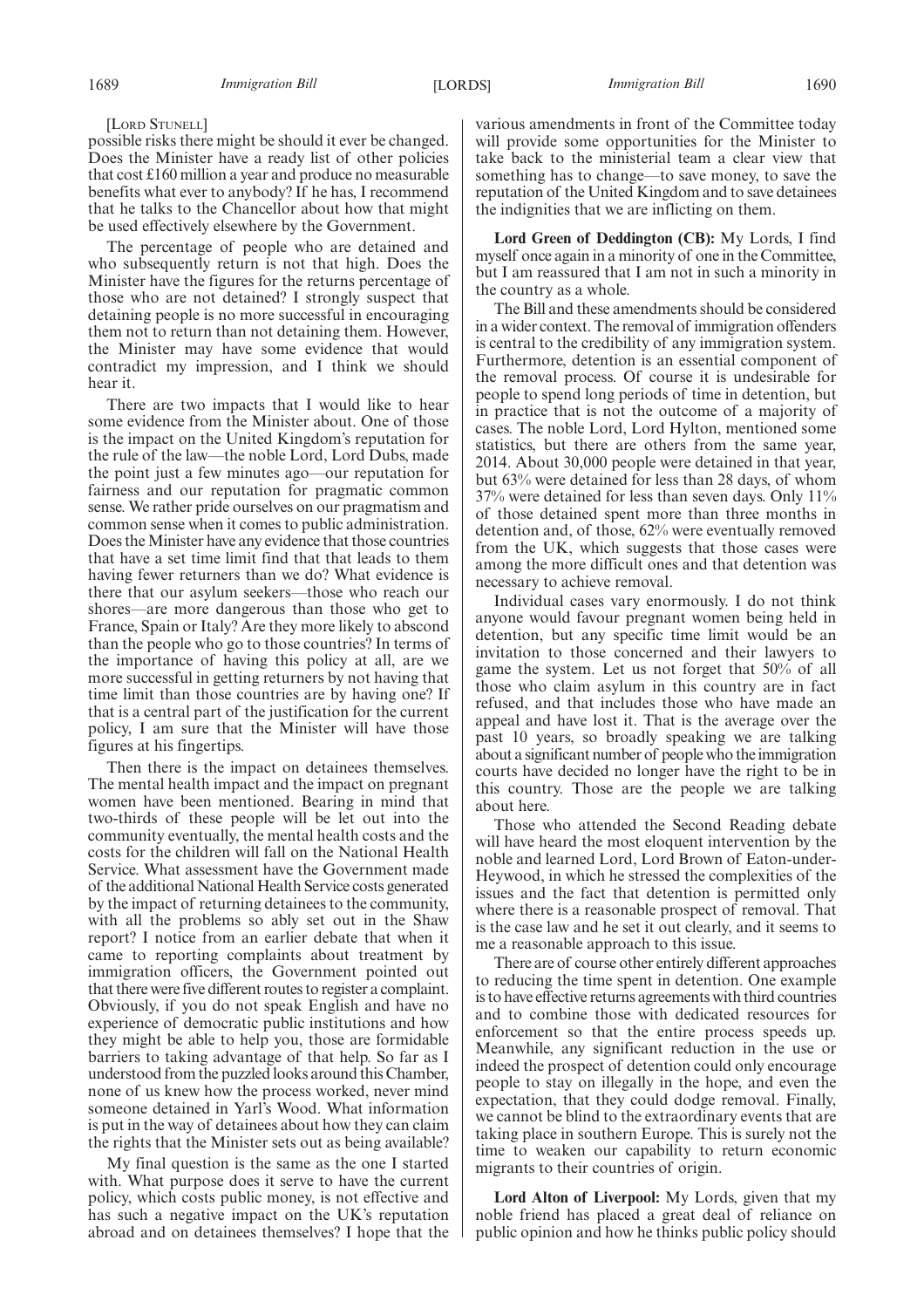[Lord Stunell]

possible risks there might be should it ever be changed. Does the Minister have a ready list of other policies that cost £160 million a year and produce no measurable benefits what ever to anybody? If he has, I recommend that he talks to the Chancellor about how that might be used effectively elsewhere by the Government.

The percentage of people who are detained and who subsequently return is not that high. Does the Minister have the figures for the returns percentage of those who are not detained? I strongly suspect that detaining people is no more successful in encouraging them not to return than not detaining them. However, the Minister may have some evidence that would contradict my impression, and I think we should hear it.

There are two impacts that I would like to hear some evidence from the Minister about. One of those is the impact on the United Kingdom's reputation for the rule of the law—the noble Lord, Lord Dubs, made the point just a few minutes ago—our reputation for fairness and our reputation for pragmatic common sense. We rather pride ourselves on our pragmatism and common sense when it comes to public administration. Does the Minister have any evidence that those countries that have a set time limit find that that leads to them having fewer returners than we do? What evidence is there that our asylum seekers—those who reach our shores—are more dangerous than those who get to France, Spain or Italy? Are they more likely to abscond than the people who go to those countries? In terms of the importance of having this policy at all, are we more successful in getting returners by not having that time limit than those countries are by having one? If that is a central part of the justification for the current policy, I am sure that the Minister will have those figures at his fingertips.

Then there is the impact on detainees themselves. The mental health impact and the impact on pregnant women have been mentioned. Bearing in mind that two-thirds of these people will be let out into the community eventually, the mental health costs and the costs for the children will fall on the National Health Service. What assessment have the Government made of the additional National Health Service costs generated by the impact of returning detainees to the community, with all the problems so ably set out in the Shaw report? I notice from an earlier debate that when it came to reporting complaints about treatment by immigration officers, the Government pointed out that there were five different routes to register a complaint. Obviously, if you do not speak English and have no experience of democratic public institutions and how they might be able to help you, those are formidable barriers to taking advantage of that help. So far as I understood from the puzzled looks around this Chamber, none of us knew how the process worked, never mind someone detained in Yarl's Wood. What information is put in the way of detainees about how they can claim the rights that the Minister sets out as being available?

My final question is the same as the one I started with. What purpose does it serve to have the current policy, which costs public money, is not effective and has such a negative impact on the UK's reputation abroad and on detainees themselves? I hope that the various amendments in front of the Committee today will provide some opportunities for the Minister to take back to the ministerial team a clear view that something has to change—to save money, to save the reputation of the United Kingdom and to save detainees the indignities that we are inflicting on them.

**Lord Green of Deddington (CB):** My Lords, I find myself once again in a minority of one in the Committee, but I am reassured that I am not in such a minority in the country as a whole.

The Bill and these amendments should be considered in a wider context. The removal of immigration offenders is central to the credibility of any immigration system. Furthermore, detention is an essential component of the removal process. Of course it is undesirable for people to spend long periods of time in detention, but in practice that is not the outcome of a majority of cases. The noble Lord, Lord Hylton, mentioned some statistics, but there are others from the same year, 2014. About 30,000 people were detained in that year, but 63% were detained for less than 28 days, of whom 37% were detained for less than seven days. Only 11% of those detained spent more than three months in detention and, of those, 62% were eventually removed from the UK, which suggests that those cases were among the more difficult ones and that detention was necessary to achieve removal.

Individual cases vary enormously. I do not think anyone would favour pregnant women being held in detention, but any specific time limit would be an invitation to those concerned and their lawyers to game the system. Let us not forget that 50% of all those who claim asylum in this country are in fact refused, and that includes those who have made an appeal and have lost it. That is the average over the past 10 years, so broadly speaking we are talking about a significant number of people who the immigration courts have decided no longer have the right to be in this country. Those are the people we are talking about here.

Those who attended the Second Reading debate will have heard the most eloquent intervention by the noble and learned Lord, Lord Brown of Eaton-under-Heywood, in which he stressed the complexities of the issues and the fact that detention is permitted only where there is a reasonable prospect of removal. That is the case law and he set it out clearly, and it seems to me a reasonable approach to this issue.

There are of course other entirely different approaches to reducing the time spent in detention. One example is to have effective returns agreements with third countries and to combine those with dedicated resources for enforcement so that the entire process speeds up. Meanwhile, any significant reduction in the use or indeed the prospect of detention could only encourage people to stay on illegally in the hope, and even the expectation, that they could dodge removal. Finally, we cannot be blind to the extraordinary events that are taking place in southern Europe. This is surely not the time to weaken our capability to return economic migrants to their countries of origin.

**Lord Alton of Liverpool:** My Lords, given that my noble friend has placed a great deal of reliance on public opinion and how he thinks public policy should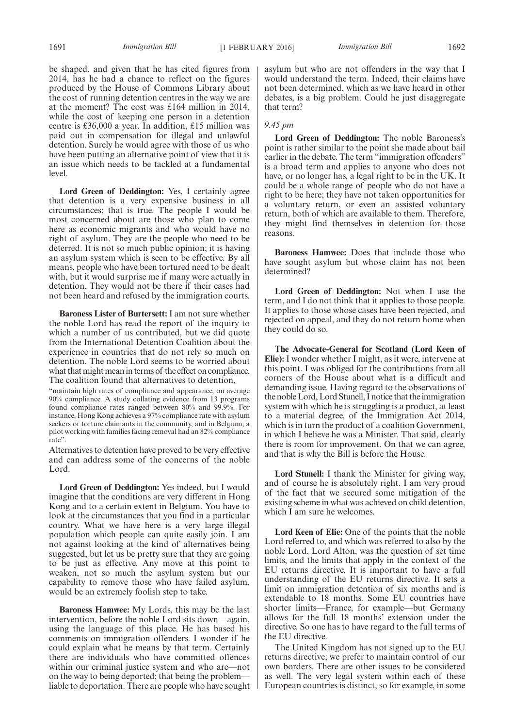be shaped, and given that he has cited figures from 2014, has he had a chance to reflect on the figures produced by the House of Commons Library about the cost of running detention centres in the way we are at the moment? The cost was £164 million in 2014, while the cost of keeping one person in a detention centre is £36,000 a year. In addition, £15 million was paid out in compensation for illegal and unlawful detention. Surely he would agree with those of us who have been putting an alternative point of view that it is an issue which needs to be tackled at a fundamental level.

**Lord Green of Deddington:** Yes, I certainly agree that detention is a very expensive business in all circumstances; that is true. The people I would be most concerned about are those who plan to come here as economic migrants and who would have no right of asylum. They are the people who need to be deterred. It is not so much public opinion; it is having an asylum system which is seen to be effective. By all means, people who have been tortured need to be dealt with, but it would surprise me if many were actually in detention. They would not be there if their cases had not been heard and refused by the immigration courts.

**Baroness Lister of Burtersett:** I am not sure whether the noble Lord has read the report of the inquiry to which a number of us contributed, but we did quote from the International Detention Coalition about the experience in countries that do not rely so much on detention. The noble Lord seems to be worried about what that might mean in terms of the effect on compliance. The coalition found that alternatives to detention,

"maintain high rates of compliance and appearance, on average 90% compliance. A study collating evidence from 13 programs found compliance rates ranged between 80% and 99.9%. For instance, Hong Kong achieves a 97% compliance rate with asylum seekers or torture claimants in the community, and in Belgium, a pilot working with families facing removal had an 82% compliance rate".

Alternatives to detention have proved to be very effective and can address some of the concerns of the noble Lord.

**Lord Green of Deddington:** Yes indeed, but I would imagine that the conditions are very different in Hong Kong and to a certain extent in Belgium. You have to look at the circumstances that you find in a particular country. What we have here is a very large illegal population which people can quite easily join. I am not against looking at the kind of alternatives being suggested, but let us be pretty sure that they are going to be just as effective. Any move at this point to weaken, not so much the asylum system but our capability to remove those who have failed asylum, would be an extremely foolish step to take.

**Baroness Hamwee:** My Lords, this may be the last intervention, before the noble Lord sits down—again, using the language of this place. He has based his comments on immigration offenders. I wonder if he could explain what he means by that term. Certainly there are individuals who have committed offences within our criminal justice system and who are—not on the way to being deported; that being the problem—liable to deportation. There are people who have sought asylum but who are not offenders in the way that I would understand the term. Indeed, their claims have not been determined, which as we have heard in other debates, is a big problem. Could he just disaggregate that term?

*9.45 pm*

**Lord Green of Deddington:** The noble Baroness's point is rather similar to the point she made about bail earlier in the debate. The term "immigration offenders" is a broad term and applies to anyone who does not have, or no longer has, a legal right to be in the UK. It could be a whole range of people who do not have a right to be here; they have not taken opportunities for a voluntary return, or even an assisted voluntary return, both of which are available to them. Therefore, they might find themselves in detention for those reasons.

**Baroness Hamwee:** Does that include those who have sought asylum but whose claim has not been determined?

**Lord Green of Deddington:** Not when I use the term, and I do not think that it applies to those people. It applies to those whose cases have been rejected, and rejected on appeal, and they do not return home when they could do so.

**The Advocate-General for Scotland (Lord Keen of Elie):** I wonder whether I might, as it were, intervene at this point. I was obliged for the contributions from all corners of the House about what is a difficult and demanding issue. Having regard to the observations of the noble Lord, Lord Stunell, I notice that the immigration system with which he is struggling is a product, at least to a material degree, of the Immigration Act 2014, which is in turn the product of a coalition Government, in which I believe he was a Minister. That said, clearly there is room for improvement. On that we can agree, and that is why the Bill is before the House.

**Lord Stunell:** I thank the Minister for giving way, and of course he is absolutely right. I am very proud of the fact that we secured some mitigation of the existing scheme in what was achieved on child detention, which I am sure he welcomes.

**Lord Keen of Elie:** One of the points that the noble Lord referred to, and which was referred to also by the noble Lord, Lord Alton, was the question of set time limits, and the limits that apply in the context of the EU returns directive. It is important to have a full understanding of the EU returns directive. It sets a limit on immigration detention of six months and is extendable to 18 months. Some EU countries have shorter limits—France, for example—but Germany allows for the full 18 months' extension under the directive. So one has to have regard to the full terms of the EU directive.

The United Kingdom has not signed up to the EU returns directive; we prefer to maintain control of our own borders. There are other issues to be considered as well. The very legal system within each of these European countries is distinct, so for example, in some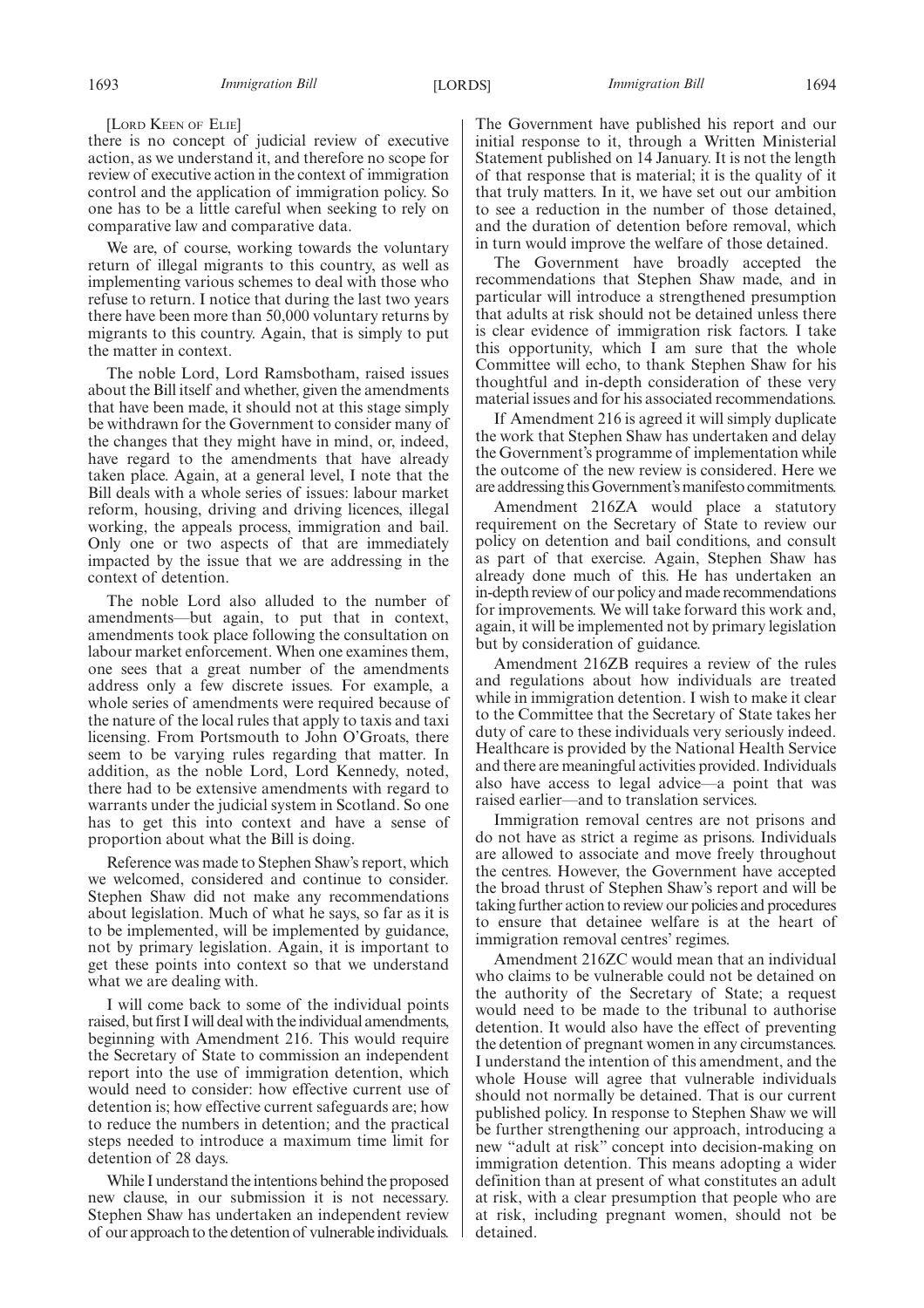[Lord Keen of Elie]

there is no concept of judicial review of executive action, as we understand it, and therefore no scope for review of executive action in the context of immigration control and the application of immigration policy. So one has to be a little careful when seeking to rely on comparative law and comparative data.

We are, of course, working towards the voluntary return of illegal migrants to this country, as well as implementing various schemes to deal with those who refuse to return. I notice that during the last two years there have been more than 50,000 voluntary returns by migrants to this country. Again, that is simply to put the matter in context.

The noble Lord, Lord Ramsbotham, raised issues about the Bill itself and whether, given the amendments that have been made, it should not at this stage simply be withdrawn for the Government to consider many of the changes that they might have in mind, or, indeed, have regard to the amendments that have already taken place. Again, at a general level, I note that the Bill deals with a whole series of issues: labour market reform, housing, driving and driving licences, illegal working, the appeals process, immigration and bail. Only one or two aspects of that are immediately impacted by the issue that we are addressing in the context of detention.

The noble Lord also alluded to the number of amendments—but again, to put that in context, amendments took place following the consultation on labour market enforcement. When one examines them, one sees that a great number of the amendments address only a few discrete issues. For example, a whole series of amendments were required because of the nature of the local rules that apply to taxis and taxi licensing. From Portsmouth to John O'Groats, there seem to be varying rules regarding that matter. In addition, as the noble Lord, Lord Kennedy, noted, there had to be extensive amendments with regard to warrants under the judicial system in Scotland. So one has to get this into context and have a sense of proportion about what the Bill is doing.

Reference was made to Stephen Shaw's report, which we welcomed, considered and continue to consider. Stephen Shaw did not make any recommendations about legislation. Much of what he says, so far as it is to be implemented, will be implemented by guidance, not by primary legislation. Again, it is important to get these points into context so that we understand what we are dealing with.

I will come back to some of the individual points raised, but first I will deal with the individual amendments, beginning with Amendment 216. This would require the Secretary of State to commission an independent report into the use of immigration detention, which would need to consider: how effective current use of detention is; how effective current safeguards are; how to reduce the numbers in detention; and the practical steps needed to introduce a maximum time limit for detention of 28 days.

While I understand the intentions behind the proposed new clause, in our submission it is not necessary. Stephen Shaw has undertaken an independent review of our approach to the detention of vulnerable individuals. The Government have published his report and our initial response to it, through a Written Ministerial Statement published on 14 January. It is not the length of that response that is material; it is the quality of it that truly matters. In it, we have set out our ambition to see a reduction in the number of those detained, and the duration of detention before removal, which in turn would improve the welfare of those detained.

The Government have broadly accepted the recommendations that Stephen Shaw made, and in particular will introduce a strengthened presumption that adults at risk should not be detained unless there is clear evidence of immigration risk factors. I take this opportunity, which I am sure that the whole Committee will echo, to thank Stephen Shaw for his thoughtful and in-depth consideration of these very material issues and for his associated recommendations.

If Amendment 216 is agreed it will simply duplicate the work that Stephen Shaw has undertaken and delay the Government's programme of implementation while the outcome of the new review is considered. Here we are addressing this Government's manifesto commitments.

Amendment 216ZA would place a statutory requirement on the Secretary of State to review our policy on detention and bail conditions, and consult as part of that exercise. Again, Stephen Shaw has already done much of this. He has undertaken an in-depth review of our policy and made recommendations for improvements. We will take forward this work and, again, it will be implemented not by primary legislation but by consideration of guidance.

Amendment 216ZB requires a review of the rules and regulations about how individuals are treated while in immigration detention. I wish to make it clear to the Committee that the Secretary of State takes her duty of care to these individuals very seriously indeed. Healthcare is provided by the National Health Service and there are meaningful activities provided. Individuals also have access to legal advice—a point that was raised earlier—and to translation services.

Immigration removal centres are not prisons and do not have as strict a regime as prisons. Individuals are allowed to associate and move freely throughout the centres. However, the Government have accepted the broad thrust of Stephen Shaw's report and will be taking further action to review our policies and procedures to ensure that detainee welfare is at the heart of immigration removal centres' regimes.

Amendment 216ZC would mean that an individual who claims to be vulnerable could not be detained on the authority of the Secretary of State; a request would need to be made to the tribunal to authorise detention. It would also have the effect of preventing the detention of pregnant women in any circumstances. I understand the intention of this amendment, and the whole House will agree that vulnerable individuals should not normally be detained. That is our current published policy. In response to Stephen Shaw we will be further strengthening our approach, introducing a new "adult at risk" concept into decision-making on immigration detention. This means adopting a wider definition than at present of what constitutes an adult at risk, with a clear presumption that people who are at risk, including pregnant women, should not be detained.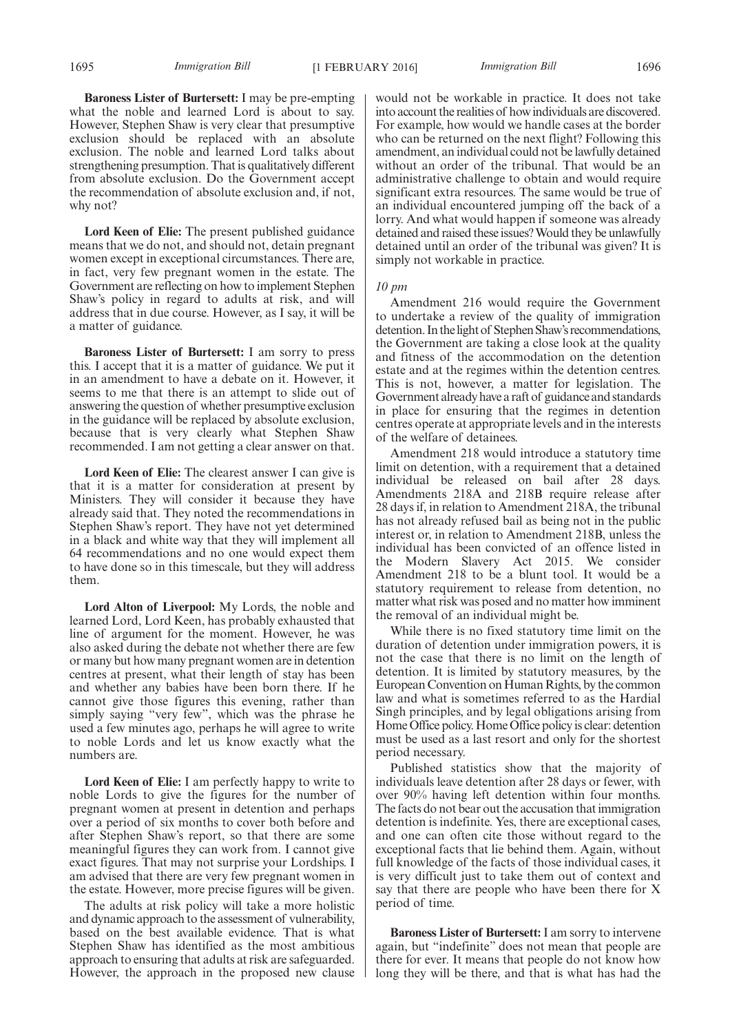**Baroness Lister of Burtersett:** I may be pre-empting what the noble and learned Lord is about to say. However, Stephen Shaw is very clear that presumptive exclusion should be replaced with an absolute exclusion. The noble and learned Lord talks about strengthening presumption. That is qualitatively different from absolute exclusion. Do the Government accept the recommendation of absolute exclusion and, if not, why not?

**Lord Keen of Elie:** The present published guidance means that we do not, and should not, detain pregnant women except in exceptional circumstances. There are, in fact, very few pregnant women in the estate. The Government are reflecting on how to implement Stephen Shaw's policy in regard to adults at risk, and will address that in due course. However, as I say, it will be a matter of guidance.

**Baroness Lister of Burtersett:** I am sorry to press this. I accept that it is a matter of guidance. We put it in an amendment to have a debate on it. However, it seems to me that there is an attempt to slide out of answering the question of whether presumptive exclusion in the guidance will be replaced by absolute exclusion, because that is very clearly what Stephen Shaw recommended. I am not getting a clear answer on that.

**Lord Keen of Elie:** The clearest answer I can give is that it is a matter for consideration at present by Ministers. They will consider it because they have already said that. They noted the recommendations in Stephen Shaw's report. They have not yet determined in a black and white way that they will implement all 64 recommendations and no one would expect them to have done so in this timescale, but they will address them.

**Lord Alton of Liverpool:** My Lords, the noble and learned Lord, Lord Keen, has probably exhausted that line of argument for the moment. However, he was also asked during the debate not whether there are few or many but how many pregnant women are in detention centres at present, what their length of stay has been and whether any babies have been born there. If he cannot give those figures this evening, rather than simply saying "very few", which was the phrase he used a few minutes ago, perhaps he will agree to write to noble Lords and let us know exactly what the numbers are.

**Lord Keen of Elie:** I am perfectly happy to write to noble Lords to give the figures for the number of pregnant women at present in detention and perhaps over a period of six months to cover both before and after Stephen Shaw's report, so that there are some meaningful figures they can work from. I cannot give exact figures. That may not surprise your Lordships. I am advised that there are very few pregnant women in the estate. However, more precise figures will be given.

The adults at risk policy will take a more holistic and dynamic approach to the assessment of vulnerability, based on the best available evidence. That is what Stephen Shaw has identified as the most ambitious approach to ensuring that adults at risk are safeguarded. However, the approach in the proposed new clause would not be workable in practice. It does not take into account the realities of how individuals are discovered. For example, how would we handle cases at the border who can be returned on the next flight? Following this amendment, an individual could not be lawfully detained without an order of the tribunal. That would be an administrative challenge to obtain and would require significant extra resources. The same would be true of an individual encountered jumping off the back of a lorry. And what would happen if someone was already detained and raised these issues? Would they be unlawfully detained until an order of the tribunal was given? It is simply not workable in practice.

*10 pm*

Amendment 216 would require the Government to undertake a review of the quality of immigration detention. In the light of Stephen Shaw's recommendations, the Government are taking a close look at the quality and fitness of the accommodation on the detention estate and at the regimes within the detention centres. This is not, however, a matter for legislation. The Government already have a raft of guidance and standards in place for ensuring that the regimes in detention centres operate at appropriate levels and in the interests of the welfare of detainees.

Amendment 218 would introduce a statutory time limit on detention, with a requirement that a detained individual be released on bail after 28 days. Amendments 218A and 218B require release after 28 days if, in relation to Amendment 218A, the tribunal has not already refused bail as being not in the public interest or, in relation to Amendment 218B, unless the individual has been convicted of an offence listed in the Modern Slavery Act 2015. We consider Amendment 218 to be a blunt tool. It would be a statutory requirement to release from detention, no matter what risk was posed and no matter how imminent the removal of an individual might be.

While there is no fixed statutory time limit on the duration of detention under immigration powers, it is not the case that there is no limit on the length of detention. It is limited by statutory measures, by the European Convention on Human Rights, by the common law and what is sometimes referred to as the Hardial Singh principles, and by legal obligations arising from Home Office policy. Home Office policy is clear: detention must be used as a last resort and only for the shortest period necessary.

Published statistics show that the majority of individuals leave detention after 28 days or fewer, with over 90% having left detention within four months. The facts do not bear out the accusation that immigration detention is indefinite. Yes, there are exceptional cases, and one can often cite those without regard to the exceptional facts that lie behind them. Again, without full knowledge of the facts of those individual cases, it is very difficult just to take them out of context and say that there are people who have been there for X period of time.

**Baroness Lister of Burtersett:** I am sorry to intervene again, but "indefinite" does not mean that people are there for ever. It means that people do not know how long they will be there, and that is what has had the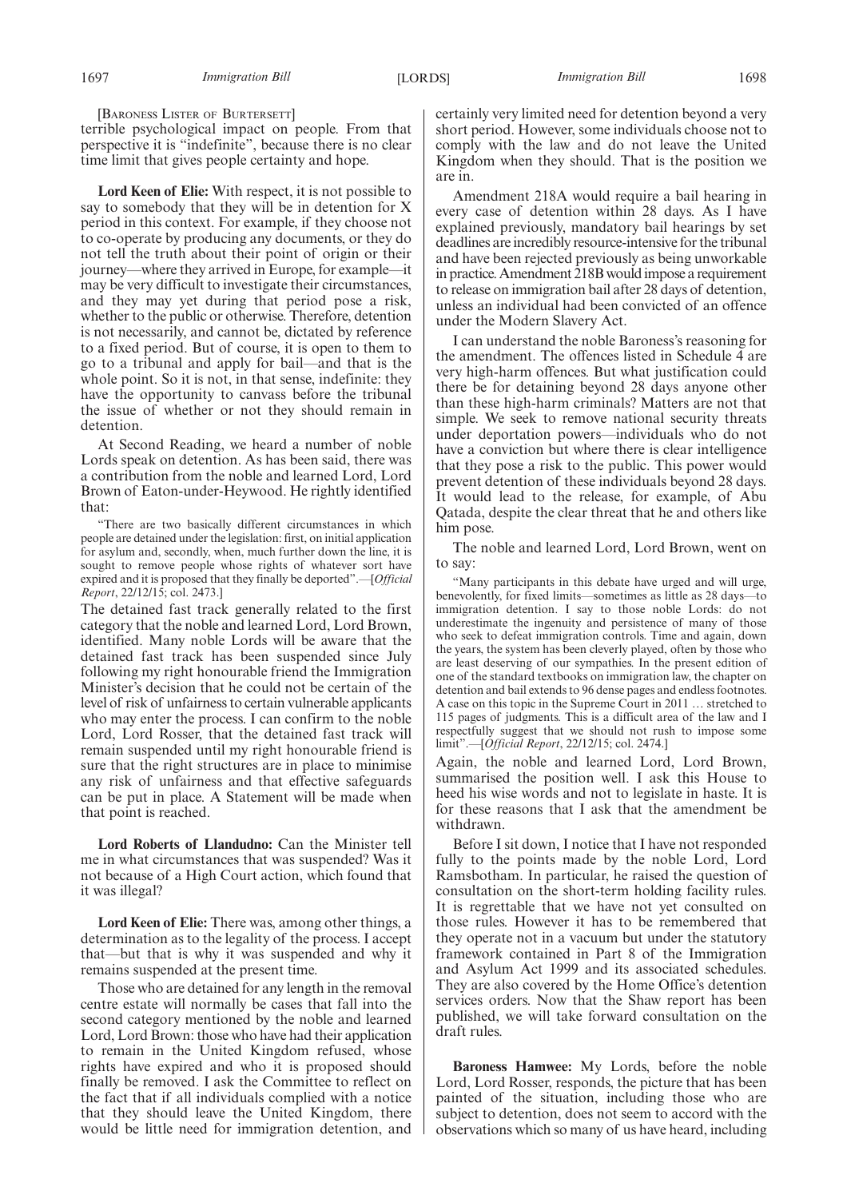[Baroness Lister of Burtersett]

terrible psychological impact on people. From that perspective it is "indefinite", because there is no clear time limit that gives people certainty and hope.

**Lord Keen of Elie:** With respect, it is not possible to say to somebody that they will be in detention for X period in this context. For example, if they choose not to co-operate by producing any documents, or they do not tell the truth about their point of origin or their journey—where they arrived in Europe, for example—it may be very difficult to investigate their circumstances, and they may yet during that period pose a risk, whether to the public or otherwise. Therefore, detention is not necessarily, and cannot be, dictated by reference to a fixed period. But of course, it is open to them to go to a tribunal and apply for bail—and that is the whole point. So it is not, in that sense, indefinite: they have the opportunity to canvass before the tribunal the issue of whether or not they should remain in detention.

At Second Reading, we heard a number of noble Lords speak on detention. As has been said, there was a contribution from the noble and learned Lord, Lord Brown of Eaton-under-Heywood. He rightly identified that:

"There are two basically different circumstances in which people are detained under the legislation: first, on initial application for asylum and, secondly, when, much further down the line, it is sought to remove people whose rights of whatever sort have expired and it is proposed that they finally be deported".—[*Official Report*, 22/12/15; col. 2473.]

The detained fast track generally related to the first category that the noble and learned Lord, Lord Brown, identified. Many noble Lords will be aware that the detained fast track has been suspended since July following my right honourable friend the Immigration Minister's decision that he could not be certain of the level of risk of unfairness to certain vulnerable applicants who may enter the process. I can confirm to the noble Lord, Lord Rosser, that the detained fast track will remain suspended until my right honourable friend is sure that the right structures are in place to minimise any risk of unfairness and that effective safeguards can be put in place. A Statement will be made when that point is reached.

**Lord Roberts of Llandudno:** Can the Minister tell me in what circumstances that was suspended? Was it not because of a High Court action, which found that it was illegal?

**Lord Keen of Elie:** There was, among other things, a determination as to the legality of the process. I accept that—but that is why it was suspended and why it remains suspended at the present time.

Those who are detained for any length in the removal centre estate will normally be cases that fall into the second category mentioned by the noble and learned Lord, Lord Brown: those who have had their application to remain in the United Kingdom refused, whose rights have expired and who it is proposed should finally be removed. I ask the Committee to reflect on the fact that if all individuals complied with a notice that they should leave the United Kingdom, there would be little need for immigration detention, and certainly very limited need for detention beyond a very short period. However, some individuals choose not to comply with the law and do not leave the United Kingdom when they should. That is the position we are in.

Amendment 218A would require a bail hearing in every case of detention within 28 days. As I have explained previously, mandatory bail hearings by set deadlines are incredibly resource-intensive for the tribunal and have been rejected previously as being unworkable in practice. Amendment 218B would impose a requirement to release on immigration bail after 28 days of detention, unless an individual had been convicted of an offence under the Modern Slavery Act.

I can understand the noble Baroness's reasoning for the amendment. The offences listed in Schedule 4 are very high-harm offences. But what justification could there be for detaining beyond 28 days anyone other than these high-harm criminals? Matters are not that simple. We seek to remove national security threats under deportation powers—individuals who do not have a conviction but where there is clear intelligence that they pose a risk to the public. This power would prevent detention of these individuals beyond 28 days. It would lead to the release, for example, of Abu Qatada, despite the clear threat that he and others like him pose.

The noble and learned Lord, Lord Brown, went on to say:

"Many participants in this debate have urged and will urge, benevolently, for fixed limits—sometimes as little as 28 days—to immigration detention. I say to those noble Lords: do not underestimate the ingenuity and persistence of many of those who seek to defeat immigration controls. Time and again, down the years, the system has been cleverly played, often by those who are least deserving of our sympathies. In the present edition of one of the standard textbooks on immigration law, the chapter on detention and bail extends to 96 dense pages and endless footnotes. A case on this topic in the Supreme Court in 2011 … stretched to 115 pages of judgments. This is a difficult area of the law and I respectfully suggest that we should not rush to impose some limit".—[*Official Report*, 22/12/15; col. 2474.]

Again, the noble and learned Lord, Lord Brown, summarised the position well. I ask this House to heed his wise words and not to legislate in haste. It is for these reasons that I ask that the amendment be withdrawn.

Before I sit down, I notice that I have not responded fully to the points made by the noble Lord, Lord Ramsbotham. In particular, he raised the question of consultation on the short-term holding facility rules. It is regrettable that we have not yet consulted on those rules. However it has to be remembered that they operate not in a vacuum but under the statutory framework contained in Part 8 of the Immigration and Asylum Act 1999 and its associated schedules. They are also covered by the Home Office's detention services orders. Now that the Shaw report has been published, we will take forward consultation on the draft rules.

**Baroness Hamwee:** My Lords, before the noble Lord, Lord Rosser, responds, the picture that has been painted of the situation, including those who are subject to detention, does not seem to accord with the observations which so many of us have heard, including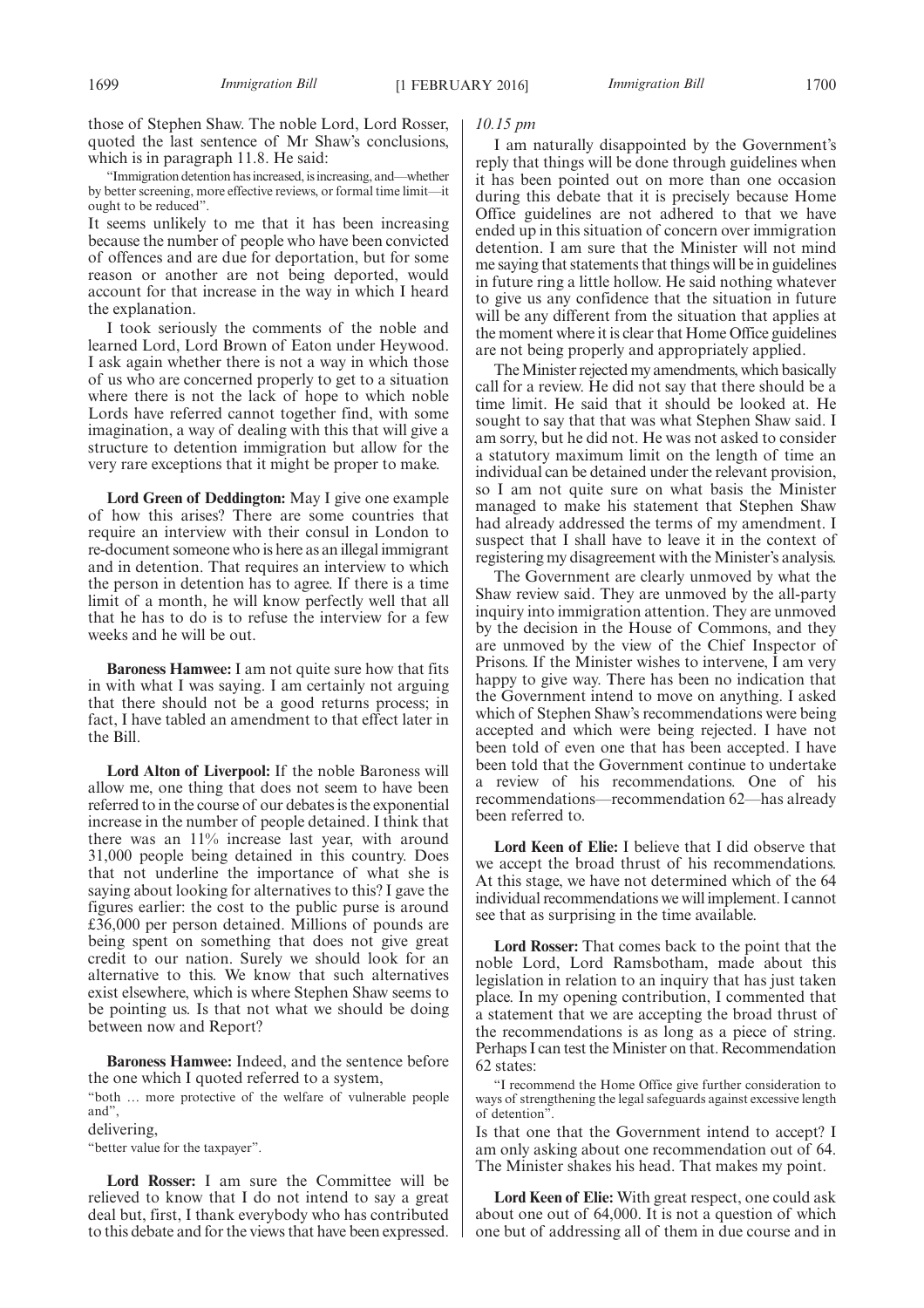those of Stephen Shaw. The noble Lord, Lord Rosser, quoted the last sentence of Mr Shaw's conclusions, which is in paragraph 11.8. He said:

"Immigration detention has increased, is increasing, and—whether by better screening, more effective reviews, or formal time limit—it ought to be reduced".

It seems unlikely to me that it has been increasing because the number of people who have been convicted of offences and are due for deportation, but for some reason or another are not being deported, would account for that increase in the way in which I heard the explanation.

I took seriously the comments of the noble and learned Lord, Lord Brown of Eaton under Heywood. I ask again whether there is not a way in which those of us who are concerned properly to get to a situation where there is not the lack of hope to which noble Lords have referred cannot together find, with some imagination, a way of dealing with this that will give a structure to detention immigration but allow for the very rare exceptions that it might be proper to make.

**Lord Green of Deddington:** May I give one example of how this arises? There are some countries that require an interview with their consul in London to re-document someone who is here as an illegal immigrant and in detention. That requires an interview to which the person in detention has to agree. If there is a time limit of a month, he will know perfectly well that all that he has to do is to refuse the interview for a few weeks and he will be out.

**Baroness Hamwee:** I am not quite sure how that fits in with what I was saying. I am certainly not arguing that there should not be a good returns process; in fact, I have tabled an amendment to that effect later in the Bill.

**Lord Alton of Liverpool:** If the noble Baroness will allow me, one thing that does not seem to have been referred to in the course of our debates is the exponential increase in the number of people detained. I think that there was an 11% increase last year, with around 31,000 people being detained in this country. Does that not underline the importance of what she is saying about looking for alternatives to this? I gave the figures earlier: the cost to the public purse is around £36,000 per person detained. Millions of pounds are being spent on something that does not give great credit to our nation. Surely we should look for an alternative to this. We know that such alternatives exist elsewhere, which is where Stephen Shaw seems to be pointing us. Is that not what we should be doing between now and Report?

**Baroness Hamwee:** Indeed, and the sentence before the one which I quoted referred to a system,

"both … more protective of the welfare of vulnerable people and",

delivering,

"better value for the taxpayer".

**Lord Rosser:** I am sure the Committee will be relieved to know that I do not intend to say a great deal but, first, I thank everybody who has contributed to this debate and for the views that have been expressed.

*10.15 pm*

I am naturally disappointed by the Government's reply that things will be done through guidelines when it has been pointed out on more than one occasion during this debate that it is precisely because Home Office guidelines are not adhered to that we have ended up in this situation of concern over immigration detention. I am sure that the Minister will not mind me saying that statements that things will be in guidelines in future ring a little hollow. He said nothing whatever to give us any confidence that the situation in future will be any different from the situation that applies at the moment where it is clear that Home Office guidelines are not being properly and appropriately applied.

The Minister rejected my amendments, which basically call for a review. He did not say that there should be a time limit. He said that it should be looked at. He sought to say that that was what Stephen Shaw said. I am sorry, but he did not. He was not asked to consider a statutory maximum limit on the length of time an individual can be detained under the relevant provision, so I am not quite sure on what basis the Minister managed to make his statement that Stephen Shaw had already addressed the terms of my amendment. I suspect that I shall have to leave it in the context of registering my disagreement with the Minister's analysis.

The Government are clearly unmoved by what the Shaw review said. They are unmoved by the all-party inquiry into immigration attention. They are unmoved by the decision in the House of Commons, and they are unmoved by the view of the Chief Inspector of Prisons. If the Minister wishes to intervene, I am very happy to give way. There has been no indication that the Government intend to move on anything. I asked which of Stephen Shaw's recommendations were being accepted and which were being rejected. I have not been told of even one that has been accepted. I have been told that the Government continue to undertake a review of his recommendations. One of his recommendations—recommendation 62—has already been referred to.

**Lord Keen of Elie:** I believe that I did observe that we accept the broad thrust of his recommendations. At this stage, we have not determined which of the 64 individual recommendations we will implement. I cannot see that as surprising in the time available.

**Lord Rosser:** That comes back to the point that the noble Lord, Lord Ramsbotham, made about this legislation in relation to an inquiry that has just taken place. In my opening contribution, I commented that a statement that we are accepting the broad thrust of the recommendations is as long as a piece of string. Perhaps I can test the Minister on that. Recommendation 62 states:

"I recommend the Home Office give further consideration to ways of strengthening the legal safeguards against excessive length of detention".

Is that one that the Government intend to accept? I am only asking about one recommendation out of 64. The Minister shakes his head. That makes my point.

**Lord Keen of Elie:** With great respect, one could ask about one out of 64,000. It is not a question of which one but of addressing all of them in due course and in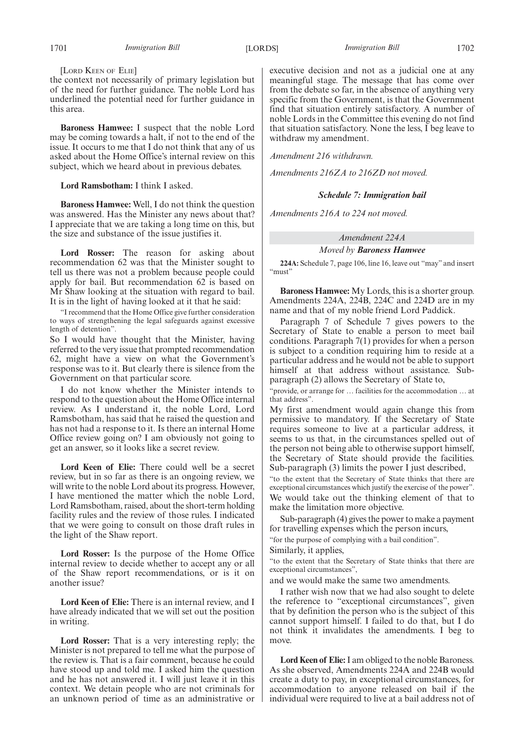[LORD KEEN OF ELIE]

the context not necessarily of primary legislation but of the need for further guidance. The noble Lord has underlined the potential need for further guidance in this area.

**Baroness Hamwee:** I suspect that the noble Lord may be coming towards a halt, if not to the end of the issue. It occurs to me that I do not think that any of us asked about the Home Office's internal review on this subject, which we heard about in previous debates.

**Lord Ramsbotham:** I think I asked.

**Baroness Hamwee:** Well, I do not think the question was answered. Has the Minister any news about that? I appreciate that we are taking a long time on this, but the size and substance of the issue justifies it.

**Lord Rosser:** The reason for asking about recommendation 62 was that the Minister sought to tell us there was not a problem because people could apply for bail. But recommendation 62 is based on Mr Shaw looking at the situation with regard to bail. It is in the light of having looked at it that he said:

"I recommend that the Home Office give further consideration to ways of strengthening the legal safeguards against excessive length of detention".

So I would have thought that the Minister, having referred to the very issue that prompted recommendation 62, might have a view on what the Government's response was to it. But clearly there is silence from the Government on that particular score.

I do not know whether the Minister intends to respond to the question about the Home Office internal review. As I understand it, the noble Lord, Lord Ramsbotham, has said that he raised the question and has not had a response to it. Is there an internal Home Office review going on? I am obviously not going to get an answer, so it looks like a secret review.

**Lord Keen of Elie:** There could well be a secret review, but in so far as there is an ongoing review, we will write to the noble Lord about its progress. However, I have mentioned the matter which the noble Lord, Lord Ramsbotham, raised, about the short-term holding facility rules and the review of those rules. I indicated that we were going to consult on those draft rules in the light of the Shaw report.

**Lord Rosser:** Is the purpose of the Home Office internal review to decide whether to accept any or all of the Shaw report recommendations, or is it on another issue?

**Lord Keen of Elie:** There is an internal review, and I have already indicated that we will set out the position in writing.

**Lord Rosser:** That is a very interesting reply; the Minister is not prepared to tell me what the purpose of the review is. That is a fair comment, because he could have stood up and told me. I asked him the question and he has not answered it. I will just leave it in this context. We detain people who are not criminals for an unknown period of time as an administrative or executive decision and not as a judicial one at any meaningful stage. The message that has come over from the debate so far, in the absence of anything very specific from the Government, is that the Government find that situation entirely satisfactory. A number of noble Lords in the Committee this evening do not find that situation satisfactory. None the less, I beg leave to withdraw my amendment.

*Amendment 216 withdrawn.*

*Amendments 216ZA to 216ZD not moved.*

***Schedule 7: Immigration bail***

*Amendments 216A to 224 not moved.*

*Amendment 224A*

*Moved by **Baroness Hamwee***

**224A:** Schedule 7, page 106, line 16, leave out "may" and insert "must"

**Baroness Hamwee:** My Lords, this is a shorter group. Amendments 224A, 224B, 224C and 224D are in my name and that of my noble friend Lord Paddick.

Paragraph 7 of Schedule 7 gives powers to the Secretary of State to enable a person to meet bail conditions. Paragraph 7(1) provides for when a person is subject to a condition requiring him to reside at a particular address and he would not be able to support himself at that address without assistance. Sub-paragraph (2) allows the Secretary of State to,

"provide, or arrange for … facilities for the accommodation … at that address".

My first amendment would again change this from permissive to mandatory. If the Secretary of State requires someone to live at a particular address, it seems to us that, in the circumstances spelled out of the person not being able to otherwise support himself, the Secretary of State should provide the facilities. Sub-paragraph (3) limits the power I just described,

"to the extent that the Secretary of State thinks that there are exceptional circumstances which justify the exercise of the power".

We would take out the thinking element of that to make the limitation more objective.

Sub-paragraph (4) gives the power to make a payment for travelling expenses which the person incurs,

"for the purpose of complying with a bail condition".

Similarly, it applies,

"to the extent that the Secretary of State thinks that there are exceptional circumstances",

and we would make the same two amendments.

I rather wish now that we had also sought to delete the reference to "exceptional circumstances", given that by definition the person who is the subject of this cannot support himself. I failed to do that, but I do not think it invalidates the amendments. I beg to move.

**Lord Keen of Elie:** I am obliged to the noble Baroness. As she observed, Amendments 224A and 224B would create a duty to pay, in exceptional circumstances, for accommodation to anyone released on bail if the individual were required to live at a bail address not of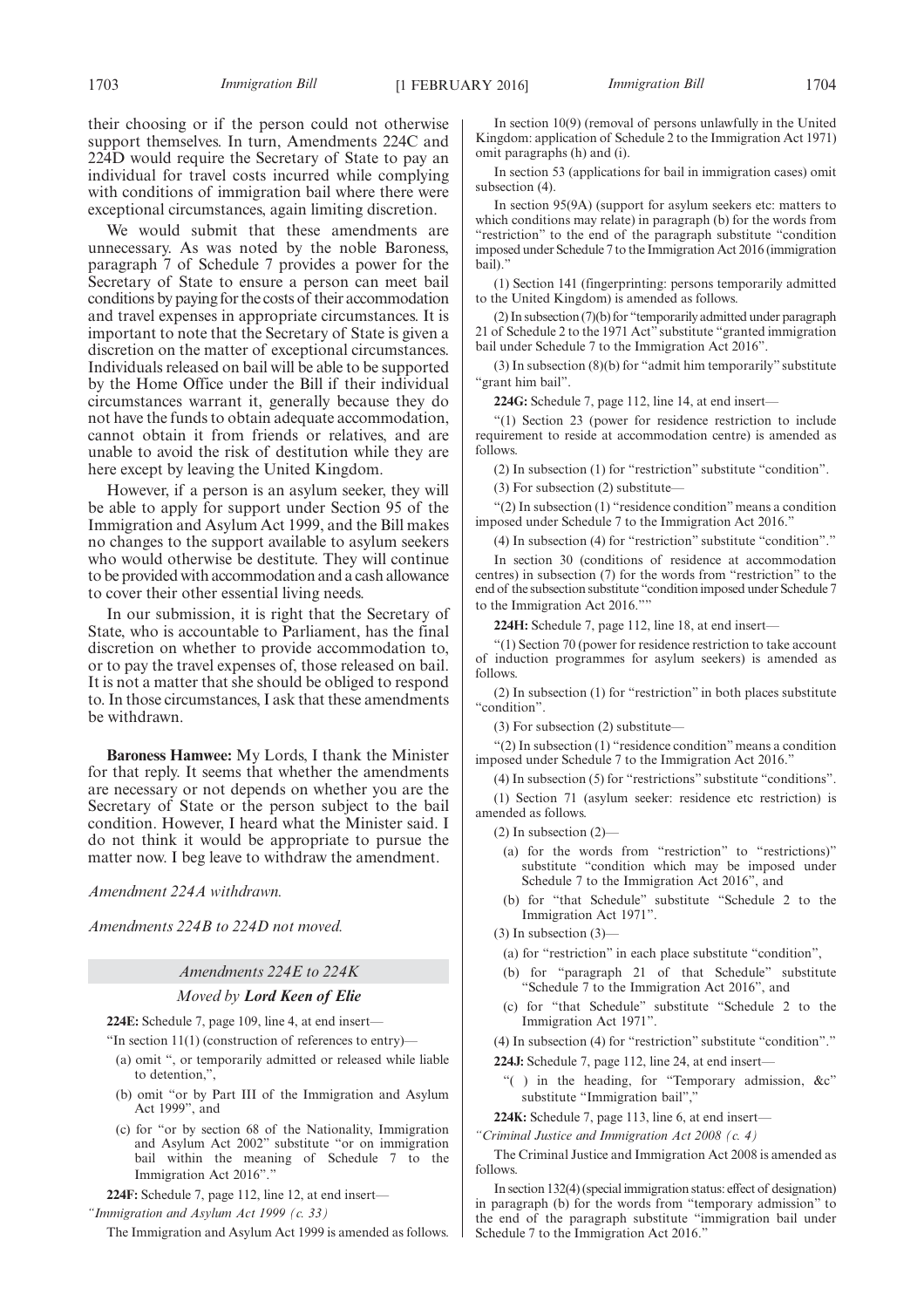their choosing or if the person could not otherwise support themselves. In turn, Amendments 224C and 224D would require the Secretary of State to pay an individual for travel costs incurred while complying with conditions of immigration bail where there were exceptional circumstances, again limiting discretion.

We would submit that these amendments are unnecessary. As was noted by the noble Baroness, paragraph 7 of Schedule 7 provides a power for the Secretary of State to ensure a person can meet bail conditions by paying for the costs of their accommodation and travel expenses in appropriate circumstances. It is important to note that the Secretary of State is given a discretion on the matter of exceptional circumstances. Individuals released on bail will be able to be supported by the Home Office under the Bill if their individual circumstances warrant it, generally because they do not have the funds to obtain adequate accommodation, cannot obtain it from friends or relatives, and are unable to avoid the risk of destitution while they are here except by leaving the United Kingdom.

However, if a person is an asylum seeker, they will be able to apply for support under Section 95 of the Immigration and Asylum Act 1999, and the Bill makes no changes to the support available to asylum seekers who would otherwise be destitute. They will continue to be provided with accommodation and a cash allowance to cover their other essential living needs.

In our submission, it is right that the Secretary of State, who is accountable to Parliament, has the final discretion on whether to provide accommodation to, or to pay the travel expenses of, those released on bail. It is not a matter that she should be obliged to respond to. In those circumstances, I ask that these amendments be withdrawn.

**Baroness Hamwee:** My Lords, I thank the Minister for that reply. It seems that whether the amendments are necessary or not depends on whether you are the Secretary of State or the person subject to the bail condition. However, I heard what the Minister said. I do not think it would be appropriate to pursue the matter now. I beg leave to withdraw the amendment.

*Amendment 224A withdrawn.*

*Amendments 224B to 224D not moved.*

*Amendments 224E to 224K*

*Moved by* ***Lord Keen of Elie***

**224E:** Schedule 7, page 109, line 4, at end insert—

"In section 11(1) (construction of references to entry)—

(a) omit ", or temporarily admitted or released while liable to detention,",

(b) omit "or by Part III of the Immigration and Asylum Act 1999", and

(c) for "or by section 68 of the Nationality, Immigration and Asylum Act 2002" substitute "or on immigration bail within the meaning of Schedule 7 to the Immigration Act 2016"."

**224F:** Schedule 7, page 112, line 12, at end insert—

*"Immigration and Asylum Act 1999 (c. 33)*

The Immigration and Asylum Act 1999 is amended as follows.

In section 10(9) (removal of persons unlawfully in the United Kingdom: application of Schedule 2 to the Immigration Act 1971) omit paragraphs (h) and (i).

In section 53 (applications for bail in immigration cases) omit subsection (4).

In section 95(9A) (support for asylum seekers etc: matters to which conditions may relate) in paragraph (b) for the words from "restriction" to the end of the paragraph substitute "condition imposed under Schedule 7 to the Immigration Act 2016 (immigration bail)."

(1) Section 141 (fingerprinting: persons temporarily admitted to the United Kingdom) is amended as follows.

(2) In subsection (7)(b) for "temporarily admitted under paragraph 21 of Schedule 2 to the 1971 Act" substitute "granted immigration bail under Schedule 7 to the Immigration Act 2016".

(3) In subsection (8)(b) for "admit him temporarily" substitute "grant him bail".

**224G:** Schedule 7, page 112, line 14, at end insert—

"(1) Section 23 (power for residence restriction to include requirement to reside at accommodation centre) is amended as follows.

(2) In subsection (1) for "restriction" substitute "condition".

(3) For subsection (2) substitute—

"(2) In subsection (1) "residence condition" means a condition imposed under Schedule 7 to the Immigration Act 2016."

(4) In subsection (4) for "restriction" substitute "condition"."

In section 30 (conditions of residence at accommodation centres) in subsection (7) for the words from "restriction" to the end of the subsection substitute "condition imposed under Schedule 7 to the Immigration Act 2016.""

**224H:** Schedule 7, page 112, line 18, at end insert—

"(1) Section 70 (power for residence restriction to take account of induction programmes for asylum seekers) is amended as follows.

(2) In subsection (1) for "restriction" in both places substitute "condition".

(3) For subsection (2) substitute—

"(2) In subsection (1) "residence condition" means a condition imposed under Schedule 7 to the Immigration Act 2016."

(4) In subsection (5) for "restrictions" substitute "conditions".

(1) Section 71 (asylum seeker: residence etc restriction) is amended as follows.

(2) In subsection (2)—

(a) for the words from "restriction" to "restrictions)" substitute "condition which may be imposed under Schedule 7 to the Immigration Act 2016", and

(b) for "that Schedule" substitute "Schedule 2 to the Immigration Act 1971".

(3) In subsection (3)—

(a) for "restriction" in each place substitute "condition",

(b) for "paragraph 21 of that Schedule" substitute "Schedule 7 to the Immigration Act 2016", and

(c) for "that Schedule" substitute "Schedule 2 to the Immigration Act 1971".

(4) In subsection (4) for "restriction" substitute "condition"."

**224J:** Schedule 7, page 112, line 24, at end insert—

"( ) in the heading, for "Temporary admission, &c" substitute "Immigration bail","

**224K:** Schedule 7, page 113, line 6, at end insert—

*"Criminal Justice and Immigration Act 2008 (c. 4)*

The Criminal Justice and Immigration Act 2008 is amended as follows.

In section 132(4) (special immigration status: effect of designation) in paragraph (b) for the words from "temporary admission" to the end of the paragraph substitute "immigration bail under Schedule 7 to the Immigration Act 2016."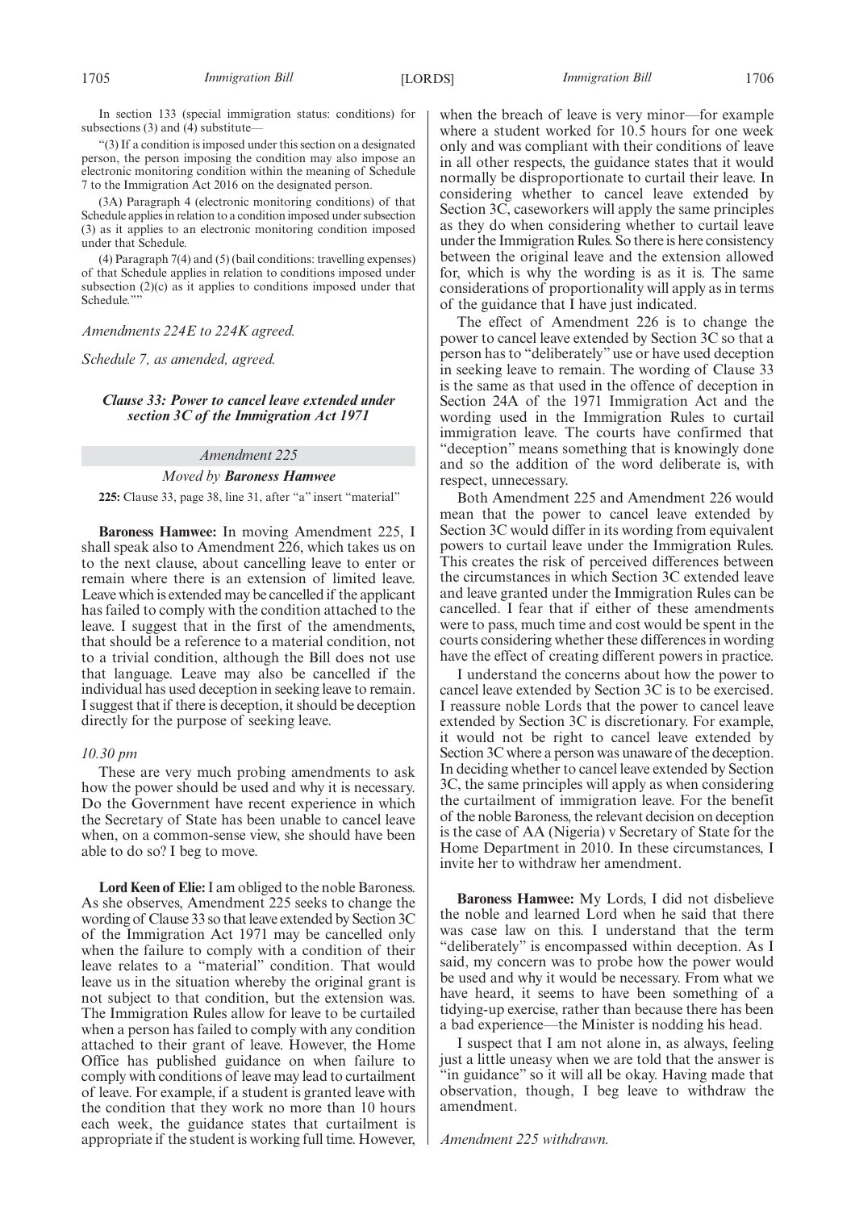In section 133 (special immigration status: conditions) for subsections (3) and (4) substitute—

"(3) If a condition is imposed under this section on a designated person, the person imposing the condition may also impose an electronic monitoring condition within the meaning of Schedule 7 to the Immigration Act 2016 on the designated person.

(3A) Paragraph 4 (electronic monitoring conditions) of that Schedule applies in relation to a condition imposed under subsection (3) as it applies to an electronic monitoring condition imposed under that Schedule.

(4) Paragraph 7(4) and (5) (bail conditions: travelling expenses) of that Schedule applies in relation to conditions imposed under subsection (2)(c) as it applies to conditions imposed under that Schedule.""

*Amendments 224E to 224K agreed.*

*Schedule 7, as amended, agreed.*

### *Clause 33: Power to cancel leave extended under section 3C of the Immigration Act 1971*

*Amendment 225*

*Moved by* ***Baroness Hamwee***

**225:** Clause 33, page 38, line 31, after "a" insert "material"

**Baroness Hamwee:** In moving Amendment 225, I shall speak also to Amendment 226, which takes us on to the next clause, about cancelling leave to enter or remain where there is an extension of limited leave. Leave which is extended may be cancelled if the applicant has failed to comply with the condition attached to the leave. I suggest that in the first of the amendments, that should be a reference to a material condition, not to a trivial condition, although the Bill does not use that language. Leave may also be cancelled if the individual has used deception in seeking leave to remain. I suggest that if there is deception, it should be deception directly for the purpose of seeking leave.

*10.30 pm*

These are very much probing amendments to ask how the power should be used and why it is necessary. Do the Government have recent experience in which the Secretary of State has been unable to cancel leave when, on a common-sense view, she should have been able to do so? I beg to move.

**Lord Keen of Elie:** I am obliged to the noble Baroness. As she observes, Amendment 225 seeks to change the wording of Clause 33 so that leave extended by Section 3C of the Immigration Act 1971 may be cancelled only when the failure to comply with a condition of their leave relates to a "material" condition. That would leave us in the situation whereby the original grant is not subject to that condition, but the extension was. The Immigration Rules allow for leave to be curtailed when a person has failed to comply with any condition attached to their grant of leave. However, the Home Office has published guidance on when failure to comply with conditions of leave may lead to curtailment of leave. For example, if a student is granted leave with the condition that they work no more than 10 hours each week, the guidance states that curtailment is appropriate if the student is working full time. However, when the breach of leave is very minor—for example where a student worked for 10.5 hours for one week only and was compliant with their conditions of leave in all other respects, the guidance states that it would normally be disproportionate to curtail their leave. In considering whether to cancel leave extended by Section 3C, caseworkers will apply the same principles as they do when considering whether to curtail leave under the Immigration Rules. So there is here consistency between the original leave and the extension allowed for, which is why the wording is as it is. The same considerations of proportionality will apply as in terms of the guidance that I have just indicated.

The effect of Amendment 226 is to change the power to cancel leave extended by Section 3C so that a person has to "deliberately" use or have used deception in seeking leave to remain. The wording of Clause 33 is the same as that used in the offence of deception in Section 24A of the 1971 Immigration Act and the wording used in the Immigration Rules to curtail immigration leave. The courts have confirmed that "deception" means something that is knowingly done and so the addition of the word deliberate is, with respect, unnecessary.

Both Amendment 225 and Amendment 226 would mean that the power to cancel leave extended by Section 3C would differ in its wording from equivalent powers to curtail leave under the Immigration Rules. This creates the risk of perceived differences between the circumstances in which Section 3C extended leave and leave granted under the Immigration Rules can be cancelled. I fear that if either of these amendments were to pass, much time and cost would be spent in the courts considering whether these differences in wording have the effect of creating different powers in practice.

I understand the concerns about how the power to cancel leave extended by Section 3C is to be exercised. I reassure noble Lords that the power to cancel leave extended by Section 3C is discretionary. For example, it would not be right to cancel leave extended by Section 3C where a person was unaware of the deception. In deciding whether to cancel leave extended by Section 3C, the same principles will apply as when considering the curtailment of immigration leave. For the benefit of the noble Baroness, the relevant decision on deception is the case of AA (Nigeria) v Secretary of State for the Home Department in 2010. In these circumstances, I invite her to withdraw her amendment.

**Baroness Hamwee:** My Lords, I did not disbelieve the noble and learned Lord when he said that there was case law on this. I understand that the term "deliberately" is encompassed within deception. As I said, my concern was to probe how the power would be used and why it would be necessary. From what we have heard, it seems to have been something of a tidying-up exercise, rather than because there has been a bad experience—the Minister is nodding his head.

I suspect that I am not alone in, as always, feeling just a little uneasy when we are told that the answer is "in guidance" so it will all be okay. Having made that observation, though, I beg leave to withdraw the amendment.

*Amendment 225 withdrawn.*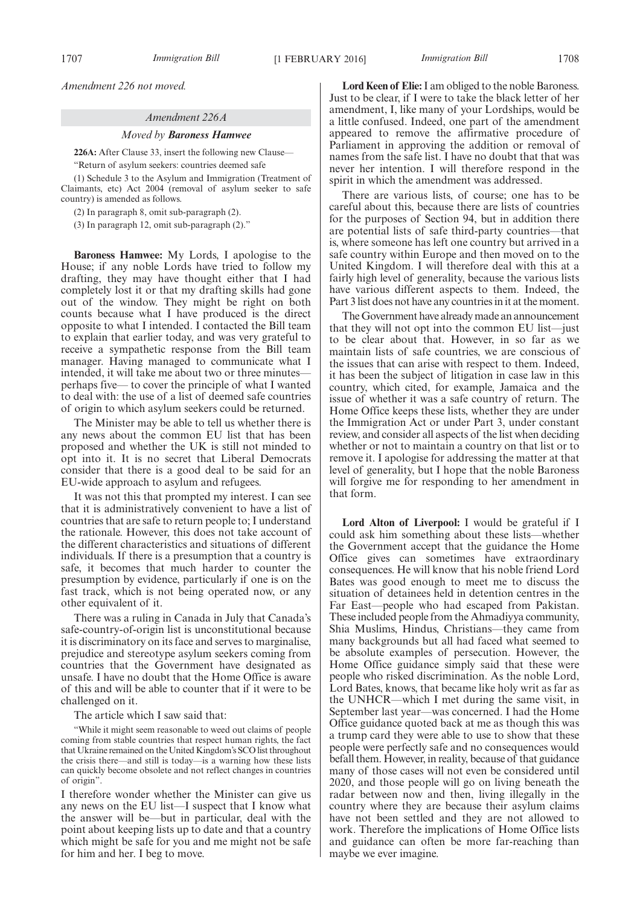*Amendment 226 not moved.*

*Amendment 226A*

*Moved by* ***Baroness Hamwee***

**226A:** After Clause 33, insert the following new Clause—

"Return of asylum seekers: countries deemed safe

(1) Schedule 3 to the Asylum and Immigration (Treatment of Claimants, etc) Act 2004 (removal of asylum seeker to safe country) is amended as follows.

(2) In paragraph 8, omit sub-paragraph (2).

(3) In paragraph 12, omit sub-paragraph (2)."

**Baroness Hamwee:** My Lords, I apologise to the House; if any noble Lords have tried to follow my drafting, they may have thought either that I had completely lost it or that my drafting skills had gone out of the window. They might be right on both counts because what I have produced is the direct opposite to what I intended. I contacted the Bill team to explain that earlier today, and was very grateful to receive a sympathetic response from the Bill team manager. Having managed to communicate what I intended, it will take me about two or three minutes—perhaps five— to cover the principle of what I wanted to deal with: the use of a list of deemed safe countries of origin to which asylum seekers could be returned.

The Minister may be able to tell us whether there is any news about the common EU list that has been proposed and whether the UK is still not minded to opt into it. It is no secret that Liberal Democrats consider that there is a good deal to be said for an EU-wide approach to asylum and refugees.

It was not this that prompted my interest. I can see that it is administratively convenient to have a list of countries that are safe to return people to; I understand the rationale. However, this does not take account of the different characteristics and situations of different individuals. If there is a presumption that a country is safe, it becomes that much harder to counter the presumption by evidence, particularly if one is on the fast track, which is not being operated now, or any other equivalent of it.

There was a ruling in Canada in July that Canada's safe-country-of-origin list is unconstitutional because it is discriminatory on its face and serves to marginalise, prejudice and stereotype asylum seekers coming from countries that the Government have designated as unsafe. I have no doubt that the Home Office is aware of this and will be able to counter that if it were to be challenged on it.

The article which I saw said that:

"While it might seem reasonable to weed out claims of people coming from stable countries that respect human rights, the fact that Ukraine remained on the United Kingdom's SCO list throughout the crisis there—and still is today—is a warning how these lists can quickly become obsolete and not reflect changes in countries of origin".

I therefore wonder whether the Minister can give us any news on the EU list—I suspect that I know what the answer will be—but in particular, deal with the point about keeping lists up to date and that a country which might be safe for you and me might not be safe for him and her. I beg to move.

**Lord Keen of Elie:** I am obliged to the noble Baroness. Just to be clear, if I were to take the black letter of her amendment, I, like many of your Lordships, would be a little confused. Indeed, one part of the amendment appeared to remove the affirmative procedure of Parliament in approving the addition or removal of names from the safe list. I have no doubt that that was never her intention. I will therefore respond in the spirit in which the amendment was addressed.

There are various lists, of course; one has to be careful about this, because there are lists of countries for the purposes of Section 94, but in addition there are potential lists of safe third-party countries—that is, where someone has left one country but arrived in a safe country within Europe and then moved on to the United Kingdom. I will therefore deal with this at a fairly high level of generality, because the various lists have various different aspects to them. Indeed, the Part 3 list does not have any countries in it at the moment.

The Government have already made an announcement that they will not opt into the common EU list—just to be clear about that. However, in so far as we maintain lists of safe countries, we are conscious of the issues that can arise with respect to them. Indeed, it has been the subject of litigation in case law in this country, which cited, for example, Jamaica and the issue of whether it was a safe country of return. The Home Office keeps these lists, whether they are under the Immigration Act or under Part 3, under constant review, and consider all aspects of the list when deciding whether or not to maintain a country on that list or to remove it. I apologise for addressing the matter at that level of generality, but I hope that the noble Baroness will forgive me for responding to her amendment in that form.

**Lord Alton of Liverpool:** I would be grateful if I could ask him something about these lists—whether the Government accept that the guidance the Home Office gives can sometimes have extraordinary consequences. He will know that his noble friend Lord Bates was good enough to meet me to discuss the situation of detainees held in detention centres in the Far East—people who had escaped from Pakistan. These included people from the Ahmadiyya community, Shia Muslims, Hindus, Christians—they came from many backgrounds but all had faced what seemed to be absolute examples of persecution. However, the Home Office guidance simply said that these were people who risked discrimination. As the noble Lord, Lord Bates, knows, that became like holy writ as far as the UNHCR—which I met during the same visit, in September last year—was concerned. I had the Home Office guidance quoted back at me as though this was a trump card they were able to use to show that these people were perfectly safe and no consequences would befall them. However, in reality, because of that guidance many of those cases will not even be considered until 2020, and those people will go on living beneath the radar between now and then, living illegally in the country where they are because their asylum claims have not been settled and they are not allowed to work. Therefore the implications of Home Office lists and guidance can often be more far-reaching than maybe we ever imagine.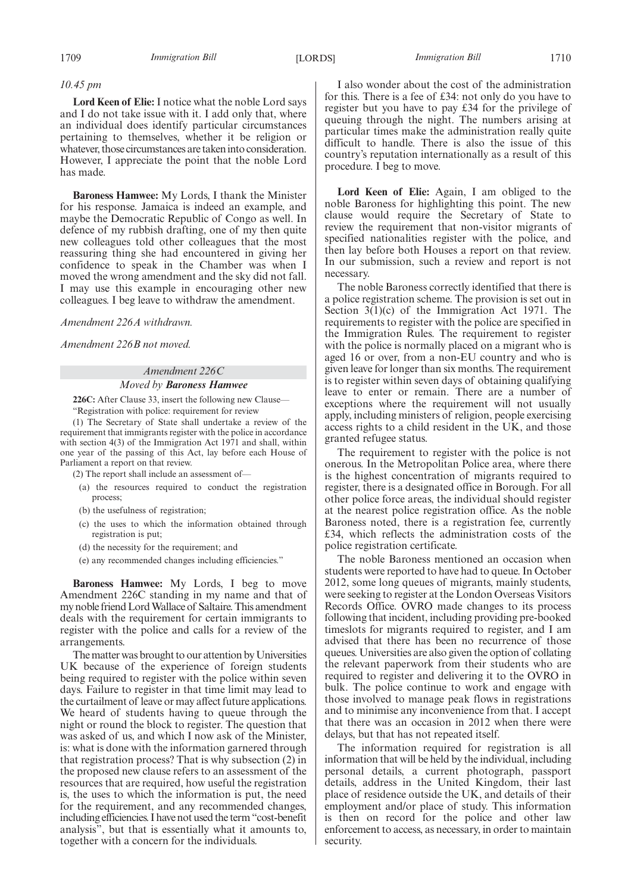*10.45 pm*

**Lord Keen of Elie:** I notice what the noble Lord says and I do not take issue with it. I add only that, where an individual does identify particular circumstances pertaining to themselves, whether it be religion or whatever, those circumstances are taken into consideration. However, I appreciate the point that the noble Lord has made.

**Baroness Hamwee:** My Lords, I thank the Minister for his response. Jamaica is indeed an example, and maybe the Democratic Republic of Congo as well. In defence of my rubbish drafting, one of my then quite new colleagues told other colleagues that the most reassuring thing she had encountered in giving her confidence to speak in the Chamber was when I moved the wrong amendment and the sky did not fall. I may use this example in encouraging other new colleagues. I beg leave to withdraw the amendment.

*Amendment 226A withdrawn.*

*Amendment 226B not moved.*

*Amendment 226C*

*Moved by* ***Baroness Hamwee***

**226C:** After Clause 33, insert the following new Clause—

"Registration with police: requirement for review

(1) The Secretary of State shall undertake a review of the requirement that immigrants register with the police in accordance with section 4(3) of the Immigration Act 1971 and shall, within one year of the passing of this Act, lay before each House of Parliament a report on that review.

(2) The report shall include an assessment of—

(a) the resources required to conduct the registration process;

(b) the usefulness of registration;

(c) the uses to which the information obtained through registration is put;

(d) the necessity for the requirement; and

(e) any recommended changes including efficiencies."

**Baroness Hamwee:** My Lords, I beg to move Amendment 226C standing in my name and that of my noble friend Lord Wallace of Saltaire. This amendment deals with the requirement for certain immigrants to register with the police and calls for a review of the arrangements.

The matter was brought to our attention by Universities UK because of the experience of foreign students being required to register with the police within seven days. Failure to register in that time limit may lead to the curtailment of leave or may affect future applications. We heard of students having to queue through the night or round the block to register. The question that was asked of us, and which I now ask of the Minister, is: what is done with the information garnered through that registration process? That is why subsection (2) in the proposed new clause refers to an assessment of the resources that are required, how useful the registration is, the uses to which the information is put, the need for the requirement, and any recommended changes, including efficiencies. I have not used the term "cost-benefit analysis", but that is essentially what it amounts to, together with a concern for the individuals.

I also wonder about the cost of the administration for this. There is a fee of £34: not only do you have to register but you have to pay £34 for the privilege of queuing through the night. The numbers arising at particular times make the administration really quite difficult to handle. There is also the issue of this country's reputation internationally as a result of this procedure. I beg to move.

**Lord Keen of Elie:** Again, I am obliged to the noble Baroness for highlighting this point. The new clause would require the Secretary of State to review the requirement that non-visitor migrants of specified nationalities register with the police, and then lay before both Houses a report on that review. In our submission, such a review and report is not necessary.

The noble Baroness correctly identified that there is a police registration scheme. The provision is set out in Section 3(1)(c) of the Immigration Act 1971. The requirements to register with the police are specified in the Immigration Rules. The requirement to register with the police is normally placed on a migrant who is aged 16 or over, from a non-EU country and who is given leave for longer than six months. The requirement is to register within seven days of obtaining qualifying leave to enter or remain. There are a number of exceptions where the requirement will not usually apply, including ministers of religion, people exercising access rights to a child resident in the UK, and those granted refugee status.

The requirement to register with the police is not onerous. In the Metropolitan Police area, where there is the highest concentration of migrants required to register, there is a designated office in Borough. For all other police force areas, the individual should register at the nearest police registration office. As the noble Baroness noted, there is a registration fee, currently £34, which reflects the administration costs of the police registration certificate.

The noble Baroness mentioned an occasion when students were reported to have had to queue. In October 2012, some long queues of migrants, mainly students, were seeking to register at the London Overseas Visitors Records Office. OVRO made changes to its process following that incident, including providing pre-booked timeslots for migrants required to register, and I am advised that there has been no recurrence of those queues. Universities are also given the option of collating the relevant paperwork from their students who are required to register and delivering it to the OVRO in bulk. The police continue to work and engage with those involved to manage peak flows in registrations and to minimise any inconvenience from that. I accept that there was an occasion in 2012 when there were delays, but that has not repeated itself.

The information required for registration is all information that will be held by the individual, including personal details, a current photograph, passport details, address in the United Kingdom, their last place of residence outside the UK, and details of their employment and/or place of study. This information is then on record for the police and other law enforcement to access, as necessary, in order to maintain security.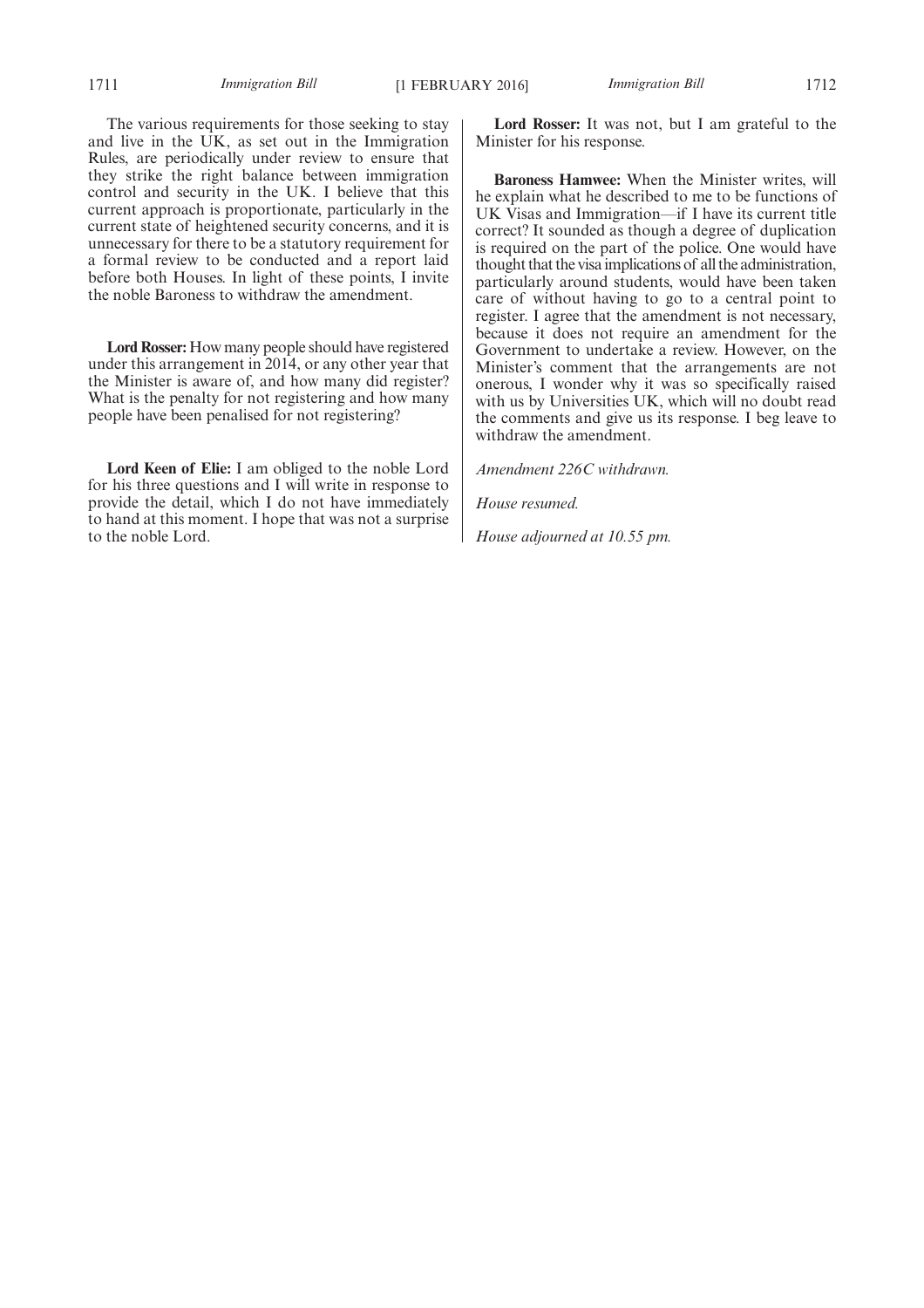The various requirements for those seeking to stay and live in the UK, as set out in the Immigration Rules, are periodically under review to ensure that they strike the right balance between immigration control and security in the UK. I believe that this current approach is proportionate, particularly in the current state of heightened security concerns, and it is unnecessary for there to be a statutory requirement for a formal review to be conducted and a report laid before both Houses. In light of these points, I invite the noble Baroness to withdraw the amendment.

**Lord Rosser:** How many people should have registered under this arrangement in 2014, or any other year that the Minister is aware of, and how many did register? What is the penalty for not registering and how many people have been penalised for not registering?

**Lord Keen of Elie:** I am obliged to the noble Lord for his three questions and I will write in response to provide the detail, which I do not have immediately to hand at this moment. I hope that was not a surprise to the noble Lord.

**Lord Rosser:** It was not, but I am grateful to the Minister for his response.

**Baroness Hamwee:** When the Minister writes, will he explain what he described to me to be functions of UK Visas and Immigration—if I have its current title correct? It sounded as though a degree of duplication is required on the part of the police. One would have thought that the visa implications of all the administration, particularly around students, would have been taken care of without having to go to a central point to register. I agree that the amendment is not necessary, because it does not require an amendment for the Government to undertake a review. However, on the Minister's comment that the arrangements are not onerous, I wonder why it was so specifically raised with us by Universities UK, which will no doubt read the comments and give us its response. I beg leave to withdraw the amendment.

*Amendment 226C withdrawn.*

*House resumed.*

*House adjourned at 10.55 pm.*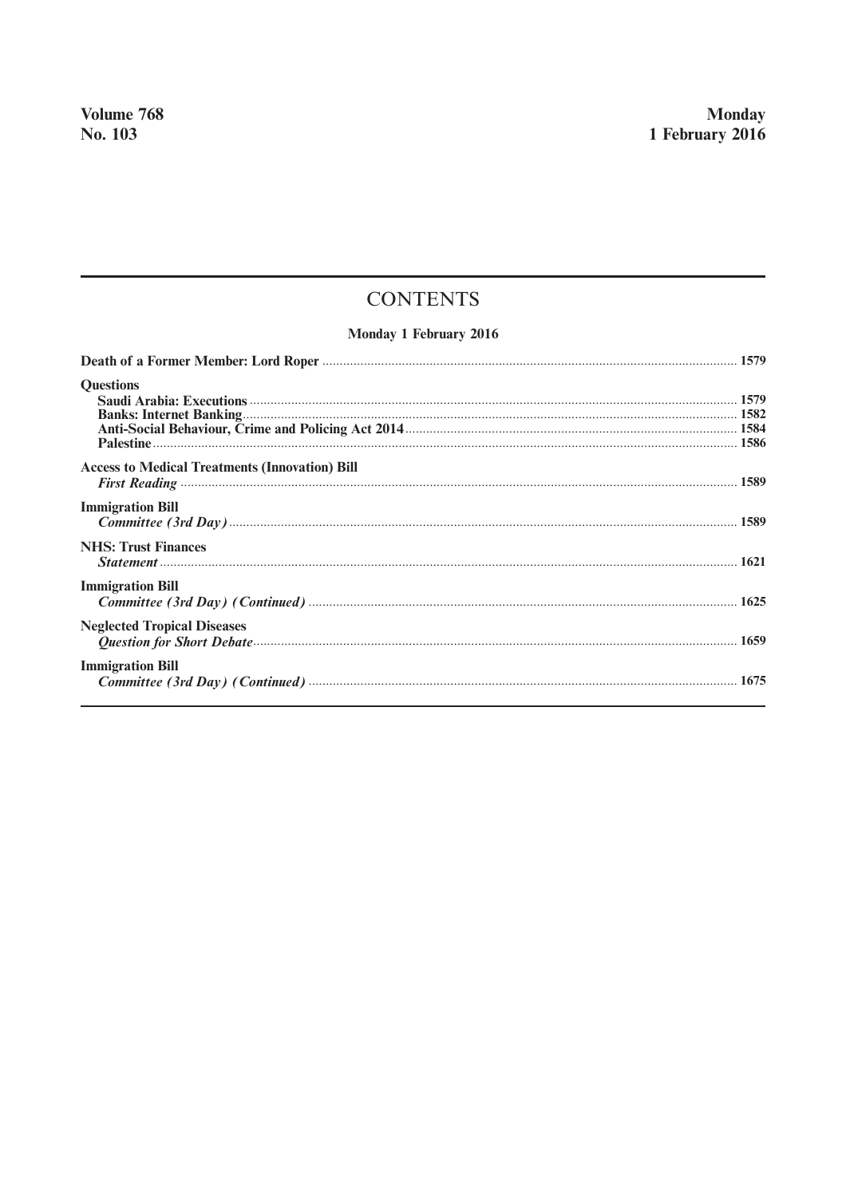**Volume 768**
**No. 103**

**Monday**
**1 February 2016**

# CONTENTS

**Monday 1 February 2016**

**Death of a Former Member: Lord Roper** ........ 1579

**Questions**
**Saudi Arabia: Executions** ........ 1579
**Banks: Internet Banking** ........ 1582
**Anti-Social Behaviour, Crime and Policing Act 2014** ........ 1584
**Palestine** ........ 1586

**Access to Medical Treatments (Innovation) Bill**
***First Reading*** ........ 1589

**Immigration Bill**
***Committee (3rd Day)*** ........ 1589

**NHS: Trust Finances**
***Statement*** ........ 1621

**Immigration Bill**
***Committee (3rd Day) (Continued)*** ........ 1625

**Neglected Tropical Diseases**
***Question for Short Debate*** ........ 1659

**Immigration Bill**
***Committee (3rd Day) (Continued)*** ........ 1675